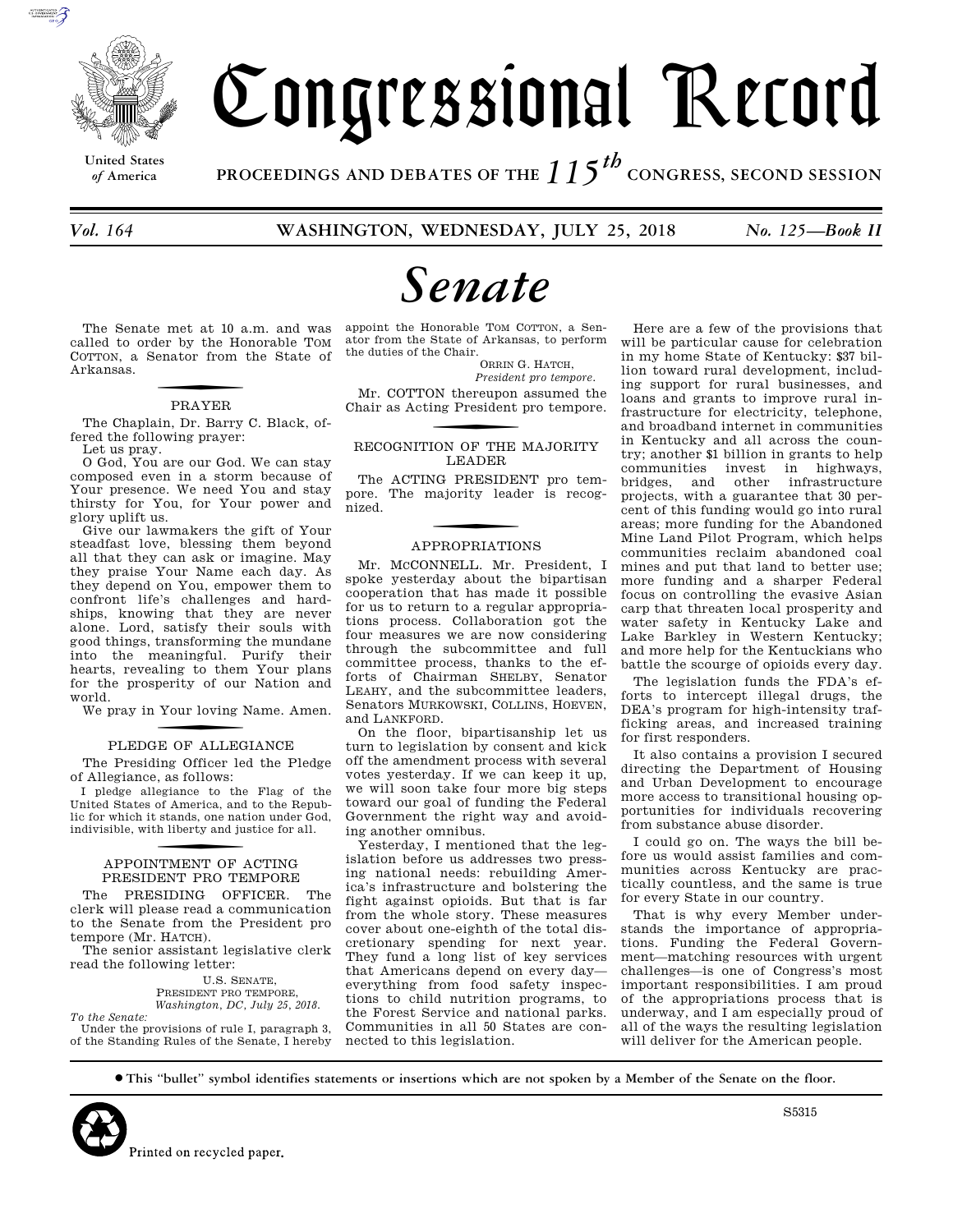# Congressional Record

United States of America

PROCEEDINGS AND DEBATES OF THE $115^{th}$ CONGRESS, SECOND SESSION

*Vol. 164* **WASHINGTON, WEDNESDAY, JULY 25, 2018** *No. 125—Book II*

# *Senate*

The Senate met at 10 a.m. and was called to order by the Honorable TOM COTTON, a Senator from the State of Arkansas.

## PRAYER

The Chaplain, Dr. Barry C. Black, offered the following prayer:

Let us pray.

O God, You are our God. We can stay composed even in a storm because of Your presence. We need You and stay thirsty for You, for Your power and glory uplift us.

Give our lawmakers the gift of Your steadfast love, blessing them beyond all that they can ask or imagine. May they praise Your Name each day. As they depend on You, empower them to confront life's challenges and hardships, knowing that they are never alone. Lord, satisfy their souls with good things, transforming the mundane into the meaningful. Purify their hearts, revealing to them Your plans for the prosperity of our Nation and world.

We pray in Your loving Name. Amen.

## PLEDGE OF ALLEGIANCE

The Presiding Officer led the Pledge of Allegiance, as follows:

I pledge allegiance to the Flag of the United States of America, and to the Republic for which it stands, one nation under God, indivisible, with liberty and justice for all.

## APPOINTMENT OF ACTING PRESIDENT PRO TEMPORE

The PRESIDING OFFICER. The clerk will please read a communication to the Senate from the President pro tempore (Mr. HATCH).

The senior assistant legislative clerk read the following letter:

U.S. SENATE,
PRESIDENT PRO TEMPORE,
*Washington, DC, July 25, 2018.*

*To the Senate:*

Under the provisions of rule I, paragraph 3, of the Standing Rules of the Senate, I hereby appoint the Honorable TOM COTTON, a Senator from the State of Arkansas, to perform the duties of the Chair.

ORRIN G. HATCH,
*President pro tempore.*

Mr. COTTON thereupon assumed the Chair as Acting President pro tempore.

## RECOGNITION OF THE MAJORITY LEADER

The ACTING PRESIDENT pro tempore. The majority leader is recognized.

## APPROPRIATIONS

Mr. MCCONNELL. Mr. President, I spoke yesterday about the bipartisan cooperation that has made it possible for us to return to a regular appropriations process. Collaboration got the four measures we are now considering through the subcommittee and full committee process, thanks to the efforts of Chairman SHELBY, Senator LEAHY, and the subcommittee leaders, Senators MURKOWSKI, COLLINS, HOEVEN, and LANKFORD.

On the floor, bipartisanship let us turn to legislation by consent and kick off the amendment process with several votes yesterday. If we can keep it up, we will soon take four more big steps toward our goal of funding the Federal Government the right way and avoiding another omnibus.

Yesterday, I mentioned that the legislation before us addresses two pressing national needs: rebuilding America's infrastructure and bolstering the fight against opioids. But that is far from the whole story. These measures cover about one-eighth of the total discretionary spending for next year. They fund a long list of key services that Americans depend on every day—everything from food safety inspections to child nutrition programs, to the Forest Service and national parks. Communities in all 50 States are connected to this legislation.

Here are a few of the provisions that will be particular cause for celebration in my home State of Kentucky: $37 billion toward rural development, including support for rural businesses, and loans and grants to improve rural infrastructure for electricity, telephone, and broadband internet in communities in Kentucky and all across the country; another $1 billion in grants to help communities invest in highways, bridges, and other infrastructure projects, with a guarantee that 30 percent of this funding would go into rural areas; more funding for the Abandoned Mine Land Pilot Program, which helps communities reclaim abandoned coal mines and put that land to better use; more funding and a sharper Federal focus on controlling the evasive Asian carp that threaten local prosperity and water safety in Kentucky Lake and Lake Barkley in Western Kentucky; and more help for the Kentuckians who battle the scourge of opioids every day.

The legislation funds the FDA's efforts to intercept illegal drugs, the DEA's program for high-intensity trafficking areas, and increased training for first responders.

It also contains a provision I secured directing the Department of Housing and Urban Development to encourage more access to transitional housing opportunities for individuals recovering from substance abuse disorder.

I could go on. The ways the bill before us would assist families and communities across Kentucky are practically countless, and the same is true for every State in our country.

That is why every Member understands the importance of appropriations. Funding the Federal Government—matching resources with urgent challenges—is one of Congress's most important responsibilities. I am proud of the appropriations process that is underway, and I am especially proud of all of the ways the resulting legislation will deliver for the American people.

**• This "bullet" symbol identifies statements or insertions which are not spoken by a Member of the Senate on the floor.**

Printed on recycled paper.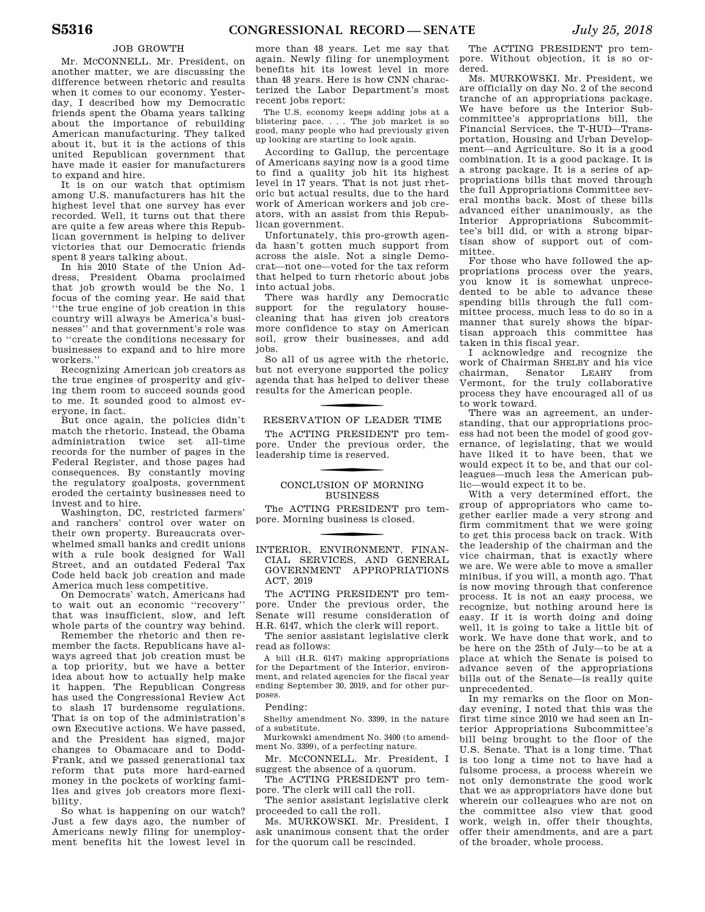## JOB GROWTH

Mr. McCONNELL. Mr. President, on another matter, we are discussing the difference between rhetoric and results when it comes to our economy. Yesterday, I described how my Democratic friends spent the Obama years talking about the importance of rebuilding American manufacturing. They talked about it, but it is the actions of this united Republican government that have made it easier for manufacturers to expand and hire.

It is on our watch that optimism among U.S. manufacturers has hit the highest level that one survey has ever recorded. Well, it turns out that there are quite a few areas where this Republican government is helping to deliver victories that our Democratic friends spent 8 years talking about.

In his 2010 State of the Union Address, President Obama proclaimed that job growth would be the No. 1 focus of the coming year. He said that ''the true engine of job creation in this country will always be America's businesses'' and that government's role was to ''create the conditions necessary for businesses to expand and to hire more workers.''

Recognizing American job creators as the true engines of prosperity and giving them room to succeed sounds good to me. It sounded good to almost everyone, in fact.

But once again, the policies didn't match the rhetoric. Instead, the Obama administration twice set all-time records for the number of pages in the Federal Register, and those pages had consequences. By constantly moving the regulatory goalposts, government eroded the certainty businesses need to invest and to hire.

Washington, DC, restricted farmers' and ranchers' control over water on their own property. Bureaucrats overwhelmed small banks and credit unions with a rule book designed for Wall Street, and an outdated Federal Tax Code held back job creation and made America much less competitive.

On Democrats' watch, Americans had to wait out an economic ''recovery'' that was insufficient, slow, and left whole parts of the country way behind.

Remember the rhetoric and then remember the facts. Republicans have always agreed that job creation must be a top priority, but we have a better idea about how to actually help make it happen. The Republican Congress has used the Congressional Review Act to slash 17 burdensome regulations. That is on top of the administration's own Executive actions. We have passed, and the President has signed, major changes to Obamacare and to Dodd-Frank, and we passed generational tax reform that puts more hard-earned money in the pockets of working families and gives job creators more flexibility.

So what is happening on our watch? Just a few days ago, the number of Americans newly filing for unemployment benefits hit the lowest level in more than 48 years. Let me say that again. Newly filing for unemployment benefits hit its lowest level in more than 48 years. Here is how CNN characterized the Labor Department's most recent jobs report:

> The U.S. economy keeps adding jobs at a blistering pace. . . . The job market is so good, many people who had previously given up looking are starting to look again.

According to Gallup, the percentage of Americans saying now is a good time to find a quality job hit its highest level in 17 years. That is not just rhetoric but actual results, due to the hard work of American workers and job creators, with an assist from this Republican government.

Unfortunately, this pro-growth agenda hasn't gotten much support from across the aisle. Not a single Democrat—not one—voted for the tax reform that helped to turn rhetoric about jobs into actual jobs.

There was hardly any Democratic support for the regulatory housecleaning that has given job creators more confidence to stay on American soil, grow their businesses, and add jobs.

So all of us agree with the rhetoric, but not everyone supported the policy agenda that has helped to deliver these results for the American people.

## RESERVATION OF LEADER TIME

The ACTING PRESIDENT pro tempore. Under the previous order, the leadership time is reserved.

## CONCLUSION OF MORNING BUSINESS

The ACTING PRESIDENT pro tempore. Morning business is closed.

## INTERIOR, ENVIRONMENT, FINANCIAL SERVICES, AND GENERAL GOVERNMENT APPROPRIATIONS ACT, 2019

The ACTING PRESIDENT pro tempore. Under the previous order, the Senate will resume consideration of H.R. 6147, which the clerk will report.

The senior assistant legislative clerk read as follows:

> A bill (H.R. 6147) making appropriations for the Department of the Interior, environment, and related agencies for the fiscal year ending September 30, 2019, and for other purposes.

Pending:

> Shelby amendment No. 3399, in the nature of a substitute.
>
> Murkowski amendment No. 3400 (to amendment No. 3399), of a perfecting nature.

Mr. McCONNELL. Mr. President, I suggest the absence of a quorum.

The ACTING PRESIDENT pro tempore. The clerk will call the roll.

The senior assistant legislative clerk proceeded to call the roll.

Ms. MURKOWSKI. Mr. President, I ask unanimous consent that the order for the quorum call be rescinded.

The ACTING PRESIDENT pro tempore. Without objection, it is so ordered.

Ms. MURKOWSKI. Mr. President, we are officially on day No. 2 of the second tranche of an appropriations package. We have before us the Interior Subcommittee's appropriations bill, the Financial Services, the T-HUD—Transportation, Housing and Urban Development—and Agriculture. So it is a good combination. It is a good package. It is a strong package. It is a series of appropriations bills that moved through the full Appropriations Committee several months back. Most of these bills advanced either unanimously, as the Interior Appropriations Subcommittee's bill did, or with a strong bipartisan show of support out of committee.

For those who have followed the appropriations process over the years, you know it is somewhat unprecedented to be able to advance these spending bills through the full committee process, much less to do so in a manner that surely shows the bipartisan approach this committee has taken in this fiscal year.

I acknowledge and recognize the work of Chairman SHELBY and his vice chairman, Senator LEAHY from Vermont, for the truly collaborative process they have encouraged all of us to work toward.

There was an agreement, an understanding, that our appropriations process had not been the model of good governance, of legislating, that we would have liked it to have been, that we would expect it to be, and that our colleagues—much less the American public—would expect it to be.

With a very determined effort, the group of appropriators who came together earlier made a very strong and firm commitment that we were going to get this process back on track. With the leadership of the chairman and the vice chairman, that is exactly where we are. We were able to move a smaller minibus, if you will, a month ago. That is now moving through that conference process. It is not an easy process, we recognize, but nothing around here is easy. If it is worth doing and doing well, it is going to take a little bit of work. We have done that work, and to be here on the 25th of July—to be at a place at which the Senate is poised to advance seven of the appropriations bills out of the Senate—is really quite unprecedented.

In my remarks on the floor on Monday evening, I noted that this was the first time since 2010 we had seen an Interior Appropriations Subcommittee's bill being brought to the floor of the U.S. Senate. That is a long time. That is too long a time not to have had a fulsome process, a process wherein we not only demonstrate the good work that we as appropriators have done but wherein our colleagues who are not on the committee also view that good work, weigh in, offer their thoughts, offer their amendments, and are a part of the broader, whole process.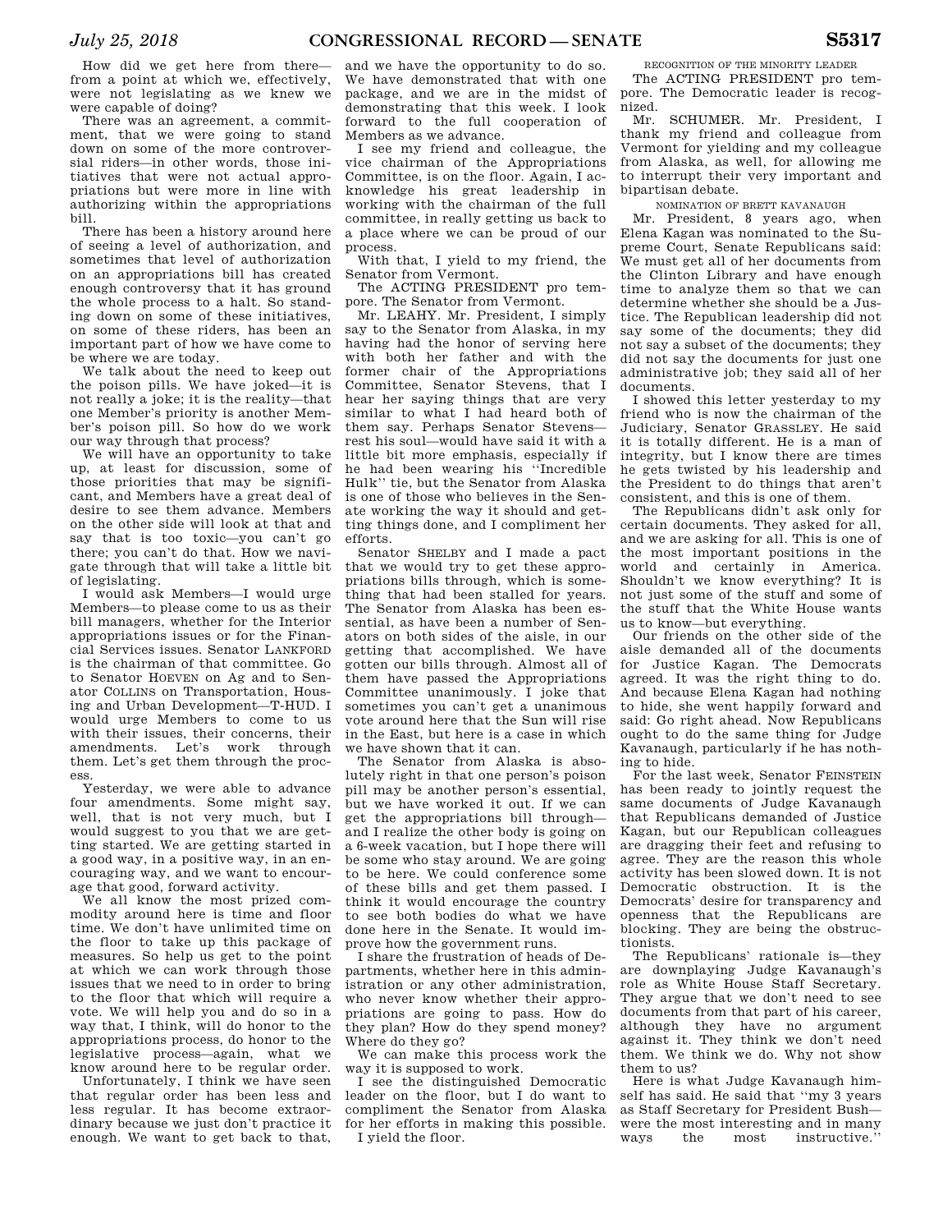How did we get here from there—from a point at which we, effectively, were not legislating as we knew we were capable of doing?

There was an agreement, a commitment, that we were going to stand down on some of the more controversial riders—in other words, those initiatives that were not actual appropriations but were more in line with authorizing within the appropriations bill.

There has been a history around here of seeing a level of authorization, and sometimes that level of authorization on an appropriations bill has created enough controversy that it has ground the whole process to a halt. So standing down on some of these initiatives, on some of these riders, has been an important part of how we have come to be where we are today.

We talk about the need to keep out the poison pills. We have joked—it is not really a joke; it is the reality—that one Member's priority is another Member's poison pill. So how do we work our way through that process?

We will have an opportunity to take up, at least for discussion, some of those priorities that may be significant, and Members have a great deal of desire to see them advance. Members on the other side will look at that and say that is too toxic—you can't go there; you can't do that. How we navigate through that will take a little bit of legislating.

I would ask Members—I would urge Members—to please come to us as their bill managers, whether for the Interior appropriations issues or for the Financial Services issues. Senator LANKFORD is the chairman of that committee. Go to Senator HOEVEN on Ag and to Senator COLLINS on Transportation, Housing and Urban Development—T-HUD. I would urge Members to come to us with their issues, their concerns, their amendments. Let's work through them. Let's get them through the process.

Yesterday, we were able to advance four amendments. Some might say, well, that is not very much, but I would suggest to you that we are getting started. We are getting started in a good way, in a positive way, in an encouraging way, and we want to encourage that good, forward activity.

We all know the most prized commodity around here is time and floor time. We don't have unlimited time on the floor to take up this package of measures. So help us get to the point at which we can work through those issues that we need to in order to bring to the floor that which will require a vote. We will help you and do so in a way that, I think, will do honor to the appropriations process, do honor to the legislative process—again, what we know around here to be regular order.

Unfortunately, I think we have seen that regular order has been less and less regular. It has become extraordinary because we just don't practice it enough. We want to get back to that, and we have the opportunity to do so. We have demonstrated that with one package, and we are in the midst of demonstrating that this week. I look forward to the full cooperation of Members as we advance.

I see my friend and colleague, the vice chairman of the Appropriations Committee, is on the floor. Again, I acknowledge his great leadership in working with the chairman of the full committee, in really getting us back to a place where we can be proud of our process.

With that, I yield to my friend, the Senator from Vermont.

The ACTING PRESIDENT pro tempore. The Senator from Vermont.

Mr. LEAHY. Mr. President, I simply say to the Senator from Alaska, in my having had the honor of serving here with both her father and with the former chair of the Appropriations Committee, Senator Stevens, that I hear her saying things that are very similar to what I had heard both of them say. Perhaps Senator Stevens—rest his soul—would have said it with a little bit more emphasis, especially if he had been wearing his ''Incredible Hulk'' tie, but the Senator from Alaska is one of those who believes in the Senate working the way it should and getting things done, and I compliment her efforts.

Senator SHELBY and I made a pact that we would try to get these appropriations bills through, which is something that had been stalled for years. The Senator from Alaska has been essential, as have been a number of Senators on both sides of the aisle, in our getting that accomplished. We have gotten our bills through. Almost all of them have passed the Appropriations Committee unanimously. I joke that sometimes you can't get a unanimous vote around here that the Sun will rise in the East, but here is a case in which we have shown that it can.

The Senator from Alaska is absolutely right in that one person's poison pill may be another person's essential, but we have worked it out. If we can get the appropriations bill through—and I realize the other body is going on a 6-week vacation, but I hope there will be some who stay around. We are going to be here. We could conference some of these bills and get them passed. I think it would encourage the country to see both bodies do what we have done here in the Senate. It would improve how the government runs.

I share the frustration of heads of Departments, whether here in this administration or any other administration, who never know whether their appropriations are going to pass. How do they plan? How do they spend money? Where do they go?

We can make this process work the way it is supposed to work.

I see the distinguished Democratic leader on the floor, but I do want to compliment the Senator from Alaska for her efforts in making this possible.

I yield the floor.

RECOGNITION OF THE MINORITY LEADER

The ACTING PRESIDENT pro tempore. The Democratic leader is recognized.

Mr. SCHUMER. Mr. President, I thank my friend and colleague from Vermont for yielding and my colleague from Alaska, as well, for allowing me to interrupt their very important and bipartisan debate.

NOMINATION OF BRETT KAVANAUGH

Mr. President, 8 years ago, when Elena Kagan was nominated to the Supreme Court, Senate Republicans said: We must get all of her documents from the Clinton Library and have enough time to analyze them so that we can determine whether she should be a Justice. The Republican leadership did not say some of the documents; they did not say a subset of the documents; they did not say the documents for just one administrative job; they said all of her documents.

I showed this letter yesterday to my friend who is now the chairman of the Judiciary, Senator GRASSLEY. He said it is totally different. He is a man of integrity, but I know there are times he gets twisted by his leadership and the President to do things that aren't consistent, and this is one of them.

The Republicans didn't ask only for certain documents. They asked for all, and we are asking for all. This is one of the most important positions in the world and certainly in America. Shouldn't we know everything? It is not just some of the stuff and some of the stuff that the White House wants us to know—but everything.

Our friends on the other side of the aisle demanded all of the documents for Justice Kagan. The Democrats agreed. It was the right thing to do. And because Elena Kagan had nothing to hide, she went happily forward and said: Go right ahead. Now Republicans ought to do the same thing for Judge Kavanaugh, particularly if he has nothing to hide.

For the last week, Senator FEINSTEIN has been ready to jointly request the same documents of Judge Kavanaugh that Republicans demanded of Justice Kagan, but our Republican colleagues are dragging their feet and refusing to agree. They are the reason this whole activity has been slowed down. It is not Democratic obstruction. It is the Democrats' desire for transparency and openness that the Republicans are blocking. They are being the obstructionists.

The Republicans' rationale is—they are downplaying Judge Kavanaugh's role as White House Staff Secretary. They argue that we don't need to see documents from that part of his career, although they have no argument against it. They think we don't need them. We think we do. Why not show them to us?

Here is what Judge Kavanaugh himself has said. He said that ''my 3 years as Staff Secretary for President Bush—were the most interesting and in many ways the most instructive.''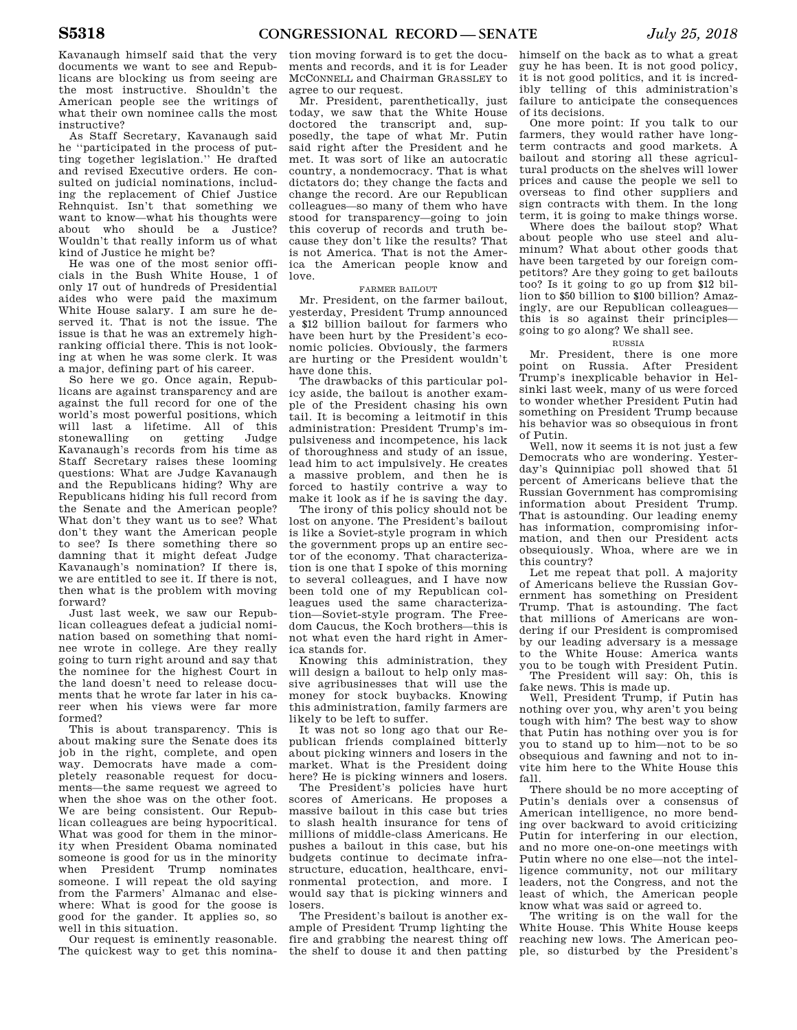Kavanaugh himself said that the very documents we want to see and Republicans are blocking us from seeing are the most instructive. Shouldn't the American people see the writings of what their own nominee calls the most instructive?

As Staff Secretary, Kavanaugh said he "participated in the process of putting together legislation." He drafted and revised Executive orders. He consulted on judicial nominations, including the replacement of Chief Justice Rehnquist. Isn't that something we want to know—what his thoughts were about who should be a Justice? Wouldn't that really inform us of what kind of Justice he might be?

He was one of the most senior officials in the Bush White House, 1 of only 17 out of hundreds of Presidential aides who were paid the maximum White House salary. I am sure he deserved it. That is not the issue. The issue is that he was an extremely high-ranking official there. This is not looking at when he was some clerk. It was a major, defining part of his career.

So here we go. Once again, Republicans are against transparency and are against the full record for one of the world's most powerful positions, which will last a lifetime. All of this stonewalling on getting Judge Kavanaugh's records from his time as Staff Secretary raises these looming questions: What are Judge Kavanaugh and the Republicans hiding? Why are Republicans hiding his full record from the Senate and the American people? What don't they want us to see? What don't they want the American people to see? Is there something there so damning that it might defeat Judge Kavanaugh's nomination? If there is, we are entitled to see it. If there is not, then what is the problem with moving forward?

Just last week, we saw our Republican colleagues defeat a judicial nomination based on something that nominee wrote in college. Are they really going to turn right around and say that the nominee for the highest Court in the land doesn't need to release documents that he wrote far later in his career when his views were far more formed?

This is about transparency. This is about making sure the Senate does its job in the right, complete, and open way. Democrats have made a completely reasonable request for documents—the same request we agreed to when the shoe was on the other foot. We are being consistent. Our Republican colleagues are being hypocritical. What was good for them in the minority when President Obama nominated someone is good for us in the minority when President Trump nominates someone. I will repeat the old saying from the Farmers' Almanac and elsewhere: What is good for the goose is good for the gander. It applies so, so well in this situation.

Our request is eminently reasonable. The quickest way to get this nomination moving forward is to get the documents and records, and it is for Leader MCCONNELL and Chairman GRASSLEY to agree to our request.

Mr. President, parenthetically, just today, we saw that the White House doctored the transcript and, supposedly, the tape of what Mr. Putin said right after the President and he met. It was sort of like an autocratic country, a nondemocracy. That is what dictators do; they change the facts and change the record. Are our Republican colleagues—so many of them who have stood for transparency—going to join this coverup of records and truth because they don't like the results? That is not America. That is not the America the American people know and love.

FARMER BAILOUT

Mr. President, on the farmer bailout, yesterday, President Trump announced a $12 billion bailout for farmers who have been hurt by the President's economic policies. Obviously, the farmers are hurting or the President wouldn't have done this.

The drawbacks of this particular policy aside, the bailout is another example of the President chasing his own tail. It is becoming a leitmotif in this administration: President Trump's impulsiveness and incompetence, his lack of thoroughness and study of an issue, lead him to act impulsively. He creates a massive problem, and then he is forced to hastily contrive a way to make it look as if he is saving the day.

The irony of this policy should not be lost on anyone. The President's bailout is like a Soviet-style program in which the government props up an entire sector of the economy. That characterization is one that I spoke of this morning to several colleagues, and I have now been told one of my Republican colleagues used the same characterization—Soviet-style program. The Freedom Caucus, the Koch brothers—this is not what even the hard right in America stands for.

Knowing this administration, they will design a bailout to help only massive agribusinesses that will use the money for stock buybacks. Knowing this administration, family farmers are likely to be left to suffer.

It was not so long ago that our Republican friends complained bitterly about picking winners and losers in the market. What is the President doing here? He is picking winners and losers.

The President's policies have hurt scores of Americans. He proposes a massive bailout in this case but tries to slash health insurance for tens of millions of middle-class Americans. He pushes a bailout in this case, but his budgets continue to decimate infrastructure, education, healthcare, environmental protection, and more. I would say that is picking winners and losers.

The President's bailout is another example of President Trump lighting the fire and grabbing the nearest thing off the shelf to douse it and then patting himself on the back as to what a great guy he has been. It is not good policy, it is not good politics, and it is incredibly telling of this administration's failure to anticipate the consequences of its decisions.

One more point: If you talk to our farmers, they would rather have long-term contracts and good markets. A bailout and storing all these agricultural products on the shelves will lower prices and cause the people we sell to overseas to find other suppliers and sign contracts with them. In the long term, it is going to make things worse.

Where does the bailout stop? What about people who use steel and aluminum? What about other goods that have been targeted by our foreign competitors? Are they going to get bailouts too? Is it going to go up from $12 billion to $50 billion to $100 billion? Amazingly, are our Republican colleagues—this is so against their principles—going to go along? We shall see.

RUSSIA

Mr. President, there is one more point on Russia. After President Trump's inexplicable behavior in Helsinki last week, many of us were forced to wonder whether President Putin had something on President Trump because his behavior was so obsequious in front of Putin.

Well, now it seems it is not just a few Democrats who are wondering. Yesterday's Quinnipiac poll showed that 51 percent of Americans believe that the Russian Government has compromising information about President Trump. That is astounding. Our leading enemy has information, compromising information, and then our President acts obsequiously. Whoa, where are we in this country?

Let me repeat that poll. A majority of Americans believe the Russian Government has something on President Trump. That is astounding. The fact that millions of Americans are wondering if our President is compromised by our leading adversary is a message to the White House: America wants you to be tough with President Putin.

The President will say: Oh, this is fake news. This is made up.

Well, President Trump, if Putin has nothing over you, why aren't you being tough with him? The best way to show that Putin has nothing over you is for you to stand up to him—not to be so obsequious and fawning and not to invite him here to the White House this fall.

There should be no more accepting of Putin's denials over a consensus of American intelligence, no more bending over backward to avoid criticizing Putin for interfering in our election, and no more one-on-one meetings with Putin where no one else—not the intelligence community, not our military leaders, not the Congress, and not the least of which, the American people know what was said or agreed to.

The writing is on the wall for the White House. This White House keeps reaching new lows. The American people, so disturbed by the President's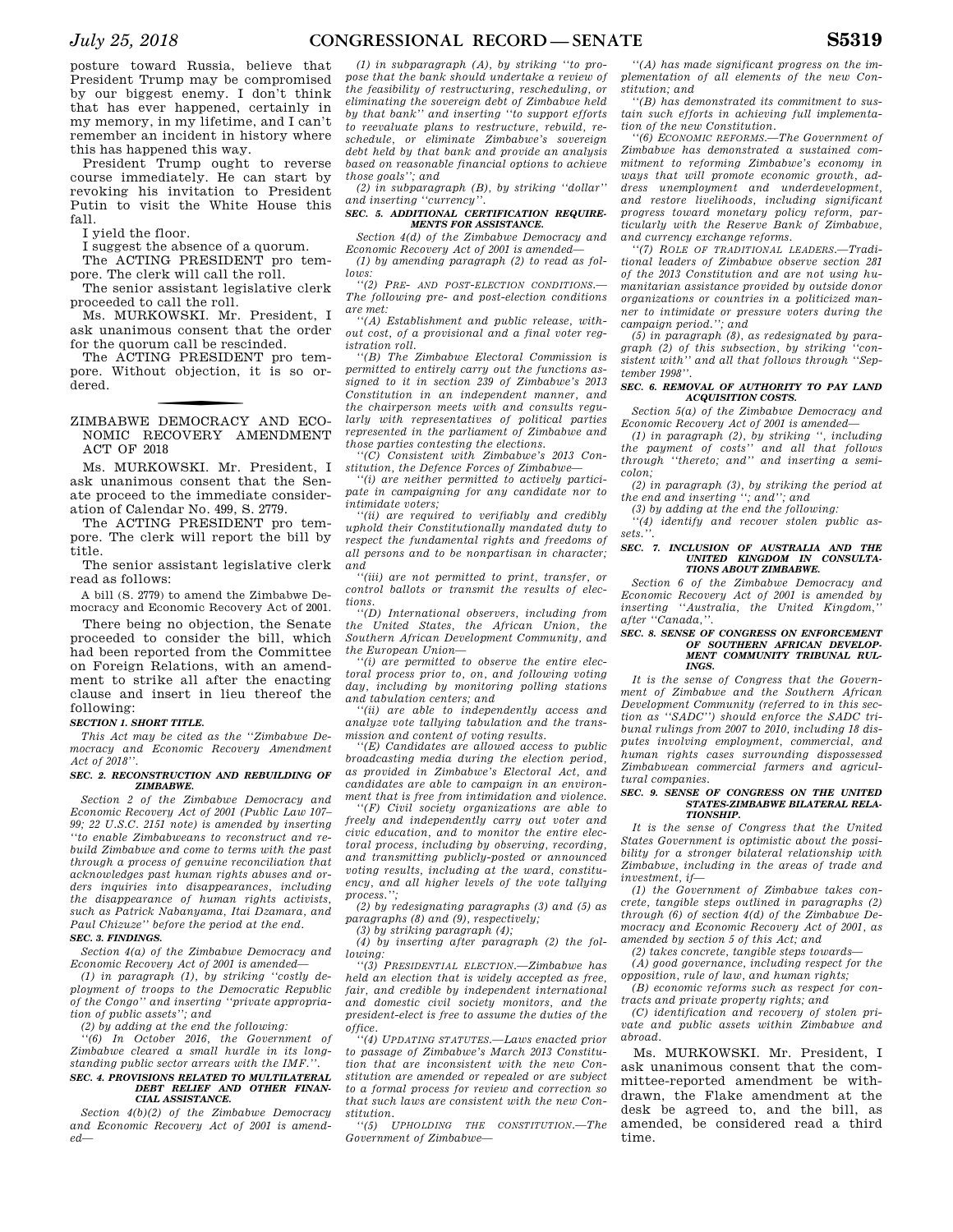posture toward Russia, believe that President Trump may be compromised by our biggest enemy. I don't think that has ever happened, certainly in my memory, in my lifetime, and I can't remember an incident in history where this has happened this way.

President Trump ought to reverse course immediately. He can start by revoking his invitation to President Putin to visit the White House this fall.

I yield the floor.

I suggest the absence of a quorum.

The ACTING PRESIDENT pro tempore. The clerk will call the roll.

The senior assistant legislative clerk proceeded to call the roll.

Ms. MURKOWSKI. Mr. President, I ask unanimous consent that the order for the quorum call be rescinded.

The ACTING PRESIDENT pro tempore. Without objection, it is so ordered.

## ZIMBABWE DEMOCRACY AND ECONOMIC RECOVERY AMENDMENT ACT OF 2018

Ms. MURKOWSKI. Mr. President, I ask unanimous consent that the Senate proceed to the immediate consideration of Calendar No. 499, S. 2779.

The ACTING PRESIDENT pro tempore. The clerk will report the bill by title.

The senior assistant legislative clerk read as follows:

A bill (S. 2779) to amend the Zimbabwe Democracy and Economic Recovery Act of 2001.

There being no objection, the Senate proceeded to consider the bill, which had been reported from the Committee on Foreign Relations, with an amendment to strike all after the enacting clause and insert in lieu thereof the following:

***SECTION 1. SHORT TITLE.***

*This Act may be cited as the ''Zimbabwe Democracy and Economic Recovery Amendment Act of 2018''.*

***SEC. 2. RECONSTRUCTION AND REBUILDING OF ZIMBABWE.***

*Section 2 of the Zimbabwe Democracy and Economic Recovery Act of 2001 (Public Law 107–99; 22 U.S.C. 2151 note) is amended by inserting ''to enable Zimbabweans to reconstruct and rebuild Zimbabwe and come to terms with the past through a process of genuine reconciliation that acknowledges past human rights abuses and orders inquiries into disappearances, including the disappearance of human rights activists, such as Patrick Nabanyama, Itai Dzamara, and Paul Chizuze'' before the period at the end.*

***SEC. 3. FINDINGS.***

*Section 4(a) of the Zimbabwe Democracy and Economic Recovery Act of 2001 is amended—*

*(1) in paragraph (1), by striking ''costly deployment of troops to the Democratic Republic of the Congo'' and inserting ''private appropriation of public assets''; and*

*(2) by adding at the end the following:*

*''(6) In October 2016, the Government of Zimbabwe cleared a small hurdle in its longstanding public sector arrears with the IMF.''.*

***SEC. 4. PROVISIONS RELATED TO MULTILATERAL DEBT RELIEF AND OTHER FINANCIAL ASSISTANCE.***

*Section 4(b)(2) of the Zimbabwe Democracy and Economic Recovery Act of 2001 is amended—*

*(1) in subparagraph (A), by striking ''to propose that the bank should undertake a review of the feasibility of restructuring, rescheduling, or eliminating the sovereign debt of Zimbabwe held by that bank'' and inserting ''to support efforts to reevaluate plans to restructure, rebuild, reschedule, or eliminate Zimbabwe's sovereign debt held by that bank and provide an analysis based on reasonable financial options to achieve those goals''; and*

*(2) in subparagraph (B), by striking ''dollar'' and inserting ''currency''.*

***SEC. 5. ADDITIONAL CERTIFICATION REQUIREMENTS FOR ASSISTANCE.***

*Section 4(d) of the Zimbabwe Democracy and Economic Recovery Act of 2001 is amended—*

*(1) by amending paragraph (2) to read as follows:*

*''(2) PRE- AND POST-ELECTION CONDITIONS.—The following pre- and post-election conditions are met:*

*''(A) Establishment and public release, without cost, of a provisional and a final voter registration roll.*

*''(B) The Zimbabwe Electoral Commission is permitted to entirely carry out the functions assigned to it in section 239 of Zimbabwe's 2013 Constitution in an independent manner, and the chairperson meets with and consults regularly with representatives of political parties represented in the parliament of Zimbabwe and those parties contesting the elections.*

*''(C) Consistent with Zimbabwe's 2013 Constitution, the Defence Forces of Zimbabwe—*

*''(i) are neither permitted to actively participate in campaigning for any candidate nor to intimidate voters;*

*''(ii) are required to verifiably and credibly uphold their Constitutionally mandated duty to respect the fundamental rights and freedoms of all persons and to be nonpartisan in character; and*

*''(iii) are not permitted to print, transfer, or control ballots or transmit the results of elections.*

*''(D) International observers, including from the United States, the African Union, the Southern African Development Community, and the European Union—*

*''(i) are permitted to observe the entire electoral process prior to, on, and following voting day, including by monitoring polling stations and tabulation centers; and*

*''(ii) are able to independently access and analyze vote tallying tabulation and the transmission and content of voting results.*

*''(E) Candidates are allowed access to public broadcasting media during the election period, as provided in Zimbabwe's Electoral Act, and candidates are able to campaign in an environment that is free from intimidation and violence.*

*''(F) Civil society organizations are able to freely and independently carry out voter and civic education, and to monitor the entire electoral process, including by observing, recording, and transmitting publicly-posted or announced voting results, including at the ward, constituency, and all higher levels of the vote tallying process.'';*

*(2) by redesignating paragraphs (3) and (5) as paragraphs (8) and (9), respectively;*

*(3) by striking paragraph (4);*

*(4) by inserting after paragraph (2) the following:*

*''(3) PRESIDENTIAL ELECTION.—Zimbabwe has held an election that is widely accepted as free, fair, and credible by independent international and domestic civil society monitors, and the president-elect is free to assume the duties of the office.*

*''(4) UPDATING STATUTES.—Laws enacted prior to passage of Zimbabwe's March 2013 Constitution that are inconsistent with the new Constitution are amended or repealed or are subject to a formal process for review and correction so that such laws are consistent with the new Constitution.*

*''(5) UPHOLDING THE CONSTITUTION.—The Government of Zimbabwe—*

*''(A) has made significant progress on the implementation of all elements of the new Constitution; and*

*''(B) has demonstrated its commitment to sustain such efforts in achieving full implementation of the new Constitution.*

*''(6) ECONOMIC REFORMS.—The Government of Zimbabwe has demonstrated a sustained commitment to reforming Zimbabwe's economy in ways that will promote economic growth, address unemployment and underdevelopment, and restore livelihoods, including significant progress toward monetary policy reform, particularly with the Reserve Bank of Zimbabwe, and currency exchange reforms.*

*''(7) ROLE OF TRADITIONAL LEADERS.—Traditional leaders of Zimbabwe observe section 281 of the 2013 Constitution and are not using humanitarian assistance provided by outside donor organizations or countries in a politicized manner to intimidate or pressure voters during the campaign period.''; and*

*(5) in paragraph (8), as redesignated by paragraph (2) of this subsection, by striking ''consistent with'' and all that follows through ''September 1998''.*

***SEC. 6. REMOVAL OF AUTHORITY TO PAY LAND ACQUISITION COSTS.***

*Section 5(a) of the Zimbabwe Democracy and Economic Recovery Act of 2001 is amended—*

*(1) in paragraph (2), by striking '', including the payment of costs'' and all that follows through ''thereto; and'' and inserting a semicolon;*

*(2) in paragraph (3), by striking the period at the end and inserting ''; and''; and*

*(3) by adding at the end the following:*

*''(4) identify and recover stolen public assets.''.*

***SEC. 7. INCLUSION OF AUSTRALIA AND THE UNITED KINGDOM IN CONSULTATIONS ABOUT ZIMBABWE.***

*Section 6 of the Zimbabwe Democracy and Economic Recovery Act of 2001 is amended by inserting ''Australia, the United Kingdom,'' after ''Canada,''.*

***SEC. 8. SENSE OF CONGRESS ON ENFORCEMENT OF SOUTHERN AFRICAN DEVELOPMENT COMMUNITY TRIBUNAL RULINGS.***

*It is the sense of Congress that the Government of Zimbabwe and the Southern African Development Community (referred to in this section as ''SADC'') should enforce the SADC tribunal rulings from 2007 to 2010, including 18 disputes involving employment, commercial, and human rights cases surrounding dispossessed Zimbabwean commercial farmers and agricultural companies.*

***SEC. 9. SENSE OF CONGRESS ON THE UNITED STATES-ZIMBABWE BILATERAL RELATIONSHIP.***

*It is the sense of Congress that the United States Government is optimistic about the possibility for a stronger bilateral relationship with Zimbabwe, including in the areas of trade and investment, if—*

*(1) the Government of Zimbabwe takes concrete, tangible steps outlined in paragraphs (2) through (6) of section 4(d) of the Zimbabwe Democracy and Economic Recovery Act of 2001, as amended by section 5 of this Act; and*

*(2) takes concrete, tangible steps towards—*

*(A) good governance, including respect for the opposition, rule of law, and human rights;*

*(B) economic reforms such as respect for contracts and private property rights; and*

*(C) identification and recovery of stolen private and public assets within Zimbabwe and abroad.*

Ms. MURKOWSKI. Mr. President, I ask unanimous consent that the committee-reported amendment be withdrawn, the Flake amendment at the desk be agreed to, and the bill, as amended, be considered read a third time.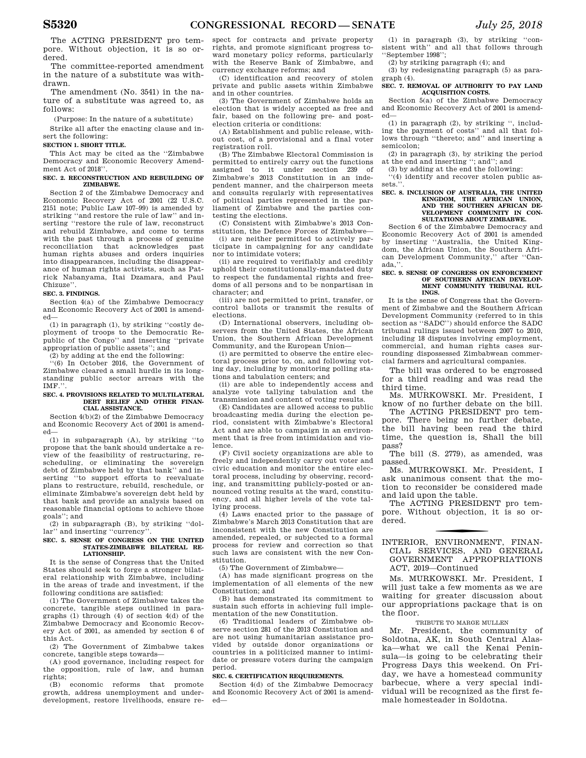The ACTING PRESIDENT pro tempore. Without objection, it is so ordered.

The committee-reported amendment in the nature of a substitute was withdrawn.

The amendment (No. 3541) in the nature of a substitute was agreed to, as follows:

(Purpose: In the nature of a substitute)

Strike all after the enacting clause and insert the following:

**SECTION 1. SHORT TITLE.**

This Act may be cited as the ''Zimbabwe Democracy and Economic Recovery Amendment Act of 2018''.

**SEC. 2. RECONSTRUCTION AND REBUILDING OF ZIMBABWE.**

Section 2 of the Zimbabwe Democracy and Economic Recovery Act of 2001 (22 U.S.C. 2151 note; Public Law 107–99) is amended by striking ''and restore the rule of law'' and inserting ''restore the rule of law, reconstruct and rebuild Zimbabwe, and come to terms with the past through a process of genuine reconciliation that acknowledges past human rights abuses and orders inquiries into disappearances, including the disappearance of human rights activists, such as Patrick Nabanyama, Itai Dzamara, and Paul Chizuze''.

**SEC. 3. FINDINGS.**

Section 4(a) of the Zimbabwe Democracy and Economic Recovery Act of 2001 is amended—

(1) in paragraph (1), by striking ''costly deployment of troops to the Democratic Republic of the Congo'' and inserting ''private appropriation of public assets''; and

(2) by adding at the end the following:

''(6) In October 2016, the Government of Zimbabwe cleared a small hurdle in its longstanding public sector arrears with the IMF.''.

**SEC. 4. PROVISIONS RELATED TO MULTILATERAL DEBT RELIEF AND OTHER FINANCIAL ASSISTANCE.**

Section 4(b)(2) of the Zimbabwe Democracy and Economic Recovery Act of 2001 is amended—

(1) in subparagraph (A), by striking ''to propose that the bank should undertake a review of the feasibility of restructuring, rescheduling, or eliminating the sovereign debt of Zimbabwe held by that bank'' and inserting ''to support efforts to reevaluate plans to restructure, rebuild, reschedule, or eliminate Zimbabwe's sovereign debt held by that bank and provide an analysis based on reasonable financial options to achieve those goals''; and

(2) in subparagraph (B), by striking ''dollar'' and inserting ''currency''.

**SEC. 5. SENSE OF CONGRESS ON THE UNITED STATES-ZIMBABWE BILATERAL RELATIONSHIP.**

It is the sense of Congress that the United States should seek to forge a stronger bilateral relationship with Zimbabwe, including in the areas of trade and investment, if the following conditions are satisfied:

(1) The Government of Zimbabwe takes the concrete, tangible steps outlined in paragraphs (1) through (4) of section 4(d) of the Zimbabwe Democracy and Economic Recovery Act of 2001, as amended by section 6 of this Act.

(2) The Government of Zimbabwe takes concrete, tangible steps towards—

(A) good governance, including respect for the opposition, rule of law, and human rights;

(B) economic reforms that promote growth, address unemployment and underdevelopment, restore livelihoods, ensure respect for contracts and private property rights, and promote significant progress toward monetary policy reforms, particularly with the Reserve Bank of Zimbabwe, and currency exchange reforms; and

(C) identification and recovery of stolen private and public assets within Zimbabwe and in other countries.

(3) The Government of Zimbabwe holds an election that is widely accepted as free and fair, based on the following pre- and post-election criteria or conditions:

(A) Establishment and public release, without cost, of a provisional and a final voter registration roll.

(B) The Zimbabwe Electoral Commission is permitted to entirely carry out the functions assigned to it under section 239 of Zimbabwe's 2013 Constitution in an independent manner, and the chairperson meets and consults regularly with representatives of political parties represented in the parliament of Zimbabwe and the parties contesting the elections.

(C) Consistent with Zimbabwe's 2013 Constitution, the Defence Forces of Zimbabwe—

(i) are neither permitted to actively participate in campaigning for any candidate nor to intimidate voters;

(ii) are required to verifiably and credibly uphold their constitutionally-mandated duty to respect the fundamental rights and freedoms of all persons and to be nonpartisan in character; and

(iii) are not permitted to print, transfer, or control ballots or transmit the results of elections.

(D) International observers, including observers from the United States, the African Union, the Southern African Development Community, and the European Union—

(i) are permitted to observe the entire electoral process prior to, on, and following voting day, including by monitoring polling stations and tabulation centers; and

(ii) are able to independently access and analyze vote tallying tabulation and the transmission and content of voting results.

(E) Candidates are allowed access to public broadcasting media during the election period, consistent with Zimbabwe's Electoral Act and are able to campaign in an environment that is free from intimidation and violence.

(F) Civil society organizations are able to freely and independently carry out voter and civic education and monitor the entire electoral process, including by observing, recording, and transmitting publicly-posted or announced voting results at the ward, constituency, and all higher levels of the vote tallying process.

(4) Laws enacted prior to the passage of Zimbabwe's March 2013 Constitution that are inconsistent with the new Constitution are amended, repealed, or subjected to a formal process for review and correction so that such laws are consistent with the new Constitution.

(5) The Government of Zimbabwe—

(A) has made significant progress on the implementation of all elements of the new Constitution; and

(B) has demonstrated its commitment to sustain such efforts in achieving full implementation of the new Constitution.

(6) Traditional leaders of Zimbabwe observe section 281 of the 2013 Constitution and are not using humanitarian assistance provided by outside donor organizations or countries in a politicized manner to intimidate or pressure voters during the campaign period.

**SEC. 6. CERTIFICATION REQUIREMENTS.**

Section 4(d) of the Zimbabwe Democracy and Economic Recovery Act of 2001 is amended—

(1) in paragraph (3), by striking ''consistent with'' and all that follows through ''September 1998'';

(2) by striking paragraph (4); and

(3) by redesignating paragraph (5) as paragraph (4).

**SEC. 7. REMOVAL OF AUTHORITY TO PAY LAND ACQUISITION COSTS.**

Section 5(a) of the Zimbabwe Democracy and Economic Recovery Act of 2001 is amended—

(1) in paragraph (2), by striking '', including the payment of costs'' and all that follows through ''thereto; and'' and inserting a semicolon;

(2) in paragraph (3), by striking the period at the end and inserting ''; and''; and

(3) by adding at the end the following:

''(4) identify and recover stolen public assets.''.

**SEC. 8. INCLUSION OF AUSTRALIA, THE UNITED KINGDOM, THE AFRICAN UNION, AND THE SOUTHERN AFRICAN DEVELOPMENT COMMUNITY IN CONSULTATIONS ABOUT ZIMBABWE.**

Section 6 of the Zimbabwe Democracy and Economic Recovery Act of 2001 is amended by inserting ''Australia, the United Kingdom, the African Union, the Southern African Development Community,'' after ''Canada,''.

**SEC. 9. SENSE OF CONGRESS ON ENFORCEMENT OF SOUTHERN AFRICAN DEVELOPMENT COMMUNITY TRIBUNAL RULINGS.**

It is the sense of Congress that the Government of Zimbabwe and the Southern African Development Community (referred to in this section as ''SADC'') should enforce the SADC tribunal rulings issued between 2007 to 2010, including 18 disputes involving employment, commercial, and human rights cases surrounding dispossessed Zimbabwean commercial farmers and agricultural companies.

The bill was ordered to be engrossed for a third reading and was read the third time.

Ms. MURKOWSKI. Mr. President, I know of no further debate on the bill.

The ACTING PRESIDENT pro tempore. There being no further debate, the bill having been read the third time, the question is, Shall the bill pass?

The bill (S. 2779), as amended, was passed.

Ms. MURKOWSKI. Mr. President, I ask unanimous consent that the motion to reconsider be considered made and laid upon the table.

The ACTING PRESIDENT pro tempore. Without objection, it is so ordered.

## INTERIOR, ENVIRONMENT, FINANCIAL SERVICES, AND GENERAL GOVERNMENT APPROPRIATIONS ACT, 2019—Continued

Ms. MURKOWSKI. Mr. President, I will just take a few moments as we are waiting for greater discussion about our appropriations package that is on the floor.

### TRIBUTE TO MARGE MULLEN

Mr. President, the community of Soldotna, AK, in South Central Alaska—what we call the Kenai Peninsula—is going to be celebrating their Progress Days this weekend. On Friday, we have a homestead community barbecue, where a very special individual will be recognized as the first female homesteader in Soldotna.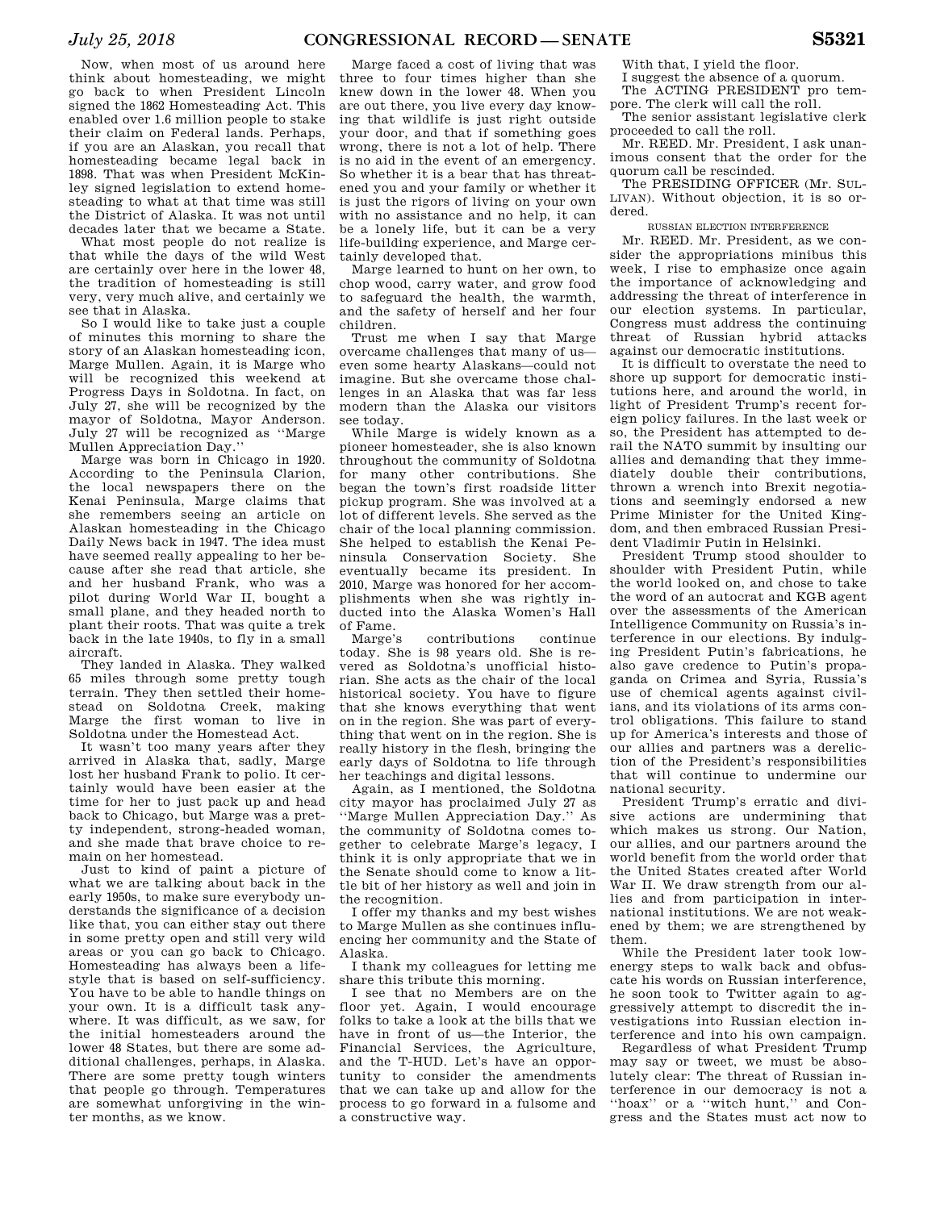Now, when most of us around here think about homesteading, we might go back to when President Lincoln signed the 1862 Homesteading Act. This enabled over 1.6 million people to stake their claim on Federal lands. Perhaps, if you are an Alaskan, you recall that homesteading became legal back in 1898. That was when President McKinley signed legislation to extend homesteading to what at that time was still the District of Alaska. It was not until decades later that we became a State.

What most people do not realize is that while the days of the wild West are certainly over here in the lower 48, the tradition of homesteading is still very, very much alive, and certainly we see that in Alaska.

So I would like to take just a couple of minutes this morning to share the story of an Alaskan homesteading icon, Marge Mullen. Again, it is Marge who will be recognized this weekend at Progress Days in Soldotna. In fact, on July 27, she will be recognized by the mayor of Soldotna, Mayor Anderson. July 27 will be recognized as ''Marge Mullen Appreciation Day.''

Marge was born in Chicago in 1920. According to the Peninsula Clarion, the local newspapers there on the Kenai Peninsula, Marge claims that she remembers seeing an article on Alaskan homesteading in the Chicago Daily News back in 1947. The idea must have seemed really appealing to her because after she read that article, she and her husband Frank, who was a pilot during World War II, bought a small plane, and they headed north to plant their roots. That was quite a trek back in the late 1940s, to fly in a small aircraft.

They landed in Alaska. They walked 65 miles through some pretty tough terrain. They then settled their homestead on Soldotna Creek, making Marge the first woman to live in Soldotna under the Homestead Act.

It wasn't too many years after they arrived in Alaska that, sadly, Marge lost her husband Frank to polio. It certainly would have been easier at the time for her to just pack up and head back to Chicago, but Marge was a pretty independent, strong-headed woman, and she made that brave choice to remain on her homestead.

Just to kind of paint a picture of what we are talking about back in the early 1950s, to make sure everybody understands the significance of a decision like that, you can either stay out there in some pretty open and still very wild areas or you can go back to Chicago. Homesteading has always been a lifestyle that is based on self-sufficiency. You have to be able to handle things on your own. It is a difficult task anywhere. It was difficult, as we saw, for the initial homesteaders around the lower 48 States, but there are some additional challenges, perhaps, in Alaska. There are some pretty tough winters that people go through. Temperatures are somewhat unforgiving in the winter months, as we know.

Marge faced a cost of living that was three to four times higher than she knew down in the lower 48. When you are out there, you live every day knowing that wildlife is just right outside your door, and that if something goes wrong, there is not a lot of help. There is no aid in the event of an emergency. So whether it is a bear that has threatened you and your family or whether it is just the rigors of living on your own with no assistance and no help, it can be a lonely life, but it can be a very life-building experience, and Marge certainly developed that.

Marge learned to hunt on her own, to chop wood, carry water, and grow food to safeguard the health, the warmth, and the safety of herself and her four children.

Trust me when I say that Marge overcame challenges that many of us—even some hearty Alaskans—could not imagine. But she overcame those challenges in an Alaska that was far less modern than the Alaska our visitors see today.

While Marge is widely known as a pioneer homesteader, she is also known throughout the community of Soldotna for many other contributions. She began the town's first roadside litter pickup program. She was involved at a lot of different levels. She served as the chair of the local planning commission. She helped to establish the Kenai Peninsula Conservation Society. She eventually became its president. In 2010, Marge was honored for her accomplishments when she was rightly inducted into the Alaska Women's Hall of Fame.

Marge's contributions continue today. She is 98 years old. She is revered as Soldotna's unofficial historian. She acts as the chair of the local historical society. You have to figure that she knows everything that went on in the region. She was part of everything that went on in the region. She is really history in the flesh, bringing the early days of Soldotna to life through her teachings and digital lessons.

Again, as I mentioned, the Soldotna city mayor has proclaimed July 27 as ''Marge Mullen Appreciation Day.'' As the community of Soldotna comes together to celebrate Marge's legacy, I think it is only appropriate that we in the Senate should come to know a little bit of her history as well and join in the recognition.

I offer my thanks and my best wishes to Marge Mullen as she continues influencing her community and the State of Alaska.

I thank my colleagues for letting me share this tribute this morning.

I see that no Members are on the floor yet. Again, I would encourage folks to take a look at the bills that we have in front of us—the Interior, the Financial Services, the Agriculture, and the T-HUD. Let's have an opportunity to consider the amendments that we can take up and allow for the process to go forward in a fulsome and a constructive way.

With that, I yield the floor.

I suggest the absence of a quorum.

The ACTING PRESIDENT pro tempore. The clerk will call the roll.

The senior assistant legislative clerk proceeded to call the roll.

Mr. REED. Mr. President, I ask unanimous consent that the order for the quorum call be rescinded.

The PRESIDING OFFICER (Mr. SULLIVAN). Without objection, it is so ordered.

RUSSIAN ELECTION INTERFERENCE

Mr. REED. Mr. President, as we consider the appropriations minibus this week, I rise to emphasize once again the importance of acknowledging and addressing the threat of interference in our election systems. In particular, Congress must address the continuing threat of Russian hybrid attacks against our democratic institutions.

It is difficult to overstate the need to shore up support for democratic institutions here, and around the world, in light of President Trump's recent foreign policy failures. In the last week or so, the President has attempted to derail the NATO summit by insulting our allies and demanding that they immediately double their contributions, thrown a wrench into Brexit negotiations and seemingly endorsed a new Prime Minister for the United Kingdom, and then embraced Russian President Vladimir Putin in Helsinki.

President Trump stood shoulder to shoulder with President Putin, while the world looked on, and chose to take the word of an autocrat and KGB agent over the assessments of the American Intelligence Community on Russia's interference in our elections. By indulging President Putin's fabrications, he also gave credence to Putin's propaganda on Crimea and Syria, Russia's use of chemical agents against civilians, and its violations of its arms control obligations. This failure to stand up for America's interests and those of our allies and partners was a dereliction of the President's responsibilities that will continue to undermine our national security.

President Trump's erratic and divisive actions are undermining that which makes us strong. Our Nation, our allies, and our partners around the world benefit from the world order that the United States created after World War II. We draw strength from our allies and from participation in international institutions. We are not weakened by them; we are strengthened by them.

While the President later took low-energy steps to walk back and obfuscate his words on Russian interference, he soon took to Twitter again to aggressively attempt to discredit the investigations into Russian election interference and into his own campaign.

Regardless of what President Trump may say or tweet, we must be absolutely clear: The threat of Russian interference in our democracy is not a ''hoax'' or a ''witch hunt,'' and Congress and the States must act now to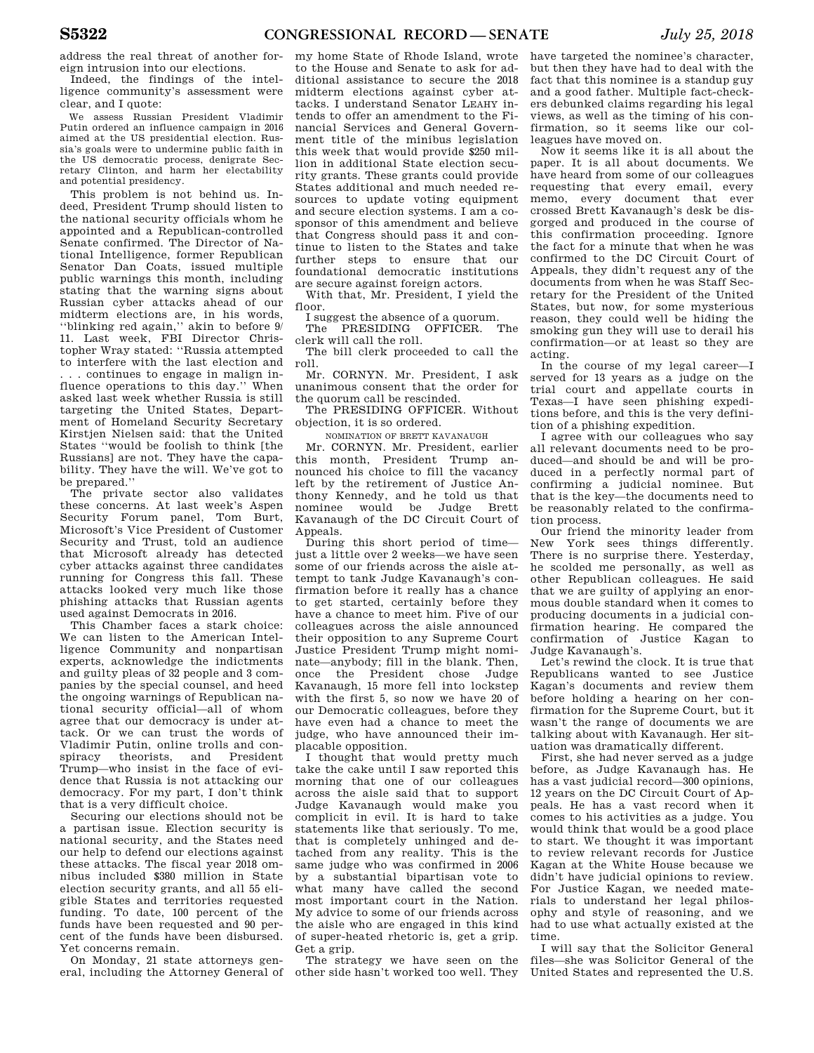address the real threat of another foreign intrusion into our elections.

Indeed, the findings of the intelligence community's assessment were clear, and I quote:

> We assess Russian President Vladimir Putin ordered an influence campaign in 2016 aimed at the US presidential election. Russia's goals were to undermine public faith in the US democratic process, denigrate Secretary Clinton, and harm her electability and potential presidency.

This problem is not behind us. Indeed, President Trump should listen to the national security officials whom he appointed and a Republican-controlled Senate confirmed. The Director of National Intelligence, former Republican Senator Dan Coats, issued multiple public warnings this month, including stating that the warning signs about Russian cyber attacks ahead of our midterm elections are, in his words, ''blinking red again,'' akin to before 9/11. Last week, FBI Director Christopher Wray stated: ''Russia attempted to interfere with the last election and . . . continues to engage in malign influence operations to this day.'' When asked last week whether Russia is still targeting the United States, Department of Homeland Security Secretary Kirstjen Nielsen said: that the United States ''would be foolish to think [the Russians] are not. They have the capability. They have the will. We've got to be prepared.''

The private sector also validates these concerns. At last week's Aspen Security Forum panel, Tom Burt, Microsoft's Vice President of Customer Security and Trust, told an audience that Microsoft already has detected cyber attacks against three candidates running for Congress this fall. These attacks looked very much like those phishing attacks that Russian agents used against Democrats in 2016.

This Chamber faces a stark choice: We can listen to the American Intelligence Community and nonpartisan experts, acknowledge the indictments and guilty pleas of 32 people and 3 companies by the special counsel, and heed the ongoing warnings of Republican national security official—all of whom agree that our democracy is under attack. Or we can trust the words of Vladimir Putin, online trolls and conspiracy theorists, and President Trump—who insist in the face of evidence that Russia is not attacking our democracy. For my part, I don't think that is a very difficult choice.

Securing our elections should not be a partisan issue. Election security is national security, and the States need our help to defend our elections against these attacks. The fiscal year 2018 omnibus included $380 million in State election security grants, and all 55 eligible States and territories requested funding. To date, 100 percent of the funds have been requested and 90 percent of the funds have been disbursed. Yet concerns remain.

On Monday, 21 state attorneys general, including the Attorney General of my home State of Rhode Island, wrote to the House and Senate to ask for additional assistance to secure the 2018 midterm elections against cyber attacks. I understand Senator LEAHY intends to offer an amendment to the Financial Services and General Government title of the minibus legislation this week that would provide $250 million in additional State election security grants. These grants could provide States additional and much needed resources to update voting equipment and secure election systems. I am a cosponsor of this amendment and believe that Congress should pass it and continue to listen to the States and take further steps to ensure that our foundational democratic institutions are secure against foreign actors.

With that, Mr. President, I yield the floor.

I suggest the absence of a quorum.

The PRESIDING OFFICER. The clerk will call the roll.

The bill clerk proceeded to call the roll.

Mr. CORNYN. Mr. President, I ask unanimous consent that the order for the quorum call be rescinded.

The PRESIDING OFFICER. Without objection, it is so ordered.

## NOMINATION OF BRETT KAVANAUGH

Mr. CORNYN. Mr. President, earlier this month, President Trump announced his choice to fill the vacancy left by the retirement of Justice Anthony Kennedy, and he told us that nominee would be Judge Brett Kavanaugh of the DC Circuit Court of Appeals.

During this short period of time—just a little over 2 weeks—we have seen some of our friends across the aisle attempt to tank Judge Kavanaugh's confirmation before it really has a chance to get started, certainly before they have a chance to meet him. Five of our colleagues across the aisle announced their opposition to any Supreme Court Justice President Trump might nominate—anybody; fill in the blank. Then, once the President chose Judge Kavanaugh, 15 more fell into lockstep with the first 5, so now we have 20 of our Democratic colleagues, before they have even had a chance to meet the judge, who have announced their implacable opposition.

I thought that would pretty much take the cake until I saw reported this morning that one of our colleagues across the aisle said that to support Judge Kavanaugh would make you complicit in evil. It is hard to take statements like that seriously. To me, that is completely unhinged and detached from any reality. This is the same judge who was confirmed in 2006 by a substantial bipartisan vote to what many have called the second most important court in the Nation. My advice to some of our friends across the aisle who are engaged in this kind of super-heated rhetoric is, get a grip. Get a grip.

The strategy we have seen on the other side hasn't worked too well. They have targeted the nominee's character, but then they have had to deal with the fact that this nominee is a standup guy and a good father. Multiple fact-checkers debunked claims regarding his legal views, as well as the timing of his confirmation, so it seems like our colleagues have moved on.

Now it seems like it is all about the paper. It is all about documents. We have heard from some of our colleagues requesting that every email, every memo, every document that ever crossed Brett Kavanaugh's desk be disgorged and produced in the course of this confirmation proceeding. Ignore the fact for a minute that when he was confirmed to the DC Circuit Court of Appeals, they didn't request any of the documents from when he was Staff Secretary for the President of the United States, but now, for some mysterious reason, they could well be hiding the smoking gun they will use to derail his confirmation—or at least so they are acting.

In the course of my legal career—I served for 13 years as a judge on the trial court and appellate courts in Texas—I have seen phishing expeditions before, and this is the very definition of a phishing expedition.

I agree with our colleagues who say all relevant documents need to be produced—and should be and will be produced in a perfectly normal part of confirming a judicial nominee. But that is the key—the documents need to be reasonably related to the confirmation process.

Our friend the minority leader from New York sees things differently. There is no surprise there. Yesterday, he scolded me personally, as well as other Republican colleagues. He said that we are guilty of applying an enormous double standard when it comes to producing documents in a judicial confirmation hearing. He compared the confirmation of Justice Kagan to Judge Kavanaugh's.

Let's rewind the clock. It is true that Republicans wanted to see Justice Kagan's documents and review them before holding a hearing on her confirmation for the Supreme Court, but it wasn't the range of documents we are talking about with Kavanaugh. Her situation was dramatically different.

First, she had never served as a judge before, as Judge Kavanaugh has. He has a vast judicial record—300 opinions, 12 years on the DC Circuit Court of Appeals. He has a vast record when it comes to his activities as a judge. You would think that would be a good place to start. We thought it was important to review relevant records for Justice Kagan at the White House because we didn't have judicial opinions to review. For Justice Kagan, we needed materials to understand her legal philosophy and style of reasoning, and we had to use what actually existed at the time.

I will say that the Solicitor General files—she was Solicitor General of the United States and represented the U.S.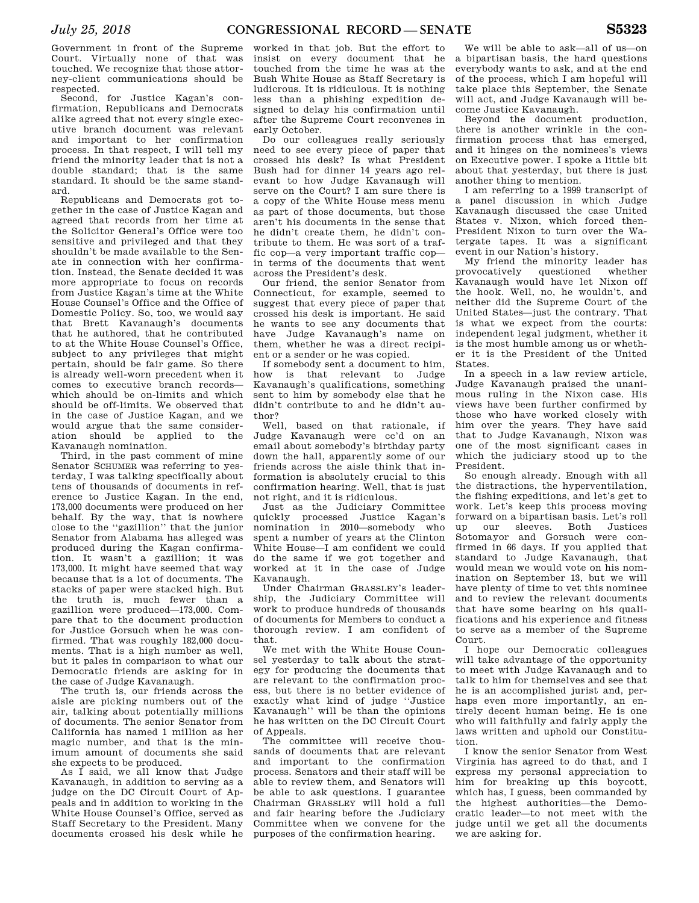Government in front of the Supreme Court. Virtually none of that was touched. We recognize that those attorney-client communications should be respected.

Second, for Justice Kagan's confirmation, Republicans and Democrats alike agreed that not every single executive branch document was relevant and important to her confirmation process. In that respect, I will tell my friend the minority leader that is not a double standard; that is the same standard. It should be the same standard.

Republicans and Democrats got together in the case of Justice Kagan and agreed that records from her time at the Solicitor General's Office were too sensitive and privileged and that they shouldn't be made available to the Senate in connection with her confirmation. Instead, the Senate decided it was more appropriate to focus on records from Justice Kagan's time at the White House Counsel's Office and the Office of Domestic Policy. So, too, we would say that Brett Kavanaugh's documents that he authored, that he contributed to at the White House Counsel's Office, subject to any privileges that might pertain, should be fair game. So there is already well-worn precedent when it comes to executive branch records—which should be on-limits and which should be off-limits. We observed that in the case of Justice Kagan, and we would argue that the same consideration should be applied to the Kavanaugh nomination.

Third, in the past comment of mine Senator SCHUMER was referring to yesterday, I was talking specifically about tens of thousands of documents in reference to Justice Kagan. In the end, 173,000 documents were produced on her behalf. By the way, that is nowhere close to the ''gazillion'' that the junior Senator from Alabama has alleged was produced during the Kagan confirmation. It wasn't a gazillion; it was 173,000. It might have seemed that way because that is a lot of documents. The stacks of paper were stacked high. But the truth is, much fewer than a gazillion were produced—173,000. Compare that to the document production for Justice Gorsuch when he was confirmed. That was roughly 182,000 documents. That is a high number as well, but it pales in comparison to what our Democratic friends are asking for in the case of Judge Kavanaugh.

The truth is, our friends across the aisle are picking numbers out of the air, talking about potentially millions of documents. The senior Senator from California has named 1 million as her magic number, and that is the minimum amount of documents she said she expects to be produced.

As I said, we all know that Judge Kavanaugh, in addition to serving as a judge on the DC Circuit Court of Appeals and in addition to working in the White House Counsel's Office, served as Staff Secretary to the President. Many documents crossed his desk while he worked in that job. But the effort to insist on every document that he touched from the time he was at the Bush White House as Staff Secretary is ludicrous. It is ridiculous. It is nothing less than a phishing expedition designed to delay his confirmation until after the Supreme Court reconvenes in early October.

Do our colleagues really seriously need to see every piece of paper that crossed his desk? Is what President Bush had for dinner 14 years ago relevant to how Judge Kavanaugh will serve on the Court? I am sure there is a copy of the White House mess menu as part of those documents, but those aren't his documents in the sense that he didn't create them, he didn't contribute to them. He was sort of a traffic cop—a very important traffic cop—in terms of the documents that went across the President's desk.

Our friend, the senior Senator from Connecticut, for example, seemed to suggest that every piece of paper that crossed his desk is important. He said he wants to see any documents that have Judge Kavanaugh's name on them, whether he was a direct recipient or a sender or he was copied.

If somebody sent a document to him, how is that relevant to Judge Kavanaugh's qualifications, something sent to him by somebody else that he didn't contribute to and he didn't author?

Well, based on that rationale, if Judge Kavanaugh were cc'd on an email about somebody's birthday party down the hall, apparently some of our friends across the aisle think that information is absolutely crucial to this confirmation hearing. Well, that is just not right, and it is ridiculous.

Just as the Judiciary Committee quickly processed Justice Kagan's nomination in 2010—somebody who spent a number of years at the Clinton White House—I am confident we could do the same if we got together and worked at it in the case of Judge Kavanaugh.

Under Chairman GRASSLEY's leadership, the Judiciary Committee will work to produce hundreds of thousands of documents for Members to conduct a thorough review. I am confident of that.

We met with the White House Counsel yesterday to talk about the strategy for producing the documents that are relevant to the confirmation process, but there is no better evidence of exactly what kind of judge ''Justice Kavanaugh'' will be than the opinions he has written on the DC Circuit Court of Appeals.

The committee will receive thousands of documents that are relevant and important to the confirmation process. Senators and their staff will be able to review them, and Senators will be able to ask questions. I guarantee Chairman GRASSLEY will hold a full and fair hearing before the Judiciary Committee when we convene for the purposes of the confirmation hearing.

We will be able to ask—all of us—on a bipartisan basis, the hard questions everybody wants to ask, and at the end of the process, which I am hopeful will take place this September, the Senate will act, and Judge Kavanaugh will become Justice Kavanaugh.

Beyond the document production, there is another wrinkle in the confirmation process that has emerged, and it hinges on the nominees's views on Executive power. I spoke a little bit about that yesterday, but there is just another thing to mention.

I am referring to a 1999 transcript of a panel discussion in which Judge Kavanaugh discussed the case United States v. Nixon, which forced then-President Nixon to turn over the Watergate tapes. It was a significant event in our Nation's history.

My friend the minority leader has provocatively questioned whether Kavanaugh would have let Nixon off the hook. Well, no, he wouldn't, and neither did the Supreme Court of the United States—just the contrary. That is what we expect from the courts: independent legal judgment, whether it is the most humble among us or whether it is the President of the United States.

In a speech in a law review article, Judge Kavanaugh praised the unanimous ruling in the Nixon case. His views have been further confirmed by those who have worked closely with him over the years. They have said that to Judge Kavanaugh, Nixon was one of the most significant cases in which the judiciary stood up to the President.

So enough already. Enough with all the distractions, the hyperventilation, the fishing expeditions, and let's get to work. Let's keep this process moving forward on a bipartisan basis. Let's roll up our sleeves. Both Justices Sotomayor and Gorsuch were confirmed in 66 days. If you applied that standard to Judge Kavanaugh, that would mean we would vote on his nomination on September 13, but we will have plenty of time to vet this nominee and to review the relevant documents that have some bearing on his qualifications and his experience and fitness to serve as a member of the Supreme Court.

I hope our Democratic colleagues will take advantage of the opportunity to meet with Judge Kavanaugh and to talk to him for themselves and see that he is an accomplished jurist and, perhaps even more importantly, an entirely decent human being. He is one who will faithfully and fairly apply the laws written and uphold our Constitution.

I know the senior Senator from West Virginia has agreed to do that, and I express my personal appreciation to him for breaking up this boycott, which has, I guess, been commanded by the highest authorities—the Democratic leader—to not meet with the judge until we get all the documents we are asking for.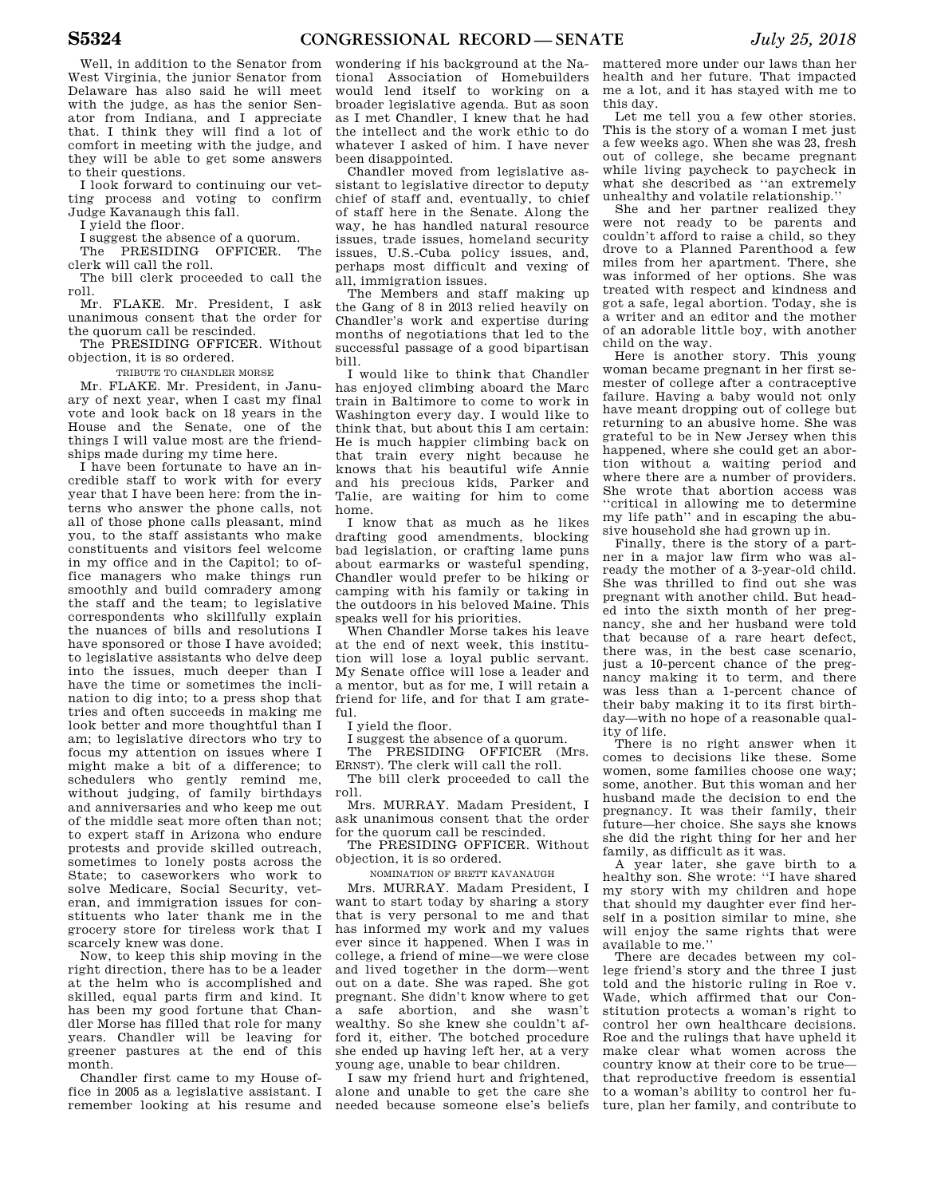Well, in addition to the Senator from West Virginia, the junior Senator from Delaware has also said he will meet with the judge, as has the senior Senator from Indiana, and I appreciate that. I think they will find a lot of comfort in meeting with the judge, and they will be able to get some answers to their questions.

I look forward to continuing our vetting process and voting to confirm Judge Kavanaugh this fall.

I yield the floor.

I suggest the absence of a quorum.

The PRESIDING OFFICER. The clerk will call the roll.

The bill clerk proceeded to call the roll.

Mr. FLAKE. Mr. President, I ask unanimous consent that the order for the quorum call be rescinded.

The PRESIDING OFFICER. Without objection, it is so ordered.

TRIBUTE TO CHANDLER MORSE

Mr. FLAKE. Mr. President, in January of next year, when I cast my final vote and look back on 18 years in the House and the Senate, one of the things I will value most are the friendships made during my time here.

I have been fortunate to have an incredible staff to work with for every year that I have been here: from the interns who answer the phone calls, not all of those phone calls pleasant, mind you, to the staff assistants who make constituents and visitors feel welcome in my office and in the Capitol; to office managers who make things run smoothly and build comradery among the staff and the team; to legislative correspondents who skillfully explain the nuances of bills and resolutions I have sponsored or those I have avoided; to legislative assistants who delve deep into the issues, much deeper than I have the time or sometimes the inclination to dig into; to a press shop that tries and often succeeds in making me look better and more thoughtful than I am; to legislative directors who try to focus my attention on issues where I might make a bit of a difference; to schedulers who gently remind me, without judging, of family birthdays and anniversaries and who keep me out of the middle seat more often than not; to expert staff in Arizona who endure protests and provide skilled outreach, sometimes to lonely posts across the State; to caseworkers who work to solve Medicare, Social Security, veteran, and immigration issues for constituents who later thank me in the grocery store for tireless work that I scarcely knew was done.

Now, to keep this ship moving in the right direction, there has to be a leader at the helm who is accomplished and skilled, equal parts firm and kind. It has been my good fortune that Chandler Morse has filled that role for many years. Chandler will be leaving for greener pastures at the end of this month.

Chandler first came to my House office in 2005 as a legislative assistant. I remember looking at his resume and wondering if his background at the National Association of Homebuilders would lend itself to working on a broader legislative agenda. But as soon as I met Chandler, I knew that he had the intellect and the work ethic to do whatever I asked of him. I have never been disappointed.

Chandler moved from legislative assistant to legislative director to deputy chief of staff and, eventually, to chief of staff here in the Senate. Along the way, he has handled natural resource issues, trade issues, homeland security issues, U.S.-Cuba policy issues, and, perhaps most difficult and vexing of all, immigration issues.

The Members and staff making up the Gang of 8 in 2013 relied heavily on Chandler's work and expertise during months of negotiations that led to the successful passage of a good bipartisan bill.

I would like to think that Chandler has enjoyed climbing aboard the Marc train in Baltimore to come to work in Washington every day. I would like to think that, but about this I am certain: He is much happier climbing back on that train every night because he knows that his beautiful wife Annie and his precious kids, Parker and Talie, are waiting for him to come home.

I know that as much as he likes drafting good amendments, blocking bad legislation, or crafting lame puns about earmarks or wasteful spending, Chandler would prefer to be hiking or camping with his family or taking in the outdoors in his beloved Maine. This speaks well for his priorities.

When Chandler Morse takes his leave at the end of next week, this institution will lose a loyal public servant. My Senate office will lose a leader and a mentor, but as for me, I will retain a friend for life, and for that I am grateful.

I yield the floor.

I suggest the absence of a quorum.

The PRESIDING OFFICER (Mrs. ERNST). The clerk will call the roll.

The bill clerk proceeded to call the roll.

Mrs. MURRAY. Madam President, I ask unanimous consent that the order for the quorum call be rescinded.

The PRESIDING OFFICER. Without objection, it is so ordered.

NOMINATION OF BRETT KAVANAUGH

Mrs. MURRAY. Madam President, I want to start today by sharing a story that is very personal to me and that has informed my work and my values ever since it happened. When I was in college, a friend of mine—we were close and lived together in the dorm—went out on a date. She was raped. She got pregnant. She didn't know where to get a safe abortion, and she wasn't wealthy. So she knew she couldn't afford it, either. The botched procedure she ended up having left her, at a very young age, unable to bear children.

I saw my friend hurt and frightened, alone and unable to get the care she needed because someone else's beliefs mattered more under our laws than her health and her future. That impacted me a lot, and it has stayed with me to this day.

Let me tell you a few other stories. This is the story of a woman I met just a few weeks ago. When she was 23, fresh out of college, she became pregnant while living paycheck to paycheck in what she described as ''an extremely unhealthy and volatile relationship.''

She and her partner realized they were not ready to be parents and couldn't afford to raise a child, so they drove to a Planned Parenthood a few miles from her apartment. There, she was informed of her options. She was treated with respect and kindness and got a safe, legal abortion. Today, she is a writer and an editor and the mother of an adorable little boy, with another child on the way.

Here is another story. This young woman became pregnant in her first semester of college after a contraceptive failure. Having a baby would not only have meant dropping out of college but returning to an abusive home. She was grateful to be in New Jersey when this happened, where she could get an abortion without a waiting period and where there are a number of providers. She wrote that abortion access was ''critical in allowing me to determine my life path'' and in escaping the abusive household she had grown up in.

Finally, there is the story of a partner in a major law firm who was already the mother of a 3-year-old child. She was thrilled to find out she was pregnant with another child. But headed into the sixth month of her pregnancy, she and her husband were told that because of a rare heart defect, there was, in the best case scenario, just a 10-percent chance of the pregnancy making it to term, and there was less than a 1-percent chance of their baby making it to its first birthday—with no hope of a reasonable quality of life.

There is no right answer when it comes to decisions like these. Some women, some families choose one way; some, another. But this woman and her husband made the decision to end the pregnancy. It was their family, their future—her choice. She says she knows she did the right thing for her and her family, as difficult as it was.

A year later, she gave birth to a healthy son. She wrote: ''I have shared my story with my children and hope that should my daughter ever find herself in a position similar to mine, she will enjoy the same rights that were available to me.''

There are decades between my college friend's story and the three I just told and the historic ruling in Roe v. Wade, which affirmed that our Constitution protects a woman's right to control her own healthcare decisions. Roe and the rulings that have upheld it make clear what women across the country know at their core to be true—that reproductive freedom is essential to a woman's ability to control her future, plan her family, and contribute to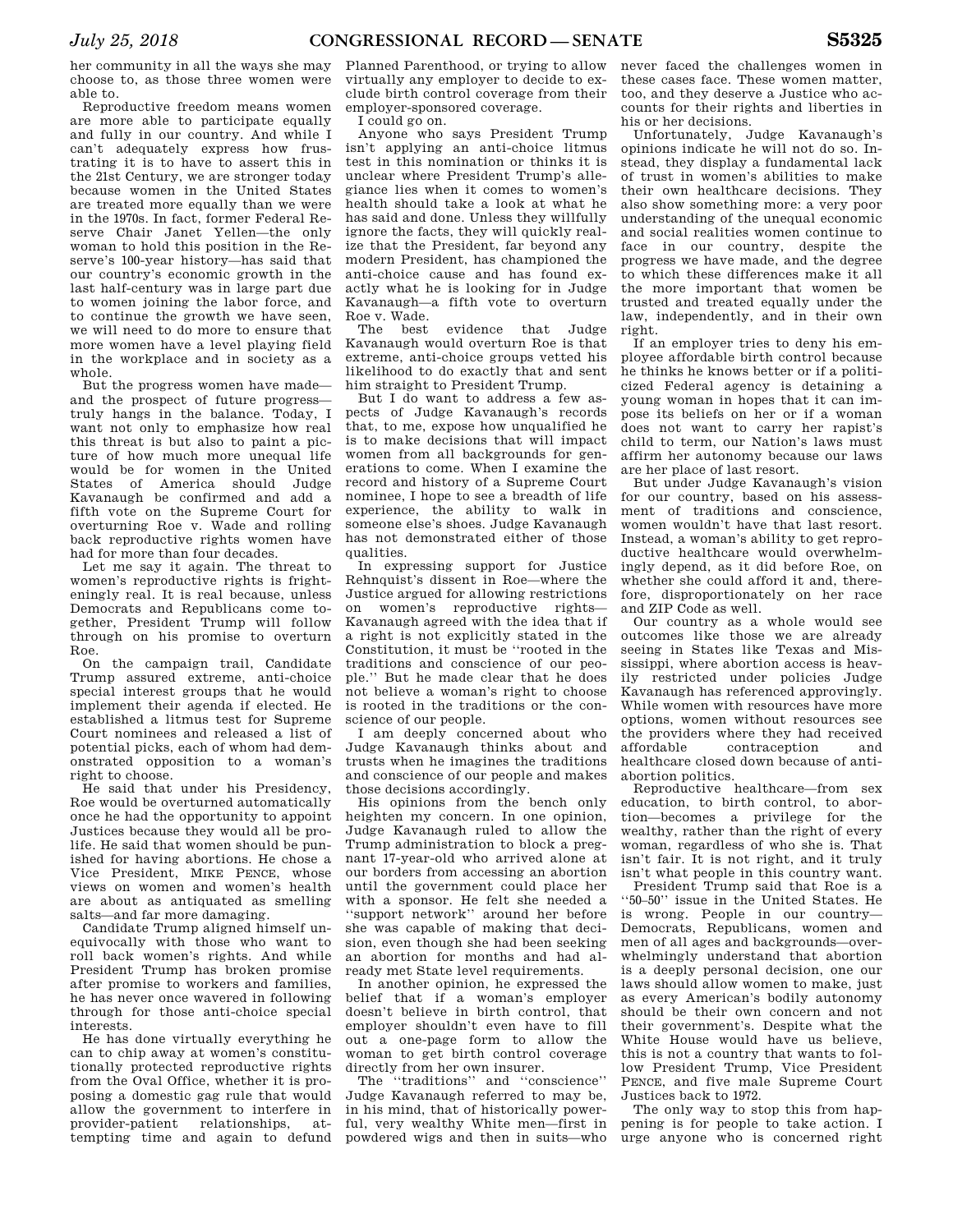her community in all the ways she may choose to, as those three women were able to.

Reproductive freedom means women are more able to participate equally and fully in our country. And while I can't adequately express how frustrating it is to have to assert this in the 21st Century, we are stronger today because women in the United States are treated more equally than we were in the 1970s. In fact, former Federal Reserve Chair Janet Yellen—the only woman to hold this position in the Reserve's 100-year history—has said that our country's economic growth in the last half-century was in large part due to women joining the labor force, and to continue the growth we have seen, we will need to do more to ensure that more women have a level playing field in the workplace and in society as a whole.

But the progress women have made—and the prospect of future progress—truly hangs in the balance. Today, I want not only to emphasize how real this threat is but also to paint a picture of how much more unequal life would be for women in the United States of America should Judge Kavanaugh be confirmed and add a fifth vote on the Supreme Court for overturning Roe v. Wade and rolling back reproductive rights women have had for more than four decades.

Let me say it again. The threat to women's reproductive rights is frighteningly real. It is real because, unless Democrats and Republicans come together, President Trump will follow through on his promise to overturn Roe.

On the campaign trail, Candidate Trump assured extreme, anti-choice special interest groups that he would implement their agenda if elected. He established a litmus test for Supreme Court nominees and released a list of potential picks, each of whom had demonstrated opposition to a woman's right to choose.

He said that under his Presidency, Roe would be overturned automatically once he had the opportunity to appoint Justices because they would all be pro-life. He said that women should be punished for having abortions. He chose a Vice President, MIKE PENCE, whose views on women and women's health are about as antiquated as smelling salts—and far more damaging.

Candidate Trump aligned himself unequivocally with those who want to roll back women's rights. And while President Trump has broken promise after promise to workers and families, he has never once wavered in following through for those anti-choice special interests.

He has done virtually everything he can to chip away at women's constitutionally protected reproductive rights from the Oval Office, whether it is proposing a domestic gag rule that would allow the government to interfere in provider-patient relationships, attempting time and again to defund Planned Parenthood, or trying to allow virtually any employer to decide to exclude birth control coverage from their employer-sponsored coverage.

I could go on.

Anyone who says President Trump isn't applying an anti-choice litmus test in this nomination or thinks it is unclear where President Trump's allegiance lies when it comes to women's health should take a look at what he has said and done. Unless they willfully ignore the facts, they will quickly realize that the President, far beyond any modern President, has championed the anti-choice cause and has found exactly what he is looking for in Judge Kavanaugh—a fifth vote to overturn Roe v. Wade.

The best evidence that Judge Kavanaugh would overturn Roe is that extreme, anti-choice groups vetted his likelihood to do exactly that and sent him straight to President Trump.

But I do want to address a few aspects of Judge Kavanaugh's records that, to me, expose how unqualified he is to make decisions that will impact women from all backgrounds for generations to come. When I examine the record and history of a Supreme Court nominee, I hope to see a breadth of life experience, the ability to walk in someone else's shoes. Judge Kavanaugh has not demonstrated either of those qualities.

In expressing support for Justice Rehnquist's dissent in Roe—where the Justice argued for allowing restrictions on women's reproductive rights—Kavanaugh agreed with the idea that if a right is not explicitly stated in the Constitution, it must be "rooted in the traditions and conscience of our people." But he made clear that he does not believe a woman's right to choose is rooted in the traditions or the conscience of our people.

I am deeply concerned about who Judge Kavanaugh thinks about and trusts when he imagines the traditions and conscience of our people and makes those decisions accordingly.

His opinions from the bench only heighten my concern. In one opinion, Judge Kavanaugh ruled to allow the Trump administration to block a pregnant 17-year-old who arrived alone at our borders from accessing an abortion until the government could place her with a sponsor. He felt she needed a "support network" around her before she was capable of making that decision, even though she had been seeking an abortion for months and had already met State level requirements.

In another opinion, he expressed the belief that if a woman's employer doesn't believe in birth control, that employer shouldn't even have to fill out a one-page form to allow the woman to get birth control coverage directly from her own insurer.

The "traditions" and "conscience" Judge Kavanaugh referred to may be, in his mind, that of historically powerful, very wealthy White men—first in powdered wigs and then in suits—who never faced the challenges women in these cases face. These women matter, too, and they deserve a Justice who accounts for their rights and liberties in his or her decisions.

Unfortunately, Judge Kavanaugh's opinions indicate he will not do so. Instead, they display a fundamental lack of trust in women's abilities to make their own healthcare decisions. They also show something more: a very poor understanding of the unequal economic and social realities women continue to face in our country, despite the progress we have made, and the degree to which these differences make it all the more important that women be trusted and treated equally under the law, independently, and in their own right.

If an employer tries to deny his employee affordable birth control because he thinks he knows better or if a politicized Federal agency is detaining a young woman in hopes that it can impose its beliefs on her or if a woman does not want to carry her rapist's child to term, our Nation's laws must affirm her autonomy because our laws are her place of last resort.

But under Judge Kavanaugh's vision for our country, based on his assessment of traditions and conscience, women wouldn't have that last resort. Instead, a woman's ability to get reproductive healthcare would overwhelmingly depend, as it did before Roe, on whether she could afford it and, therefore, disproportionately on her race and ZIP Code as well.

Our country as a whole would see outcomes like those we are already seeing in States like Texas and Mississippi, where abortion access is heavily restricted under policies Judge Kavanaugh has referenced approvingly. While women with resources have more options, women without resources see the providers where they had received affordable contraception and healthcare closed down because of anti-abortion politics.

Reproductive healthcare—from sex education, to birth control, to abortion—becomes a privilege for the wealthy, rather than the right of every woman, regardless of who she is. That isn't fair. It is not right, and it truly isn't what people in this country want.

President Trump said that Roe is a "50–50" issue in the United States. He is wrong. People in our country—Democrats, Republicans, women and men of all ages and backgrounds—overwhelmingly understand that abortion is a deeply personal decision, one our laws should allow women to make, just as every American's bodily autonomy should be their own concern and not their government's. Despite what the White House would have us believe, this is not a country that wants to follow President Trump, Vice President PENCE, and five male Supreme Court Justices back to 1972.

The only way to stop this from happening is for people to take action. I urge anyone who is concerned right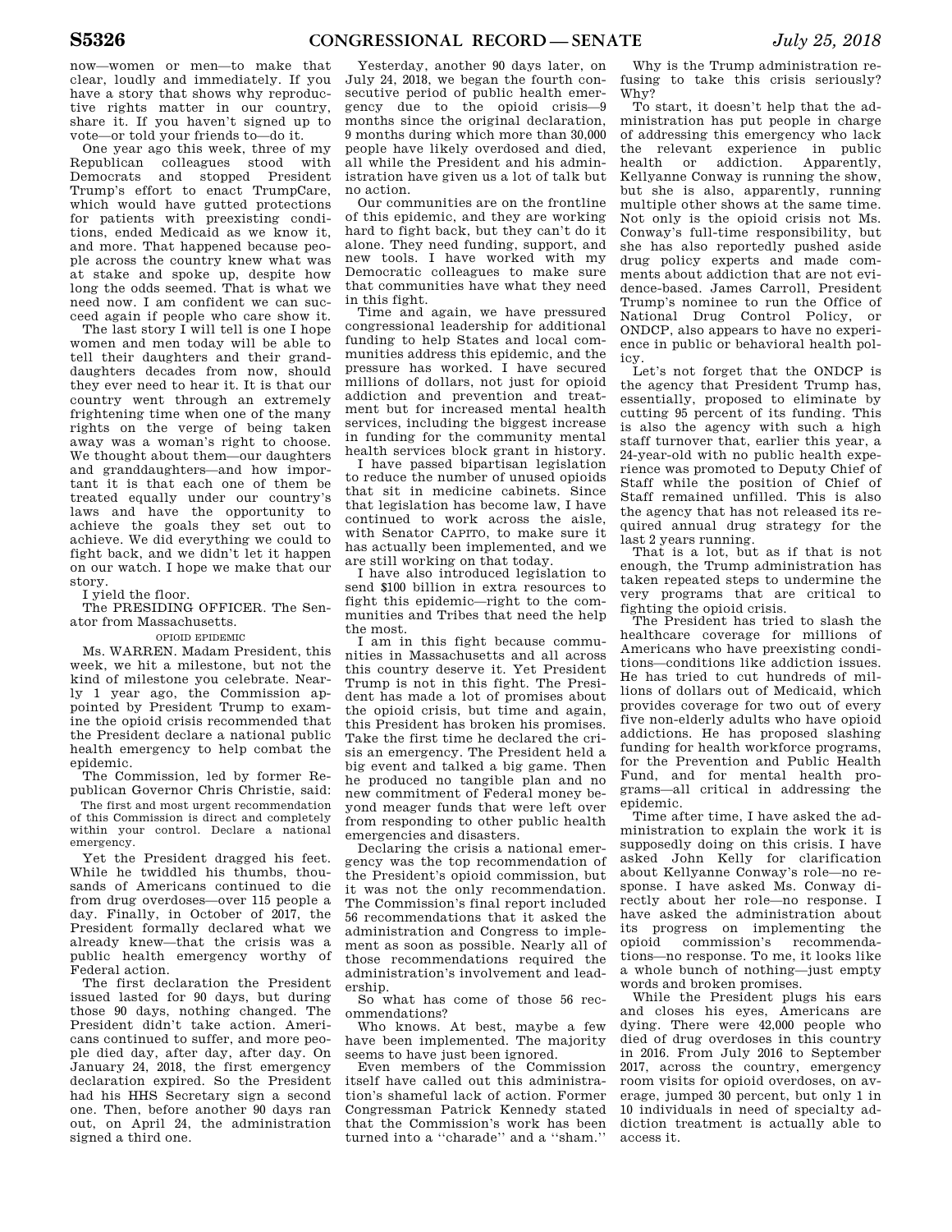now—women or men—to make that clear, loudly and immediately. If you have a story that shows why reproductive rights matter in our country, share it. If you haven't signed up to vote—or told your friends to—do it.

One year ago this week, three of my Republican colleagues stood with Democrats and stopped President Trump's effort to enact TrumpCare, which would have gutted protections for patients with preexisting conditions, ended Medicaid as we know it, and more. That happened because people across the country knew what was at stake and spoke up, despite how long the odds seemed. That is what we need now. I am confident we can succeed again if people who care show it.

The last story I will tell is one I hope women and men today will be able to tell their daughters and their granddaughters decades from now, should they ever need to hear it. It is that our country went through an extremely frightening time when one of the many rights on the verge of being taken away was a woman's right to choose. We thought about them—our daughters and granddaughters—and how important it is that each one of them be treated equally under our country's laws and have the opportunity to achieve the goals they set out to achieve. We did everything we could to fight back, and we didn't let it happen on our watch. I hope we make that our story.

I yield the floor.

The PRESIDING OFFICER. The Senator from Massachusetts.

## OPIOID EPIDEMIC

Ms. WARREN. Madam President, this week, we hit a milestone, but not the kind of milestone you celebrate. Nearly 1 year ago, the Commission appointed by President Trump to examine the opioid crisis recommended that the President declare a national public health emergency to help combat the epidemic.

The Commission, led by former Republican Governor Chris Christie, said:

> The first and most urgent recommendation of this Commission is direct and completely within your control. Declare a national emergency.

Yet the President dragged his feet. While he twiddled his thumbs, thousands of Americans continued to die from drug overdoses—over 115 people a day. Finally, in October of 2017, the President formally declared what we already knew—that the crisis was a public health emergency worthy of Federal action.

The first declaration the President issued lasted for 90 days, but during those 90 days, nothing changed. The President didn't take action. Americans continued to suffer, and more people died day, after day, after day. On January 24, 2018, the first emergency declaration expired. So the President had his HHS Secretary sign a second one. Then, before another 90 days ran out, on April 24, the administration signed a third one.

Yesterday, another 90 days later, on July 24, 2018, we began the fourth consecutive period of public health emergency due to the opioid crisis—9 months since the original declaration, 9 months during which more than 30,000 people have likely overdosed and died, all while the President and his administration have given us a lot of talk but no action.

Our communities are on the frontline of this epidemic, and they are working hard to fight back, but they can't do it alone. They need funding, support, and new tools. I have worked with my Democratic colleagues to make sure that communities have what they need in this fight.

Time and again, we have pressured congressional leadership for additional funding to help States and local communities address this epidemic, and the pressure has worked. I have secured millions of dollars, not just for opioid addiction and prevention and treatment but for increased mental health services, including the biggest increase in funding for the community mental health services block grant in history.

I have passed bipartisan legislation to reduce the number of unused opioids that sit in medicine cabinets. Since that legislation has become law, I have continued to work across the aisle, with Senator CAPITO, to make sure it has actually been implemented, and we are still working on that today.

I have also introduced legislation to send $100 billion in extra resources to fight this epidemic—right to the communities and Tribes that need the help the most.

I am in this fight because communities in Massachusetts and all across this country deserve it. Yet President Trump is not in this fight. The President has made a lot of promises about the opioid crisis, but time and again, this President has broken his promises. Take the first time he declared the crisis an emergency. The President held a big event and talked a big game. Then he produced no tangible plan and no new commitment of Federal money beyond meager funds that were left over from responding to other public health emergencies and disasters.

Declaring the crisis a national emergency was the top recommendation of the President's opioid commission, but it was not the only recommendation. The Commission's final report included 56 recommendations that it asked the administration and Congress to implement as soon as possible. Nearly all of those recommendations required the administration's involvement and leadership.

So what has come of those 56 recommendations?

Who knows. At best, maybe a few have been implemented. The majority seems to have just been ignored.

Even members of the Commission itself have called out this administration's shameful lack of action. Former Congressman Patrick Kennedy stated that the Commission's work has been turned into a ''charade'' and a ''sham.''

Why is the Trump administration refusing to take this crisis seriously? Why?

To start, it doesn't help that the administration has put people in charge of addressing this emergency who lack the relevant experience in public health or addiction. Apparently, Kellyanne Conway is running the show, but she is also, apparently, running multiple other shows at the same time. Not only is the opioid crisis not Ms. Conway's full-time responsibility, but she has also reportedly pushed aside drug policy experts and made comments about addiction that are not evidence-based. James Carroll, President Trump's nominee to run the Office of National Drug Control Policy, or ONDCP, also appears to have no experience in public or behavioral health policy.

Let's not forget that the ONDCP is the agency that President Trump has, essentially, proposed to eliminate by cutting 95 percent of its funding. This is also the agency with such a high staff turnover that, earlier this year, a 24-year-old with no public health experience was promoted to Deputy Chief of Staff while the position of Chief of Staff remained unfilled. This is also the agency that has not released its required annual drug strategy for the last 2 years running.

That is a lot, but as if that is not enough, the Trump administration has taken repeated steps to undermine the very programs that are critical to fighting the opioid crisis.

The President has tried to slash the healthcare coverage for millions of Americans who have preexisting conditions—conditions like addiction issues. He has tried to cut hundreds of millions of dollars out of Medicaid, which provides coverage for two out of every five non-elderly adults who have opioid addictions. He has proposed slashing funding for health workforce programs, for the Prevention and Public Health Fund, and for mental health programs—all critical in addressing the epidemic.

Time after time, I have asked the administration to explain the work it is supposedly doing on this crisis. I have asked John Kelly for clarification about Kellyanne Conway's role—no response. I have asked Ms. Conway directly about her role—no response. I have asked the administration about its progress on implementing the opioid commission's recommendations—no response. To me, it looks like a whole bunch of nothing—just empty words and broken promises.

While the President plugs his ears and closes his eyes, Americans are dying. There were 42,000 people who died of drug overdoses in this country in 2016. From July 2016 to September 2017, across the country, emergency room visits for opioid overdoses, on average, jumped 30 percent, but only 1 in 10 individuals in need of specialty addiction treatment is actually able to access it.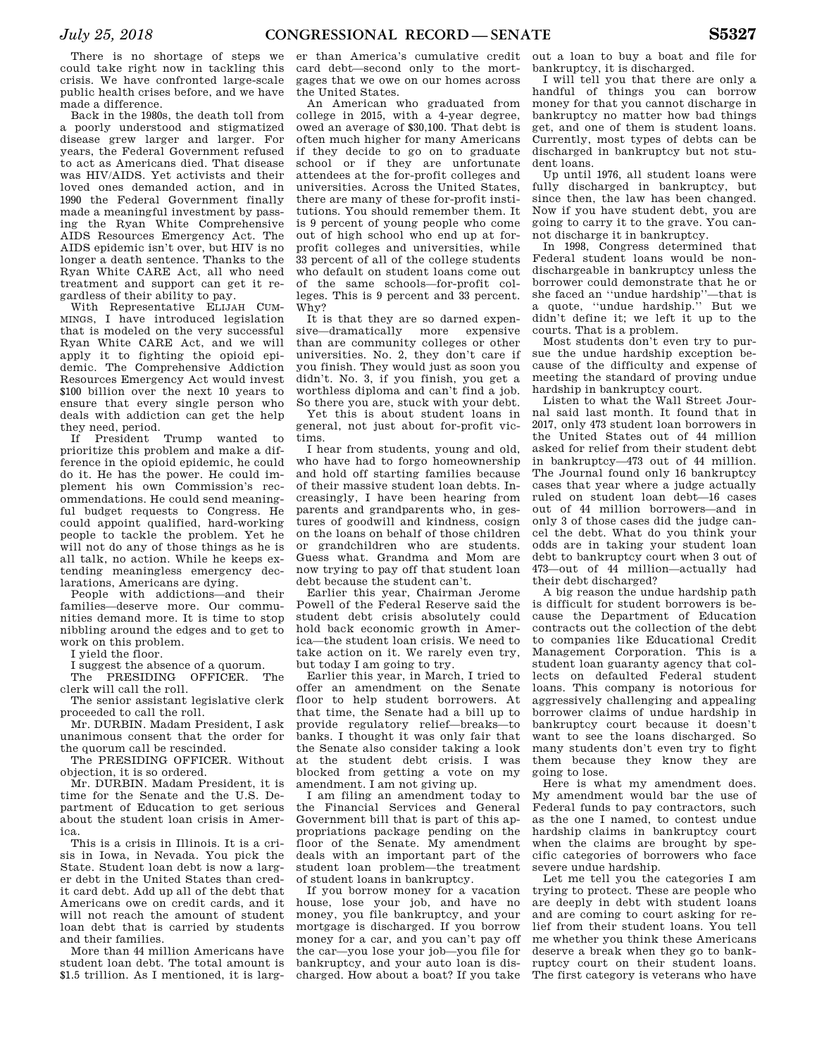There is no shortage of steps we could take right now in tackling this crisis. We have confronted large-scale public health crises before, and we have made a difference.

Back in the 1980s, the death toll from a poorly understood and stigmatized disease grew larger and larger. For years, the Federal Government refused to act as Americans died. That disease was HIV/AIDS. Yet activists and their loved ones demanded action, and in 1990 the Federal Government finally made a meaningful investment by passing the Ryan White Comprehensive AIDS Resources Emergency Act. The AIDS epidemic isn't over, but HIV is no longer a death sentence. Thanks to the Ryan White CARE Act, all who need treatment and support can get it regardless of their ability to pay.

With Representative ELIJAH CUMMINGS, I have introduced legislation that is modeled on the very successful Ryan White CARE Act, and we will apply it to fighting the opioid epidemic. The Comprehensive Addiction Resources Emergency Act would invest $100 billion over the next 10 years to ensure that every single person who deals with addiction can get the help they need, period.

If President Trump wanted to prioritize this problem and make a difference in the opioid epidemic, he could do it. He has the power. He could implement his own Commission's recommendations. He could send meaningful budget requests to Congress. He could appoint qualified, hard-working people to tackle the problem. Yet he will not do any of those things as he is all talk, no action. While he keeps extending meaningless emergency declarations, Americans are dying.

People with addictions—and their families—deserve more. Our communities demand more. It is time to stop nibbling around the edges and to get to work on this problem.

I yield the floor.

I suggest the absence of a quorum.

The PRESIDING OFFICER. The clerk will call the roll.

The senior assistant legislative clerk proceeded to call the roll.

Mr. DURBIN. Madam President, I ask unanimous consent that the order for the quorum call be rescinded.

The PRESIDING OFFICER. Without objection, it is so ordered.

Mr. DURBIN. Madam President, it is time for the Senate and the U.S. Department of Education to get serious about the student loan crisis in America.

This is a crisis in Illinois. It is a crisis in Iowa, in Nevada. You pick the State. Student loan debt is now a larger debt in the United States than credit card debt. Add up all of the debt that Americans owe on credit cards, and it will not reach the amount of student loan debt that is carried by students and their families.

More than 44 million Americans have student loan debt. The total amount is $1.5 trillion. As I mentioned, it is larger than America's cumulative credit card debt—second only to the mortgages that we owe on our homes across the United States.

An American who graduated from college in 2015, with a 4-year degree, owed an average of $30,100. That debt is often much higher for many Americans if they decide to go on to graduate school or if they are unfortunate attendees at the for-profit colleges and universities. Across the United States, there are many of these for-profit institutions. You should remember them. It is 9 percent of young people who come out of high school who end up at for-profit colleges and universities, while 33 percent of all of the college students who default on student loans come out of the same schools—for-profit colleges. This is 9 percent and 33 percent. Why?

It is that they are so darned expensive—dramatically more expensive than are community colleges or other universities. No. 2, they don't care if you finish. They would just as soon you didn't. No. 3, if you finish, you get a worthless diploma and can't find a job. So there you are, stuck with your debt.

Yet this is about student loans in general, not just about for-profit victims.

I hear from students, young and old, who have had to forgo homeownership and hold off starting families because of their massive student loan debts. Increasingly, I have been hearing from parents and grandparents who, in gestures of goodwill and kindness, cosign on the loans on behalf of those children or grandchildren who are students. Guess what. Grandma and Mom are now trying to pay off that student loan debt because the student can't.

Earlier this year, Chairman Jerome Powell of the Federal Reserve said the student debt crisis absolutely could hold back economic growth in America—the student loan crisis. We need to take action on it. We rarely even try, but today I am going to try.

Earlier this year, in March, I tried to offer an amendment on the Senate floor to help student borrowers. At that time, the Senate had a bill up to provide regulatory relief—breaks—to banks. I thought it was only fair that the Senate also consider taking a look at the student debt crisis. I was blocked from getting a vote on my amendment. I am not giving up.

I am filing an amendment today to the Financial Services and General Government bill that is part of this appropriations package pending on the floor of the Senate. My amendment deals with an important part of the student loan problem—the treatment of student loans in bankruptcy.

If you borrow money for a vacation house, lose your job, and have no money, you file bankruptcy, and your mortgage is discharged. If you borrow money for a car, and you can't pay off the car—you lose your job—you file for bankruptcy, and your auto loan is discharged. How about a boat? If you take out a loan to buy a boat and file for bankruptcy, it is discharged.

I will tell you that there are only a handful of things you can borrow money for that you cannot discharge in bankruptcy no matter how bad things get, and one of them is student loans. Currently, most types of debts can be discharged in bankruptcy but not student loans.

Up until 1976, all student loans were fully discharged in bankruptcy, but since then, the law has been changed. Now if you have student debt, you are going to carry it to the grave. You cannot discharge it in bankruptcy.

In 1998, Congress determined that Federal student loans would be non-dischargeable in bankruptcy unless the borrower could demonstrate that he or she faced an ''undue hardship''—that is a quote, ''undue hardship.'' But we didn't define it; we left it up to the courts. That is a problem.

Most students don't even try to pursue the undue hardship exception because of the difficulty and expense of meeting the standard of proving undue hardship in bankruptcy court.

Listen to what the Wall Street Journal said last month. It found that in 2017, only 473 student loan borrowers in the United States out of 44 million asked for relief from their student debt in bankruptcy—473 out of 44 million. The Journal found only 16 bankruptcy cases that year where a judge actually ruled on student loan debt—16 cases out of 44 million borrowers—and in only 3 of those cases did the judge cancel the debt. What do you think your odds are in taking your student loan debt to bankruptcy court when 3 out of 473—out of 44 million—actually had their debt discharged?

A big reason the undue hardship path is difficult for student borrowers is because the Department of Education contracts out the collection of the debt to companies like Educational Credit Management Corporation. This is a student loan guaranty agency that collects on defaulted Federal student loans. This company is notorious for aggressively challenging and appealing borrower claims of undue hardship in bankruptcy court because it doesn't want to see the loans discharged. So many students don't even try to fight them because they know they are going to lose.

Here is what my amendment does. My amendment would bar the use of Federal funds to pay contractors, such as the one I named, to contest undue hardship claims in bankruptcy court when the claims are brought by specific categories of borrowers who face severe undue hardship.

Let me tell you the categories I am trying to protect. These are people who are deeply in debt with student loans and are coming to court asking for relief from their student loans. You tell me whether you think these Americans deserve a break when they go to bankruptcy court on their student loans. The first category is veterans who have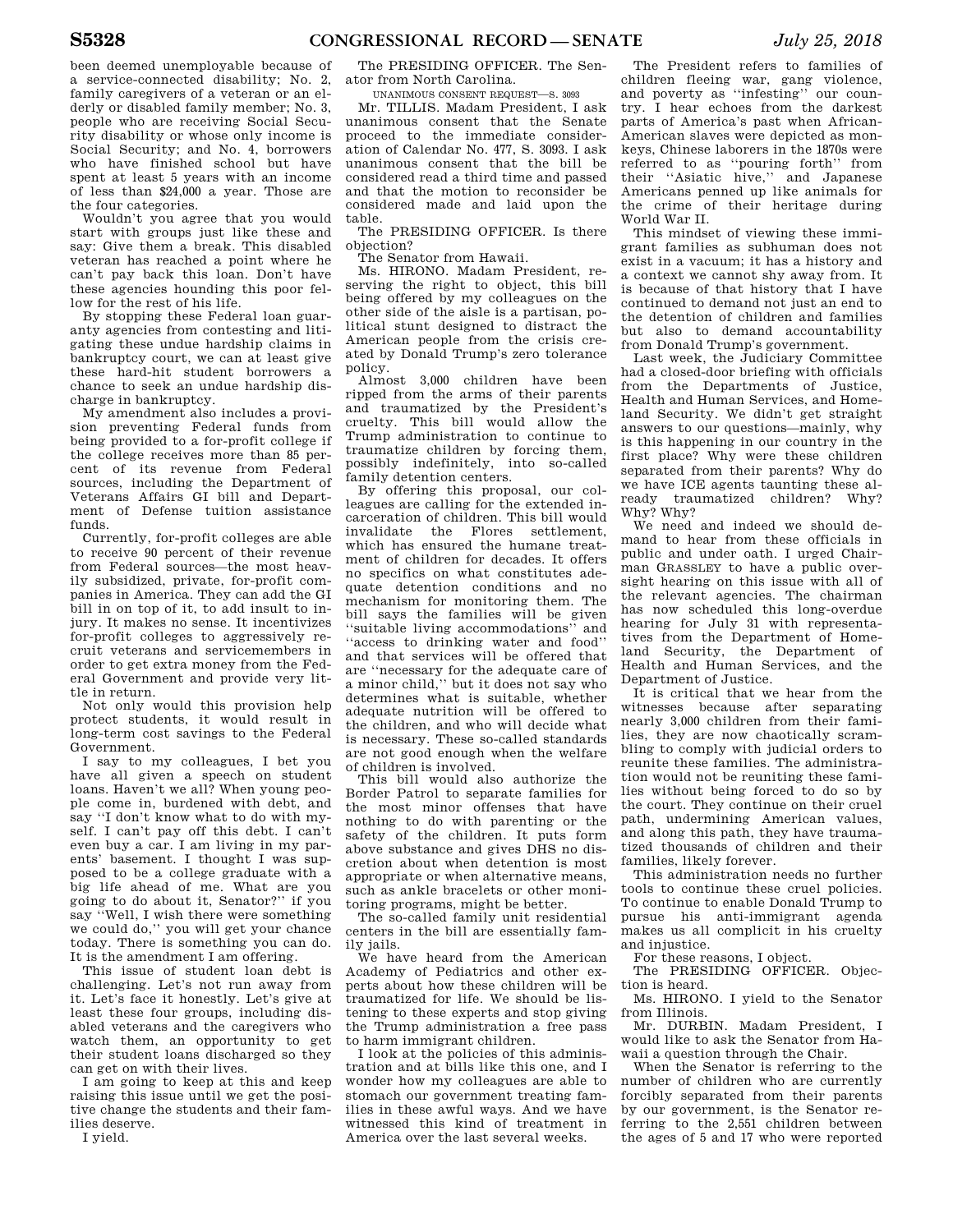been deemed unemployable because of a service-connected disability; No. 2, family caregivers of a veteran or an elderly or disabled family member; No. 3, people who are receiving Social Security disability or whose only income is Social Security; and No. 4, borrowers who have finished school but have spent at least 5 years with an income of less than $24,000 a year. Those are the four categories.

Wouldn't you agree that you would start with groups just like these and say: Give them a break. This disabled veteran has reached a point where he can't pay back this loan. Don't have these agencies hounding this poor fellow for the rest of his life.

By stopping these Federal loan guaranty agencies from contesting and litigating these undue hardship claims in bankruptcy court, we can at least give these hard-hit student borrowers a chance to seek an undue hardship discharge in bankruptcy.

My amendment also includes a provision preventing Federal funds from being provided to a for-profit college if the college receives more than 85 percent of its revenue from Federal sources, including the Department of Veterans Affairs GI bill and Department of Defense tuition assistance funds.

Currently, for-profit colleges are able to receive 90 percent of their revenue from Federal sources—the most heavily subsidized, private, for-profit companies in America. They can add the GI bill in on top of it, to add insult to injury. It makes no sense. It incentivizes for-profit colleges to aggressively recruit veterans and servicemembers in order to get extra money from the Federal Government and provide very little in return.

Not only would this provision help protect students, it would result in long-term cost savings to the Federal Government.

I say to my colleagues, I bet you have all given a speech on student loans. Haven't we all? When young people come in, burdened with debt, and say ''I don't know what to do with myself. I can't pay off this debt. I can't even buy a car. I am living in my parents' basement. I thought I was supposed to be a college graduate with a big life ahead of me. What are you going to do about it, Senator?'' if you say ''Well, I wish there were something we could do,'' you will get your chance today. There is something you can do. It is the amendment I am offering.

This issue of student loan debt is challenging. Let's not run away from it. Let's face it honestly. Let's give at least these four groups, including disabled veterans and the caregivers who watch them, an opportunity to get their student loans discharged so they can get on with their lives.

I am going to keep at this and keep raising this issue until we get the positive change the students and their families deserve.

I yield.

The PRESIDING OFFICER. The Senator from North Carolina.

UNANIMOUS CONSENT REQUEST—S. 3093

Mr. TILLIS. Madam President, I ask unanimous consent that the Senate proceed to the immediate consideration of Calendar No. 477, S. 3093. I ask unanimous consent that the bill be considered read a third time and passed and that the motion to reconsider be considered made and laid upon the table.

The PRESIDING OFFICER. Is there objection?

The Senator from Hawaii.

Ms. HIRONO. Madam President, reserving the right to object, this bill being offered by my colleagues on the other side of the aisle is a partisan, political stunt designed to distract the American people from the crisis created by Donald Trump's zero tolerance policy.

Almost 3,000 children have been ripped from the arms of their parents and traumatized by the President's cruelty. This bill would allow the Trump administration to continue to traumatize children by forcing them, possibly indefinitely, into so-called family detention centers.

By offering this proposal, our colleagues are calling for the extended incarceration of children. This bill would invalidate the Flores settlement, which has ensured the humane treatment of children for decades. It offers no specifics on what constitutes adequate detention conditions and no mechanism for monitoring them. The bill says the families will be given ''suitable living accommodations'' and ''access to drinking water and food'' and that services will be offered that are ''necessary for the adequate care of a minor child,'' but it does not say who determines what is suitable, whether adequate nutrition will be offered to the children, and who will decide what is necessary. These so-called standards are not good enough when the welfare of children is involved.

This bill would also authorize the Border Patrol to separate families for the most minor offenses that have nothing to do with parenting or the safety of the children. It puts form above substance and gives DHS no discretion about when detention is most appropriate or when alternative means, such as ankle bracelets or other monitoring programs, might be better.

The so-called family unit residential centers in the bill are essentially family jails.

We have heard from the American Academy of Pediatrics and other experts about how these children will be traumatized for life. We should be listening to these experts and stop giving the Trump administration a free pass to harm immigrant children.

I look at the policies of this administration and at bills like this one, and I wonder how my colleagues are able to stomach our government treating families in these awful ways. And we have witnessed this kind of treatment in America over the last several weeks.

The President refers to families of children fleeing war, gang violence, and poverty as ''infesting'' our country. I hear echoes from the darkest parts of America's past when African-American slaves were depicted as monkeys, Chinese laborers in the 1870s were referred to as ''pouring forth'' from their ''Asiatic hive,'' and Japanese Americans penned up like animals for the crime of their heritage during World War II.

This mindset of viewing these immigrant families as subhuman does not exist in a vacuum; it has a history and a context we cannot shy away from. It is because of that history that I have continued to demand not just an end to the detention of children and families but also to demand accountability from Donald Trump's government.

Last week, the Judiciary Committee had a closed-door briefing with officials from the Departments of Justice, Health and Human Services, and Homeland Security. We didn't get straight answers to our questions—mainly, why is this happening in our country in the first place? Why were these children separated from their parents? Why do we have ICE agents taunting these already traumatized children? Why? Why? Why?

We need and indeed we should demand to hear from these officials in public and under oath. I urged Chairman GRASSLEY to have a public oversight hearing on this issue with all of the relevant agencies. The chairman has now scheduled this long-overdue hearing for July 31 with representatives from the Department of Homeland Security, the Department of Health and Human Services, and the Department of Justice.

It is critical that we hear from the witnesses because after separating nearly 3,000 children from their families, they are now chaotically scrambling to comply with judicial orders to reunite these families. The administration would not be reuniting these families without being forced to do so by the court. They continue on their cruel path, undermining American values, and along this path, they have traumatized thousands of children and their families, likely forever.

This administration needs no further tools to continue these cruel policies. To continue to enable Donald Trump to pursue his anti-immigrant agenda makes us all complicit in his cruelty and injustice.

For these reasons, I object.

The PRESIDING OFFICER. Objection is heard.

Ms. HIRONO. I yield to the Senator from Illinois.

Mr. DURBIN. Madam President, I would like to ask the Senator from Hawaii a question through the Chair.

When the Senator is referring to the number of children who are currently forcibly separated from their parents by our government, is the Senator referring to the 2,551 children between the ages of 5 and 17 who were reported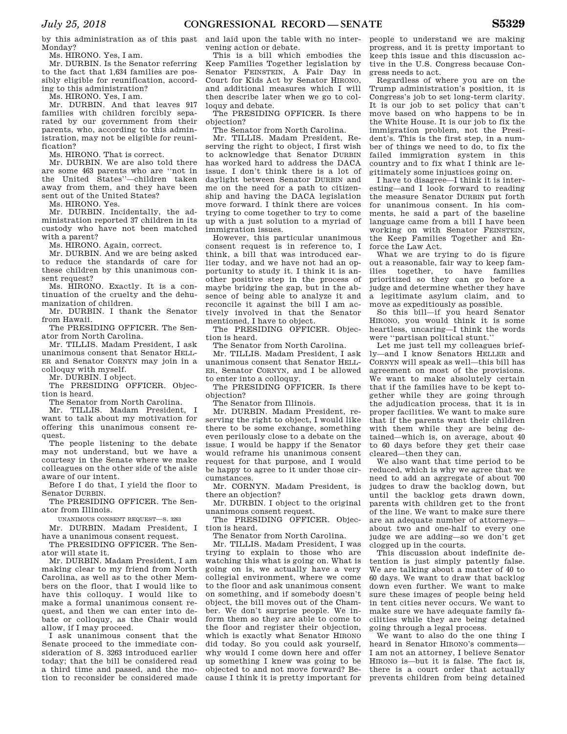by this administration as of this past Monday?

Ms. HIRONO. Yes, I am.

Mr. DURBIN. Is the Senator referring to the fact that 1,634 families are possibly eligible for reunification, according to this administration?

Ms. HIRONO. Yes, I am.

Mr. DURBIN. And that leaves 917 families with children forcibly separated by our government from their parents, who, according to this administration, may not be eligible for reunification?

Ms. HIRONO. That is correct.

Mr. DURBIN. We are also told there are some 463 parents who are ''not in the United States''—children taken away from them, and they have been sent out of the United States?

Ms. HIRONO. Yes.

Mr. DURBIN. Incidentally, the administration reported 37 children in its custody who have not been matched with a parent?

Ms. HIRONO. Again, correct.

Mr. DURBIN. And we are being asked to reduce the standards of care for these children by this unanimous consent request?

Ms. HIRONO. Exactly. It is a continuation of the cruelty and the dehumanization of children.

Mr. DURBIN. I thank the Senator from Hawaii.

The PRESIDING OFFICER. The Senator from North Carolina.

Mr. TILLIS. Madam President, I ask unanimous consent that Senator HELLER and Senator CORNYN may join in a colloquy with myself.

Mr. DURBIN. I object.

The PRESIDING OFFICER. Objection is heard.

The Senator from North Carolina.

Mr. TILLIS. Madam President, I want to talk about my motivation for offering this unanimous consent request.

The people listening to the debate may not understand, but we have a courtesy in the Senate where we make colleagues on the other side of the aisle aware of our intent.

Before I do that, I yield the floor to Senator DURBIN.

The PRESIDING OFFICER. The Senator from Illinois.

UNANIMOUS CONSENT REQUEST—S. 3263

Mr. DURBIN. Madam President, I have a unanimous consent request.

The PRESIDING OFFICER. The Senator will state it.

Mr. DURBIN. Madam President, I am making clear to my friend from North Carolina, as well as to the other Members on the floor, that I would like to have this colloquy. I would like to make a formal unanimous consent request, and then we can enter into debate or colloquy, as the Chair would allow, if I may proceed.

I ask unanimous consent that the Senate proceed to the immediate consideration of S. 3263 introduced earlier today; that the bill be considered read a third time and passed, and the motion to reconsider be considered made and laid upon the table with no intervening action or debate.

This is a bill which embodies the Keep Families Together legislation by Senator FEINSTEIN, A Fair Day in Court for Kids Act by Senator HIRONO, and additional measures which I will then describe later when we go to colloquy and debate.

The PRESIDING OFFICER. Is there objection?

The Senator from North Carolina.

Mr. TILLIS. Madam President, Reserving the right to object, I first wish to acknowledge that Senator DURBIN has worked hard to address the DACA issue. I don't think there is a lot of daylight between Senator DURBIN and me on the need for a path to citizenship and having the DACA legislation move forward. I think there are voices trying to come together to try to come up with a just solution to a myriad of immigration issues.

However, this particular unanimous consent request is in reference to, I think, a bill that was introduced earlier today, and we have not had an opportunity to study it. I think it is another positive step in the process of maybe bridging the gap, but in the absence of being able to analyze it and reconcile it against the bill I am actively involved in that the Senator mentioned, I have to object.

The PRESIDING OFFICER. Objection is heard.

The Senator from North Carolina.

Mr. TILLIS. Madam President, I ask unanimous consent that Senator HELLER, Senator CORNYN, and I be allowed to enter into a colloquy.

The PRESIDING OFFICER. Is there objection?

The Senator from Illinois.

Mr. DURBIN. Madam President, reserving the right to object, I would like there to be some exchange, something even perilously close to a debate on the issue. I would be happy if the Senator would reframe his unanimous consent request for that purpose, and I would be happy to agree to it under those circumstances.

Mr. CORNYN. Madam President, is there an objection?

Mr. DURBIN. I object to the original unanimous consent request.

The PRESIDING OFFICER. Objection is heard.

The Senator from North Carolina.

Mr. TILLIS. Madam President, I was trying to explain to those who are watching this what is going on. What is going on is, we actually have a very collegial environment, where we come to the floor and ask unanimous consent on something, and if somebody doesn't object, the bill moves out of the Chamber. We don't surprise people. We inform them so they are able to come to the floor and register their objection, which is exactly what Senator HIRONO did today. So you could ask yourself, why would I come down here and offer up something I knew was going to be objected to and not move forward? Because I think it is pretty important for people to understand we are making progress, and it is pretty important to keep this issue and this discussion active in the U.S. Congress because Congress needs to act.

Regardless of where you are on the Trump administration's position, it is Congress's job to set long-term clarity. It is our job to set policy that can't move based on who happens to be in the White House. It is our job to fix the immigration problem, not the President's. This is the first step, in a number of things we need to do, to fix the failed immigration system in this country and to fix what I think are legitimately some injustices going on.

I have to disagree—I think it is interesting—and I look forward to reading the measure Senator DURBIN put forth for unanimous consent. In his comments, he said a part of the baseline language came from a bill I have been working on with Senator FEINSTEIN, the Keep Families Together and Enforce the Law Act.

What we are trying to do is figure out a reasonable, fair way to keep families together, to have families prioritized so they can go before a judge and determine whether they have a legitimate asylum claim, and to move as expeditiously as possible.

So this bill—if you heard Senator HIRONO, you would think it is some heartless, uncaring—I think the words were ''partisan political stunt.''

Let me just tell my colleagues briefly—and I know Senators HELLER and CORNYN will speak as well—this bill has agreement on most of the provisions. We want to make absolutely certain that if the families have to be kept together while they are going through the adjudication process, that it is in proper facilities. We want to make sure that if the parents want their children with them while they are being detained—which is, on average, about 40 to 60 days before they get their case cleared—then they can.

We also want that time period to be reduced, which is why we agree that we need to add an aggregate of about 700 judges to draw the backlog down, but until the backlog gets drawn down, parents with children get to the front of the line. We want to make sure there are an adequate number of attorneys—about two and one-half to every one judge we are adding—so we don't get clogged up in the courts.

This discussion about indefinite detention is just simply patently false. We are talking about a matter of 40 to 60 days. We want to draw that backlog down even further. We want to make sure these images of people being held in tent cities never occurs. We want to make sure we have adequate family facilities while they are being detained going through a legal process.

We want to also do the one thing I heard in Senator HIRONO's comments—I am not an attorney, I believe Senator HIRONO is—but it is false. The fact is, there is a court order that actually prevents children from being detained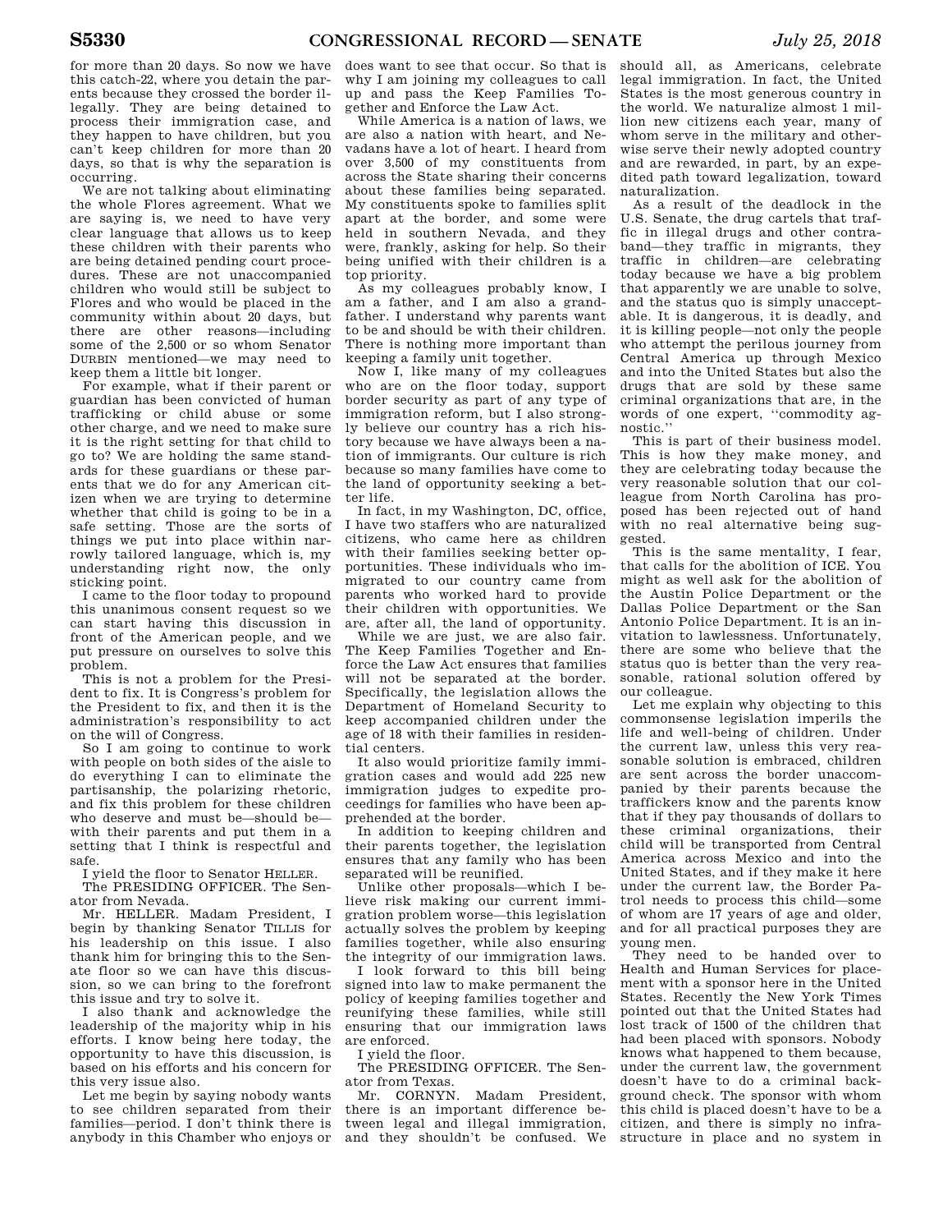for more than 20 days. So now we have this catch-22, where you detain the parents because they crossed the border illegally. They are being detained to process their immigration case, and they happen to have children, but you can't keep children for more than 20 days, so that is why the separation is occurring.

We are not talking about eliminating the whole Flores agreement. What we are saying is, we need to have very clear language that allows us to keep these children with their parents who are being detained pending court procedures. These are not unaccompanied children who would still be subject to Flores and who would be placed in the community within about 20 days, but there are other reasons—including some of the 2,500 or so whom Senator DURBIN mentioned—we may need to keep them a little bit longer.

For example, what if their parent or guardian has been convicted of human trafficking or child abuse or some other charge, and we need to make sure it is the right setting for that child to go to? We are holding the same standards for these guardians or these parents that we do for any American citizen when we are trying to determine whether that child is going to be in a safe setting. Those are the sorts of things we put into place within narrowly tailored language, which is, my understanding right now, the only sticking point.

I came to the floor today to propound this unanimous consent request so we can start having this discussion in front of the American people, and we put pressure on ourselves to solve this problem.

This is not a problem for the President to fix. It is Congress's problem for the President to fix, and then it is the administration's responsibility to act on the will of Congress.

So I am going to continue to work with people on both sides of the aisle to do everything I can to eliminate the partisanship, the polarizing rhetoric, and fix this problem for these children who deserve and must be—should be—with their parents and put them in a setting that I think is respectful and safe.

I yield the floor to Senator HELLER.

The PRESIDING OFFICER. The Senator from Nevada.

Mr. HELLER. Madam President, I begin by thanking Senator TILLIS for his leadership on this issue. I also thank him for bringing this to the Senate floor so we can have this discussion, so we can bring to the forefront this issue and try to solve it.

I also thank and acknowledge the leadership of the majority whip in his efforts. I know being here today, the opportunity to have this discussion, is based on his efforts and his concern for this very issue also.

Let me begin by saying nobody wants to see children separated from their families—period. I don't think there is anybody in this Chamber who enjoys or does want to see that occur. So that is why I am joining my colleagues to call up and pass the Keep Families Together and Enforce the Law Act.

While America is a nation of laws, we are also a nation with heart, and Nevadans have a lot of heart. I heard from over 3,500 of my constituents from across the State sharing their concerns about these families being separated. My constituents spoke to families split apart at the border, and some were held in southern Nevada, and they were, frankly, asking for help. So their being unified with their children is a top priority.

As my colleagues probably know, I am a father, and I am also a grandfather. I understand why parents want to be and should be with their children. There is nothing more important than keeping a family unit together.

Now I, like many of my colleagues who are on the floor today, support border security as part of any type of immigration reform, but I also strongly believe our country has a rich history because we have always been a nation of immigrants. Our culture is rich because so many families have come to the land of opportunity seeking a better life.

In fact, in my Washington, DC, office, I have two staffers who are naturalized citizens, who came here as children with their families seeking better opportunities. These individuals who immigrated to our country came from parents who worked hard to provide their children with opportunities. We are, after all, the land of opportunity.

While we are just, we are also fair. The Keep Families Together and Enforce the Law Act ensures that families will not be separated at the border. Specifically, the legislation allows the Department of Homeland Security to keep accompanied children under the age of 18 with their families in residential centers.

It also would prioritize family immigration cases and would add 225 new immigration judges to expedite proceedings for families who have been apprehended at the border.

In addition to keeping children and their parents together, the legislation ensures that any family who has been separated will be reunified.

Unlike other proposals—which I believe risk making our current immigration problem worse—this legislation actually solves the problem by keeping families together, while also ensuring the integrity of our immigration laws.

I look forward to this bill being signed into law to make permanent the policy of keeping families together and reunifying these families, while still ensuring that our immigration laws are enforced.

I yield the floor.

The PRESIDING OFFICER. The Senator from Texas.

Mr. CORNYN. Madam President, there is an important difference between legal and illegal immigration, and they shouldn't be confused. We should all, as Americans, celebrate legal immigration. In fact, the United States is the most generous country in the world. We naturalize almost 1 million new citizens each year, many of whom serve in the military and otherwise serve their newly adopted country and are rewarded, in part, by an expedited path toward legalization, toward naturalization.

As a result of the deadlock in the U.S. Senate, the drug cartels that traffic in illegal drugs and other contraband—they traffic in migrants, they traffic in children—are celebrating today because we have a big problem that apparently we are unable to solve, and the status quo is simply unacceptable. It is dangerous, it is deadly, and it is killing people—not only the people who attempt the perilous journey from Central America up through Mexico and into the United States but also the drugs that are sold by these same criminal organizations that are, in the words of one expert, "commodity agnostic."

This is part of their business model. This is how they make money, and they are celebrating today because the very reasonable solution that our colleague from North Carolina has proposed has been rejected out of hand with no real alternative being suggested.

This is the same mentality, I fear, that calls for the abolition of ICE. You might as well ask for the abolition of the Austin Police Department or the Dallas Police Department or the San Antonio Police Department. It is an invitation to lawlessness. Unfortunately, there are some who believe that the status quo is better than the very reasonable, rational solution offered by our colleague.

Let me explain why objecting to this commonsense legislation imperils the life and well-being of children. Under the current law, unless this very reasonable solution is embraced, children are sent across the border unaccompanied by their parents because the traffickers know and the parents know that if they pay thousands of dollars to these criminal organizations, their child will be transported from Central America across Mexico and into the United States, and if they make it here under the current law, the Border Patrol needs to process this child—some of whom are 17 years of age and older, and for all practical purposes they are young men.

They need to be handed over to Health and Human Services for placement with a sponsor here in the United States. Recently the New York Times pointed out that the United States had lost track of 1500 of the children that had been placed with sponsors. Nobody knows what happened to them because, under the current law, the government doesn't have to do a criminal background check. The sponsor with whom this child is placed doesn't have to be a citizen, and there is simply no infrastructure in place and no system in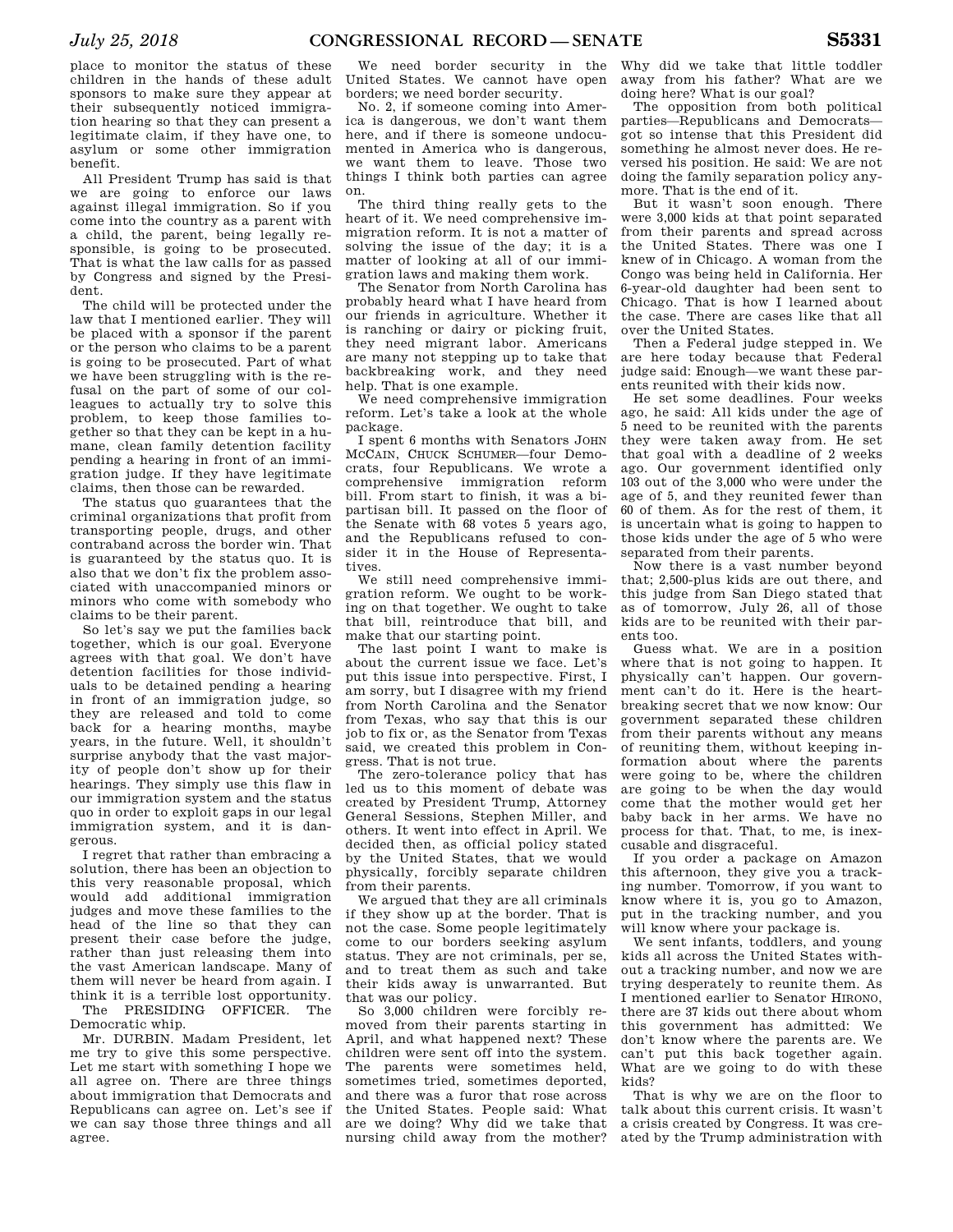place to monitor the status of these children in the hands of these adult sponsors to make sure they appear at their subsequently noticed immigration hearing so that they can present a legitimate claim, if they have one, to asylum or some other immigration benefit.

All President Trump has said is that we are going to enforce our laws against illegal immigration. So if you come into the country as a parent with a child, the parent, being legally responsible, is going to be prosecuted. That is what the law calls for as passed by Congress and signed by the President.

The child will be protected under the law that I mentioned earlier. They will be placed with a sponsor if the parent or the person who claims to be a parent is going to be prosecuted. Part of what we have been struggling with is the refusal on the part of some of our colleagues to actually try to solve this problem, to keep those families together so that they can be kept in a humane, clean family detention facility pending a hearing in front of an immigration judge. If they have legitimate claims, then those can be rewarded.

The status quo guarantees that the criminal organizations that profit from transporting people, drugs, and other contraband across the border win. That is guaranteed by the status quo. It is also that we don't fix the problem associated with unaccompanied minors or minors who come with somebody who claims to be their parent.

So let's say we put the families back together, which is our goal. Everyone agrees with that goal. We don't have detention facilities for those individuals to be detained pending a hearing in front of an immigration judge, so they are released and told to come back for a hearing months, maybe years, in the future. Well, it shouldn't surprise anybody that the vast majority of people don't show up for their hearings. They simply use this flaw in our immigration system and the status quo in order to exploit gaps in our legal immigration system, and it is dangerous.

I regret that rather than embracing a solution, there has been an objection to this very reasonable proposal, which would add additional immigration judges and move these families to the head of the line so that they can present their case before the judge, rather than just releasing them into the vast American landscape. Many of them will never be heard from again. I think it is a terrible lost opportunity.

The PRESIDING OFFICER. The Democratic whip.

Mr. DURBIN. Madam President, let me try to give this some perspective. Let me start with something I hope we all agree on. There are three things about immigration that Democrats and Republicans can agree on. Let's see if we can say those three things and all agree.

We need border security in the United States. We cannot have open borders; we need border security.

No. 2, if someone coming into America is dangerous, we don't want them here, and if there is someone undocumented in America who is dangerous, we want them to leave. Those two things I think both parties can agree on.

The third thing really gets to the heart of it. We need comprehensive immigration reform. It is not a matter of solving the issue of the day; it is a matter of looking at all of our immigration laws and making them work.

The Senator from North Carolina has probably heard what I have heard from our friends in agriculture. Whether it is ranching or dairy or picking fruit, they need migrant labor. Americans are many not stepping up to take that backbreaking work, and they need help. That is one example.

We need comprehensive immigration reform. Let's take a look at the whole package.

I spent 6 months with Senators JOHN MCCAIN, CHUCK SCHUMER—four Democrats, four Republicans. We wrote a comprehensive immigration reform bill. From start to finish, it was a bipartisan bill. It passed on the floor of the Senate with 68 votes 5 years ago, and the Republicans refused to consider it in the House of Representatives.

We still need comprehensive immigration reform. We ought to be working on that together. We ought to take that bill, reintroduce that bill, and make that our starting point.

The last point I want to make is about the current issue we face. Let's put this issue into perspective. First, I am sorry, but I disagree with my friend from North Carolina and the Senator from Texas, who say that this is our job to fix or, as the Senator from Texas said, we created this problem in Congress. That is not true.

The zero-tolerance policy that has led us to this moment of debate was created by President Trump, Attorney General Sessions, Stephen Miller, and others. It went into effect in April. We decided then, as official policy stated by the United States, that we would physically, forcibly separate children from their parents.

We argued that they are all criminals if they show up at the border. That is not the case. Some people legitimately come to our borders seeking asylum status. They are not criminals, per se, and to treat them as such and take their kids away is unwarranted. But that was our policy.

So 3,000 children were forcibly removed from their parents starting in April, and what happened next? These children were sent off into the system. The parents were sometimes held, sometimes tried, sometimes deported, and there was a furor that rose across the United States. People said: What are we doing? Why did we take that nursing child away from the mother? Why did we take that little toddler away from his father? What are we doing here? What is our goal?

The opposition from both political parties—Republicans and Democrats—got so intense that this President did something he almost never does. He reversed his position. He said: We are not doing the family separation policy anymore. That is the end of it.

But it wasn't soon enough. There were 3,000 kids at that point separated from their parents and spread across the United States. There was one I knew of in Chicago. A woman from the Congo was being held in California. Her 6-year-old daughter had been sent to Chicago. That is how I learned about the case. There are cases like that all over the United States.

Then a Federal judge stepped in. We are here today because that Federal judge said: Enough—we want these parents reunited with their kids now.

He set some deadlines. Four weeks ago, he said: All kids under the age of 5 need to be reunited with the parents they were taken away from. He set that goal with a deadline of 2 weeks ago. Our government identified only 103 out of the 3,000 who were under the age of 5, and they reunited fewer than 60 of them. As for the rest of them, it is uncertain what is going to happen to those kids under the age of 5 who were separated from their parents.

Now there is a vast number beyond that; 2,500-plus kids are out there, and this judge from San Diego stated that as of tomorrow, July 26, all of those kids are to be reunited with their parents too.

Guess what. We are in a position where that is not going to happen. It physically can't happen. Our government can't do it. Here is the heartbreaking secret that we now know: Our government separated these children from their parents without any means of reuniting them, without keeping information about where the parents were going to be, where the children are going to be when the day would come that the mother would get her baby back in her arms. We have no process for that. That, to me, is inexcusable and disgraceful.

If you order a package on Amazon this afternoon, they give you a tracking number. Tomorrow, if you want to know where it is, you go to Amazon, put in the tracking number, and you will know where your package is.

We sent infants, toddlers, and young kids all across the United States without a tracking number, and now we are trying desperately to reunite them. As I mentioned earlier to Senator HIRONO, there are 37 kids out there about whom this government has admitted: We don't know where the parents are. We can't put this back together again. What are we going to do with these kids?

That is why we are on the floor to talk about this current crisis. It wasn't a crisis created by Congress. It was created by the Trump administration with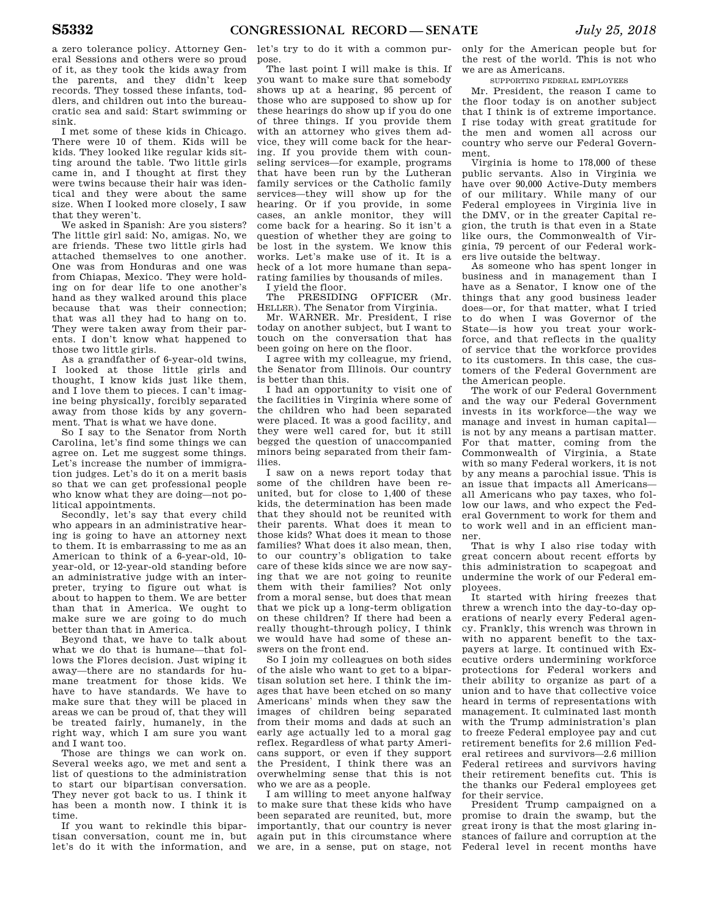a zero tolerance policy. Attorney General Sessions and others were so proud of it, as they took the kids away from the parents, and they didn't keep records. They tossed these infants, toddlers, and children out into the bureaucratic sea and said: Start swimming or sink.

I met some of these kids in Chicago. There were 10 of them. Kids will be kids. They looked like regular kids sitting around the table. Two little girls came in, and I thought at first they were twins because their hair was identical and they were about the same size. When I looked more closely, I saw that they weren't.

We asked in Spanish: Are you sisters? The little girl said: No, amigas. No, we are friends. These two little girls had attached themselves to one another. One was from Honduras and one was from Chiapas, Mexico. They were holding on for dear life to one another's hand as they walked around this place because that was their connection; that was all they had to hang on to. They were taken away from their parents. I don't know what happened to those two little girls.

As a grandfather of 6-year-old twins, I looked at those little girls and thought, I know kids just like them, and I love them to pieces. I can't imagine being physically, forcibly separated away from those kids by any government. That is what we have done.

So I say to the Senator from North Carolina, let's find some things we can agree on. Let me suggest some things. Let's increase the number of immigration judges. Let's do it on a merit basis so that we can get professional people who know what they are doing—not political appointments.

Secondly, let's say that every child who appears in an administrative hearing is going to have an attorney next to them. It is embarrassing to me as an American to think of a 6-year-old, 10-year-old, or 12-year-old standing before an administrative judge with an interpreter, trying to figure out what is about to happen to them. We are better than that in America. We ought to make sure we are going to do much better than that in America.

Beyond that, we have to talk about what we do that is humane—that follows the Flores decision. Just wiping it away—there are no standards for humane treatment for those kids. We have to have standards. We have to make sure that they will be placed in areas we can be proud of, that they will be treated fairly, humanely, in the right way, which I am sure you want and I want too.

Those are things we can work on. Several weeks ago, we met and sent a list of questions to the administration to start our bipartisan conversation. They never got back to us. I think it has been a month now. I think it is time.

If you want to rekindle this bipartisan conversation, count me in, but let's do it with the information, and let's try to do it with a common purpose.

The last point I will make is this. If you want to make sure that somebody shows up at a hearing, 95 percent of those who are supposed to show up for these hearings do show up if you do one of three things. If you provide them with an attorney who gives them advice, they will come back for the hearing. If you provide them with counseling services—for example, programs that have been run by the Lutheran family services or the Catholic family services—they will show up for the hearing. Or if you provide, in some cases, an ankle monitor, they will come back for a hearing. So it isn't a question of whether they are going to be lost in the system. We know this works. Let's make use of it. It is a heck of a lot more humane than separating families by thousands of miles.

I yield the floor.

The PRESIDING OFFICER (Mr. HELLER). The Senator from Virginia.

Mr. WARNER. Mr. President, I rise today on another subject, but I want to touch on the conversation that has been going on here on the floor.

I agree with my colleague, my friend, the Senator from Illinois. Our country is better than this.

I had an opportunity to visit one of the facilities in Virginia where some of the children who had been separated were placed. It was a good facility, and they were well cared for, but it still begged the question of unaccompanied minors being separated from their families.

I saw on a news report today that some of the children have been reunited, but for close to 1,400 of these kids, the determination has been made that they should not be reunited with their parents. What does it mean to those kids? What does it mean to those families? What does it also mean, then, to our country's obligation to take care of these kids since we are now saying that we are not going to reunite them with their families? Not only from a moral sense, but does that mean that we pick up a long-term obligation on these children? If there had been a really thought-through policy, I think we would have had some of these answers on the front end.

So I join my colleagues on both sides of the aisle who want to get to a bipartisan solution set here. I think the images that have been etched on so many Americans' minds when they saw the images of children being separated from their moms and dads at such an early age actually led to a moral gag reflex. Regardless of what party Americans support, or even if they support the President, I think there was an overwhelming sense that this is not who we are as a people.

I am willing to meet anyone halfway to make sure that these kids who have been separated are reunited, but, more importantly, that our country is never again put in this circumstance where we are, in a sense, put on stage, not only for the American people but for the rest of the world. This is not who we are as Americans.

SUPPORTING FEDERAL EMPLOYEES

Mr. President, the reason I came to the floor today is on another subject that I think is of extreme importance. I rise today with great gratitude for the men and women all across our country who serve our Federal Government.

Virginia is home to 178,000 of these public servants. Also in Virginia we have over 90,000 Active-Duty members of our military. While many of our Federal employees in Virginia live in the DMV, or in the greater Capital region, the truth is that even in a State like ours, the Commonwealth of Virginia, 79 percent of our Federal workers live outside the beltway.

As someone who has spent longer in business and in management than I have as a Senator, I know one of the things that any good business leader does—or, for that matter, what I tried to do when I was Governor of the State—is how you treat your workforce, and that reflects in the quality of service that the workforce provides to its customers. In this case, the customers of the Federal Government are the American people.

The work of our Federal Government and the way our Federal Government invests in its workforce—the way we manage and invest in human capital—is not by any means a partisan matter. For that matter, coming from the Commonwealth of Virginia, a State with so many Federal workers, it is not by any means a parochial issue. This is an issue that impacts all Americans—all Americans who pay taxes, who follow our laws, and who expect the Federal Government to work for them and to work well and in an efficient manner.

That is why I also rise today with great concern about recent efforts by this administration to scapegoat and undermine the work of our Federal employees.

It started with hiring freezes that threw a wrench into the day-to-day operations of nearly every Federal agency. Frankly, this wrench was thrown in with no apparent benefit to the taxpayers at large. It continued with Executive orders undermining workforce protections for Federal workers and their ability to organize as part of a union and to have that collective voice heard in terms of representations with management. It culminated last month with the Trump administration's plan to freeze Federal employee pay and cut retirement benefits for 2.6 million Federal retirees and survivors—2.6 million Federal retirees and survivors having their retirement benefits cut. This is the thanks our Federal employees get for their service.

President Trump campaigned on a promise to drain the swamp, but the great irony is that the most glaring instances of failure and corruption at the Federal level in recent months have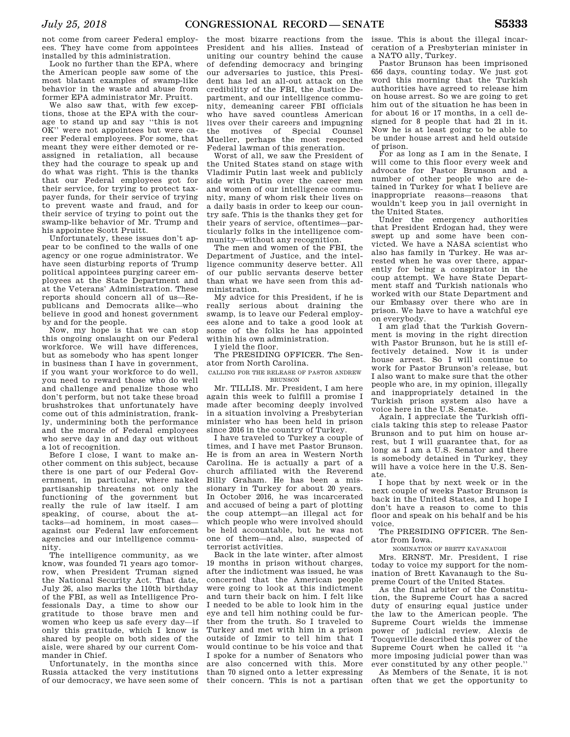not come from career Federal employees. They have come from appointees installed by this administration.

Look no further than the EPA, where the American people saw some of the most blatant examples of swamp-like behavior in the waste and abuse from former EPA administrator Mr. Pruitt.

We also saw that, with few exceptions, those at the EPA with the courage to stand up and say ''this is not OK'' were not appointees but were career Federal employees. For some, that meant they were either demoted or reassigned in retaliation, all because they had the courage to speak up and do what was right. This is the thanks that our Federal employees got for their service, for trying to protect taxpayer funds, for their service of trying to prevent waste and fraud, and for their service of trying to point out the swamp-like behavior of Mr. Trump and his appointee Scott Pruitt.

Unfortunately, these issues don't appear to be confined to the walls of one agency or one rogue administrator. We have seen disturbing reports of Trump political appointees purging career employees at the State Department and at the Veterans' Administration. These reports should concern all of us—Republicans and Democrats alike—who believe in good and honest government by and for the people.

Now, my hope is that we can stop this ongoing onslaught on our Federal workforce. We will have differences, but as somebody who has spent longer in business than I have in government, if you want your workforce to do well, you need to reward those who do well and challenge and penalize those who don't perform, but not take these broad brushstrokes that unfortunately have come out of this administration, frankly, undermining both the performance and the morale of Federal employees who serve day in and day out without a lot of recognition.

Before I close, I want to make another comment on this subject, because there is one part of our Federal Government, in particular, where naked partisanship threatens not only the functioning of the government but really the rule of law itself. I am speaking, of course, about the attacks—ad hominem, in most cases—against our Federal law enforcement agencies and our intelligence community.

The intelligence community, as we know, was founded 71 years ago tomorrow, when President Truman signed the National Security Act. That date, July 26, also marks the 110th birthday of the FBI, as well as Intelligence Professionals Day, a time to show our gratitude to those brave men and women who keep us safe every day—if only this gratitude, which I know is shared by people on both sides of the aisle, were shared by our current Commander in Chief.

Unfortunately, in the months since Russia attacked the very institutions of our democracy, we have seen some of the most bizarre reactions from the President and his allies. Instead of uniting our country behind the cause of defending democracy and bringing our adversaries to justice, this President has led an all-out attack on the credibility of the FBI, the Justice Department, and our intelligence community, demeaning career FBI officials who have saved countless American lives over their careers and impugning the motives of Special Counsel Mueller, perhaps the most respected Federal lawman of this generation.

Worst of all, we saw the President of the United States stand on stage with Vladimir Putin last week and publicly side with Putin over the career men and women of our intelligence community, many of whom risk their lives on a daily basis in order to keep our country safe. This is the thanks they get for their years of service, oftentimes—particularly folks in the intelligence community—without any recognition.

The men and women of the FBI, the Department of Justice, and the intelligence community deserve better. All of our public servants deserve better than what we have seen from this administration.

My advice for this President, if he is really serious about draining the swamp, is to leave our Federal employees alone and to take a good look at some of the folks he has appointed within his own administration.

I yield the floor.

The PRESIDING OFFICER. The Senator from North Carolina.

CALLING FOR THE RELEASE OF PASTOR ANDREW BRUNSON

Mr. TILLIS. Mr. President, I am here again this week to fulfill a promise I made after becoming deeply involved in a situation involving a Presbyterian minister who has been held in prison since 2016 in the country of Turkey.

I have traveled to Turkey a couple of times, and I have met Pastor Brunson. He is from an area in Western North Carolina. He is actually a part of a church affiliated with the Reverend Billy Graham. He has been a missionary in Turkey for about 20 years. In October 2016, he was incarcerated and accused of being a part of plotting the coup attempt—an illegal act for which people who were involved should be held accountable, but he was not one of them—and, also, suspected of terrorist activities.

Back in the late winter, after almost 19 months in prison without charges, after the indictment was issued, he was concerned that the American people were going to look at this indictment and turn their back on him. I felt like I needed to be able to look him in the eye and tell him nothing could be further from the truth. So I traveled to Turkey and met with him in a prison outside of Izmir to tell him that I would continue to be his voice and that I spoke for a number of Senators who are also concerned with this. More than 70 signed onto a letter expressing their concern. This is not a partisan issue. This is about the illegal incarceration of a Presbyterian minister in a NATO ally, Turkey.

Pastor Brunson has been imprisoned 656 days, counting today. We just got word this morning that the Turkish authorities have agreed to release him on house arrest. So we are going to get him out of the situation he has been in for about 16 or 17 months, in a cell designed for 8 people that had 21 in it. Now he is at least going to be able to be under house arrest and held outside of prison.

For as long as I am in the Senate, I will come to this floor every week and advocate for Pastor Brunson and a number of other people who are detained in Turkey for what I believe are inappropriate reasons—reasons that wouldn't keep you in jail overnight in the United States.

Under the emergency authorities that President Erdogan had, they were swept up and some have been convicted. We have a NASA scientist who also has family in Turkey. He was arrested when he was over there, apparently for being a conspirator in the coup attempt. We have State Department staff and Turkish nationals who worked with our State Department and our Embassy over there who are in prison. We have to have a watchful eye on everybody.

I am glad that the Turkish Government is moving in the right direction with Pastor Brunson, but he is still effectively detained. Now it is under house arrest. So I will continue to work for Pastor Brunson's release, but I also want to make sure that the other people who are, in my opinion, illegally and inappropriately detained in the Turkish prison system also have a voice here in the U.S. Senate.

Again, I appreciate the Turkish officials taking this step to release Pastor Brunson and to put him on house arrest, but I will guarantee that, for as long as I am a U.S. Senator and there is somebody detained in Turkey, they will have a voice here in the U.S. Senate.

I hope that by next week or in the next couple of weeks Pastor Brunson is back in the United States, and I hope I don't have a reason to come to this floor and speak on his behalf and be his voice.

The PRESIDING OFFICER. The Senator from Iowa.

NOMINATION OF BRETT KAVANAUGH

Mrs. ERNST. Mr. President, I rise today to voice my support for the nomination of Brett Kavanaugh to the Supreme Court of the United States.

As the final arbiter of the Constitution, the Supreme Court has a sacred duty of ensuring equal justice under the law to the American people. The Supreme Court wields the immense power of judicial review. Alexis de Tocqueville described this power of the Supreme Court when he called it ''a more imposing judicial power than was ever constituted by any other people.''

As Members of the Senate, it is not often that we get the opportunity to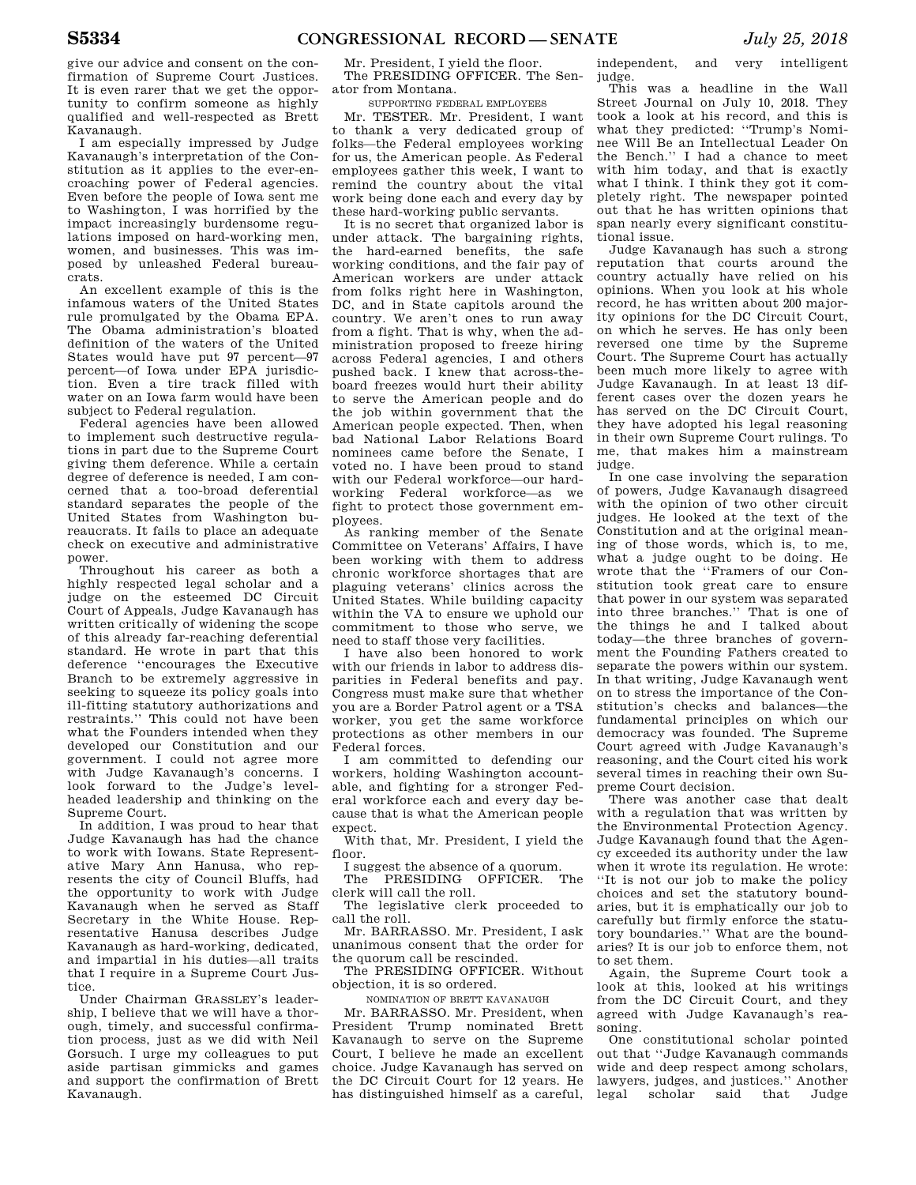give our advice and consent on the confirmation of Supreme Court Justices. It is even rarer that we get the opportunity to confirm someone as highly qualified and well-respected as Brett Kavanaugh.

I am especially impressed by Judge Kavanaugh's interpretation of the Constitution as it applies to the ever-encroaching power of Federal agencies. Even before the people of Iowa sent me to Washington, I was horrified by the impact increasingly burdensome regulations imposed on hard-working men, women, and businesses. This was imposed by unleashed Federal bureaucrats.

An excellent example of this is the infamous waters of the United States rule promulgated by the Obama EPA. The Obama administration's bloated definition of the waters of the United States would have put 97 percent—97 percent—of Iowa under EPA jurisdiction. Even a tire track filled with water on an Iowa farm would have been subject to Federal regulation.

Federal agencies have been allowed to implement such destructive regulations in part due to the Supreme Court giving them deference. While a certain degree of deference is needed, I am concerned that a too-broad deferential standard separates the people of the United States from Washington bureaucrats. It fails to place an adequate check on executive and administrative power.

Throughout his career as both a highly respected legal scholar and a judge on the esteemed DC Circuit Court of Appeals, Judge Kavanaugh has written critically of widening the scope of this already far-reaching deferential standard. He wrote in part that this deference ''encourages the Executive Branch to be extremely aggressive in seeking to squeeze its policy goals into ill-fitting statutory authorizations and restraints.'' This could not have been what the Founders intended when they developed our Constitution and our government. I could not agree more with Judge Kavanaugh's concerns. I look forward to the Judge's level-headed leadership and thinking on the Supreme Court.

In addition, I was proud to hear that Judge Kavanaugh has had the chance to work with Iowans. State Representative Mary Ann Hanusa, who represents the city of Council Bluffs, had the opportunity to work with Judge Kavanaugh when he served as Staff Secretary in the White House. Representative Hanusa describes Judge Kavanaugh as hard-working, dedicated, and impartial in his duties—all traits that I require in a Supreme Court Justice.

Under Chairman GRASSLEY's leadership, I believe that we will have a thorough, timely, and successful confirmation process, just as we did with Neil Gorsuch. I urge my colleagues to put aside partisan gimmicks and games and support the confirmation of Brett Kavanaugh.

Mr. President, I yield the floor.

The PRESIDING OFFICER. The Senator from Montana.

SUPPORTING FEDERAL EMPLOYEES

Mr. TESTER. Mr. President, I want to thank a very dedicated group of folks—the Federal employees working for us, the American people. As Federal employees gather this week, I want to remind the country about the vital work being done each and every day by these hard-working public servants.

It is no secret that organized labor is under attack. The bargaining rights, the hard-earned benefits, the safe working conditions, and the fair pay of American workers are under attack from folks right here in Washington, DC, and in State capitols around the country. We aren't ones to run away from a fight. That is why, when the administration proposed to freeze hiring across Federal agencies, I and others pushed back. I knew that across-the-board freezes would hurt their ability to serve the American people and do the job within government that the American people expected. Then, when bad National Labor Relations Board nominees came before the Senate, I voted no. I have been proud to stand with our Federal workforce—our hard-working Federal workforce—as we fight to protect those government employees.

As ranking member of the Senate Committee on Veterans' Affairs, I have been working with them to address chronic workforce shortages that are plaguing veterans' clinics across the United States. While building capacity within the VA to ensure we uphold our commitment to those who serve, we need to staff those very facilities.

I have also been honored to work with our friends in labor to address disparities in Federal benefits and pay. Congress must make sure that whether you are a Border Patrol agent or a TSA worker, you get the same workforce protections as other members in our Federal forces.

I am committed to defending our workers, holding Washington accountable, and fighting for a stronger Federal workforce each and every day because that is what the American people expect.

With that, Mr. President, I yield the floor.

I suggest the absence of a quorum.

The PRESIDING OFFICER. The clerk will call the roll.

The legislative clerk proceeded to call the roll.

Mr. BARRASSO. Mr. President, I ask unanimous consent that the order for the quorum call be rescinded.

The PRESIDING OFFICER. Without objection, it is so ordered.

NOMINATION OF BRETT KAVANAUGH

Mr. BARRASSO. Mr. President, when President Trump nominated Brett Kavanaugh to serve on the Supreme Court, I believe he made an excellent choice. Judge Kavanaugh has served on the DC Circuit Court for 12 years. He has distinguished himself as a careful, independent, and very intelligent judge.

This was a headline in the Wall Street Journal on July 10, 2018. They took a look at his record, and this is what they predicted: ''Trump's Nominee Will Be an Intellectual Leader On the Bench.'' I had a chance to meet with him today, and that is exactly what I think. I think they got it completely right. The newspaper pointed out that he has written opinions that span nearly every significant constitutional issue.

Judge Kavanaugh has such a strong reputation that courts around the country actually have relied on his opinions. When you look at his whole record, he has written about 200 majority opinions for the DC Circuit Court, on which he serves. He has only been reversed one time by the Supreme Court. The Supreme Court has actually been much more likely to agree with Judge Kavanaugh. In at least 13 different cases over the dozen years he has served on the DC Circuit Court, they have adopted his legal reasoning in their own Supreme Court rulings. To me, that makes him a mainstream judge.

In one case involving the separation of powers, Judge Kavanaugh disagreed with the opinion of two other circuit judges. He looked at the text of the Constitution and at the original meaning of those words, which is, to me, what a judge ought to be doing. He wrote that the ''Framers of our Constitution took great care to ensure that power in our system was separated into three branches.'' That is one of the things he and I talked about today—the three branches of government the Founding Fathers created to separate the powers within our system. In that writing, Judge Kavanaugh went on to stress the importance of the Constitution's checks and balances—the fundamental principles on which our democracy was founded. The Supreme Court agreed with Judge Kavanaugh's reasoning, and the Court cited his work several times in reaching their own Supreme Court decision.

There was another case that dealt with a regulation that was written by the Environmental Protection Agency. Judge Kavanaugh found that the Agency exceeded its authority under the law when it wrote its regulation. He wrote: ''It is not our job to make the policy choices and set the statutory boundaries, but it is emphatically our job to carefully but firmly enforce the statutory boundaries.'' What are the boundaries? It is our job to enforce them, not to set them.

Again, the Supreme Court took a look at this, looked at his writings from the DC Circuit Court, and they agreed with Judge Kavanaugh's reasoning.

One constitutional scholar pointed out that ''Judge Kavanaugh commands wide and deep respect among scholars, lawyers, judges, and justices.'' Another legal scholar said that Judge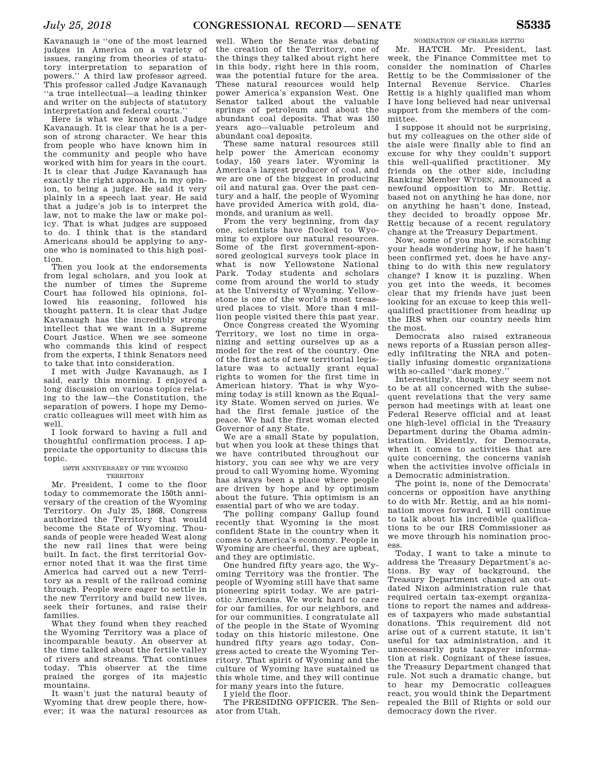Kavanaugh is "one of the most learned judges in America on a variety of issues, ranging from theories of statutory interpretation to separation of powers." A third law professor agreed. This professor called Judge Kavanaugh "a true intellectual—a leading thinker and writer on the subjects of statutory interpretation and federal courts."

Here is what we know about Judge Kavanaugh. It is clear that he is a person of strong character. We hear this from people who have known him in the community and people who have worked with him for years in the court. It is clear that Judge Kavanaugh has exactly the right approach, in my opinion, to being a judge. He said it very plainly in a speech last year. He said that a judge's job is to interpret the law, not to make the law or make policy. That is what judges are supposed to do. I think that is the standard Americans should be applying to anyone who is nominated to this high position.

Then you look at the endorsements from legal scholars, and you look at the number of times the Supreme Court has followed his opinions, followed his reasoning, followed his thought pattern. It is clear that Judge Kavanaugh has the incredibly strong intellect that we want in a Supreme Court Justice. When we see someone who commands this kind of respect from the experts, I think Senators need to take that into consideration.

I met with Judge Kavanaugh, as I said, early this morning. I enjoyed a long discussion on various topics relating to the law—the Constitution, the separation of powers. I hope my Democratic colleagues will meet with him as well.

I look forward to having a full and thoughtful confirmation process. I appreciate the opportunity to discuss this topic.

## 150TH ANNIVERSARY OF THE WYOMING TERRITORY

Mr. President, I come to the floor today to commemorate the 150th anniversary of the creation of the Wyoming Territory. On July 25, 1868, Congress authorized the Territory that would become the State of Wyoming. Thousands of people were headed West along the new rail lines that were being built. In fact, the first territorial Governor noted that it was the first time America had carved out a new Territory as a result of the railroad coming through. People were eager to settle in the new Territory and build new lives, seek their fortunes, and raise their families.

What they found when they reached the Wyoming Territory was a place of incomparable beauty. An observer at the time talked about the fertile valley of rivers and streams. That continues today. This observer at the time praised the gorges of its majestic mountains.

It wasn't just the natural beauty of Wyoming that drew people there, however; it was the natural resources as well. When the Senate was debating the creation of the Territory, one of the things they talked about right here in this body, right here in this room, was the potential future for the area. These natural resources would help power America's expansion West. One Senator talked about the valuable springs of petroleum and about the abundant coal deposits. That was 150 years ago—valuable petroleum and abundant coal deposits.

These same natural resources still help power the American economy today, 150 years later. Wyoming is America's largest producer of coal, and we are one of the biggest in producing oil and natural gas. Over the past century and a half, the people of Wyoming have provided America with gold, diamonds, and uranium as well.

From the very beginning, from day one, scientists have flocked to Wyoming to explore our natural resources. Some of the first government-sponsored geological surveys took place in what is now Yellowstone National Park. Today students and scholars come from around the world to study at the University of Wyoming. Yellowstone is one of the world's most treasured places to visit. More than 4 million people visited there this past year.

Once Congress created the Wyoming Territory, we lost no time in organizing and setting ourselves up as a model for the rest of the country. One of the first acts of new territorial legislature was to actually grant equal rights to women for the first time in American history. That is why Wyoming today is still known as the Equality State. Women served on juries. We had the first female justice of the peace. We had the first woman elected Governor of any State.

We are a small State by population, but when you look at these things that we have contributed throughout our history, you can see why we are very proud to call Wyoming home. Wyoming has always been a place where people are driven by hope and by optimism about the future. This optimism is an essential part of who we are today.

The polling company Gallup found recently that Wyoming is the most confident State in the country when it comes to America's economy. People in Wyoming are cheerful, they are upbeat, and they are optimistic.

One hundred fifty years ago, the Wyoming Territory was the frontier. The people of Wyoming still have that same pioneering spirit today. We are patriotic Americans. We work hard to care for our families, for our neighbors, and for our communities. I congratulate all of the people in the State of Wyoming today on this historic milestone. One hundred fifty years ago today, Congress acted to create the Wyoming Territory. That spirit of Wyoming and the culture of Wyoming have sustained us this whole time, and they will continue for many years into the future.

I yield the floor.

The PRESIDING OFFICER. The Senator from Utah.

## NOMINATION OF CHARLES RETTIG

Mr. HATCH. Mr. President, last week, the Finance Committee met to consider the nomination of Charles Rettig to be the Commissioner of the Internal Revenue Service. Charles Rettig is a highly qualified man whom I have long believed had near universal support from the members of the committee.

I suppose it should not be surprising, but my colleagues on the other side of the aisle were finally able to find an excuse for why they couldn't support this well-qualified practitioner. My friends on the other side, including Ranking Member WYDEN, announced a newfound opposition to Mr. Rettig, based not on anything he has done, nor on anything he hasn't done. Instead, they decided to broadly oppose Mr. Rettig because of a recent regulatory change at the Treasury Department.

Now, some of you may be scratching your heads wondering how, if he hasn't been confirmed yet, does he have anything to do with this new regulatory change? I know it is puzzling. When you get into the weeds, it becomes clear that my friends have just been looking for an excuse to keep this well-qualified practitioner from heading up the IRS when our country needs him the most.

Democrats also raised extraneous news reports of a Russian person allegedly infiltrating the NRA and potentially infusing domestic organizations with so-called "dark money."

Interestingly, though, they seem not to be at all concerned with the subsequent revelations that the very same person had meetings with at least one Federal Reserve official and at least one high-level official in the Treasury Department during the Obama administration. Evidently, for Democrats, when it comes to activities that are quite concerning, the concerns vanish when the activities involve officials in a Democratic administration.

The point is, none of the Democrats' concerns or opposition have anything to do with Mr. Rettig, and as his nomination moves forward, I will continue to talk about his incredible qualifications to be our IRS Commissioner as we move through his nomination process.

Today, I want to take a minute to address the Treasury Department's actions. By way of background, the Treasury Department changed an outdated Nixon administration rule that required certain tax-exempt organizations to report the names and addresses of taxpayers who made substantial donations. This requirement did not arise out of a current statute, it isn't useful for tax administration, and it unnecessarily puts taxpayer information at risk. Cognizant of these issues, the Treasury Department changed that rule. Not such a dramatic change, but to hear my Democratic colleagues react, you would think the Department repealed the Bill of Rights or sold our democracy down the river.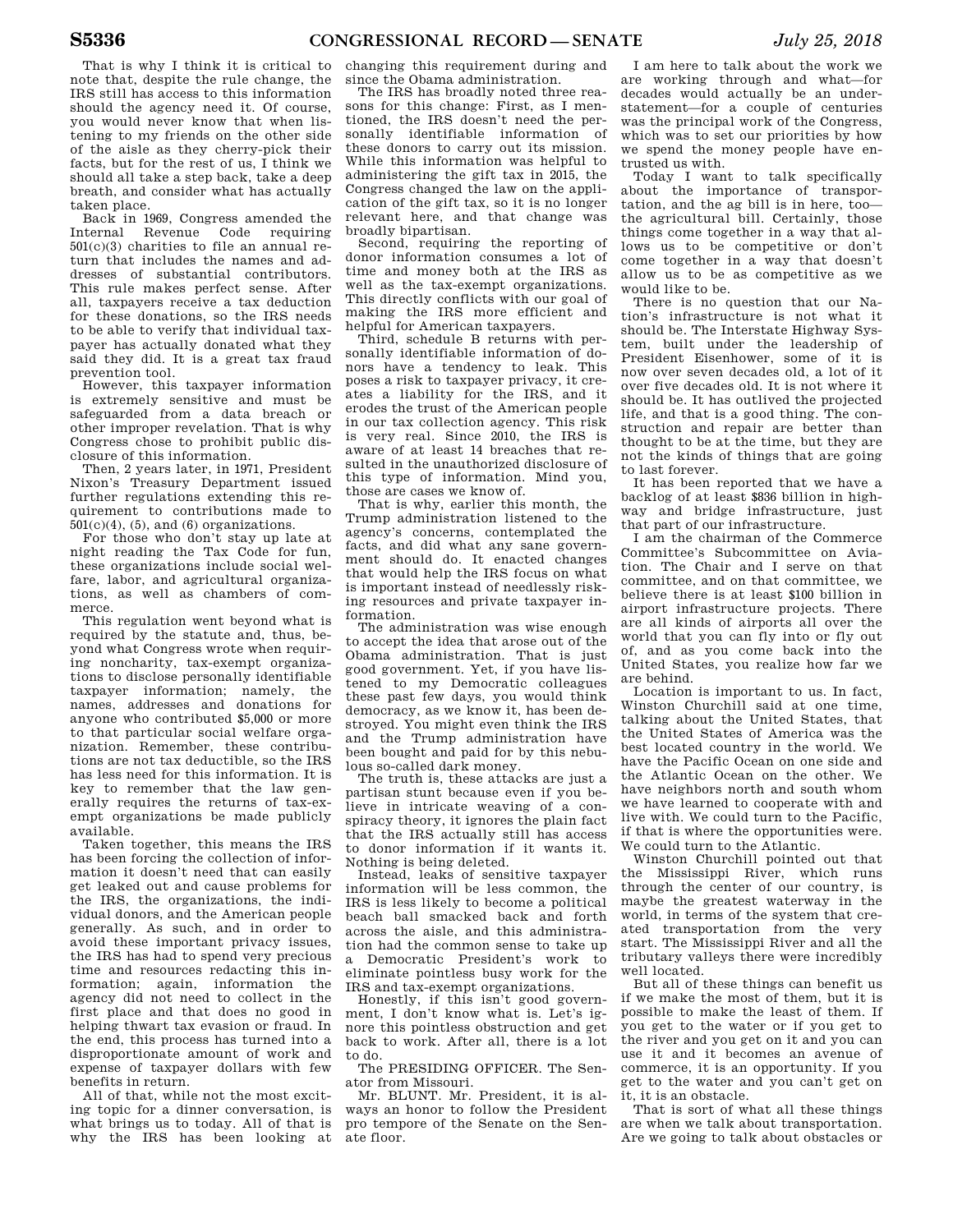That is why I think it is critical to note that, despite the rule change, the IRS still has access to this information should the agency need it. Of course, you would never know that when listening to my friends on the other side of the aisle as they cherry-pick their facts, but for the rest of us, I think we should all take a step back, take a deep breath, and consider what has actually taken place.

Back in 1969, Congress amended the Internal Revenue Code requiring 501(c)(3) charities to file an annual return that includes the names and addresses of substantial contributors. This rule makes perfect sense. After all, taxpayers receive a tax deduction for these donations, so the IRS needs to be able to verify that individual taxpayer has actually donated what they said they did. It is a great tax fraud prevention tool.

However, this taxpayer information is extremely sensitive and must be safeguarded from a data breach or other improper revelation. That is why Congress chose to prohibit public disclosure of this information.

Then, 2 years later, in 1971, President Nixon's Treasury Department issued further regulations extending this requirement to contributions made to 501(c)(4), (5), and (6) organizations.

For those who don't stay up late at night reading the Tax Code for fun, these organizations include social welfare, labor, and agricultural organizations, as well as chambers of commerce.

This regulation went beyond what is required by the statute and, thus, beyond what Congress wrote when requiring noncharity, tax-exempt organizations to disclose personally identifiable taxpayer information; namely, the names, addresses and donations for anyone who contributed $5,000 or more to that particular social welfare organization. Remember, these contributions are not tax deductible, so the IRS has less need for this information. It is key to remember that the law generally requires the returns of tax-exempt organizations be made publicly available.

Taken together, this means the IRS has been forcing the collection of information it doesn't need that can easily get leaked out and cause problems for the IRS, the organizations, the individual donors, and the American people generally. As such, and in order to avoid these important privacy issues, the IRS has had to spend very precious time and resources redacting this information; again, information the agency did not need to collect in the first place and that does no good in helping thwart tax evasion or fraud. In the end, this process has turned into a disproportionate amount of work and expense of taxpayer dollars with few benefits in return.

All of that, while not the most exciting topic for a dinner conversation, is what brings us to today. All of that is why the IRS has been looking at changing this requirement during and since the Obama administration.

The IRS has broadly noted three reasons for this change: First, as I mentioned, the IRS doesn't need the personally identifiable information of these donors to carry out its mission. While this information was helpful to administering the gift tax in 2015, the Congress changed the law on the application of the gift tax, so it is no longer relevant here, and that change was broadly bipartisan.

Second, requiring the reporting of donor information consumes a lot of time and money both at the IRS as well as the tax-exempt organizations. This directly conflicts with our goal of making the IRS more efficient and helpful for American taxpayers.

Third, schedule B returns with personally identifiable information of donors have a tendency to leak. This poses a risk to taxpayer privacy, it creates a liability for the IRS, and it erodes the trust of the American people in our tax collection agency. This risk is very real. Since 2010, the IRS is aware of at least 14 breaches that resulted in the unauthorized disclosure of this type of information. Mind you, those are cases we know of.

That is why, earlier this month, the Trump administration listened to the agency's concerns, contemplated the facts, and did what any sane government should do. It enacted changes that would help the IRS focus on what is important instead of needlessly risking resources and private taxpayer information.

The administration was wise enough to accept the idea that arose out of the Obama administration. That is just good government. Yet, if you have listened to my Democratic colleagues these past few days, you would think democracy, as we know it, has been destroyed. You might even think the IRS and the Trump administration have been bought and paid for by this nebulous so-called dark money.

The truth is, these attacks are just a partisan stunt because even if you believe in intricate weaving of a conspiracy theory, it ignores the plain fact that the IRS actually still has access to donor information if it wants it. Nothing is being deleted.

Instead, leaks of sensitive taxpayer information will be less common, the IRS is less likely to become a political beach ball smacked back and forth across the aisle, and this administration had the common sense to take up a Democratic President's work to eliminate pointless busy work for the IRS and tax-exempt organizations.

Honestly, if this isn't good government, I don't know what is. Let's ignore this pointless obstruction and get back to work. After all, there is a lot to do.

The PRESIDING OFFICER. The Senator from Missouri.

Mr. BLUNT. Mr. President, it is always an honor to follow the President pro tempore of the Senate on the Senate floor.

I am here to talk about the work we are working through and what—for decades would actually be an understatement—for a couple of centuries was the principal work of the Congress, which was to set our priorities by how we spend the money people have entrusted us with.

Today I want to talk specifically about the importance of transportation, and the ag bill is in here, too—the agricultural bill. Certainly, those things come together in a way that allows us to be competitive or don't come together in a way that doesn't allow us to be as competitive as we would like to be.

There is no question that our Nation's infrastructure is not what it should be. The Interstate Highway System, built under the leadership of President Eisenhower, some of it is now over seven decades old, a lot of it over five decades old. It is not where it should be. It has outlived the projected life, and that is a good thing. The construction and repair are better than thought to be at the time, but they are not the kinds of things that are going to last forever.

It has been reported that we have a backlog of at least $836 billion in highway and bridge infrastructure, just that part of our infrastructure.

I am the chairman of the Commerce Committee's Subcommittee on Aviation. The Chair and I serve on that committee, and on that committee, we believe there is at least $100 billion in airport infrastructure projects. There are all kinds of airports all over the world that you can fly into or fly out of, and as you come back into the United States, you realize how far we are behind.

Location is important to us. In fact, Winston Churchill said at one time, talking about the United States, that the United States of America was the best located country in the world. We have the Pacific Ocean on one side and the Atlantic Ocean on the other. We have neighbors north and south whom we have learned to cooperate with and live with. We could turn to the Pacific, if that is where the opportunities were. We could turn to the Atlantic.

Winston Churchill pointed out that the Mississippi River, which runs through the center of our country, is maybe the greatest waterway in the world, in terms of the system that created transportation from the very start. The Mississippi River and all the tributary valleys there were incredibly well located.

But all of these things can benefit us if we make the most of them, but it is possible to make the least of them. If you get to the water or if you get to the river and you get on it and you can use it and it becomes an avenue of commerce, it is an opportunity. If you get to the water and you can't get on it, it is an obstacle.

That is sort of what all these things are when we talk about transportation. Are we going to talk about obstacles or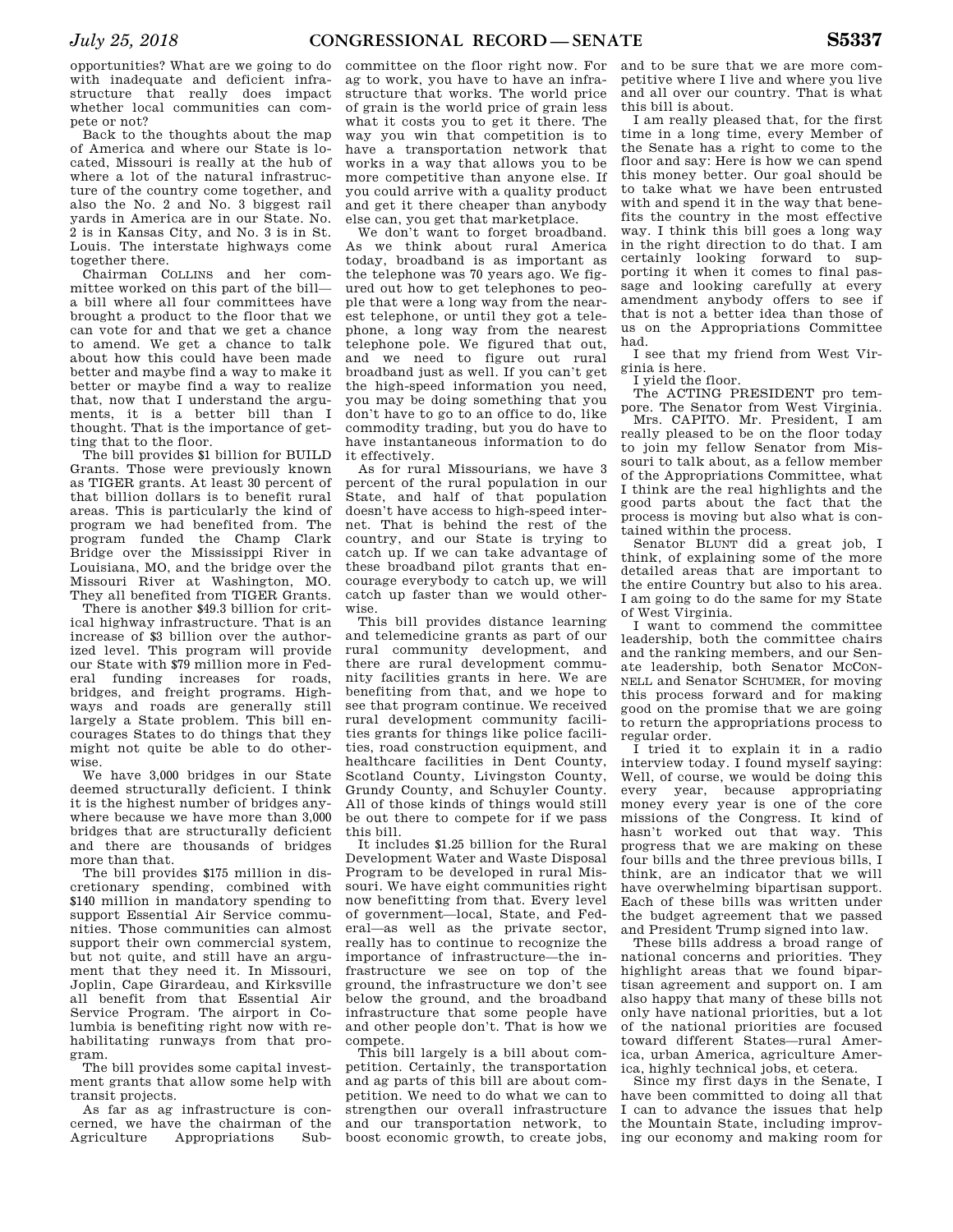opportunities? What are we going to do with inadequate and deficient infrastructure that really does impact whether local communities can compete or not?

Back to the thoughts about the map of America and where our State is located, Missouri is really at the hub of where a lot of the natural infrastructure of the country come together, and also the No. 2 and No. 3 biggest rail yards in America are in our State. No. 2 is in Kansas City, and No. 3 is in St. Louis. The interstate highways come together there.

Chairman COLLINS and her committee worked on this part of the bill—a bill where all four committees have brought a product to the floor that we can vote for and that we get a chance to amend. We get a chance to talk about how this could have been made better and maybe find a way to make it better or maybe find a way to realize that, now that I understand the arguments, it is a better bill than I thought. That is the importance of getting that to the floor.

The bill provides $1 billion for BUILD Grants. Those were previously known as TIGER grants. At least 30 percent of that billion dollars is to benefit rural areas. This is particularly the kind of program we had benefited from. The program funded the Champ Clark Bridge over the Mississippi River in Louisiana, MO, and the bridge over the Missouri River at Washington, MO. They all benefited from TIGER Grants.

There is another $49.3 billion for critical highway infrastructure. That is an increase of $3 billion over the authorized level. This program will provide our State with $79 million more in Federal funding increases for roads, bridges, and freight programs. Highways and roads are generally still largely a State problem. This bill encourages States to do things that they might not quite be able to do otherwise.

We have 3,000 bridges in our State deemed structurally deficient. I think it is the highest number of bridges anywhere because we have more than 3,000 bridges that are structurally deficient and there are thousands of bridges more than that.

The bill provides $175 million in discretionary spending, combined with $140 million in mandatory spending to support Essential Air Service communities. Those communities can almost support their own commercial system, but not quite, and still have an argument that they need it. In Missouri, Joplin, Cape Girardeau, and Kirksville all benefit from that Essential Air Service Program. The airport in Columbia is benefiting right now with rehabilitating runways from that program.

The bill provides some capital investment grants that allow some help with transit projects.

As far as ag infrastructure is concerned, we have the chairman of the Agriculture Appropriations Subcommittee on the floor right now. For ag to work, you have to have an infrastructure that works. The world price of grain is the world price of grain less what it costs you to get it there. The way you win that competition is to have a transportation network that works in a way that allows you to be more competitive than anyone else. If you could arrive with a quality product and get it there cheaper than anybody else can, you get that marketplace.

We don't want to forget broadband. As we think about rural America today, broadband is as important as the telephone was 70 years ago. We figured out how to get telephones to people that were a long way from the nearest telephone, or until they got a telephone, a long way from the nearest telephone pole. We figured that out, and we need to figure out rural broadband just as well. If you can't get the high-speed information you need, you may be doing something that you don't have to go to an office to do, like commodity trading, but you do have to have instantaneous information to do it effectively.

As for rural Missourians, we have 3 percent of the rural population in our State, and half of that population doesn't have access to high-speed internet. That is behind the rest of the country, and our State is trying to catch up. If we can take advantage of these broadband pilot grants that encourage everybody to catch up, we will catch up faster than we would otherwise.

This bill provides distance learning and telemedicine grants as part of our rural community development, and there are rural development community facilities grants in here. We are benefiting from that, and we hope to see that program continue. We received rural development community facilities grants for things like police facilities, road construction equipment, and healthcare facilities in Dent County, Scotland County, Livingston County, Grundy County, and Schuyler County. All of those kinds of things would still be out there to compete for if we pass this bill.

It includes $1.25 billion for the Rural Development Water and Waste Disposal Program to be developed in rural Missouri. We have eight communities right now benefitting from that. Every level of government—local, State, and Federal—as well as the private sector, really has to continue to recognize the importance of infrastructure—the infrastructure we see on top of the ground, the infrastructure we don't see below the ground, and the broadband infrastructure that some people have and other people don't. That is how we compete.

This bill largely is a bill about competition. Certainly, the transportation and ag parts of this bill are about competition. We need to do what we can to strengthen our overall infrastructure and our transportation network, to boost economic growth, to create jobs, and to be sure that we are more competitive where I live and where you live and all over our country. That is what this bill is about.

I am really pleased that, for the first time in a long time, every Member of the Senate has a right to come to the floor and say: Here is how we can spend this money better. Our goal should be to take what we have been entrusted with and spend it in the way that benefits the country in the most effective way. I think this bill goes a long way in the right direction to do that. I am certainly looking forward to supporting it when it comes to final passage and looking carefully at every amendment anybody offers to see if that is not a better idea than those of us on the Appropriations Committee had.

I see that my friend from West Virginia is here.

I yield the floor.

The ACTING PRESIDENT pro tempore. The Senator from West Virginia.

Mrs. CAPITO. Mr. President, I am really pleased to be on the floor today to join my fellow Senator from Missouri to talk about, as a fellow member of the Appropriations Committee, what I think are the real highlights and the good parts about the fact that the process is moving but also what is contained within the process.

Senator BLUNT did a great job, I think, of explaining some of the more detailed areas that are important to the entire Country but also to his area. I am going to do the same for my State of West Virginia.

I want to commend the committee leadership, both the committee chairs and the ranking members, and our Senate leadership, both Senator MCCONNELL and Senator SCHUMER, for moving this process forward and for making good on the promise that we are going to return the appropriations process to regular order.

I tried it to explain it in a radio interview today. I found myself saying: Well, of course, we would be doing this every year, because appropriating money every year is one of the core missions of the Congress. It kind of hasn't worked out that way. This progress that we are making on these four bills and the three previous bills, I think, are an indicator that we will have overwhelming bipartisan support. Each of these bills was written under the budget agreement that we passed and President Trump signed into law.

These bills address a broad range of national concerns and priorities. They highlight areas that we found bipartisan agreement and support on. I am also happy that many of these bills not only have national priorities, but a lot of the national priorities are focused toward different States—rural America, urban America, agriculture America, highly technical jobs, et cetera.

Since my first days in the Senate, I have been committed to doing all that I can to advance the issues that help the Mountain State, including improving our economy and making room for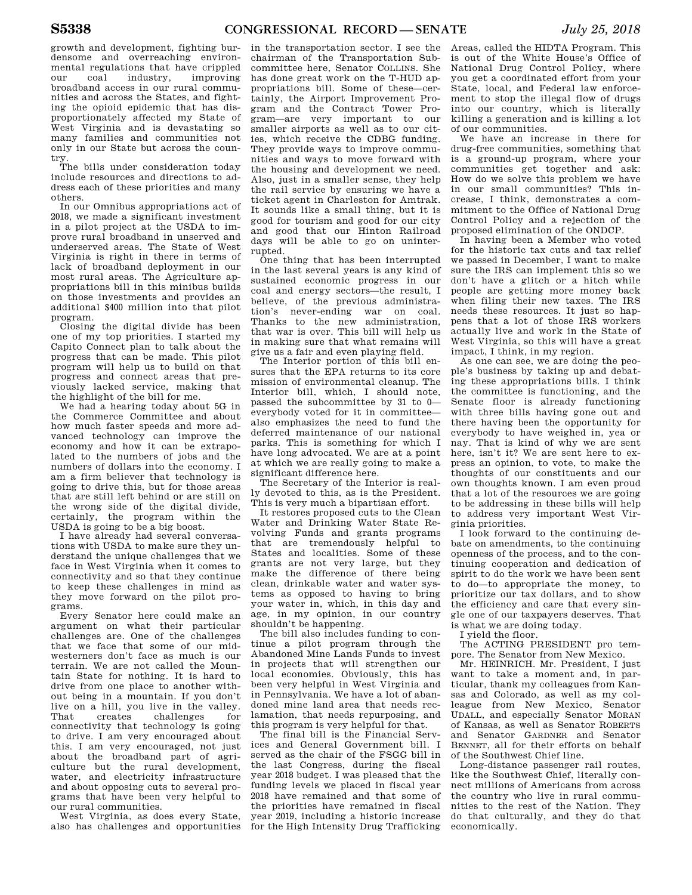growth and development, fighting burdensome and overreaching environmental regulations that have crippled our coal industry, improving broadband access in our rural communities and across the States, and fighting the opioid epidemic that has disproportionately affected my State of West Virginia and is devastating so many families and communities not only in our State but across the country.

The bills under consideration today include resources and directions to address each of these priorities and many others.

In our Omnibus appropriations act of 2018, we made a significant investment in a pilot project at the USDA to improve rural broadband in unserved and underserved areas. The State of West Virginia is right in there in terms of lack of broadband deployment in our most rural areas. The Agriculture appropriations bill in this minibus builds on those investments and provides an additional $400 million into that pilot program.

Closing the digital divide has been one of my top priorities. I started my Capito Connect plan to talk about the progress that can be made. This pilot program will help us to build on that progress and connect areas that previously lacked service, making that the highlight of the bill for me.

We had a hearing today about 5G in the Commerce Committee and about how much faster speeds and more advanced technology can improve the economy and how it can be extrapolated to the numbers of jobs and the numbers of dollars into the economy. I am a firm believer that technology is going to drive this, but for those areas that are still left behind or are still on the wrong side of the digital divide, certainly, the program within the USDA is going to be a big boost.

I have already had several conversations with USDA to make sure they understand the unique challenges that we face in West Virginia when it comes to connectivity and so that they continue to keep these challenges in mind as they move forward on the pilot programs.

Every Senator here could make an argument on what their particular challenges are. One of the challenges that we face that some of our midwesterners don't face as much is our terrain. We are not called the Mountain State for nothing. It is hard to drive from one place to another without being in a mountain. If you don't live on a hill, you live in the valley. That creates challenges for connectivity that technology is going to drive. I am very encouraged about this. I am very encouraged, not just about the broadband part of agriculture but the rural development, water, and electricity infrastructure and about opposing cuts to several programs that have been very helpful to our rural communities.

West Virginia, as does every State, also has challenges and opportunities in the transportation sector. I see the chairman of the Transportation Subcommittee here, Senator COLLINS. She has done great work on the T-HUD appropriations bill. Some of these—certainly, the Airport Improvement Program and the Contract Tower Program—are very important to our smaller airports as well as to our cities, which receive the CDBG funding. They provide ways to improve communities and ways to move forward with the housing and development we need. Also, just in a smaller sense, they help the rail service by ensuring we have a ticket agent in Charleston for Amtrak. It sounds like a small thing, but it is good for tourism and good for our city and good that our Hinton Railroad days will be able to go on uninterrupted.

One thing that has been interrupted in the last several years is any kind of sustained economic progress in our coal and energy sectors—the result, I believe, of the previous administration's never-ending war on coal. Thanks to the new administration, that war is over. This bill will help us in making sure that what remains will give us a fair and even playing field.

The Interior portion of this bill ensures that the EPA returns to its core mission of environmental cleanup. The Interior bill, which, I should note, passed the subcommittee by 31 to 0—everybody voted for it in committee—also emphasizes the need to fund the deferred maintenance of our national parks. This is something for which I have long advocated. We are at a point at which we are really going to make a significant difference here.

The Secretary of the Interior is really devoted to this, as is the President. This is very much a bipartisan effort.

It restores proposed cuts to the Clean Water and Drinking Water State Revolving Funds and grants programs that are tremendously helpful to States and localities. Some of these grants are not very large, but they make the difference of there being clean, drinkable water and water systems as opposed to having to bring your water in, which, in this day and age, in my opinion, in our country shouldn't be happening.

The bill also includes funding to continue a pilot program through the Abandoned Mine Lands Funds to invest in projects that will strengthen our local economies. Obviously, this has been very helpful in West Virginia and in Pennsylvania. We have a lot of abandoned mine land area that needs reclamation, that needs repurposing, and this program is very helpful for that.

The final bill is the Financial Services and General Government bill. I served as the chair of the FSGG bill in the last Congress, during the fiscal year 2018 budget. I was pleased that the funding levels we placed in fiscal year 2018 have remained and that some of the priorities have remained in fiscal year 2019, including a historic increase for the High Intensity Drug Trafficking Areas, called the HIDTA Program. This is out of the White House's Office of National Drug Control Policy, where you get a coordinated effort from your State, local, and Federal law enforcement to stop the illegal flow of drugs into our country, which is literally killing a generation and is killing a lot of our communities.

We have an increase in there for drug-free communities, something that is a ground-up program, where your communities get together and ask: How do we solve this problem we have in our small communities? This increase, I think, demonstrates a commitment to the Office of National Drug Control Policy and a rejection of the proposed elimination of the ONDCP.

In having been a Member who voted for the historic tax cuts and tax relief we passed in December, I want to make sure the IRS can implement this so we don't have a glitch or a hitch while people are getting more money back when filing their new taxes. The IRS needs these resources. It just so happens that a lot of those IRS workers actually live and work in the State of West Virginia, so this will have a great impact, I think, in my region.

As one can see, we are doing the people's business by taking up and debating these appropriations bills. I think the committee is functioning, and the Senate floor is already functioning with three bills having gone out and there having been the opportunity for everybody to have weighed in, yea or nay. That is kind of why we are sent here, isn't it? We are sent here to express an opinion, to vote, to make the thoughts of our constituents and our own thoughts known. I am even proud that a lot of the resources we are going to be addressing in these bills will help to address very important West Virginia priorities.

I look forward to the continuing debate on amendments, to the continuing openness of the process, and to the continuing cooperation and dedication of spirit to do the work we have been sent to do—to appropriate the money, to prioritize our tax dollars, and to show the efficiency and care that every single one of our taxpayers deserves. That is what we are doing today.

I yield the floor.

The ACTING PRESIDENT pro tempore. The Senator from New Mexico.

Mr. HEINRICH. Mr. President, I just want to take a moment and, in particular, thank my colleagues from Kansas and Colorado, as well as my colleague from New Mexico, Senator UDALL, and especially Senator MORAN of Kansas, as well as Senator ROBERTS and Senator GARDNER and Senator BENNET, all for their efforts on behalf of the Southwest Chief line.

Long-distance passenger rail routes, like the Southwest Chief, literally connect millions of Americans from across the country who live in rural communities to the rest of the Nation. They do that culturally, and they do that economically.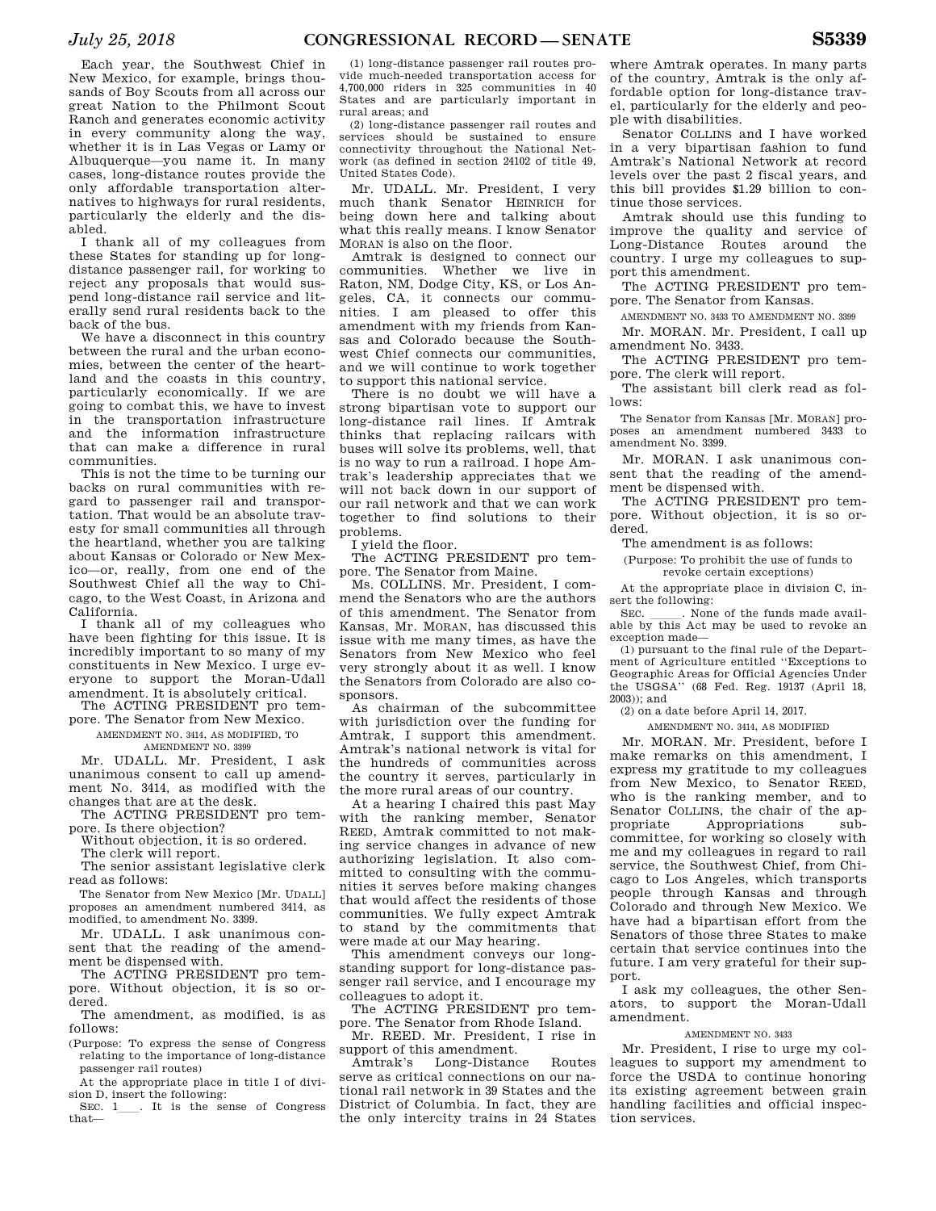Each year, the Southwest Chief in New Mexico, for example, brings thousands of Boy Scouts from all across our great Nation to the Philmont Scout Ranch and generates economic activity in every community along the way, whether it is in Las Vegas or Lamy or Albuquerque—you name it. In many cases, long-distance routes provide the only affordable transportation alternatives to highways for rural residents, particularly the elderly and the disabled.

I thank all of my colleagues from these States for standing up for long-distance passenger rail, for working to reject any proposals that would suspend long-distance rail service and literally send rural residents back to the back of the bus.

We have a disconnect in this country between the rural and the urban economies, between the center of the heartland and the coasts in this country, particularly economically. If we are going to combat this, we have to invest in the transportation infrastructure and the information infrastructure that can make a difference in rural communities.

This is not the time to be turning our backs on rural communities with regard to passenger rail and transportation. That would be an absolute travesty for small communities all through the heartland, whether you are talking about Kansas or Colorado or New Mexico—or, really, from one end of the Southwest Chief all the way to Chicago, to the West Coast, in Arizona and California.

I thank all of my colleagues who have been fighting for this issue. It is incredibly important to so many of my constituents in New Mexico. I urge everyone to support the Moran-Udall amendment. It is absolutely critical.

The ACTING PRESIDENT pro tempore. The Senator from New Mexico.

AMENDMENT NO. 3414, AS MODIFIED, TO AMENDMENT NO. 3399

Mr. UDALL. Mr. President, I ask unanimous consent to call up amendment No. 3414, as modified with the changes that are at the desk.

The ACTING PRESIDENT pro tempore. Is there objection?

Without objection, it is so ordered.

The clerk will report.

The senior assistant legislative clerk read as follows:

The Senator from New Mexico [Mr. UDALL] proposes an amendment numbered 3414, as modified, to amendment No. 3399.

Mr. UDALL. I ask unanimous consent that the reading of the amendment be dispensed with.

The ACTING PRESIDENT pro tempore. Without objection, it is so ordered.

The amendment, as modified, is as follows:

(Purpose: To express the sense of Congress relating to the importance of long-distance passenger rail routes)

At the appropriate place in title I of division D, insert the following:

SEC. 1___. It is the sense of Congress that—

(1) long-distance passenger rail routes provide much-needed transportation access for 4,700,000 riders in 325 communities in 40 States and are particularly important in rural areas; and

(2) long-distance passenger rail routes and services should be sustained to ensure connectivity throughout the National Network (as defined in section 24102 of title 49, United States Code).

Mr. UDALL. Mr. President, I very much thank Senator HEINRICH for being down here and talking about what this really means. I know Senator MORAN is also on the floor.

Amtrak is designed to connect our communities. Whether we live in Raton, NM, Dodge City, KS, or Los Angeles, CA, it connects our communities. I am pleased to offer this amendment with my friends from Kansas and Colorado because the Southwest Chief connects our communities, and we will continue to work together to support this national service.

There is no doubt we will have a strong bipartisan vote to support our long-distance rail lines. If Amtrak thinks that replacing railcars with buses will solve its problems, well, that is no way to run a railroad. I hope Amtrak's leadership appreciates that we will not back down in our support of our rail network and that we can work together to find solutions to their problems.

I yield the floor.

The ACTING PRESIDENT pro tempore. The Senator from Maine.

Ms. COLLINS. Mr. President, I commend the Senators who are the authors of this amendment. The Senator from Kansas, Mr. MORAN, has discussed this issue with me many times, as have the Senators from New Mexico who feel very strongly about it as well. I know the Senators from Colorado are also cosponsors.

As chairman of the subcommittee with jurisdiction over the funding for Amtrak, I support this amendment. Amtrak's national network is vital for the hundreds of communities across the country it serves, particularly in the more rural areas of our country.

At a hearing I chaired this past May with the ranking member, Senator REED, Amtrak committed to not making service changes in advance of new authorizing legislation. It also committed to consulting with the communities it serves before making changes that would affect the residents of those communities. We fully expect Amtrak to stand by the commitments that were made at our May hearing.

This amendment conveys our longstanding support for long-distance passenger rail service, and I encourage my colleagues to adopt it.

The ACTING PRESIDENT pro tempore. The Senator from Rhode Island.

Mr. REED. Mr. President, I rise in support of this amendment.

Amtrak's Long-Distance Routes serve as critical connections on our national rail network in 39 States and the District of Columbia. In fact, they are the only intercity trains in 24 States where Amtrak operates. In many parts of the country, Amtrak is the only affordable option for long-distance travel, particularly for the elderly and people with disabilities.

Senator COLLINS and I have worked in a very bipartisan fashion to fund Amtrak's National Network at record levels over the past 2 fiscal years, and this bill provides $1.29 billion to continue those services.

Amtrak should use this funding to improve the quality and service of Long-Distance Routes around the country. I urge my colleagues to support this amendment.

The ACTING PRESIDENT pro tempore. The Senator from Kansas.

AMENDMENT NO. 3433 TO AMENDMENT NO. 3399

Mr. MORAN. Mr. President, I call up amendment No. 3433.

The ACTING PRESIDENT pro tempore. The clerk will report.

The assistant bill clerk read as follows:

The Senator from Kansas [Mr. MORAN] proposes an amendment numbered 3433 to amendment No. 3399.

Mr. MORAN. I ask unanimous consent that the reading of the amendment be dispensed with.

The ACTING PRESIDENT pro tempore. Without objection, it is so ordered.

The amendment is as follows:

(Purpose: To prohibit the use of funds to revoke certain exceptions)

At the appropriate place in division C, insert the following:

SEC. _____. None of the funds made available by this Act may be used to revoke an exception made—

(1) pursuant to the final rule of the Department of Agriculture entitled ''Exceptions to Geographic Areas for Official Agencies Under the USGSA'' (68 Fed. Reg. 19137 (April 18, 2003)); and

(2) on a date before April 14, 2017.

AMENDMENT NO. 3414, AS MODIFIED

Mr. MORAN. Mr. President, before I make remarks on this amendment, I express my gratitude to my colleagues from New Mexico, to Senator REED, who is the ranking member, and to Senator COLLINS, the chair of the appropriate Appropriations subcommittee, for working so closely with me and my colleagues in regard to rail service, the Southwest Chief, from Chicago to Los Angeles, which transports people through Kansas and through Colorado and through New Mexico. We have had a bipartisan effort from the Senators of those three States to make certain that service continues into the future. I am very grateful for their support.

I ask my colleagues, the other Senators, to support the Moran-Udall amendment.

AMENDMENT NO. 3433

Mr. President, I rise to urge my colleagues to support my amendment to force the USDA to continue honoring its existing agreement between grain handling facilities and official inspection services.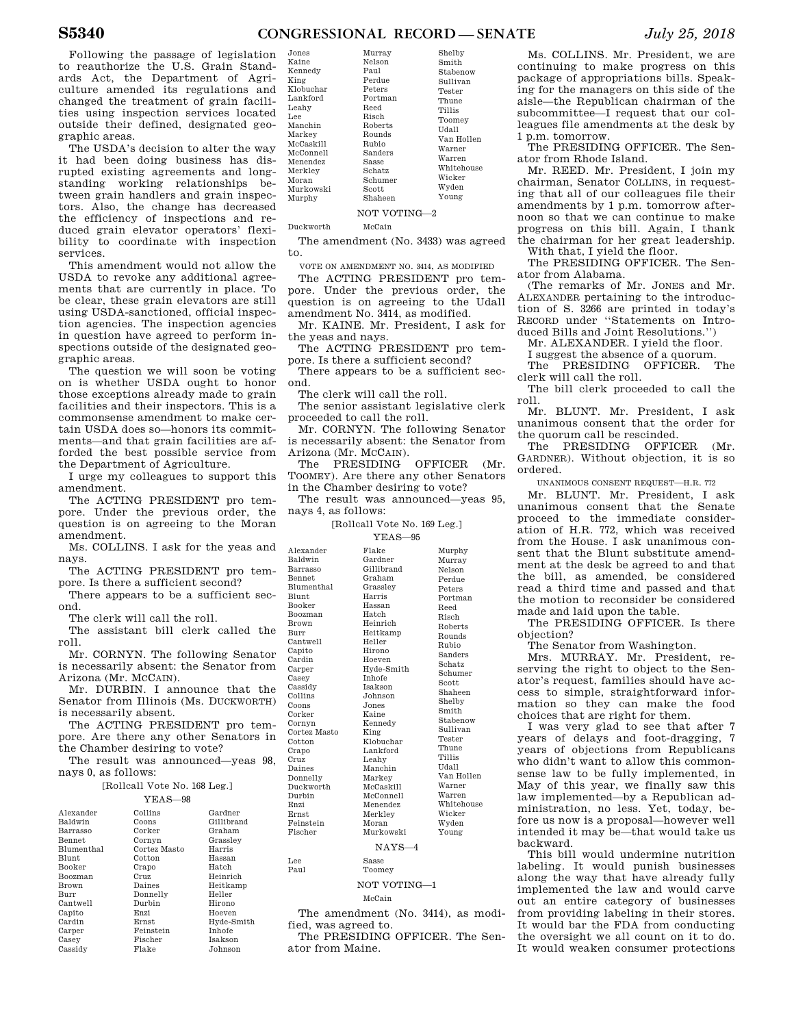Following the passage of legislation to reauthorize the U.S. Grain Standards Act, the Department of Agriculture amended its regulations and changed the treatment of grain facilities using inspection services located outside their defined, designated geographic areas.

The USDA's decision to alter the way it had been doing business has disrupted existing agreements and longstanding working relationships between grain handlers and grain inspectors. Also, the change has decreased the efficiency of inspections and reduced grain elevator operators' flexibility to coordinate with inspection services.

This amendment would not allow the USDA to revoke any additional agreements that are currently in place. To be clear, these grain elevators are still using USDA-sanctioned, official inspection agencies. The inspection agencies in question have agreed to perform inspections outside of the designated geographic areas.

The question we will soon be voting on is whether USDA ought to honor those exceptions already made to grain facilities and their inspectors. This is a commonsense amendment to make certain USDA does so—honors its commitments—and that grain facilities are afforded the best possible service from the Department of Agriculture.

I urge my colleagues to support this amendment.

The ACTING PRESIDENT pro tempore. Under the previous order, the question is on agreeing to the Moran amendment.

Ms. COLLINS. I ask for the yeas and nays.

The ACTING PRESIDENT pro tempore. Is there a sufficient second?

There appears to be a sufficient second.

The clerk will call the roll.

The assistant bill clerk called the roll.

Mr. CORNYN. The following Senator is necessarily absent: the Senator from Arizona (Mr. MCCAIN).

Mr. DURBIN. I announce that the Senator from Illinois (Ms. DUCKWORTH) is necessarily absent.

The ACTING PRESIDENT pro tempore. Are there any other Senators in the Chamber desiring to vote?

The result was announced—yeas 98, nays 0, as follows:

[Rollcall Vote No. 168 Leg.]

YEAS—98

| | | |
|---|---|---|
| Alexander | Collins | Gardner |
| Baldwin | Coons | Gillibrand |
| Barrasso | Corker | Graham |
| Bennet | Cornyn | Grassley |
| Blumenthal | Cortez Masto | Harris |
| Blunt | Cotton | Hassan |
| Booker | Crapo | Hatch |
| Boozman | Cruz | Heinrich |
| Brown | Daines | Heitkamp |
| Burr | Donnelly | Heller |
| Cantwell | Durbin | Hirono |
| Capito | Enzi | Hoeven |
| Cardin | Ernst | Hyde-Smith |
| Carper | Feinstein | Inhofe |
| Casey | Fischer | Isakson |
| Cassidy | Flake | Johnson |
| Jones | Murray | Shelby |
| Kaine | Nelson | Smith |
| Kennedy | Paul | Stabenow |
| King | Perdue | Sullivan |
| Klobuchar | Peters | Tester |
| Lankford | Portman | Thune |
| Leahy | Reed | Tillis |
| Lee | Risch | Toomey |
| Manchin | Roberts | Udall |
| Markey | Rounds | Van Hollen |
| McCaskill | Rubio | Warner |
| McConnell | Sanders | Warren |
| Menendez | Sasse | Whitehouse |
| Merkley | Schatz | Wicker |
| Moran | Schumer | Wyden |
| Murkowski | Scott | Young |
| Murphy | Shaheen | |

NOT VOTING—2

| | |
|---|---|
| Duckworth | McCain |

The amendment (No. 3433) was agreed to.

VOTE ON AMENDMENT NO. 3414, AS MODIFIED

The ACTING PRESIDENT pro tempore. Under the previous order, the question is on agreeing to the Udall amendment No. 3414, as modified.

Mr. KAINE. Mr. President, I ask for the yeas and nays.

The ACTING PRESIDENT pro tempore. Is there a sufficient second?

There appears to be a sufficient second.

The clerk will call the roll.

The senior assistant legislative clerk proceeded to call the roll.

Mr. CORNYN. The following Senator is necessarily absent: the Senator from Arizona (Mr. MCCAIN).

The PRESIDING OFFICER (Mr. TOOMEY). Are there any other Senators in the Chamber desiring to vote?

The result was announced—yeas 95, nays 4, as follows:

[Rollcall Vote No. 169 Leg.]

YEAS—95

| | | |
|---|---|---|
| Alexander | Flake | Murphy |
| Baldwin | Gardner | Murray |
| Barrasso | Gillibrand | Nelson |
| Bennet | Graham | Perdue |
| Blumenthal | Grassley | Peters |
| Blunt | Harris | Portman |
| Booker | Hassan | Reed |
| Boozman | Hatch | Risch |
| Brown | Heinrich | Roberts |
| Burr | Heitkamp | Rounds |
| Cantwell | Heller | Rubio |
| Capito | Hirono | Sanders |
| Cardin | Hoeven | Schatz |
| Carper | Hyde-Smith | Schumer |
| Casey | Inhofe | Scott |
| Cassidy | Isakson | Shaheen |
| Collins | Johnson | Shelby |
| Coons | Jones | Smith |
| Corker | Kaine | Stabenow |
| Cornyn | Kennedy | Sullivan |
| Cortez Masto | King | Tester |
| Cotton | Klobuchar | Thune |
| Crapo | Lankford | Tillis |
| Cruz | Leahy | Udall |
| Daines | Manchin | Van Hollen |
| Donnelly | Markey | Warner |
| Duckworth | McCaskill | Warren |
| Durbin | McConnell | Whitehouse |
| Enzi | Menendez | Wicker |
| Ernst | Merkley | Wyden |
| Feinstein | Moran | Young |
| Fischer | Murkowski | |

NAYS—4

| | |
|---|---|
| Lee | Sasse |
| Paul | Toomey |

NOT VOTING—1

McCain

The amendment (No. 3414), as modified, was agreed to.

The PRESIDING OFFICER. The Senator from Maine.

Ms. COLLINS. Mr. President, we are continuing to make progress on this package of appropriations bills. Speaking for the managers on this side of the aisle—the Republican chairman of the subcommittee—I request that our colleagues file amendments at the desk by 1 p.m. tomorrow.

The PRESIDING OFFICER. The Senator from Rhode Island.

Mr. REED. Mr. President, I join my chairman, Senator COLLINS, in requesting that all of our colleagues file their amendments by 1 p.m. tomorrow afternoon so that we can continue to make progress on this bill. Again, I thank the chairman for her great leadership.

With that, I yield the floor.

The PRESIDING OFFICER. The Senator from Alabama.

(The remarks of Mr. JONES and Mr. ALEXANDER pertaining to the introduction of S. 3266 are printed in today's RECORD under "Statements on Introduced Bills and Joint Resolutions.")

Mr. ALEXANDER. I yield the floor.

I suggest the absence of a quorum.

The PRESIDING OFFICER. The clerk will call the roll.

The bill clerk proceeded to call the roll.

Mr. BLUNT. Mr. President, I ask unanimous consent that the order for the quorum call be rescinded.

The PRESIDING OFFICER (Mr. GARDNER). Without objection, it is so ordered.

UNANIMOUS CONSENT REQUEST—H.R. 772

Mr. BLUNT. Mr. President, I ask unanimous consent that the Senate proceed to the immediate consideration of H.R. 772, which was received from the House. I ask unanimous consent that the Blunt substitute amendment at the desk be agreed to and that the bill, as amended, be considered read a third time and passed and that the motion to reconsider be considered made and laid upon the table.

The PRESIDING OFFICER. Is there objection?

The Senator from Washington.

Mrs. MURRAY. Mr. President, reserving the right to object to the Senator's request, families should have access to simple, straightforward information so they can make the food choices that are right for them.

I was very glad to see that after 7 years of delays and foot-dragging, 7 years of objections from Republicans who didn't want to allow this commonsense law to be fully implemented, in May of this year, we finally saw this law implemented—by a Republican administration, no less. Yet, today, before us now is a proposal—however well intended it may be—that would take us backward.

This bill would undermine nutrition labeling. It would punish businesses along the way that have already fully implemented the law and would carve out an entire category of businesses from providing labeling in their stores. It would bar the FDA from conducting the oversight we all count on it to do. It would weaken consumer protections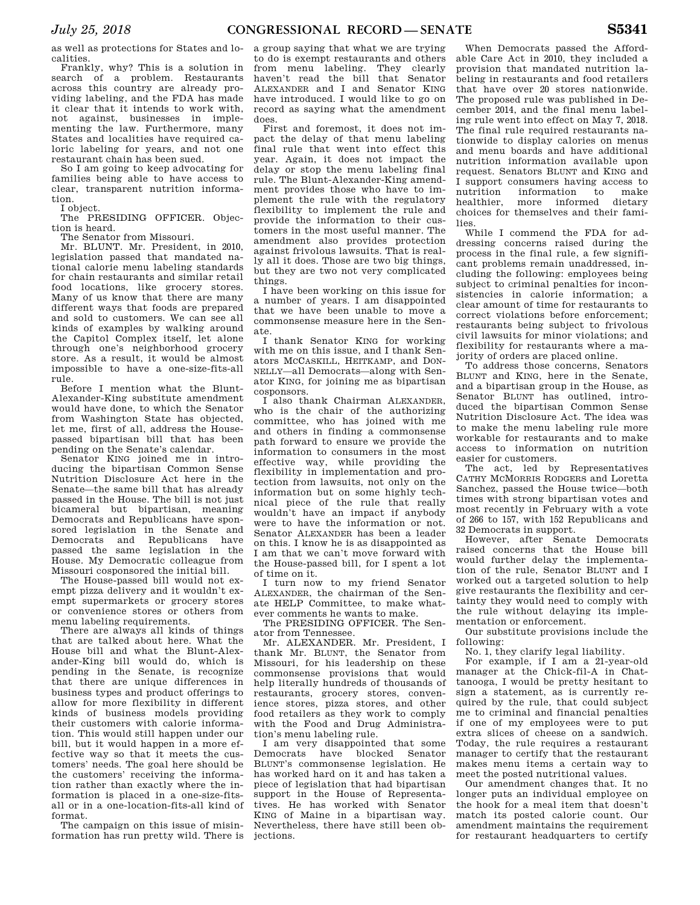as well as protections for States and localities.

Frankly, why? This is a solution in search of a problem. Restaurants across this country are already providing labeling, and the FDA has made it clear that it intends to work with, not against, businesses in implementing the law. Furthermore, many States and localities have required caloric labeling for years, and not one restaurant chain has been sued.

So I am going to keep advocating for families being able to have access to clear, transparent nutrition information.

I object.

The PRESIDING OFFICER. Objection is heard.

The Senator from Missouri.

Mr. BLUNT. Mr. President, in 2010, legislation passed that mandated national calorie menu labeling standards for chain restaurants and similar retail food locations, like grocery stores. Many of us know that there are many different ways that foods are prepared and sold to customers. We can see all kinds of examples by walking around the Capitol Complex itself, let alone through one's neighborhood grocery store. As a result, it would be almost impossible to have a one-size-fits-all rule.

Before I mention what the Blunt-Alexander-King substitute amendment would have done, to which the Senator from Washington State has objected, let me, first of all, address the House-passed bipartisan bill that has been pending on the Senate's calendar.

Senator KING joined me in introducing the bipartisan Common Sense Nutrition Disclosure Act here in the Senate—the same bill that has already passed in the House. The bill is not just bicameral but bipartisan, meaning Democrats and Republicans have sponsored legislation in the Senate and Democrats and Republicans have passed the same legislation in the House. My Democratic colleague from Missouri cosponsored the initial bill.

The House-passed bill would not exempt pizza delivery and it wouldn't exempt supermarkets or grocery stores or convenience stores or others from menu labeling requirements.

There are always all kinds of things that are talked about here. What the House bill and what the Blunt-Alexander-King bill would do, which is pending in the Senate, is recognize that there are unique differences in business types and product offerings to allow for more flexibility in different kinds of business models providing their customers with calorie information. This would still happen under our bill, but it would happen in a more effective way so that it meets the customers' needs. The goal here should be the customers' receiving the information rather than exactly where the information is placed in a one-size-fits-all or in a one-location-fits-all kind of format.

The campaign on this issue of misinformation has run pretty wild. There is a group saying that what we are trying to do is exempt restaurants and others from menu labeling. They clearly haven't read the bill that Senator ALEXANDER and I and Senator KING have introduced. I would like to go on record as saying what the amendment does.

First and foremost, it does not impact the delay of that menu labeling final rule that went into effect this year. Again, it does not impact the delay or stop the menu labeling final rule. The Blunt-Alexander-King amendment provides those who have to implement the rule with the regulatory flexibility to implement the rule and provide the information to their customers in the most useful manner. The amendment also provides protection against frivolous lawsuits. That is really all it does. Those are two big things, but they are two not very complicated things.

I have been working on this issue for a number of years. I am disappointed that we have been unable to move a commonsense measure here in the Senate.

I thank Senator KING for working with me on this issue, and I thank Senators MCCASKILL, HEITKAMP, and DONNELLY—all Democrats—along with Senator KING, for joining me as bipartisan cosponsors.

I also thank Chairman ALEXANDER, who is the chair of the authorizing committee, who has joined with me and others in finding a commonsense path forward to ensure we provide the information to consumers in the most effective way, while providing the flexibility in implementation and protection from lawsuits, not only on the information but on some highly technical piece of the rule that really wouldn't have an impact if anybody were to have the information or not. Senator ALEXANDER has been a leader on this. I know he is as disappointed as I am that we can't move forward with the House-passed bill, for I spent a lot of time on it.

I turn now to my friend Senator ALEXANDER, the chairman of the Senate HELP Committee, to make whatever comments he wants to make.

The PRESIDING OFFICER. The Senator from Tennessee.

Mr. ALEXANDER. Mr. President, I thank Mr. BLUNT, the Senator from Missouri, for his leadership on these commonsense provisions that would help literally hundreds of thousands of restaurants, grocery stores, convenience stores, pizza stores, and other food retailers as they work to comply with the Food and Drug Administration's menu labeling rule.

I am very disappointed that some Democrats have blocked Senator BLUNT's commonsense legislation. He has worked hard on it and has taken a piece of legislation that had bipartisan support in the House of Representatives. He has worked with Senator KING of Maine in a bipartisan way. Nevertheless, there have still been objections.

When Democrats passed the Affordable Care Act in 2010, they included a provision that mandated nutrition labeling in restaurants and food retailers that have over 20 stores nationwide. The proposed rule was published in December 2014, and the final menu labeling rule went into effect on May 7, 2018. The final rule required restaurants nationwide to display calories on menus and menu boards and have additional nutrition information available upon request. Senators BLUNT and KING and I support consumers having access to nutrition information to make healthier, more informed dietary choices for themselves and their families.

While I commend the FDA for addressing concerns raised during the process in the final rule, a few significant problems remain unaddressed, including the following: employees being subject to criminal penalties for inconsistencies in calorie information; a clear amount of time for restaurants to correct violations before enforcement; restaurants being subject to frivolous civil lawsuits for minor violations; and flexibility for restaurants where a majority of orders are placed online.

To address those concerns, Senators BLUNT and KING, here in the Senate, and a bipartisan group in the House, as Senator BLUNT has outlined, introduced the bipartisan Common Sense Nutrition Disclosure Act. The idea was to make the menu labeling rule more workable for restaurants and to make access to information on nutrition easier for customers.

The act, led by Representatives CATHY MCMORRIS RODGERS and Loretta Sanchez, passed the House twice—both times with strong bipartisan votes and most recently in February with a vote of 266 to 157, with 152 Republicans and 32 Democrats in support.

However, after Senate Democrats raised concerns that the House bill would further delay the implementation of the rule, Senator BLUNT and I worked out a targeted solution to help give restaurants the flexibility and certainty they would need to comply with the rule without delaying its implementation or enforcement.

Our substitute provisions include the following:

No. 1, they clarify legal liability.

For example, if I am a 21-year-old manager at the Chick-fil-A in Chattanooga, I would be pretty hesitant to sign a statement, as is currently required by the rule, that could subject me to criminal and financial penalties if one of my employees were to put extra slices of cheese on a sandwich. Today, the rule requires a restaurant manager to certify that the restaurant makes menu items a certain way to meet the posted nutritional values.

Our amendment changes that. It no longer puts an individual employee on the hook for a meal item that doesn't match its posted calorie count. Our amendment maintains the requirement for restaurant headquarters to certify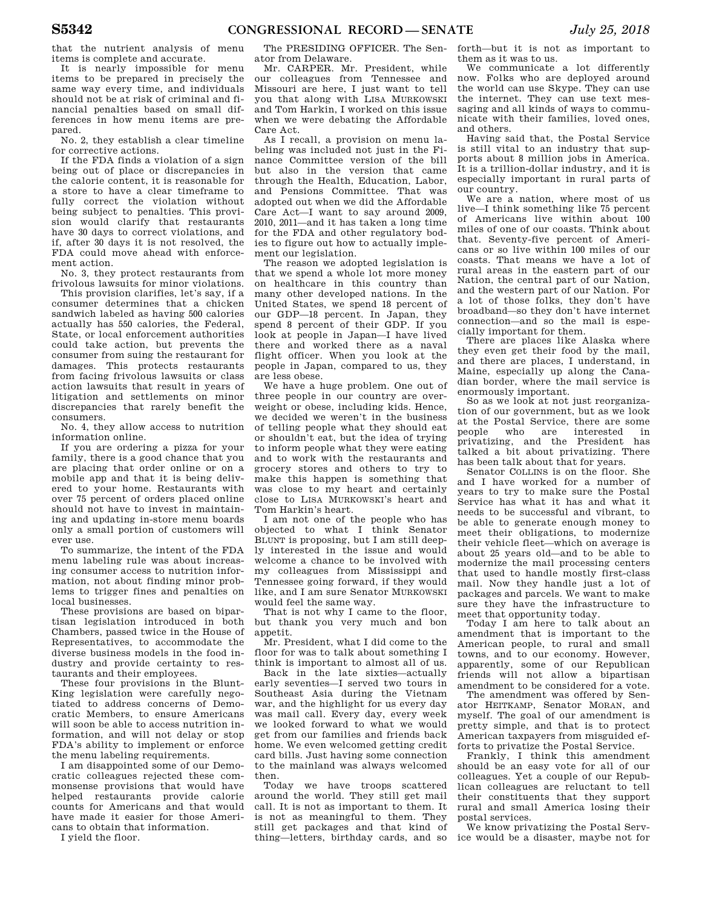that the nutrient analysis of menu items is complete and accurate.

It is nearly impossible for menu items to be prepared in precisely the same way every time, and individuals should not be at risk of criminal and financial penalties based on small differences in how menu items are prepared.

No. 2, they establish a clear timeline for corrective actions.

If the FDA finds a violation of a sign being out of place or discrepancies in the calorie content, it is reasonable for a store to have a clear timeframe to fully correct the violation without being subject to penalties. This provision would clarify that restaurants have 30 days to correct violations, and if, after 30 days it is not resolved, the FDA could move ahead with enforcement action.

No. 3, they protect restaurants from frivolous lawsuits for minor violations.

This provision clarifies, let's say, if a consumer determines that a chicken sandwich labeled as having 500 calories actually has 550 calories, the Federal, State, or local enforcement authorities could take action, but prevents the consumer from suing the restaurant for damages. This protects restaurants from facing frivolous lawsuits or class action lawsuits that result in years of litigation and settlements on minor discrepancies that rarely benefit the consumers.

No. 4, they allow access to nutrition information online.

If you are ordering a pizza for your family, there is a good chance that you are placing that order online or on a mobile app and that it is being delivered to your home. Restaurants with over 75 percent of orders placed online should not have to invest in maintaining and updating in-store menu boards only a small portion of customers will ever use.

To summarize, the intent of the FDA menu labeling rule was about increasing consumer access to nutrition information, not about finding minor problems to trigger fines and penalties on local businesses.

These provisions are based on bipartisan legislation introduced in both Chambers, passed twice in the House of Representatives, to accommodate the diverse business models in the food industry and provide certainty to restaurants and their employees.

These four provisions in the Blunt-King legislation were carefully negotiated to address concerns of Democratic Members, to ensure Americans will soon be able to access nutrition information, and will not delay or stop FDA's ability to implement or enforce the menu labeling requirements.

I am disappointed some of our Democratic colleagues rejected these commonsense provisions that would have helped restaurants provide calorie counts for Americans and that would have made it easier for those Americans to obtain that information.

I yield the floor.

The PRESIDING OFFICER. The Senator from Delaware.

Mr. CARPER. Mr. President, while our colleagues from Tennessee and Missouri are here, I just want to tell you that along with LISA MURKOWSKI and Tom Harkin, I worked on this issue when we were debating the Affordable Care Act.

As I recall, a provision on menu labeling was included not just in the Finance Committee version of the bill but also in the version that came through the Health, Education, Labor, and Pensions Committee. That was adopted out when we did the Affordable Care Act—I want to say around 2009, 2010, 2011—and it has taken a long time for the FDA and other regulatory bodies to figure out how to actually implement our legislation.

The reason we adopted legislation is that we spend a whole lot more money on healthcare in this country than many other developed nations. In the United States, we spend 18 percent of our GDP—18 percent. In Japan, they spend 8 percent of their GDP. If you look at people in Japan—I have lived there and worked there as a naval flight officer. When you look at the people in Japan, compared to us, they are less obese.

We have a huge problem. One out of three people in our country are overweight or obese, including kids. Hence, we decided we weren't in the business of telling people what they should eat or shouldn't eat, but the idea of trying to inform people what they were eating and to work with the restaurants and grocery stores and others to try to make this happen is something that was close to my heart and certainly close to LISA MURKOWSKI's heart and Tom Harkin's heart.

I am not one of the people who has objected to what I think Senator BLUNT is proposing, but I am still deeply interested in the issue and would welcome a chance to be involved with my colleagues from Mississippi and Tennessee going forward, if they would like, and I am sure Senator MURKOWSKI would feel the same way.

That is not why I came to the floor, but thank you very much and bon appetit.

Mr. President, what I did come to the floor for was to talk about something I think is important to almost all of us.

Back in the late sixties—actually early seventies—I served two tours in Southeast Asia during the Vietnam war, and the highlight for us every day was mail call. Every day, every week we looked forward to what we would get from our families and friends back home. We even welcomed getting credit card bills. Just having some connection to the mainland was always welcomed then.

Today we have troops scattered around the world. They still get mail call. It is not as important to them. It is not as meaningful to them. They still get packages and that kind of thing—letters, birthday cards, and so forth—but it is not as important to them as it was to us.

We communicate a lot differently now. Folks who are deployed around the world can use Skype. They can use the internet. They can use text messaging and all kinds of ways to communicate with their families, loved ones, and others.

Having said that, the Postal Service is still vital to an industry that supports about 8 million jobs in America. It is a trillion-dollar industry, and it is especially important in rural parts of our country.

We are a nation, where most of us live—I think something like 75 percent of Americans live within about 100 miles of one of our coasts. Think about that. Seventy-five percent of Americans or so live within 100 miles of our coasts. That means we have a lot of rural areas in the eastern part of our Nation, the central part of our Nation, and the western part of our Nation. For a lot of those folks, they don't have broadband—so they don't have internet connection—and so the mail is especially important for them.

There are places like Alaska where they even get their food by the mail, and there are places, I understand, in Maine, especially up along the Canadian border, where the mail service is enormously important.

So as we look at not just reorganization of our government, but as we look at the Postal Service, there are some people who are interested in privatizing, and the President has talked a bit about privatizing. There has been talk about that for years.

Senator COLLINS is on the floor. She and I have worked for a number of years to try to make sure the Postal Service has what it has and what it needs to be successful and vibrant, to be able to generate enough money to meet their obligations, to modernize their vehicle fleet—which on average is about 25 years old—and to be able to modernize the mail processing centers that used to handle mostly first-class mail. Now they handle just a lot of packages and parcels. We want to make sure they have the infrastructure to meet that opportunity today.

Today I am here to talk about an amendment that is important to the American people, to rural and small towns, and to our economy. However, apparently, some of our Republican friends will not allow a bipartisan amendment to be considered for a vote.

The amendment was offered by Senator HEITKAMP, Senator MORAN, and myself. The goal of our amendment is pretty simple, and that is to protect American taxpayers from misguided efforts to privatize the Postal Service.

Frankly, I think this amendment should be an easy vote for all of our colleagues. Yet a couple of our Republican colleagues are reluctant to tell their constituents that they support rural and small America losing their postal services.

We know privatizing the Postal Service would be a disaster, maybe not for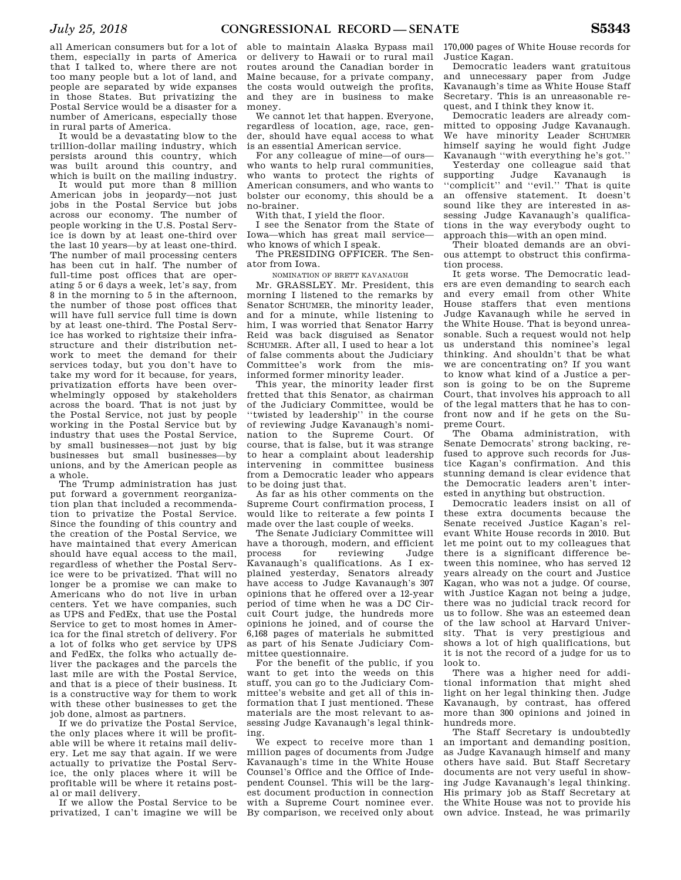all American consumers but for a lot of them, especially in parts of America that I talked to, where there are not too many people but a lot of land, and people are separated by wide expanses in those States. But privatizing the Postal Service would be a disaster for a number of Americans, especially those in rural parts of America.

It would be a devastating blow to the trillion-dollar mailing industry, which persists around this country, which was built around this country, and which is built on the mailing industry.

It would put more than 8 million American jobs in jeopardy—not just jobs in the Postal Service but jobs across our economy. The number of people working in the U.S. Postal Service is down by at least one-third over the last 10 years—by at least one-third. The number of mail processing centers has been cut in half. The number of full-time post offices that are operating 5 or 6 days a week, let's say, from 8 in the morning to 5 in the afternoon, the number of those post offices that will have full service full time is down by at least one-third. The Postal Service has worked to rightsize their infrastructure and their distribution network to meet the demand for their services today, but you don't have to take my word for it because, for years, privatization efforts have been overwhelmingly opposed by stakeholders across the board. That is not just by the Postal Service, not just by people working in the Postal Service but by industry that uses the Postal Service, by small businesses—not just by big businesses but small businesses—by unions, and by the American people as a whole.

The Trump administration has just put forward a government reorganization plan that included a recommendation to privatize the Postal Service. Since the founding of this country and the creation of the Postal Service, we have maintained that every American should have equal access to the mail, regardless of whether the Postal Service were to be privatized. That will no longer be a promise we can make to Americans who do not live in urban centers. Yet we have companies, such as UPS and FedEx, that use the Postal Service to get to most homes in America for the final stretch of delivery. For a lot of folks who get service by UPS and FedEx, the folks who actually deliver the packages and the parcels the last mile are with the Postal Service, and that is a piece of their business. It is a constructive way for them to work with these other businesses to get the job done, almost as partners.

If we do privatize the Postal Service, the only places where it will be profitable will be where it retains mail delivery. Let me say that again. If we were actually to privatize the Postal Service, the only places where it will be profitable will be where it retains postal or mail delivery.

If we allow the Postal Service to be privatized, I can't imagine we will be able to maintain Alaska Bypass mail or delivery to Hawaii or to rural mail routes around the Canadian border in Maine because, for a private company, the costs would outweigh the profits, and they are in business to make money.

We cannot let that happen. Everyone, regardless of location, age, race, gender, should have equal access to what is an essential American service.

For any colleague of mine—of ours—who wants to help rural communities, who wants to protect the rights of American consumers, and who wants to bolster our economy, this should be a no-brainer.

With that, I yield the floor.

I see the Senator from the State of Iowa—which has great mail service—who knows of which I speak.

The PRESIDING OFFICER. The Senator from Iowa.

## NOMINATION OF BRETT KAVANAUGH

Mr. GRASSLEY. Mr. President, this morning I listened to the remarks by Senator SCHUMER, the minority leader, and for a minute, while listening to him, I was worried that Senator Harry Reid was back disguised as Senator SCHUMER. After all, I used to hear a lot of false comments about the Judiciary Committee's work from the misinformed former minority leader.

This year, the minority leader first fretted that this Senator, as chairman of the Judiciary Committee, would be ''twisted by leadership'' in the course of reviewing Judge Kavanaugh's nomination to the Supreme Court. Of course, that is false, but it was strange to hear a complaint about leadership intervening in committee business from a Democratic leader who appears to be doing just that.

As far as his other comments on the Supreme Court confirmation process, I would like to reiterate a few points I made over the last couple of weeks.

The Senate Judiciary Committee will have a thorough, modern, and efficient process for reviewing Judge Kavanaugh's qualifications. As I explained yesterday, Senators already have access to Judge Kavanaugh's 307 opinions that he offered over a 12-year period of time when he was a DC Circuit Court judge, the hundreds more opinions he joined, and of course the 6,168 pages of materials he submitted as part of his Senate Judiciary Committee questionnaire.

For the benefit of the public, if you want to get into the weeds on this stuff, you can go to the Judiciary Committee's website and get all of this information that I just mentioned. These materials are the most relevant to assessing Judge Kavanaugh's legal thinking.

We expect to receive more than 1 million pages of documents from Judge Kavanaugh's time in the White House Counsel's Office and the Office of Independent Counsel. This will be the largest document production in connection with a Supreme Court nominee ever. By comparison, we received only about 170,000 pages of White House records for Justice Kagan.

Democratic leaders want gratuitous and unnecessary paper from Judge Kavanaugh's time as White House Staff Secretary. This is an unreasonable request, and I think they know it.

Democratic leaders are already committed to opposing Judge Kavanaugh. We have minority Leader SCHUMER himself saying he would fight Judge Kavanaugh ''with everything he's got.''

Yesterday one colleague said that supporting Judge Kavanaugh is ''complicit'' and ''evil.'' That is quite an offensive statement. It doesn't sound like they are interested in assessing Judge Kavanaugh's qualifications in the way everybody ought to approach this—with an open mind.

Their bloated demands are an obvious attempt to obstruct this confirmation process.

It gets worse. The Democratic leaders are even demanding to search each and every email from other White House staffers that even mentions Judge Kavanaugh while he served in the White House. That is beyond unreasonable. Such a request would not help us understand this nominee's legal thinking. And shouldn't that be what we are concentrating on? If you want to know what kind of a Justice a person is going to be on the Supreme Court, that involves his approach to all of the legal matters that he has to confront now and if he gets on the Supreme Court.

The Obama administration, with Senate Democrats' strong backing, refused to approve such records for Justice Kagan's confirmation. And this stunning demand is clear evidence that the Democratic leaders aren't interested in anything but obstruction.

Democratic leaders insist on all of these extra documents because the Senate received Justice Kagan's relevant White House records in 2010. But let me point out to my colleagues that there is a significant difference between this nominee, who has served 12 years already on the court and Justice Kagan, who was not a judge. Of course, with Justice Kagan not being a judge, there was no judicial track record for us to follow. She was an esteemed dean of the law school at Harvard University. That is very prestigious and shows a lot of high qualifications, but it is not the record of a judge for us to look to.

There was a higher need for additional information that might shed light on her legal thinking then. Judge Kavanaugh, by contrast, has offered more than 300 opinions and joined in hundreds more.

The Staff Secretary is undoubtedly an important and demanding position, as Judge Kavanaugh himself and many others have said. But Staff Secretary documents are not very useful in showing Judge Kavanaugh's legal thinking. His primary job as Staff Secretary at the White House was not to provide his own advice. Instead, he was primarily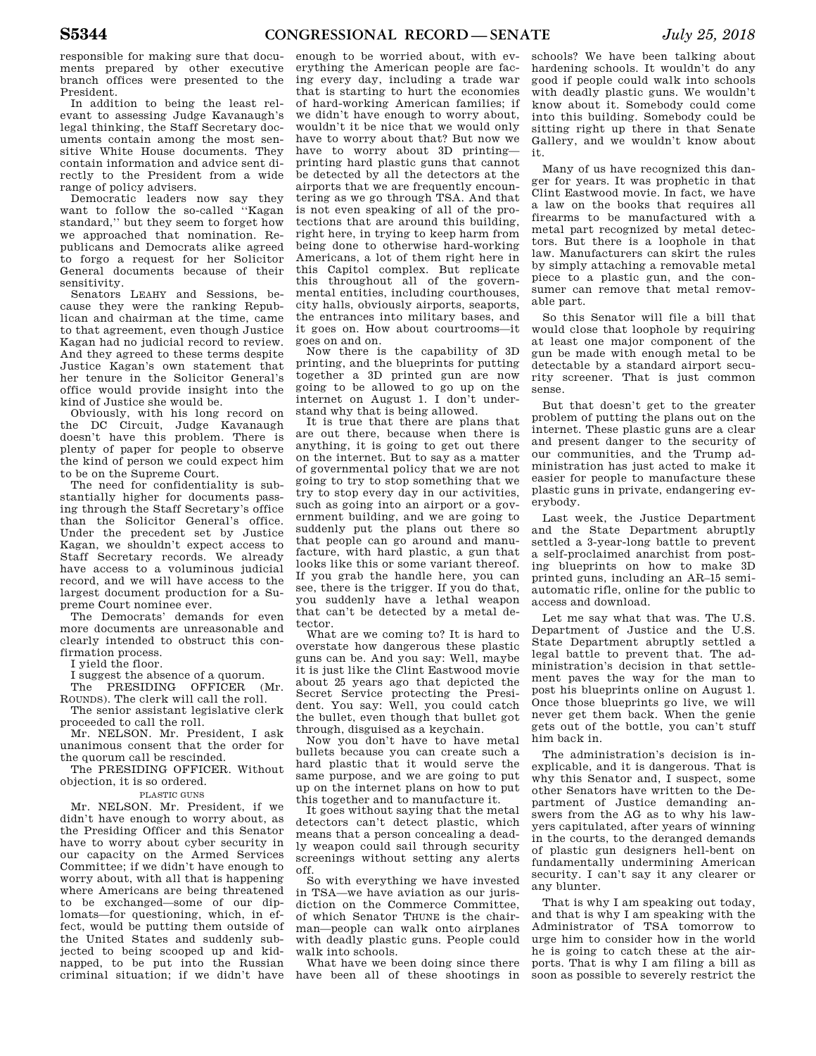responsible for making sure that documents prepared by other executive branch offices were presented to the President.

In addition to being the least relevant to assessing Judge Kavanaugh's legal thinking, the Staff Secretary documents contain among the most sensitive White House documents. They contain information and advice sent directly to the President from a wide range of policy advisers.

Democratic leaders now say they want to follow the so-called "Kagan standard," but they seem to forget how we approached that nomination. Republicans and Democrats alike agreed to forgo a request for her Solicitor General documents because of their sensitivity.

Senators LEAHY and Sessions, because they were the ranking Republican and chairman at the time, came to that agreement, even though Justice Kagan had no judicial record to review. And they agreed to these terms despite Justice Kagan's own statement that her tenure in the Solicitor General's office would provide insight into the kind of Justice she would be.

Obviously, with his long record on the DC Circuit, Judge Kavanaugh doesn't have this problem. There is plenty of paper for people to observe the kind of person we could expect him to be on the Supreme Court.

The need for confidentiality is substantially higher for documents passing through the Staff Secretary's office than the Solicitor General's office. Under the precedent set by Justice Kagan, we shouldn't expect access to Staff Secretary records. We already have access to a voluminous judicial record, and we will have access to the largest document production for a Supreme Court nominee ever.

The Democrats' demands for even more documents are unreasonable and clearly intended to obstruct this confirmation process.

I yield the floor.

I suggest the absence of a quorum.

The PRESIDING OFFICER (Mr. ROUNDS). The clerk will call the roll.

The senior assistant legislative clerk proceeded to call the roll.

Mr. NELSON. Mr. President, I ask unanimous consent that the order for the quorum call be rescinded.

The PRESIDING OFFICER. Without objection, it is so ordered.

## PLASTIC GUNS

Mr. NELSON. Mr. President, if we didn't have enough to worry about, as the Presiding Officer and this Senator have to worry about cyber security in our capacity on the Armed Services Committee; if we didn't have enough to worry about, with all that is happening where Americans are being threatened to be exchanged—some of our diplomats—for questioning, which, in effect, would be putting them outside of the United States and suddenly subjected to being scooped up and kidnapped, to be put into the Russian criminal situation; if we didn't have enough to be worried about, with everything the American people are facing every day, including a trade war that is starting to hurt the economies of hard-working American families; if we didn't have enough to worry about, wouldn't it be nice that we would only have to worry about that? But now we have to worry about 3D printing—printing hard plastic guns that cannot be detected by all the detectors at the airports that we are frequently encountering as we go through TSA. And that is not even speaking of all of the protections that are around this building, right here, in trying to keep harm from being done to otherwise hard-working Americans, a lot of them right here in this Capitol complex. But replicate this throughout all of the governmental entities, including courthouses, city halls, obviously airports, seaports, the entrances into military bases, and it goes on. How about courtrooms—it goes on and on.

Now there is the capability of 3D printing, and the blueprints for putting together a 3D printed gun are now going to be allowed to go up on the internet on August 1. I don't understand why that is being allowed.

It is true that there are plans that are out there, because when there is anything, it is going to get out there on the internet. But to say as a matter of governmental policy that we are not going to try to stop something that we try to stop every day in our activities, such as going into an airport or a government building, and we are going to suddenly put the plans out there so that people can go around and manufacture, with hard plastic, a gun that looks like this or some variant thereof. If you grab the handle here, you can see, there is the trigger. If you do that, you suddenly have a lethal weapon that can't be detected by a metal detector.

What are we coming to? It is hard to overstate how dangerous these plastic guns can be. And you say: Well, maybe it is just like the Clint Eastwood movie about 25 years ago that depicted the Secret Service protecting the President. You say: Well, you could catch the bullet, even though that bullet got through, disguised as a keychain.

Now you don't have to have metal bullets because you can create such a hard plastic that it would serve the same purpose, and we are going to put up on the internet plans on how to put this together and to manufacture it.

It goes without saying that the metal detectors can't detect plastic, which means that a person concealing a deadly weapon could sail through security screenings without setting any alerts off.

So with everything we have invested in TSA—we have aviation as our jurisdiction on the Commerce Committee, of which Senator THUNE is the chairman—people can walk onto airplanes with deadly plastic guns. People could walk into schools.

What have we been doing since there have been all of these shootings in schools? We have been talking about hardening schools. It wouldn't do any good if people could walk into schools with deadly plastic guns. We wouldn't know about it. Somebody could come into this building. Somebody could be sitting right up there in that Senate Gallery, and we wouldn't know about it.

Many of us have recognized this danger for years. It was prophetic in that Clint Eastwood movie. In fact, we have a law on the books that requires all firearms to be manufactured with a metal part recognized by metal detectors. But there is a loophole in that law. Manufacturers can skirt the rules by simply attaching a removable metal piece to a plastic gun, and the consumer can remove that metal removable part.

So this Senator will file a bill that would close that loophole by requiring at least one major component of the gun be made with enough metal to be detectable by a standard airport security screener. That is just common sense.

But that doesn't get to the greater problem of putting the plans out on the internet. These plastic guns are a clear and present danger to the security of our communities, and the Trump administration has just acted to make it easier for people to manufacture these plastic guns in private, endangering everybody.

Last week, the Justice Department and the State Department abruptly settled a 3-year-long battle to prevent a self-proclaimed anarchist from posting blueprints on how to make 3D printed guns, including an AR–15 semiautomatic rifle, online for the public to access and download.

Let me say what that was. The U.S. Department of Justice and the U.S. State Department abruptly settled a legal battle to prevent that. The administration's decision in that settlement paves the way for the man to post his blueprints online on August 1. Once those blueprints go live, we will never get them back. When the genie gets out of the bottle, you can't stuff him back in.

The administration's decision is inexplicable, and it is dangerous. That is why this Senator and, I suspect, some other Senators have written to the Department of Justice demanding answers from the AG as to why his lawyers capitulated, after years of winning in the courts, to the deranged demands of plastic gun designers hell-bent on fundamentally undermining American security. I can't say it any clearer or any blunter.

That is why I am speaking out today, and that is why I am speaking with the Administrator of TSA tomorrow to urge him to consider how in the world he is going to catch these at the airports. That is why I am filing a bill as soon as possible to severely restrict the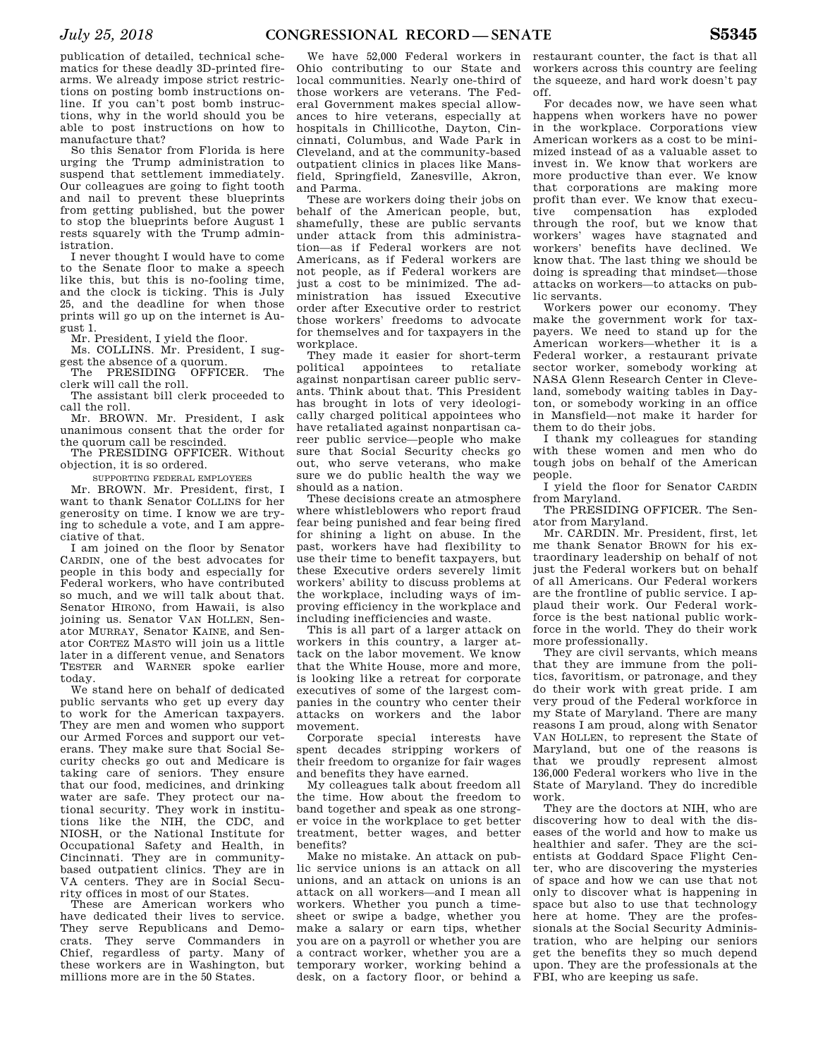publication of detailed, technical schematics for these deadly 3D-printed firearms. We already impose strict restrictions on posting bomb instructions online. If you can't post bomb instructions, why in the world should you be able to post instructions on how to manufacture that?

So this Senator from Florida is here urging the Trump administration to suspend that settlement immediately. Our colleagues are going to fight tooth and nail to prevent these blueprints from getting published, but the power to stop the blueprints before August 1 rests squarely with the Trump administration.

I never thought I would have to come to the Senate floor to make a speech like this, but this is no-fooling time, and the clock is ticking. This is July 25, and the deadline for when those prints will go up on the internet is August 1.

Mr. President, I yield the floor.

Ms. COLLINS. Mr. President, I suggest the absence of a quorum.

The PRESIDING OFFICER. The clerk will call the roll.

The assistant bill clerk proceeded to call the roll.

Mr. BROWN. Mr. President, I ask unanimous consent that the order for the quorum call be rescinded.

The PRESIDING OFFICER. Without objection, it is so ordered.

## SUPPORTING FEDERAL EMPLOYEES

Mr. BROWN. Mr. President, first, I want to thank Senator COLLINS for her generosity on time. I know we are trying to schedule a vote, and I am appreciative of that.

I am joined on the floor by Senator CARDIN, one of the best advocates for people in this body and especially for Federal workers, who have contributed so much, and we will talk about that. Senator HIRONO, from Hawaii, is also joining us. Senator VAN HOLLEN, Senator MURRAY, Senator KAINE, and Senator CORTEZ MASTO will join us a little later in a different venue, and Senators TESTER and WARNER spoke earlier today.

We stand here on behalf of dedicated public servants who get up every day to work for the American taxpayers. They are men and women who support our Armed Forces and support our veterans. They make sure that Social Security checks go out and Medicare is taking care of seniors. They ensure that our food, medicines, and drinking water are safe. They protect our national security. They work in institutions like the NIH, the CDC, and NIOSH, or the National Institute for Occupational Safety and Health, in Cincinnati. They are in community-based outpatient clinics. They are in VA centers. They are in Social Security offices in most of our States.

These are American workers who have dedicated their lives to service. They serve Republicans and Democrats. They serve Commanders in Chief, regardless of party. Many of these workers are in Washington, but millions more are in the 50 States.

We have 52,000 Federal workers in Ohio contributing to our State and local communities. Nearly one-third of those workers are veterans. The Federal Government makes special allowances to hire veterans, especially at hospitals in Chillicothe, Dayton, Cincinnati, Columbus, and Wade Park in Cleveland, and at the community-based outpatient clinics in places like Mansfield, Springfield, Zanesville, Akron, and Parma.

These are workers doing their jobs on behalf of the American people, but, shamefully, these are public servants under attack from this administration—as if Federal workers are not Americans, as if Federal workers are not people, as if Federal workers are just a cost to be minimized. The administration has issued Executive order after Executive order to restrict those workers' freedoms to advocate for themselves and for taxpayers in the workplace.

They made it easier for short-term political appointees to retaliate against nonpartisan career public servants. Think about that. This President has brought in lots of very ideologically charged political appointees who have retaliated against nonpartisan career public service—people who make sure that Social Security checks go out, who serve veterans, who make sure we do public health the way we should as a nation.

These decisions create an atmosphere where whistleblowers who report fraud fear being punished and fear being fired for shining a light on abuse. In the past, workers have had flexibility to use their time to benefit taxpayers, but these Executive orders severely limit workers' ability to discuss problems at the workplace, including ways of improving efficiency in the workplace and including inefficiencies and waste.

This is all part of a larger attack on workers in this country, a larger attack on the labor movement. We know that the White House, more and more, is looking like a retreat for corporate executives of some of the largest companies in the country who center their attacks on workers and the labor movement.

Corporate special interests have spent decades stripping workers of their freedom to organize for fair wages and benefits they have earned.

My colleagues talk about freedom all the time. How about the freedom to band together and speak as one stronger voice in the workplace to get better treatment, better wages, and better benefits?

Make no mistake. An attack on public service unions is an attack on all unions, and an attack on unions is an attack on all workers—and I mean all workers. Whether you punch a timesheet or swipe a badge, whether you make a salary or earn tips, whether you are on a payroll or whether you are a contract worker, whether you are a temporary worker, working behind a desk, on a factory floor, or behind a restaurant counter, the fact is that all workers across this country are feeling the squeeze, and hard work doesn't pay off.

For decades now, we have seen what happens when workers have no power in the workplace. Corporations view American workers as a cost to be minimized instead of as a valuable asset to invest in. We know that workers are more productive than ever. We know that corporations are making more profit than ever. We know that executive compensation has exploded through the roof, but we know that workers' wages have stagnated and workers' benefits have declined. We know that. The last thing we should be doing is spreading that mindset—those attacks on workers—to attacks on public servants.

Workers power our economy. They make the government work for taxpayers. We need to stand up for the American workers—whether it is a Federal worker, a restaurant private sector worker, somebody working at NASA Glenn Research Center in Cleveland, somebody waiting tables in Dayton, or somebody working in an office in Mansfield—not make it harder for them to do their jobs.

I thank my colleagues for standing with these women and men who do tough jobs on behalf of the American people.

I yield the floor for Senator CARDIN from Maryland.

The PRESIDING OFFICER. The Senator from Maryland.

Mr. CARDIN. Mr. President, first, let me thank Senator BROWN for his extraordinary leadership on behalf of not just the Federal workers but on behalf of all Americans. Our Federal workers are the frontline of public service. I applaud their work. Our Federal workforce is the best national public workforce in the world. They do their work more professionally.

They are civil servants, which means that they are immune from the politics, favoritism, or patronage, and they do their work with great pride. I am very proud of the Federal workforce in my State of Maryland. There are many reasons I am proud, along with Senator VAN HOLLEN, to represent the State of Maryland, but one of the reasons is that we proudly represent almost 136,000 Federal workers who live in the State of Maryland. They do incredible work.

They are the doctors at NIH, who are discovering how to deal with the diseases of the world and how to make us healthier and safer. They are the scientists at Goddard Space Flight Center, who are discovering the mysteries of space and how we can use that not only to discover what is happening in space but also to use that technology here at home. They are the professionals at the Social Security Administration, who are helping our seniors get the benefits they so much depend upon. They are the professionals at the FBI, who are keeping us safe.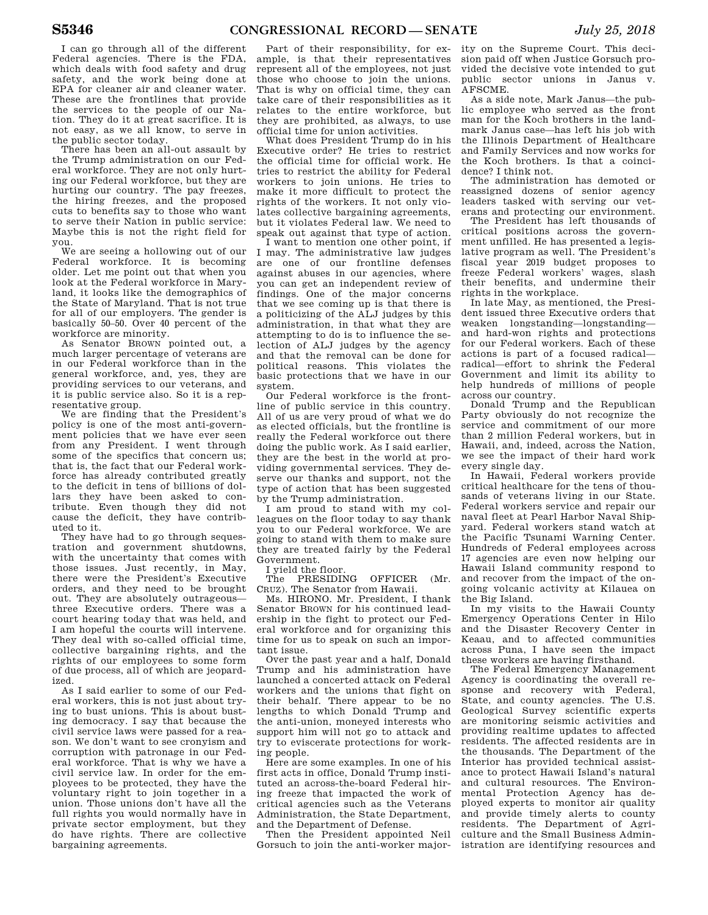I can go through all of the different Federal agencies. There is the FDA, which deals with food safety and drug safety, and the work being done at EPA for cleaner air and cleaner water. These are the frontlines that provide the services to the people of our Nation. They do it at great sacrifice. It is not easy, as we all know, to serve in the public sector today.

There has been an all-out assault by the Trump administration on our Federal workforce. They are not only hurting our Federal workforce, but they are hurting our country. The pay freezes, the hiring freezes, and the proposed cuts to benefits say to those who want to serve their Nation in public service: Maybe this is not the right field for you.

We are seeing a hollowing out of our Federal workforce. It is becoming older. Let me point out that when you look at the Federal workforce in Maryland, it looks like the demographics of the State of Maryland. That is not true for all of our employers. The gender is basically 50–50. Over 40 percent of the workforce are minority.

As Senator BROWN pointed out, a much larger percentage of veterans are in our Federal workforce than in the general workforce, and, yes, they are providing services to our veterans, and it is public service also. So it is a representative group.

We are finding that the President's policy is one of the most anti-government policies that we have ever seen from any President. I went through some of the specifics that concern us; that is, the fact that our Federal workforce has already contributed greatly to the deficit in tens of billions of dollars they have been asked to contribute. Even though they did not cause the deficit, they have contributed to it.

They have had to go through sequestration and government shutdowns, with the uncertainty that comes with those issues. Just recently, in May, there were the President's Executive orders, and they need to be brought out. They are absolutely outrageous—three Executive orders. There was a court hearing today that was held, and I am hopeful the courts will intervene. They deal with so-called official time, collective bargaining rights, and the rights of our employees to some form of due process, all of which are jeopardized.

As I said earlier to some of our Federal workers, this is not just about trying to bust unions. This is about busting democracy. I say that because the civil service laws were passed for a reason. We don't want to see cronyism and corruption with patronage in our Federal workforce. That is why we have a civil service law. In order for the employees to be protected, they have the voluntary right to join together in a union. Those unions don't have all the full rights you would normally have in private sector employment, but they do have rights. There are collective bargaining agreements.

Part of their responsibility, for example, is that their representatives represent all of the employees, not just those who choose to join the unions. That is why on official time, they can take care of their responsibilities as it relates to the entire workforce, but they are prohibited, as always, to use official time for union activities.

What does President Trump do in his Executive order? He tries to restrict the official time for official work. He tries to restrict the ability for Federal workers to join unions. He tries to make it more difficult to protect the rights of the workers. It not only violates collective bargaining agreements, but it violates Federal law. We need to speak out against that type of action.

I want to mention one other point, if I may. The administrative law judges are one of our frontline defenses against abuses in our agencies, where you can get an independent review of findings. One of the major concerns that we see coming up is that there is a politicizing of the ALJ judges by this administration, in that what they are attempting to do is to influence the selection of ALJ judges by the agency and that the removal can be done for political reasons. This violates the basic protections that we have in our system.

Our Federal workforce is the frontline of public service in this country. All of us are very proud of what we do as elected officials, but the frontline is really the Federal workforce out there doing the public work. As I said earlier, they are the best in the world at providing governmental services. They deserve our thanks and support, not the type of action that has been suggested by the Trump administration.

I am proud to stand with my colleagues on the floor today to say thank you to our Federal workforce. We are going to stand with them to make sure they are treated fairly by the Federal Government.

I yield the floor.

The PRESIDING OFFICER (Mr. CRUZ). The Senator from Hawaii.

Ms. HIRONO. Mr. President, I thank Senator BROWN for his continued leadership in the fight to protect our Federal workforce and for organizing this time for us to speak on such an important issue.

Over the past year and a half, Donald Trump and his administration have launched a concerted attack on Federal workers and the unions that fight on their behalf. There appear to be no lengths to which Donald Trump and the anti-union, moneyed interests who support him will not go to attack and try to eviscerate protections for working people.

Here are some examples. In one of his first acts in office, Donald Trump instituted an across-the-board Federal hiring freeze that impacted the work of critical agencies such as the Veterans Administration, the State Department, and the Department of Defense.

Then the President appointed Neil Gorsuch to join the anti-worker majority on the Supreme Court. This decision paid off when Justice Gorsuch provided the decisive vote intended to gut public sector unions in Janus v. AFSCME.

As a side note, Mark Janus—the public employee who served as the front man for the Koch brothers in the landmark Janus case—has left his job with the Illinois Department of Healthcare and Family Services and now works for the Koch brothers. Is that a coincidence? I think not.

The administration has demoted or reassigned dozens of senior agency leaders tasked with serving our veterans and protecting our environment.

The President has left thousands of critical positions across the government unfilled. He has presented a legislative program as well. The President's fiscal year 2019 budget proposes to freeze Federal workers' wages, slash their benefits, and undermine their rights in the workplace.

In late May, as mentioned, the President issued three Executive orders that weaken longstanding—longstanding—and hard-won rights and protections for our Federal workers. Each of these actions is part of a focused radical—radical—effort to shrink the Federal Government and limit its ability to help hundreds of millions of people across our country.

Donald Trump and the Republican Party obviously do not recognize the service and commitment of our more than 2 million Federal workers, but in Hawaii, and, indeed, across the Nation, we see the impact of their hard work every single day.

In Hawaii, Federal workers provide critical healthcare for the tens of thousands of veterans living in our State. Federal workers service and repair our naval fleet at Pearl Harbor Naval Shipyard. Federal workers stand watch at the Pacific Tsunami Warning Center. Hundreds of Federal employees across 17 agencies are even now helping our Hawaii Island community respond to and recover from the impact of the ongoing volcanic activity at Kilauea on the Big Island.

In my visits to the Hawaii County Emergency Operations Center in Hilo and the Disaster Recovery Center in Keaau, and to affected communities across Puna, I have seen the impact these workers are having firsthand.

The Federal Emergency Management Agency is coordinating the overall response and recovery with Federal, State, and county agencies. The U.S. Geological Survey scientific experts are monitoring seismic activities and providing realtime updates to affected residents. The affected residents are in the thousands. The Department of the Interior has provided technical assistance to protect Hawaii Island's natural and cultural resources. The Environmental Protection Agency has deployed experts to monitor air quality and provide timely alerts to county residents. The Department of Agriculture and the Small Business Administration are identifying resources and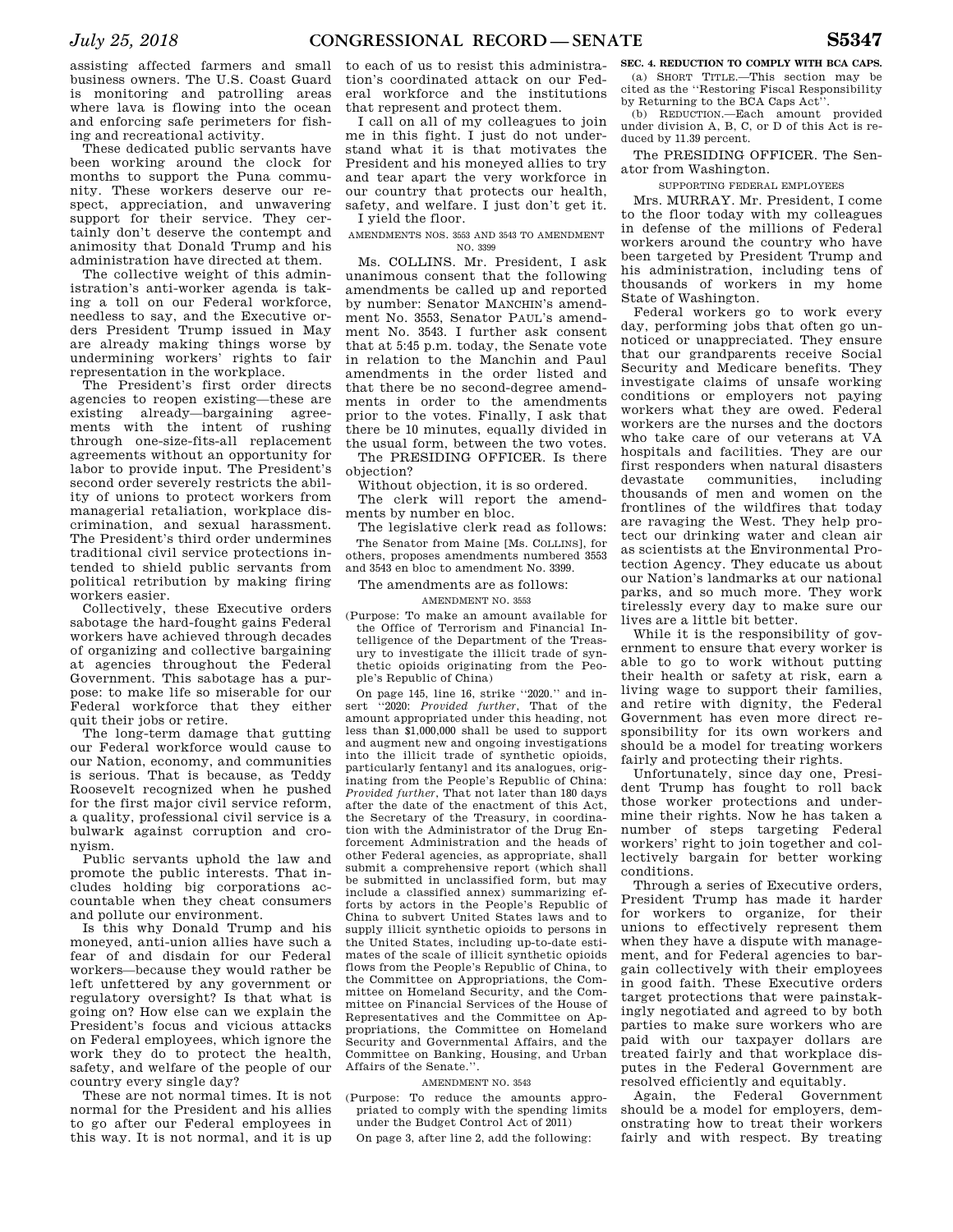assisting affected farmers and small business owners. The U.S. Coast Guard is monitoring and patrolling areas where lava is flowing into the ocean and enforcing safe perimeters for fishing and recreational activity.

These dedicated public servants have been working around the clock for months to support the Puna community. These workers deserve our respect, appreciation, and unwavering support for their service. They certainly don't deserve the contempt and animosity that Donald Trump and his administration have directed at them.

The collective weight of this administration's anti-worker agenda is taking a toll on our Federal workforce, needless to say, and the Executive orders President Trump issued in May are already making things worse by undermining workers' rights to fair representation in the workplace.

The President's first order directs agencies to reopen existing—these are existing already—bargaining agreements with the intent of rushing through one-size-fits-all replacement agreements without an opportunity for labor to provide input. The President's second order severely restricts the ability of unions to protect workers from managerial retaliation, workplace discrimination, and sexual harassment. The President's third order undermines traditional civil service protections intended to shield public servants from political retribution by making firing workers easier.

Collectively, these Executive orders sabotage the hard-fought gains Federal workers have achieved through decades of organizing and collective bargaining at agencies throughout the Federal Government. This sabotage has a purpose: to make life so miserable for our Federal workforce that they either quit their jobs or retire.

The long-term damage that gutting our Federal workforce would cause to our Nation, economy, and communities is serious. That is because, as Teddy Roosevelt recognized when he pushed for the first major civil service reform, a quality, professional civil service is a bulwark against corruption and cronyism.

Public servants uphold the law and promote the public interests. That includes holding big corporations accountable when they cheat consumers and pollute our environment.

Is this why Donald Trump and his moneyed, anti-union allies have such a fear of and disdain for our Federal workers—because they would rather be left unfettered by any government or regulatory oversight? Is that what is going on? How else can we explain the President's focus and vicious attacks on Federal employees, which ignore the work they do to protect the health, safety, and welfare of the people of our country every single day?

These are not normal times. It is not normal for the President and his allies to go after our Federal employees in this way. It is not normal, and it is up to each of us to resist this administration's coordinated attack on our Federal workforce and the institutions that represent and protect them.

I call on all of my colleagues to join me in this fight. I just do not understand what it is that motivates the President and his moneyed allies to try and tear apart the very workforce in our country that protects our health, safety, and welfare. I just don't get it.

I yield the floor.

AMENDMENTS NOS. 3553 AND 3543 TO AMENDMENT NO. 3399

Ms. COLLINS. Mr. President, I ask unanimous consent that the following amendments be called up and reported by number: Senator MANCHIN's amendment No. 3553, Senator PAUL's amendment No. 3543. I further ask consent that at 5:45 p.m. today, the Senate vote in relation to the Manchin and Paul amendments in the order listed and that there be no second-degree amendments in order to the amendments prior to the votes. Finally, I ask that there be 10 minutes, equally divided in the usual form, between the two votes.

The PRESIDING OFFICER. Is there objection?

Without objection, it is so ordered.

The clerk will report the amendments by number en bloc.

The legislative clerk read as follows:

The Senator from Maine [Ms. COLLINS], for others, proposes amendments numbered 3553 and 3543 en bloc to amendment No. 3399.

The amendments are as follows:

AMENDMENT NO. 3553

(Purpose: To make an amount available for the Office of Terrorism and Financial Intelligence of the Department of the Treasury to investigate the illicit trade of synthetic opioids originating from the People's Republic of China)

On page 145, line 16, strike "2020." and insert "2020: *Provided further*, That of the amount appropriated under this heading, not less than $1,000,000 shall be used to support and augment new and ongoing investigations into the illicit trade of synthetic opioids, particularly fentanyl and its analogues, originating from the People's Republic of China: *Provided further*, That not later than 180 days after the date of the enactment of this Act, the Secretary of the Treasury, in coordination with the Administrator of the Drug Enforcement Administration and the heads of other Federal agencies, as appropriate, shall submit a comprehensive report (which shall be submitted in unclassified form, but may include a classified annex) summarizing efforts by actors in the People's Republic of China to subvert United States laws and to supply illicit synthetic opioids to persons in the United States, including up-to-date estimates of the scale of illicit synthetic opioids flows from the People's Republic of China, to the Committee on Appropriations, the Committee on Homeland Security, and the Committee on Financial Services of the House of Representatives and the Committee on Appropriations, the Committee on Homeland Security and Governmental Affairs, and the Committee on Banking, Housing, and Urban Affairs of the Senate.".

AMENDMENT NO. 3543

(Purpose: To reduce the amounts appropriated to comply with the spending limits under the Budget Control Act of 2011)

On page 3, after line 2, add the following:

**SEC. 4. REDUCTION TO COMPLY WITH BCA CAPS.**

(a) SHORT TITLE.—This section may be cited as the "Restoring Fiscal Responsibility by Returning to the BCA Caps Act".

(b) REDUCTION.—Each amount provided under division A, B, C, or D of this Act is reduced by 11.39 percent.

The PRESIDING OFFICER. The Senator from Washington.

SUPPORTING FEDERAL EMPLOYEES

Mrs. MURRAY. Mr. President, I come to the floor today with my colleagues in defense of the millions of Federal workers around the country who have been targeted by President Trump and his administration, including tens of thousands of workers in my home State of Washington.

Federal workers go to work every day, performing jobs that often go unnoticed or unappreciated. They ensure that our grandparents receive Social Security and Medicare benefits. They investigate claims of unsafe working conditions or employers not paying workers what they are owed. Federal workers are the nurses and the doctors who take care of our veterans at VA hospitals and facilities. They are our first responders when natural disasters devastate communities, including thousands of men and women on the frontlines of the wildfires that today are ravaging the West. They help protect our drinking water and clean air as scientists at the Environmental Protection Agency. They educate us about our Nation's landmarks at our national parks, and so much more. They work tirelessly every day to make sure our lives are a little bit better.

While it is the responsibility of government to ensure that every worker is able to go to work without putting their health or safety at risk, earn a living wage to support their families, and retire with dignity, the Federal Government has even more direct responsibility for its own workers and should be a model for treating workers fairly and protecting their rights.

Unfortunately, since day one, President Trump has fought to roll back those worker protections and undermine their rights. Now he has taken a number of steps targeting Federal workers' right to join together and collectively bargain for better working conditions.

Through a series of Executive orders, President Trump has made it harder for workers to organize, for their unions to effectively represent them when they have a dispute with management, and for Federal agencies to bargain collectively with their employees in good faith. These Executive orders target protections that were painstakingly negotiated and agreed to by both parties to make sure workers who are paid with our taxpayer dollars are treated fairly and that workplace disputes in the Federal Government are resolved efficiently and equitably.

Again, the Federal Government should be a model for employers, demonstrating how to treat their workers fairly and with respect. By treating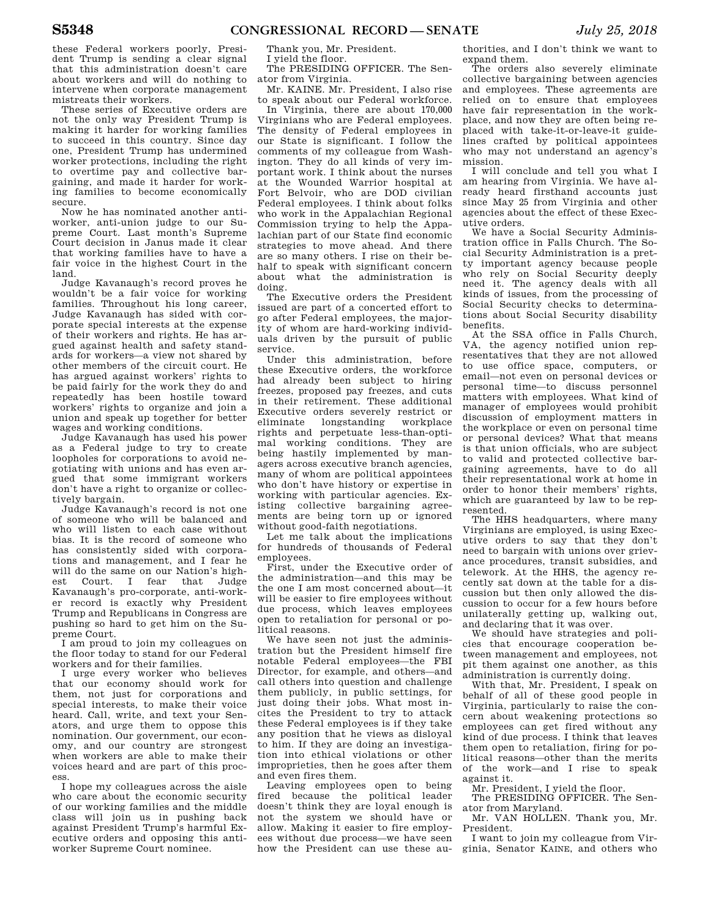these Federal workers poorly, President Trump is sending a clear signal that this administration doesn't care about workers and will do nothing to intervene when corporate management mistreats their workers.

These series of Executive orders are not the only way President Trump is making it harder for working families to succeed in this country. Since day one, President Trump has undermined worker protections, including the right to overtime pay and collective bargaining, and made it harder for working families to become economically secure.

Now he has nominated another anti-worker, anti-union judge to our Supreme Court. Last month's Supreme Court decision in Janus made it clear that working families have to have a fair voice in the highest Court in the land.

Judge Kavanaugh's record proves he wouldn't be a fair voice for working families. Throughout his long career, Judge Kavanaugh has sided with corporate special interests at the expense of their workers and rights. He has argued against health and safety standards for workers—a view not shared by other members of the circuit court. He has argued against workers' rights to be paid fairly for the work they do and repeatedly has been hostile toward workers' rights to organize and join a union and speak up together for better wages and working conditions.

Judge Kavanaugh has used his power as a Federal judge to try to create loopholes for corporations to avoid negotiating with unions and has even argued that some immigrant workers don't have a right to organize or collectively bargain.

Judge Kavanaugh's record is not one of someone who will be balanced and who will listen to each case without bias. It is the record of someone who has consistently sided with corporations and management, and I fear he will do the same on our Nation's highest Court. I fear that Judge Kavanaugh's pro-corporate, anti-worker record is exactly why President Trump and Republicans in Congress are pushing so hard to get him on the Supreme Court.

I am proud to join my colleagues on the floor today to stand for our Federal workers and for their families.

I urge every worker who believes that our economy should work for them, not just for corporations and special interests, to make their voice heard. Call, write, and text your Senators, and urge them to oppose this nomination. Our government, our economy, and our country are strongest when workers are able to make their voices heard and are part of this process.

I hope my colleagues across the aisle who care about the economic security of our working families and the middle class will join us in pushing back against President Trump's harmful Executive orders and opposing this anti-worker Supreme Court nominee.

Thank you, Mr. President.

I yield the floor.

The PRESIDING OFFICER. The Senator from Virginia.

Mr. KAINE. Mr. President, I also rise to speak about our Federal workforce.

In Virginia, there are about 170,000 Virginians who are Federal employees. The density of Federal employees in our State is significant. I follow the comments of my colleague from Washington. They do all kinds of very important work. I think about the nurses at the Wounded Warrior hospital at Fort Belvoir, who are DOD civilian Federal employees. I think about folks who work in the Appalachian Regional Commission trying to help the Appalachian part of our State find economic strategies to move ahead. And there are so many others. I rise on their behalf to speak with significant concern about what the administration is doing.

The Executive orders the President issued are part of a concerted effort to go after Federal employees, the majority of whom are hard-working individuals driven by the pursuit of public service.

Under this administration, before these Executive orders, the workforce had already been subject to hiring freezes, proposed pay freezes, and cuts in their retirement. These additional Executive orders severely restrict or eliminate longstanding workplace rights and perpetuate less-than-optimal working conditions. They are being hastily implemented by managers across executive branch agencies, many of whom are political appointees who don't have history or expertise in working with particular agencies. Existing collective bargaining agreements are being torn up or ignored without good-faith negotiations.

Let me talk about the implications for hundreds of thousands of Federal employees.

First, under the Executive order of the administration—and this may be the one I am most concerned about—it will be easier to fire employees without due process, which leaves employees open to retaliation for personal or political reasons.

We have seen not just the administration but the President himself fire notable Federal employees—the FBI Director, for example, and others—and call others into question and challenge them publicly, in public settings, for just doing their jobs. What most incites the President to try to attack these Federal employees is if they take any position that he views as disloyal to him. If they are doing an investigation into ethical violations or other improprieties, then he goes after them and even fires them.

Leaving employees open to being fired because the political leader doesn't think they are loyal enough is not the system we should have or allow. Making it easier to fire employees without due process—we have seen how the President can use these authorities, and I don't think we want to expand them.

The orders also severely eliminate collective bargaining between agencies and employees. These agreements are relied on to ensure that employees have fair representation in the workplace, and now they are often being replaced with take-it-or-leave-it guidelines crafted by political appointees who may not understand an agency's mission.

I will conclude and tell you what I am hearing from Virginia. We have already heard firsthand accounts just since May 25 from Virginia and other agencies about the effect of these Executive orders.

We have a Social Security Administration office in Falls Church. The Social Security Administration is a pretty important agency because people who rely on Social Security deeply need it. The agency deals with all kinds of issues, from the processing of Social Security checks to determinations about Social Security disability benefits.

At the SSA office in Falls Church, VA, the agency notified union representatives that they are not allowed to use office space, computers, or email—not even on personal devices or personal time—to discuss personnel matters with employees. What kind of manager of employees would prohibit discussion of employment matters in the workplace or even on personal time or personal devices? What that means is that union officials, who are subject to valid and protected collective bargaining agreements, have to do all their representational work at home in order to honor their members' rights, which are guaranteed by law to be represented.

The HHS headquarters, where many Virginians are employed, is using Executive orders to say that they don't need to bargain with unions over grievance procedures, transit subsidies, and telework. At the HHS, the agency recently sat down at the table for a discussion but then only allowed the discussion to occur for a few hours before unilaterally getting up, walking out, and declaring that it was over.

We should have strategies and policies that encourage cooperation between management and employees, not pit them against one another, as this administration is currently doing.

With that, Mr. President, I speak on behalf of all of these good people in Virginia, particularly to raise the concern about weakening protections so employees can get fired without any kind of due process. I think that leaves them open to retaliation, firing for political reasons—other than the merits of the work—and I rise to speak against it.

Mr. President, I yield the floor.

The PRESIDING OFFICER. The Senator from Maryland.

Mr. VAN HOLLEN. Thank you, Mr. President.

I want to join my colleague from Virginia, Senator KAINE, and others who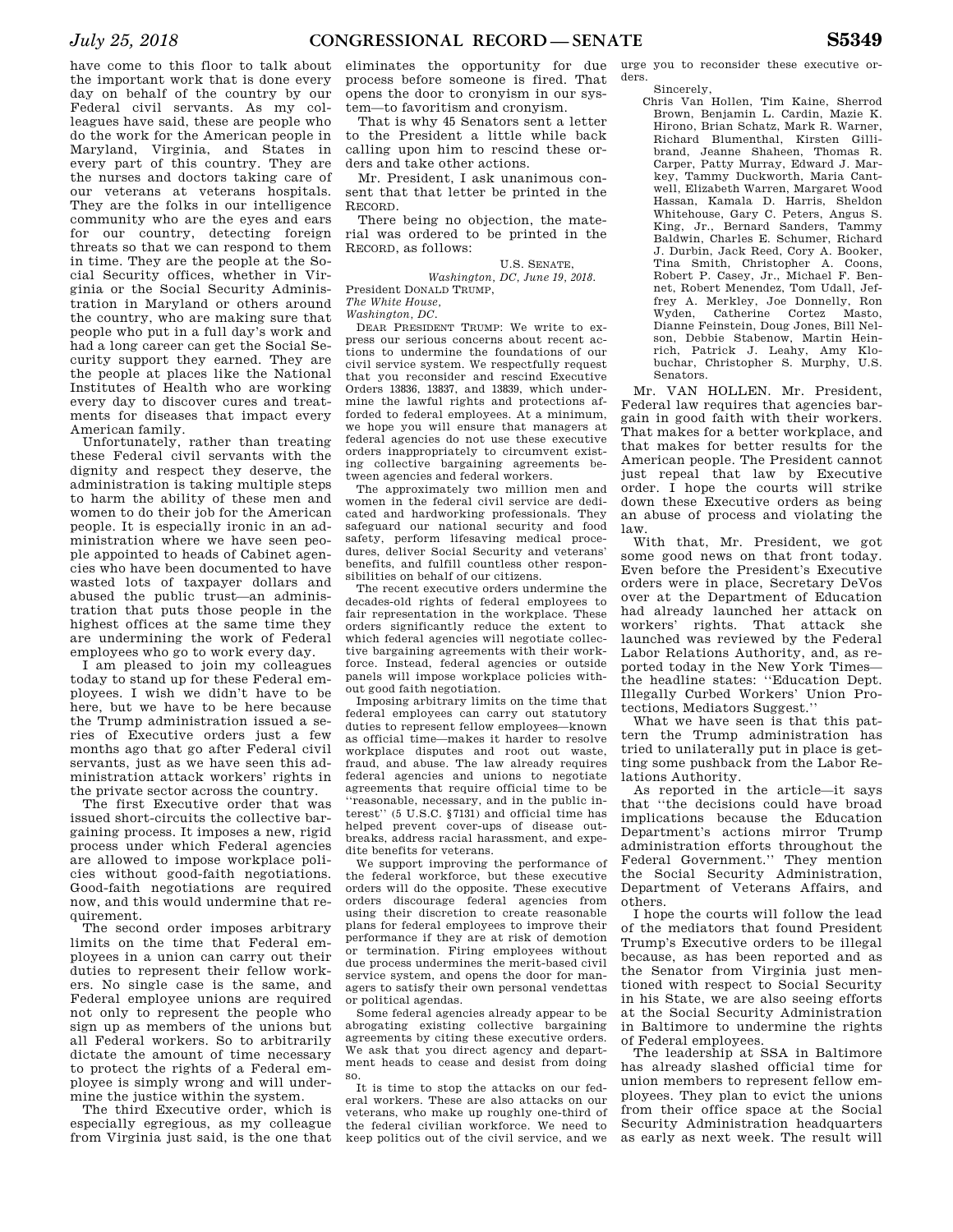have come to this floor to talk about the important work that is done every day on behalf of the country by our Federal civil servants. As my colleagues have said, these are people who do the work for the American people in Maryland, Virginia, and States in every part of this country. They are the nurses and doctors taking care of our veterans at veterans hospitals. They are the folks in our intelligence community who are the eyes and ears for our country, detecting foreign threats so that we can respond to them in time. They are the people at the Social Security offices, whether in Virginia or the Social Security Administration in Maryland or others around the country, who are making sure that people who put in a full day's work and had a long career can get the Social Security support they earned. They are the people at places like the National Institutes of Health who are working every day to discover cures and treatments for diseases that impact every American family.

Unfortunately, rather than treating these Federal civil servants with the dignity and respect they deserve, the administration is taking multiple steps to harm the ability of these men and women to do their job for the American people. It is especially ironic in an administration where we have seen people appointed to heads of Cabinet agencies who have been documented to have wasted lots of taxpayer dollars and abused the public trust—an administration that puts those people in the highest offices at the same time they are undermining the work of Federal employees who go to work every day.

I am pleased to join my colleagues today to stand up for these Federal employees. I wish we didn't have to be here, but we have to be here because the Trump administration issued a series of Executive orders just a few months ago that go after Federal civil servants, just as we have seen this administration attack workers' rights in the private sector across the country.

The first Executive order that was issued short-circuits the collective bargaining process. It imposes a new, rigid process under which Federal agencies are allowed to impose workplace policies without good-faith negotiations. Good-faith negotiations are required now, and this would undermine that requirement.

The second order imposes arbitrary limits on the time that Federal employees in a union can carry out their duties to represent their fellow workers. No single case is the same, and Federal employee unions are required not only to represent the people who sign up as members of the unions but all Federal workers. So to arbitrarily dictate the amount of time necessary to protect the rights of a Federal employee is simply wrong and will undermine the justice within the system.

The third Executive order, which is especially egregious, as my colleague from Virginia just said, is the one that eliminates the opportunity for due process before someone is fired. That opens the door to cronyism in our system—to favoritism and cronyism.

That is why 45 Senators sent a letter to the President a little while back calling upon him to rescind these orders and take other actions.

Mr. President, I ask unanimous consent that that letter be printed in the RECORD.

There being no objection, the material was ordered to be printed in the RECORD, as follows:

U.S. SENATE,
*Washington, DC, June 19, 2018.*

President DONALD TRUMP,
*The White House,*
*Washington, DC.*

DEAR PRESIDENT TRUMP: We write to express our serious concerns about recent actions to undermine the foundations of our civil service system. We respectfully request that you reconsider and rescind Executive Orders 13836, 13837, and 13839, which undermine the lawful rights and protections afforded to federal employees. At a minimum, we hope you will ensure that managers at federal agencies do not use these executive orders inappropriately to circumvent existing collective bargaining agreements between agencies and federal workers.

The approximately two million men and women in the federal civil service are dedicated and hardworking professionals. They safeguard our national security and food safety, perform lifesaving medical procedures, deliver Social Security and veterans' benefits, and fulfill countless other responsibilities on behalf of our citizens.

The recent executive orders undermine the decades-old rights of federal employees to fair representation in the workplace. These orders significantly reduce the extent to which federal agencies will negotiate collective bargaining agreements with their workforce. Instead, federal agencies or outside panels will impose workplace policies without good faith negotiation.

Imposing arbitrary limits on the time that federal employees can carry out statutory duties to represent fellow employees—known as official time—makes it harder to resolve workplace disputes and root out waste, fraud, and abuse. The law already requires federal agencies and unions to negotiate agreements that require official time to be ''reasonable, necessary, and in the public interest'' (5 U.S.C. §7131) and official time has helped prevent cover-ups of disease outbreaks, address racial harassment, and expedite benefits for veterans.

We support improving the performance of the federal workforce, but these executive orders will do the opposite. These executive orders discourage federal agencies from using their discretion to create reasonable plans for federal employees to improve their performance if they are at risk of demotion or termination. Firing employees without due process undermines the merit-based civil service system, and opens the door for managers to satisfy their own personal vendettas or political agendas.

Some federal agencies already appear to be abrogating existing collective bargaining agreements by citing these executive orders. We ask that you direct agency and department heads to cease and desist from doing so.

It is time to stop the attacks on our federal workers. These are also attacks on our veterans, who make up roughly one-third of the federal civilian workforce. We need to keep politics out of the civil service, and we urge you to reconsider these executive orders.

Sincerely,

Chris Van Hollen, Tim Kaine, Sherrod Brown, Benjamin L. Cardin, Mazie K. Hirono, Brian Schatz, Mark R. Warner, Richard Blumenthal, Kirsten Gillibrand, Jeanne Shaheen, Thomas R. Carper, Patty Murray, Edward J. Markey, Tammy Duckworth, Maria Cantwell, Elizabeth Warren, Margaret Wood Hassan, Kamala D. Harris, Sheldon Whitehouse, Gary C. Peters, Angus S. King, Jr., Bernard Sanders, Tammy Baldwin, Charles E. Schumer, Richard J. Durbin, Jack Reed, Cory A. Booker, Tina Smith, Christopher A. Coons, Robert P. Casey, Jr., Michael F. Bennet, Robert Menendez, Tom Udall, Jeffrey A. Merkley, Joe Donnelly, Ron Wyden, Catherine Cortez Masto, Dianne Feinstein, Doug Jones, Bill Nelson, Debbie Stabenow, Martin Heinrich, Patrick J. Leahy, Amy Klobuchar, Christopher S. Murphy, U.S. Senators.

Mr. VAN HOLLEN. Mr. President, Federal law requires that agencies bargain in good faith with their workers. That makes for a better workplace, and that makes for better results for the American people. The President cannot just repeal that law by Executive order. I hope the courts will strike down these Executive orders as being an abuse of process and violating the law.

With that, Mr. President, we got some good news on that front today. Even before the President's Executive orders were in place, Secretary DeVos over at the Department of Education had already launched her attack on workers' rights. That attack she launched was reviewed by the Federal Labor Relations Authority, and, as reported today in the New York Times—the headline states: ''Education Dept. Illegally Curbed Workers' Union Protections, Mediators Suggest.''

What we have seen is that this pattern the Trump administration has tried to unilaterally put in place is getting some pushback from the Labor Relations Authority.

As reported in the article—it says that ''the decisions could have broad implications because the Education Department's actions mirror Trump administration efforts throughout the Federal Government.'' They mention the Social Security Administration, Department of Veterans Affairs, and others.

I hope the courts will follow the lead of the mediators that found President Trump's Executive orders to be illegal because, as has been reported and as the Senator from Virginia just mentioned with respect to Social Security in his State, we are also seeing efforts at the Social Security Administration in Baltimore to undermine the rights of Federal employees.

The leadership at SSA in Baltimore has already slashed official time for union members to represent fellow employees. They plan to evict the unions from their office space at the Social Security Administration headquarters as early as next week. The result will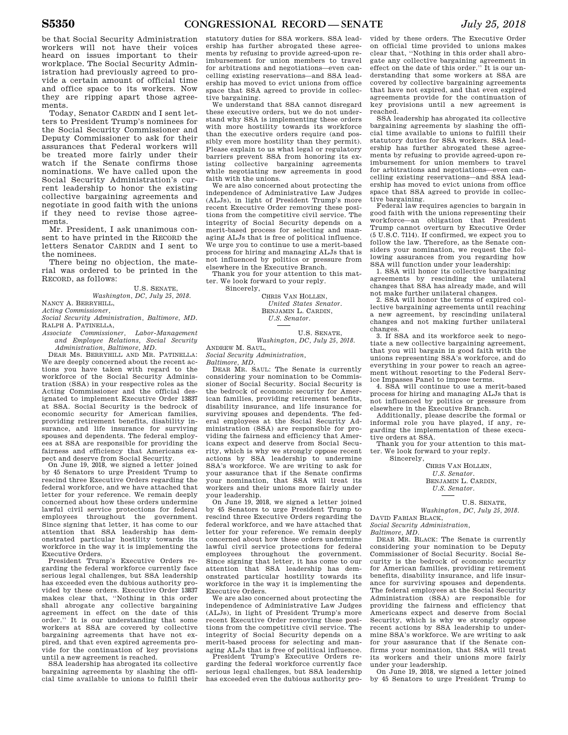be that Social Security Administration workers will not have their voices heard on issues important to their workplace. The Social Security Administration had previously agreed to provide a certain amount of official time and office space to its workers. Now they are ripping apart those agreements.

Today, Senator CARDIN and I sent letters to President Trump's nominees for the Social Security Commissioner and Deputy Commissioner to ask for their assurances that Federal workers will be treated more fairly under their watch if the Senate confirms those nominations. We have called upon the Social Security Administration's current leadership to honor the existing collective bargaining agreements and negotiate in good faith with the unions if they need to revise those agreements.

Mr. President, I ask unanimous consent to have printed in the RECORD the letters Senator CARDIN and I sent to the nominees.

There being no objection, the material was ordered to be printed in the RECORD, as follows:

U.S. SENATE,
*Washington, DC, July 25, 2018.*

NANCY A. BERRYHILL,
*Acting Commissioner,*
*Social Security Administration, Baltimore, MD.*
RALPH A. PATINELLA,
*Associate Commissioner, Labor-Management and Employee Relations, Social Security Administration, Baltimore, MD.*

DEAR MS. BERRYHILL AND MR. PATINELLA: We are deeply concerned about the recent actions you have taken with regard to the workforce of the Social Security Administration (SSA) in your respective roles as the Acting Commissioner and the official designated to implement Executive Order 13837 at SSA. Social Security is the bedrock of economic security for American families, providing retirement benefits, disability insurance, and life insurance for surviving spouses and dependents. The federal employees at SSA are responsible for providing the fairness and efficiency that Americans expect and deserve from Social Security.

On June 19, 2018, we signed a letter joined by 45 Senators to urge President Trump to rescind three Executive Orders regarding the federal workforce, and we have attached that letter for your reference. We remain deeply concerned about how these orders undermine lawful civil service protections for federal employees throughout the government. Since signing that letter, it has come to our attention that SSA leadership has demonstrated particular hostility towards its workforce in the way it is implementing the Executive Orders.

President Trump's Executive Orders regarding the federal workforce currently face serious legal challenges, but SSA leadership has exceeded even the dubious authority provided by these orders. Executive Order 13837 makes clear that, "Nothing in this order shall abrogate any collective bargaining agreement in effect on the date of this order." It is our understanding that some workers at SSA are covered by collective bargaining agreements that have not expired, and that even expired agreements provide for the continuation of key provisions until a new agreement is reached.

SSA leadership has abrogated its collective bargaining agreements by slashing the official time available to unions to fulfill their statutory duties for SSA workers. SSA leadership has further abrogated these agreements by refusing to provide agreed-upon reimbursement for union members to travel for arbitrations and negotiations—even cancelling existing reservations—and SSA leadership has moved to evict unions from office space that SSA agreed to provide in collective bargaining.

We understand that SSA cannot disregard these executive orders, but we do not understand why SSA is implementing these orders with more hostility towards its workforce than the executive orders require (and possibly even more hostility than they permit). Please explain to us what legal or regulatory barriers prevent SSA from honoring its existing collective bargaining agreements while negotiating new agreements in good faith with the unions.

We are also concerned about protecting the independence of Administrative Law Judges (ALJs), in light of President Trump's more recent Executive Order removing these positions from the competitive civil service. The integrity of Social Security depends on a merit-based process for selecting and managing ALJs that is free of political influence. We urge you to continue to use a merit-based process for hiring and managing ALJs that is not influenced by politics or pressure from elsewhere in the Executive Branch.

Thank you for your attention to this matter. We look forward to your reply.

Sincerely,

CHRIS VAN HOLLEN,
*United States Senator.*
BENJAMIN L. CARDIN,
*U.S. Senator.*

---

U.S. SENATE,
*Washington, DC, July 25, 2018.*

ANDREW M. SAUL,
*Social Security Administration,*
*Baltimore, MD.*

DEAR MR. SAUL: The Senate is currently considering your nomination to be Commissioner of Social Security. Social Security is the bedrock of economic security for American families, providing retirement benefits, disability insurance, and life insurance for surviving spouses and dependents. The federal employees at the Social Security Administration (SSA) are responsible for providing the fairness and efficiency that Americans expect and deserve from Social Security, which is why we strongly oppose recent actions by SSA leadership to undermine SSA's workforce. We are writing to ask for your assurance that if the Senate confirms your nomination, that SSA will treat its workers and their unions more fairly under your leadership.

On June 19, 2018, we signed a letter joined by 45 Senators to urge President Trump to rescind three Executive Orders regarding the federal workforce, and we have attached that letter for your reference. We remain deeply concerned about how these orders undermine lawful civil service protections for federal employees throughout the government. Since signing that letter, it has come to our attention that SSA leadership has demonstrated particular hostility towards its workforce in the way it is implementing the Executive Orders.

We are also concerned about protecting the independence of Administrative Law Judges (ALJs), in light of President Trump's more recent Executive Order removing these positions from the competitive civil service. The integrity of Social Security depends on a merit-based process for selecting and managing ALJs that is free of political influence.

President Trump's Executive Orders regarding the federal workforce currently face serious legal challenges, but SSA leadership has exceeded even the dubious authority provided by these orders. The Executive Order on official time provided to unions makes clear that, "Nothing in this order shall abrogate any collective bargaining agreement in effect on the date of this order." It is our understanding that some workers at SSA are covered by collective bargaining agreements that have not expired, and that even expired agreements provide for the continuation of key provisions until a new agreement is reached.

SSA leadership has abrogated its collective bargaining agreements by slashing the official time available to unions to fulfill their statutory duties for SSA workers. SSA leadership has further abrogated these agreements by refusing to provide agreed-upon reimbursement for union members to travel for arbitrations and negotiations—even cancelling existing reservations—and SSA leadership has moved to evict unions from office space that SSA agreed to provide in collective bargaining.

Federal law requires agencies to bargain in good faith with the unions representing their workforce—an obligation that President Trump cannot overturn by Executive Order (5 U.S.C. 7114). If confirmed, we expect you to follow the law. Therefore, as the Senate considers your nomination, we request the following assurances from you regarding how SSA will function under your leadership:

1. SSA will honor its collective bargaining agreements by rescinding the unilateral changes that SSA has already made, and will not make further unilateral changes.

2. SSA will honor the terms of expired collective bargaining agreements until reaching a new agreement, by rescinding unilateral changes and not making further unilateral changes.

3. If SSA and its workforce seek to negotiate a new collective bargaining agreement, that you will bargain in good faith with the unions representing SSA's workforce, and do everything in your power to reach an agreement without resorting to the Federal Service Impasses Panel to impose terms.

4. SSA will continue to use a merit-based process for hiring and managing ALJs that is not influenced by politics or pressure from elsewhere in the Executive Branch.

Additionally, please describe the formal or informal role you have played, if any, regarding the implementation of these executive orders at SSA.

Thank you for your attention to this matter. We look forward to your reply.

Sincerely,

CHRIS VAN HOLLEN,
*U.S. Senator.*
BENJAMIN L. CARDIN,
*U.S. Senator.*

---

U.S. SENATE,
*Washington, DC, July 25, 2018.*

DAVID FABIAN BLACK,
*Social Security Administration,*
*Baltimore, MD.*

DEAR MR. BLACK: The Senate is currently considering your nomination to be Deputy Commissioner of Social Security. Social Security is the bedrock of economic security for American families, providing retirement benefits, disability insurance, and life insurance for surviving spouses and dependents. The federal employees at the Social Security Administration (SSA) are responsible for providing the fairness and efficiency that Americans expect and deserve from Social Security, which is why we strongly oppose recent actions by SSA leadership to undermine SSA's workforce. We are writing to ask for your assurance that if the Senate confirms your nomination, that SSA will treat its workers and their unions more fairly under your leadership.

On June 19, 2018, we signed a letter joined by 45 Senators to urge President Trump to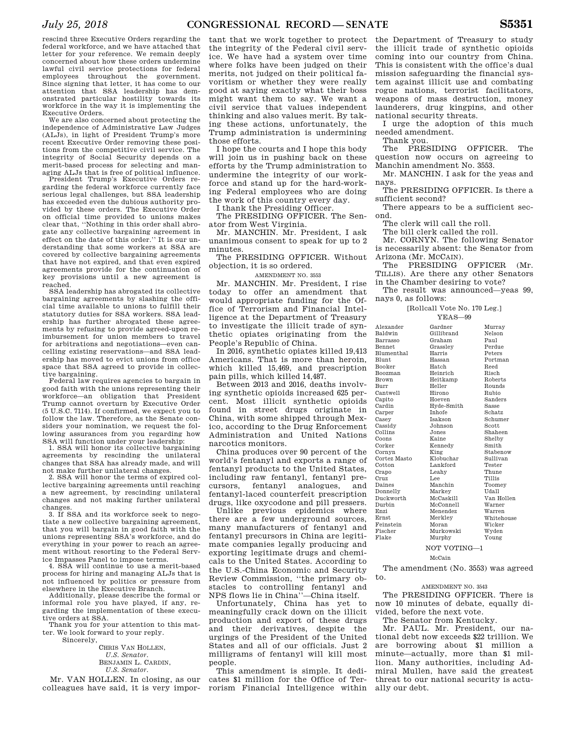rescind three Executive Orders regarding the federal workforce, and we have attached that letter for your reference. We remain deeply concerned about how these orders undermine lawful civil service protections for federal employees throughout the government. Since signing that letter, it has come to our attention that SSA leadership has demonstrated particular hostility towards its workforce in the way it is implementing the Executive Orders.

We are also concerned about protecting the independence of Administrative Law Judges (ALJs), in light of President Trump's more recent Executive Order removing these positions from the competitive civil service. The integrity of Social Security depends on a merit-based process for selecting and managing ALJs that is free of political influence.

President Trump's Executive Orders regarding the federal workforce currently face serious legal challenges, but SSA leadership has exceeded even the dubious authority provided by these orders. The Executive Order on official time provided to unions makes clear that, "Nothing in this order shall abrogate any collective bargaining agreement in effect on the date of this order." It is our understanding that some workers at SSA are covered by collective bargaining agreements that have not expired, and that even expired agreements provide for the continuation of key provisions until a new agreement is reached.

SSA leadership has abrogated its collective bargaining agreements by slashing the official time available to unions to fulfill their statutory duties for SSA workers. SSA leadership has further abrogated these agreements by refusing to provide agreed-upon reimbursement for union members to travel for arbitrations and negotiations—even cancelling existing reservations—and SSA leadership has moved to evict unions from office space that SSA agreed to provide in collective bargaining.

Federal law requires agencies to bargain in good faith with the unions representing their workforce—an obligation that President Trump cannot overturn by Executive Order (5 U.S.C. 7114). If confirmed, we expect you to follow the law. Therefore, as the Senate considers your nomination, we request the following assurances from you regarding how SSA will function under your leadership:

1. SSA will honor its collective bargaining agreements by rescinding the unilateral changes that SSA has already made, and will not make further unilateral changes.
2. SSA will honor the terms of expired collective bargaining agreements until reaching a new agreement, by rescinding unilateral changes and not making further unilateral changes.
3. If SSA and its workforce seek to negotiate a new collective bargaining agreement, that you will bargain in good faith with the unions representing SSA's workforce, and do everything in your power to reach an agreement without resorting to the Federal Service Impasses Panel to impose terms.
4. SSA will continue to use a merit-based process for hiring and managing ALJs that is not influenced by politics or pressure from elsewhere in the Executive Branch.

Additionally, please describe the formal or informal role you have played, if any, regarding the implementation of these executive orders at SSA.

Thank you for your attention to this matter. We look forward to your reply.

Sincerely,

CHRIS VAN HOLLEN,
*U.S. Senator.*
BENJAMIN L. CARDIN,
*U.S. Senator.*

Mr. VAN HOLLEN. In closing, as our colleagues have said, it is very important that we work together to protect the integrity of the Federal civil service. We have had a system over time where folks have been judged on their merits, not judged on their political favoritism or whether they were really good at saying exactly what their boss might want them to say. We want a civil service that values independent thinking and also values merit. By taking these actions, unfortunately, the Trump administration is undermining those efforts.

I hope the courts and I hope this body will join us in pushing back on these efforts by the Trump administration to undermine the integrity of our workforce and stand up for the hard-working Federal employees who are doing the work of this country every day.

I thank the Presiding Officer.

The PRESIDING OFFICER. The Senator from West Virginia.

Mr. MANCHIN. Mr. President, I ask unanimous consent to speak for up to 2 minutes.

The PRESIDING OFFICER. Without objection, it is so ordered.

AMENDMENT NO. 3553

Mr. MANCHIN. Mr. President, I rise today to offer an amendment that would appropriate funding for the Office of Terrorism and Financial Intelligence at the Department of Treasury to investigate the illicit trade of synthetic opiates originating from the People's Republic of China.

In 2016, synthetic opiates killed 19,413 Americans. That is more than heroin, which killed 15,469, and prescription pain pills, which killed 14,487.

Between 2013 and 2016, deaths involving synthetic opioids increased 625 percent. Most illicit synthetic opioids found in street drugs originate in China, with some shipped through Mexico, according to the Drug Enforcement Administration and United Nations narcotics monitors.

China produces over 90 percent of the world's fentanyl and exports a range of fentanyl products to the United States, including raw fentanyl, fentanyl precursors, fentanyl analogues, and fentanyl-laced counterfeit prescription drugs, like oxycodone and pill pressers.

Unlike previous epidemics where there are a few underground sources, many manufacturers of fentanyl and fentanyl precursors in China are legitimate companies legally producing and exporting legitimate drugs and chemicals to the United States. According to the U.S.-China Economic and Security Review Commission, "the primary obstacles to controlling fentanyl and NPS flows lie in China"—China itself.

Unfortunately, China has yet to meaningfully crack down on the illicit production and export of these drugs and their derivatives, despite the urgings of the President of the United States and all of our officials. Just 2 milligrams of fentanyl will kill most people.

This amendment is simple. It dedicates $1 million for the Office of Terrorism Financial Intelligence within the Department of Treasury to study the illicit trade of synthetic opioids coming into our country from China. This is consistent with the office's dual mission safeguarding the financial system against illicit use and combating rogue nations, terrorist facilitators, weapons of mass destruction, money launderers, drug kingpins, and other national security threats.

I urge the adoption of this much needed amendment.

Thank you.

The PRESIDING OFFICER. The question now occurs on agreeing to Manchin amendment No. 3553.

Mr. MANCHIN. I ask for the yeas and nays.

The PRESIDING OFFICER. Is there a sufficient second?

There appears to be a sufficient second.

The clerk will call the roll.

The bill clerk called the roll.

Mr. CORNYN. The following Senator is necessarily absent: the Senator from Arizona (Mr. MCCAIN).

The PRESIDING OFFICER (Mr. TILLIS). Are there any other Senators in the Chamber desiring to vote?

The result was announced—yeas 99, nays 0, as follows:

[Rollcall Vote No. 170 Leg.]

YEAS—99

| | | |
|---|---|---|
| Alexander | Gardner | Murray |
| Baldwin | Gillibrand | Nelson |
| Barrasso | Graham | Paul |
| Bennet | Grassley | Perdue |
| Blumenthal | Harris | Peters |
| Blunt | Hassan | Portman |
| Booker | Hatch | Reed |
| Boozman | Heinrich | Risch |
| Brown | Heitkamp | Roberts |
| Burr | Heller | Rounds |
| Cantwell | Hirono | Rubio |
| Capito | Hoeven | Sanders |
| Cardin | Hyde-Smith | Sasse |
| Carper | Inhofe | Schatz |
| Casey | Isakson | Schumer |
| Cassidy | Johnson | Scott |
| Collins | Jones | Shaheen |
| Coons | Kaine | Shelby |
| Corker | Kennedy | Smith |
| Cornyn | King | Stabenow |
| Cortez Masto | Klobuchar | Sullivan |
| Cotton | Lankford | Tester |
| Crapo | Leahy | Thune |
| Cruz | Lee | Tillis |
| Daines | Manchin | Toomey |
| Donnelly | Markey | Udall |
| Duckworth | McCaskill | Van Hollen |
| Durbin | McConnell | Warner |
| Enzi | Menendez | Warren |
| Ernst | Merkley | Whitehouse |
| Feinstein | Moran | Wicker |
| Fischer | Murkowski | Wyden |
| Flake | Murphy | Young |

NOT VOTING—1

McCain

The amendment (No. 3553) was agreed to.

AMENDMENT NO. 3543

The PRESIDING OFFICER. There is now 10 minutes of debate, equally divided, before the next vote.

The Senator from Kentucky.

Mr. PAUL. Mr. President, our national debt now exceeds $22 trillion. We are borrowing about $1 million a minute—actually, more than $1 million. Many authorities, including Admiral Mullen, have said the greatest threat to our national security is actually our debt.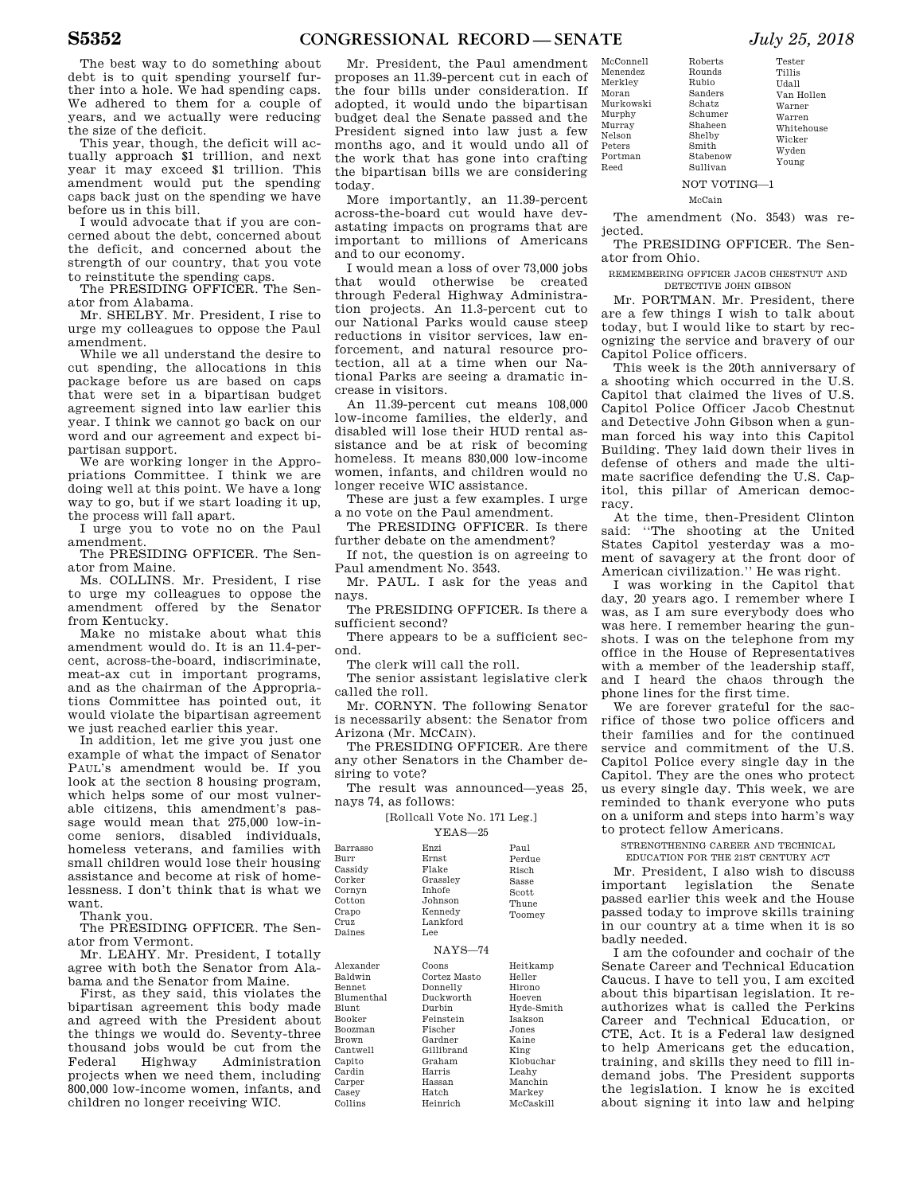The best way to do something about debt is to quit spending yourself further into a hole. We had spending caps. We adhered to them for a couple of years, and we actually were reducing the size of the deficit.

This year, though, the deficit will actually approach $1 trillion, and next year it may exceed $1 trillion. This amendment would put the spending caps back just on the spending we have before us in this bill.

I would advocate that if you are concerned about the debt, concerned about the deficit, and concerned about the strength of our country, that you vote to reinstitute the spending caps.

The PRESIDING OFFICER. The Senator from Alabama.

Mr. SHELBY. Mr. President, I rise to urge my colleagues to oppose the Paul amendment.

While we all understand the desire to cut spending, the allocations in this package before us are based on caps that were set in a bipartisan budget agreement signed into law earlier this year. I think we cannot go back on our word and our agreement and expect bipartisan support.

We are working longer in the Appropriations Committee. I think we are doing well at this point. We have a long way to go, but if we start loading it up, the process will fall apart.

I urge you to vote no on the Paul amendment.

The PRESIDING OFFICER. The Senator from Maine.

Ms. COLLINS. Mr. President, I rise to urge my colleagues to oppose the amendment offered by the Senator from Kentucky.

Make no mistake about what this amendment would do. It is an 11.4-percent, across-the-board, indiscriminate, meat-ax cut in important programs, and as the chairman of the Appropriations Committee has pointed out, it would violate the bipartisan agreement we just reached earlier this year.

In addition, let me give you just one example of what the impact of Senator PAUL's amendment would be. If you look at the section 8 housing program, which helps some of our most vulnerable citizens, this amendment's passage would mean that 275,000 low-income seniors, disabled individuals, homeless veterans, and families with small children would lose their housing assistance and become at risk of homelessness. I don't think that is what we want.

Thank you.

The PRESIDING OFFICER. The Senator from Vermont.

Mr. LEAHY. Mr. President, I totally agree with both the Senator from Alabama and the Senator from Maine.

First, as they said, this violates the bipartisan agreement this body made and agreed with the President about the things we would do. Seventy-three thousand jobs would be cut from the Federal Highway Administration projects when we need them, including 800,000 low-income women, infants, and children no longer receiving WIC.

Mr. President, the Paul amendment proposes an 11.39-percent cut in each of the four bills under consideration. If adopted, it would undo the bipartisan budget deal the Senate passed and the President signed into law just a few months ago, and it would undo all of the work that has gone into crafting the bipartisan bills we are considering today.

More importantly, an 11.39-percent across-the-board cut would have devastating impacts on programs that are important to millions of Americans and to our economy.

I would mean a loss of over 73,000 jobs that would otherwise be created through Federal Highway Administration projects. An 11.3-percent cut to our National Parks would cause steep reductions in visitor services, law enforcement, and natural resource protection, all at a time when our National Parks are seeing a dramatic increase in visitors.

An 11.39-percent cut means 108,000 low-income families, the elderly, and disabled will lose their HUD rental assistance and be at risk of becoming homeless. It means 830,000 low-income women, infants, and children would no longer receive WIC assistance.

These are just a few examples. I urge a no vote on the Paul amendment.

The PRESIDING OFFICER. Is there further debate on the amendment?

If not, the question is on agreeing to Paul amendment No. 3543.

Mr. PAUL. I ask for the yeas and nays.

The PRESIDING OFFICER. Is there a sufficient second?

There appears to be a sufficient second.

The clerk will call the roll.

The senior assistant legislative clerk called the roll.

Mr. CORNYN. The following Senator is necessarily absent: the Senator from Arizona (Mr. MCCAIN).

The PRESIDING OFFICER. Are there any other Senators in the Chamber desiring to vote?

The result was announced—yeas 25, nays 74, as follows:

[Rollcall Vote No. 171 Leg.]

YEAS—25

Barrasso, Burr, Cassidy, Corker, Cornyn, Cotton, Crapo, Cruz, Daines, Enzi, Ernst, Flake, Grassley, Inhofe, Johnson, Kennedy, Lankford, Lee, Paul, Perdue, Risch, Sasse, Scott, Thune, Toomey

NAYS—74

Alexander, Baldwin, Bennet, Blumenthal, Blunt, Booker, Boozman, Brown, Cantwell, Capito, Cardin, Carper, Casey, Collins, Coons, Cortez Masto, Donnelly, Duckworth, Durbin, Feinstein, Fischer, Gardner, Gillibrand, Graham, Harris, Hassan, Hatch, Heinrich, Heitkamp, Heller, Hirono, Hoeven, Hyde-Smith, Isakson, Jones, Kaine, King, Klobuchar, Leahy, Manchin, Markey, McCaskill, McConnell, Menendez, Merkley, Moran, Murkowski, Murphy, Murray, Nelson, Peters, Portman, Reed, Roberts, Rounds, Rubio, Sanders, Schatz, Schumer, Shaheen, Shelby, Smith, Stabenow, Sullivan, Tester, Tillis, Udall, Van Hollen, Warner, Warren, Whitehouse, Wicker, Wyden, Young

NOT VOTING—1

McCain

The amendment (No. 3543) was rejected.

The PRESIDING OFFICER. The Senator from Ohio.

REMEMBERING OFFICER JACOB CHESTNUT AND DETECTIVE JOHN GIBSON

Mr. PORTMAN. Mr. President, there are a few things I wish to talk about today, but I would like to start by recognizing the service and bravery of our Capitol Police officers.

This week is the 20th anniversary of a shooting which occurred in the U.S. Capitol that claimed the lives of U.S. Capitol Police Officer Jacob Chestnut and Detective John Gibson when a gunman forced his way into this Capitol Building. They laid down their lives in defense of others and made the ultimate sacrifice defending the U.S. Capitol, this pillar of American democracy.

At the time, then-President Clinton said: "The shooting at the United States Capitol yesterday was a moment of savagery at the front door of American civilization." He was right.

I was working in the Capitol that day, 20 years ago. I remember where I was, as I am sure everybody does who was here. I remember hearing the gunshots. I was on the telephone from my office in the House of Representatives with a member of the leadership staff, and I heard the chaos through the phone lines for the first time.

We are forever grateful for the sacrifice of those two police officers and their families and for the continued service and commitment of the U.S. Capitol Police every single day in the Capitol. They are the ones who protect us every single day. This week, we are reminded to thank everyone who puts on a uniform and steps into harm's way to protect fellow Americans.

STRENGTHENING CAREER AND TECHNICAL EDUCATION FOR THE 21ST CENTURY ACT

Mr. President, I also wish to discuss important legislation the Senate passed earlier this week and the House passed today to improve skills training in our country at a time when it is so badly needed.

I am the cofounder and cochair of the Senate Career and Technical Education Caucus. I have to tell you, I am excited about this bipartisan legislation. It reauthorizes what is called the Perkins Career and Technical Education, or CTE, Act. It is a Federal law designed to help Americans get the education, training, and skills they need to fill in-demand jobs. The President supports the legislation. I know he is excited about signing it into law and helping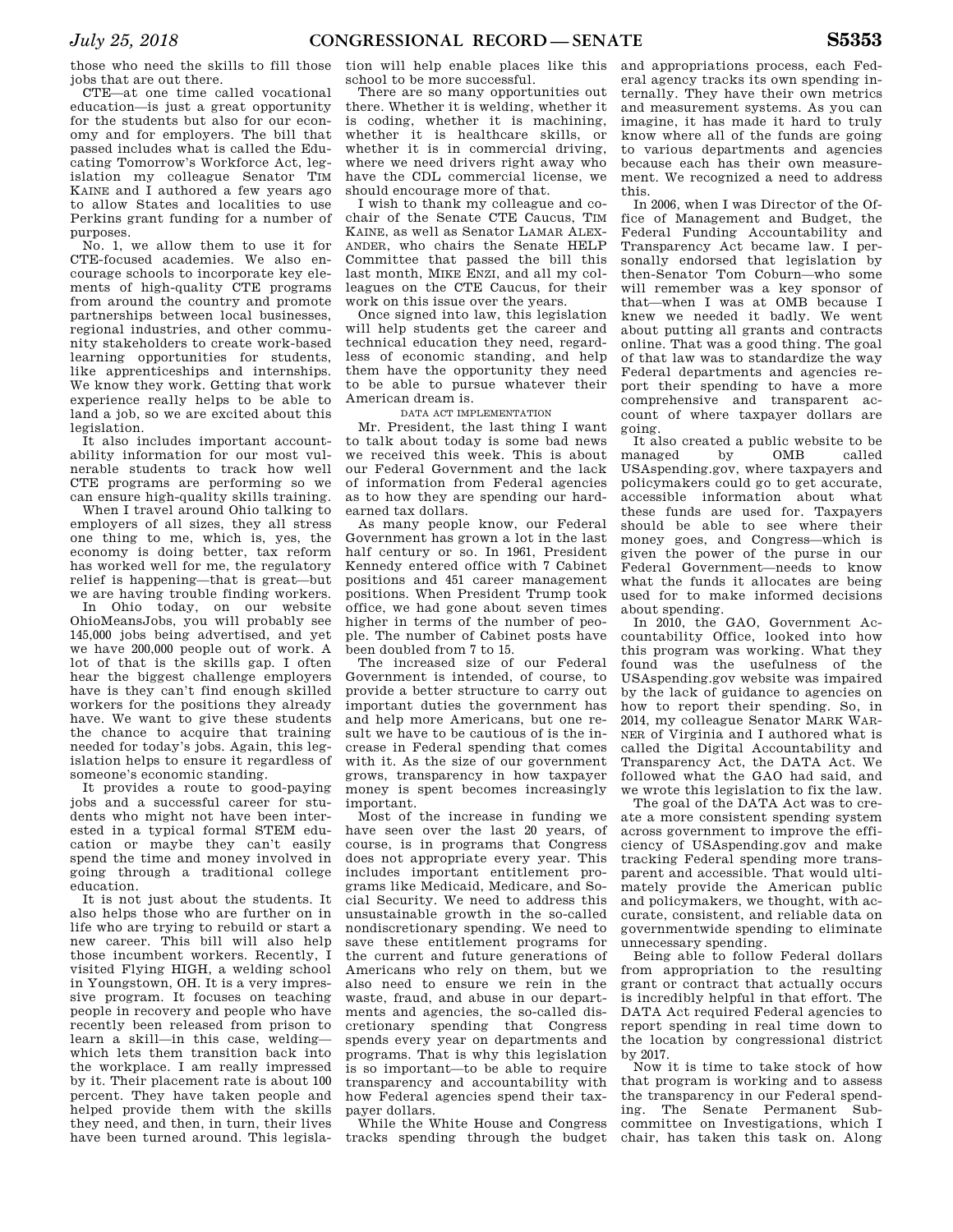those who need the skills to fill those jobs that are out there.

CTE—at one time called vocational education—is just a great opportunity for the students but also for our economy and for employers. The bill that passed includes what is called the Educating Tomorrow's Workforce Act, legislation my colleague Senator TIM KAINE and I authored a few years ago to allow States and localities to use Perkins grant funding for a number of purposes.

No. 1, we allow them to use it for CTE-focused academies. We also encourage schools to incorporate key elements of high-quality CTE programs from around the country and promote partnerships between local businesses, regional industries, and other community stakeholders to create work-based learning opportunities for students, like apprenticeships and internships. We know they work. Getting that work experience really helps to be able to land a job, so we are excited about this legislation.

It also includes important accountability information for our most vulnerable students to track how well CTE programs are performing so we can ensure high-quality skills training.

When I travel around Ohio talking to employers of all sizes, they all stress one thing to me, which is, yes, the economy is doing better, tax reform has worked well for me, the regulatory relief is happening—that is great—but we are having trouble finding workers. In Ohio today, on our website OhioMeansJobs, you will probably see 145,000 jobs being advertised, and yet we have 200,000 people out of work. A lot of that is the skills gap. I often hear the biggest challenge employers have is they can't find enough skilled workers for the positions they already have. We want to give these students the chance to acquire that training needed for today's jobs. Again, this legislation helps to ensure it regardless of someone's economic standing.

It provides a route to good-paying jobs and a successful career for students who might not have been interested in a typical formal STEM education or maybe they can't easily spend the time and money involved in going through a traditional college education.

It is not just about the students. It also helps those who are further on in life who are trying to rebuild or start a new career. This bill will also help those incumbent workers. Recently, I visited Flying HIGH, a welding school in Youngstown, OH. It is a very impressive program. It focuses on teaching people in recovery and people who have recently been released from prison to learn a skill—in this case, welding—which lets them transition back into the workplace. I am really impressed by it. Their placement rate is about 100 percent. They have taken people and helped provide them with the skills they need, and then, in turn, their lives have been turned around. This legislation will help enable places like this school to be more successful.

There are so many opportunities out there. Whether it is welding, whether it is coding, whether it is machining, whether it is healthcare skills, or whether it is in commercial driving, where we need drivers right away who have the CDL commercial license, we should encourage more of that.

I wish to thank my colleague and co-chair of the Senate CTE Caucus, TIM KAINE, as well as Senator LAMAR ALEXANDER, who chairs the Senate HELP Committee that passed the bill this last month, MIKE ENZI, and all my colleagues on the CTE Caucus, for their work on this issue over the years.

Once signed into law, this legislation will help students get the career and technical education they need, regardless of economic standing, and help them have the opportunity they need to be able to pursue whatever their American dream is.

## DATA ACT IMPLEMENTATION

Mr. President, the last thing I want to talk about today is some bad news we received this week. This is about our Federal Government and the lack of information from Federal agencies as to how they are spending our hard-earned tax dollars.

As many people know, our Federal Government has grown a lot in the last half century or so. In 1961, President Kennedy entered office with 7 Cabinet positions and 451 career management positions. When President Trump took office, we had gone about seven times higher in terms of the number of people. The number of Cabinet posts have been doubled from 7 to 15.

The increased size of our Federal Government is intended, of course, to provide a better structure to carry out important duties the government has and help more Americans, but one result we have to be cautious of is the increase in Federal spending that comes with it. As the size of our government grows, transparency in how taxpayer money is spent becomes increasingly important.

Most of the increase in funding we have seen over the last 20 years, of course, is in programs that Congress does not appropriate every year. This includes important entitlement programs like Medicaid, Medicare, and Social Security. We need to address this unsustainable growth in the so-called nondiscretionary spending. We need to save these entitlement programs for the current and future generations of Americans who rely on them, but we also need to ensure we rein in the waste, fraud, and abuse in our departments and agencies, the so-called discretionary spending that Congress spends every year on departments and programs. That is why this legislation is so important—to be able to require transparency and accountability with how Federal agencies spend their taxpayer dollars.

While the White House and Congress tracks spending through the budget and appropriations process, each Federal agency tracks its own spending internally. They have their own metrics and measurement systems. As you can imagine, it has made it hard to truly know where all of the funds are going to various departments and agencies because each has their own measurement. We recognized a need to address this.

In 2006, when I was Director of the Office of Management and Budget, the Federal Funding Accountability and Transparency Act became law. I personally endorsed that legislation by then-Senator Tom Coburn—who some will remember was a key sponsor of that—when I was at OMB because I knew we needed it badly. We went about putting all grants and contracts online. That was a good thing. The goal of that law was to standardize the way Federal departments and agencies report their spending to have a more comprehensive and transparent account of where taxpayer dollars are going.

It also created a public website to be managed by OMB called USAspending.gov, where taxpayers and policymakers could go to get accurate, accessible information about what these funds are used for. Taxpayers should be able to see where their money goes, and Congress—which is given the power of the purse in our Federal Government—needs to know what the funds it allocates are being used for to make informed decisions about spending.

In 2010, the GAO, Government Accountability Office, looked into how this program was working. What they found was the usefulness of the USAspending.gov website was impaired by the lack of guidance to agencies on how to report their spending. So, in 2014, my colleague Senator MARK WARNER of Virginia and I authored what is called the Digital Accountability and Transparency Act, the DATA Act. We followed what the GAO had said, and we wrote this legislation to fix the law.

The goal of the DATA Act was to create a more consistent spending system across government to improve the efficiency of USAspending.gov and make tracking Federal spending more transparent and accessible. That would ultimately provide the American public and policymakers, we thought, with accurate, consistent, and reliable data on governmentwide spending to eliminate unnecessary spending.

Being able to follow Federal dollars from appropriation to the resulting grant or contract that actually occurs is incredibly helpful in that effort. The DATA Act required Federal agencies to report spending in real time down to the location by congressional district by 2017.

Now it is time to take stock of how that program is working and to assess the transparency in our Federal spending. The Senate Permanent Subcommittee on Investigations, which I chair, has taken this task on. Along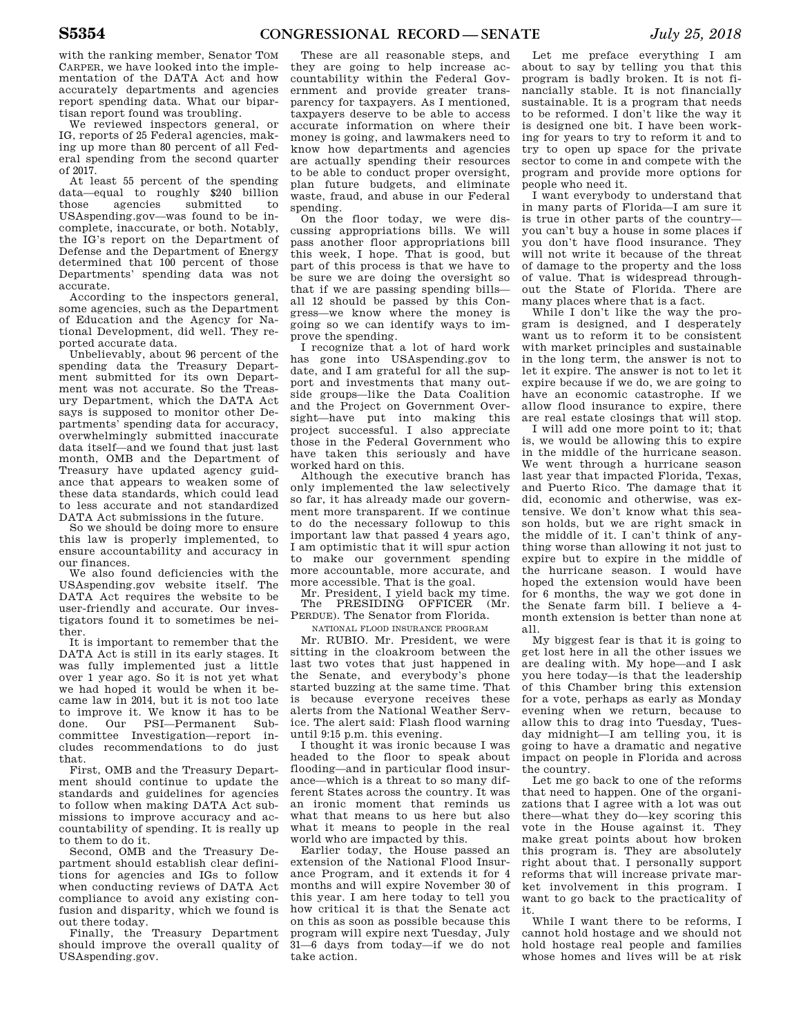with the ranking member, Senator TOM CARPER, we have looked into the implementation of the DATA Act and how accurately departments and agencies report spending data. What our bipartisan report found was troubling.

We reviewed inspectors general, or IG, reports of 25 Federal agencies, making up more than 80 percent of all Federal spending from the second quarter of 2017.

At least 55 percent of the spending data—equal to roughly $240 billion those agencies submitted to USAspending.gov—was found to be incomplete, inaccurate, or both. Notably, the IG's report on the Department of Defense and the Department of Energy determined that 100 percent of those Departments' spending data was not accurate.

According to the inspectors general, some agencies, such as the Department of Education and the Agency for National Development, did well. They reported accurate data.

Unbelievably, about 96 percent of the spending data the Treasury Department submitted for its own Department was not accurate. So the Treasury Department, which the DATA Act says is supposed to monitor other Departments' spending data for accuracy, overwhelmingly submitted inaccurate data itself—and we found that just last month, OMB and the Department of Treasury have updated agency guidance that appears to weaken some of these data standards, which could lead to less accurate and not standardized DATA Act submissions in the future.

So we should be doing more to ensure this law is properly implemented, to ensure accountability and accuracy in our finances.

We also found deficiencies with the USAspending.gov website itself. The DATA Act requires the website to be user-friendly and accurate. Our investigators found it to sometimes be neither.

It is important to remember that the DATA Act is still in its early stages. It was fully implemented just a little over 1 year ago. So it is not yet what we had hoped it would be when it became law in 2014, but it is not too late to improve it. We know it has to be done. Our PSI—Permanent Subcommittee Investigation—report includes recommendations to do just that.

First, OMB and the Treasury Department should continue to update the standards and guidelines for agencies to follow when making DATA Act submissions to improve accuracy and accountability of spending. It is really up to them to do it.

Second, OMB and the Treasury Department should establish clear definitions for agencies and IGs to follow when conducting reviews of DATA Act compliance to avoid any existing confusion and disparity, which we found is out there today.

Finally, the Treasury Department should improve the overall quality of USAspending.gov.

These are all reasonable steps, and they are going to help increase accountability within the Federal Government and provide greater transparency for taxpayers. As I mentioned, taxpayers deserve to be able to access accurate information on where their money is going, and lawmakers need to know how departments and agencies are actually spending their resources to be able to conduct proper oversight, plan future budgets, and eliminate waste, fraud, and abuse in our Federal spending.

On the floor today, we were discussing appropriations bills. We will pass another floor appropriations bill this week, I hope. That is good, but part of this process is that we have to be sure we are doing the oversight so that if we are passing spending bills—all 12 should be passed by this Congress—we know where the money is going so we can identify ways to improve the spending.

I recognize that a lot of hard work has gone into USAspending.gov to date, and I am grateful for all the support and investments that many outside groups—like the Data Coalition and the Project on Government Oversight—have put into making this project successful. I also appreciate those in the Federal Government who have taken this seriously and have worked hard on this.

Although the executive branch has only implemented the law selectively so far, it has already made our government more transparent. If we continue to do the necessary followup to this important law that passed 4 years ago, I am optimistic that it will spur action to make our government spending more accountable, more accurate, and more accessible. That is the goal.

Mr. President, I yield back my time.

The PRESIDING OFFICER (Mr. PERDUE). The Senator from Florida.

## NATIONAL FLOOD INSURANCE PROGRAM

Mr. RUBIO. Mr. President, we were sitting in the cloakroom between the last two votes that just happened in the Senate, and everybody's phone started buzzing at the same time. That is because everyone receives these alerts from the National Weather Service. The alert said: Flash flood warning until 9:15 p.m. this evening.

I thought it was ironic because I was headed to the floor to speak about flooding—and in particular flood insurance—which is a threat to so many different States across the country. It was an ironic moment that reminds us what that means to us here but also what it means to people in the real world who are impacted by this.

Earlier today, the House passed an extension of the National Flood Insurance Program, and it extends it for 4 months and will expire November 30 of this year. I am here today to tell you how critical it is that the Senate act on this as soon as possible because this program will expire next Tuesday, July 31—6 days from today—if we do not take action.

Let me preface everything I am about to say by telling you that this program is badly broken. It is not financially stable. It is not financially sustainable. It is a program that needs to be reformed. I don't like the way it is designed one bit. I have been working for years to try to reform it and to try to open up space for the private sector to come in and compete with the program and provide more options for people who need it.

I want everybody to understand that in many parts of Florida—I am sure it is true in other parts of the country—you can't buy a house in some places if you don't have flood insurance. They will not write it because of the threat of damage to the property and the loss of value. That is widespread throughout the State of Florida. There are many places where that is a fact.

While I don't like the way the program is designed, and I desperately want us to reform it to be consistent with market principles and sustainable in the long term, the answer is not to let it expire. The answer is not to let it expire because if we do, we are going to have an economic catastrophe. If we allow flood insurance to expire, there are real estate closings that will stop.

I will add one more point to it; that is, we would be allowing this to expire in the middle of the hurricane season. We went through a hurricane season last year that impacted Florida, Texas, and Puerto Rico. The damage that it did, economic and otherwise, was extensive. We don't know what this season holds, but we are right smack in the middle of it. I can't think of anything worse than allowing it not just to expire but to expire in the middle of the hurricane season. I would have hoped the extension would have been for 6 months, the way we got done in the Senate farm bill. I believe a 4-month extension is better than none at all.

My biggest fear is that it is going to get lost here in all the other issues we are dealing with. My hope—and I ask you here today—is that the leadership of this Chamber bring this extension for a vote, perhaps as early as Monday evening when we return, because to allow this to drag into Tuesday, Tuesday midnight—I am telling you, it is going to have a dramatic and negative impact on people in Florida and across the country.

Let me go back to one of the reforms that need to happen. One of the organizations that I agree with a lot was out there—what they do—key scoring this vote in the House against it. They make great points about how broken this program is. They are absolutely right about that. I personally support reforms that will increase private market involvement in this program. I want to go back to the practicality of it.

While I want there to be reforms, I cannot hold hostage and we should not hold hostage real people and families whose homes and lives will be at risk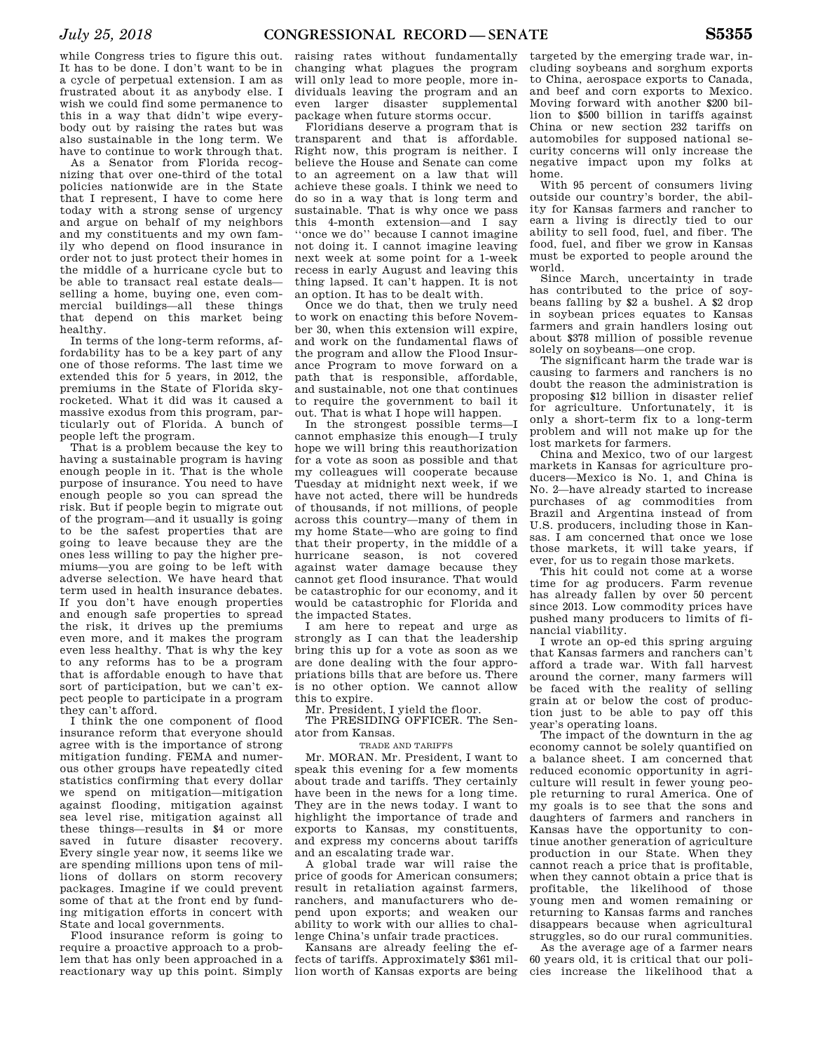while Congress tries to figure this out. It has to be done. I don't want to be in a cycle of perpetual extension. I am as frustrated about it as anybody else. I wish we could find some permanence to this in a way that didn't wipe everybody out by raising the rates but was also sustainable in the long term. We have to continue to work through that.

As a Senator from Florida recognizing that over one-third of the total policies nationwide are in the State that I represent, I have to come here today with a strong sense of urgency and argue on behalf of my neighbors and my constituents and my own family who depend on flood insurance in order not to just protect their homes in the middle of a hurricane cycle but to be able to transact real estate deals—selling a home, buying one, even commercial buildings—all these things that depend on this market being healthy.

In terms of the long-term reforms, affordability has to be a key part of any one of those reforms. The last time we extended this for 5 years, in 2012, the premiums in the State of Florida skyrocketed. What it did was it caused a massive exodus from this program, particularly out of Florida. A bunch of people left the program.

That is a problem because the key to having a sustainable program is having enough people in it. That is the whole purpose of insurance. You need to have enough people so you can spread the risk. But if people begin to migrate out of the program—and it usually is going to be the safest properties that are going to leave because they are the ones less willing to pay the higher premiums—you are going to be left with adverse selection. We have heard that term used in health insurance debates. If you don't have enough properties and enough safe properties to spread the risk, it drives up the premiums even more, and it makes the program even less healthy. That is why the key to any reforms has to be a program that is affordable enough to have that sort of participation, but we can't expect people to participate in a program they can't afford.

I think the one component of flood insurance reform that everyone should agree with is the importance of strong mitigation funding. FEMA and numerous other groups have repeatedly cited statistics confirming that every dollar we spend on mitigation—mitigation against flooding, mitigation against sea level rise, mitigation against all these things—results in $4 or more saved in future disaster recovery. Every single year now, it seems like we are spending millions upon tens of millions of dollars on storm recovery packages. Imagine if we could prevent some of that at the front end by funding mitigation efforts in concert with State and local governments.

Flood insurance reform is going to require a proactive approach to a problem that has only been approached in a reactionary way up this point. Simply raising rates without fundamentally changing what plagues the program will only lead to more people, more individuals leaving the program and an even larger disaster supplemental package when future storms occur.

Floridians deserve a program that is transparent and that is affordable. Right now, this program is neither. I believe the House and Senate can come to an agreement on a law that will achieve these goals. I think we need to do so in a way that is long term and sustainable. That is why once we pass this 4-month extension—and I say "once we do" because I cannot imagine not doing it. I cannot imagine leaving next week at some point for a 1-week recess in early August and leaving this thing lapsed. It can't happen. It is not an option. It has to be dealt with.

Once we do that, then we truly need to work on enacting this before November 30, when this extension will expire, and work on the fundamental flaws of the program and allow the Flood Insurance Program to move forward on a path that is responsible, affordable, and sustainable, not one that continues to require the government to bail it out. That is what I hope will happen.

In the strongest possible terms—I cannot emphasize this enough—I truly hope we will bring this reauthorization for a vote as soon as possible and that my colleagues will cooperate because Tuesday at midnight next week, if we have not acted, there will be hundreds of thousands, if not millions, of people across this country—many of them in my home State—who are going to find that their property, in the middle of a hurricane season, is not covered against water damage because they cannot get flood insurance. That would be catastrophic for our economy, and it would be catastrophic for Florida and the impacted States.

I am here to repeat and urge as strongly as I can that the leadership bring this up for a vote as soon as we are done dealing with the four appropriations bills that are before us. There is no other option. We cannot allow this to expire.

Mr. President, I yield the floor.

The PRESIDING OFFICER. The Senator from Kansas.

TRADE AND TARIFFS

Mr. MORAN. Mr. President, I want to speak this evening for a few moments about trade and tariffs. They certainly have been in the news for a long time. They are in the news today. I want to highlight the importance of trade and exports to Kansas, my constituents, and express my concerns about tariffs and an escalating trade war.

A global trade war will raise the price of goods for American consumers; result in retaliation against farmers, ranchers, and manufacturers who depend upon exports; and weaken our ability to work with our allies to challenge China's unfair trade practices.

Kansans are already feeling the effects of tariffs. Approximately $361 million worth of Kansas exports are being targeted by the emerging trade war, including soybeans and sorghum exports to China, aerospace exports to Canada, and beef and corn exports to Mexico. Moving forward with another $200 billion to $500 billion in tariffs against China or new section 232 tariffs on automobiles for supposed national security concerns will only increase the negative impact upon my folks at home.

With 95 percent of consumers living outside our country's border, the ability for Kansas farmers and rancher to earn a living is directly tied to our ability to sell food, fuel, and fiber. The food, fuel, and fiber we grow in Kansas must be exported to people around the world.

Since March, uncertainty in trade has contributed to the price of soybeans falling by $2 a bushel. A $2 drop in soybean prices equates to Kansas farmers and grain handlers losing out about $378 million of possible revenue solely on soybeans—one crop.

The significant harm the trade war is causing to farmers and ranchers is no doubt the reason the administration is proposing $12 billion in disaster relief for agriculture. Unfortunately, it is only a short-term fix to a long-term problem and will not make up for the lost markets for farmers.

China and Mexico, two of our largest markets in Kansas for agriculture producers—Mexico is No. 1, and China is No. 2—have already started to increase purchases of ag commodities from Brazil and Argentina instead of from U.S. producers, including those in Kansas. I am concerned that once we lose those markets, it will take years, if ever, for us to regain those markets.

This hit could not come at a worse time for ag producers. Farm revenue has already fallen by over 50 percent since 2013. Low commodity prices have pushed many producers to limits of financial viability.

I wrote an op-ed this spring arguing that Kansas farmers and ranchers can't afford a trade war. With fall harvest around the corner, many farmers will be faced with the reality of selling grain at or below the cost of production just to be able to pay off this year's operating loans.

The impact of the downturn in the ag economy cannot be solely quantified on a balance sheet. I am concerned that reduced economic opportunity in agriculture will result in fewer young people returning to rural America. One of my goals is to see that the sons and daughters of farmers and ranchers in Kansas have the opportunity to continue another generation of agriculture production in our State. When they cannot reach a price that is profitable, when they cannot obtain a price that is profitable, the likelihood of those young men and women remaining or returning to Kansas farms and ranches disappears because when agricultural struggles, so do our rural communities.

As the average age of a farmer nears 60 years old, it is critical that our policies increase the likelihood that a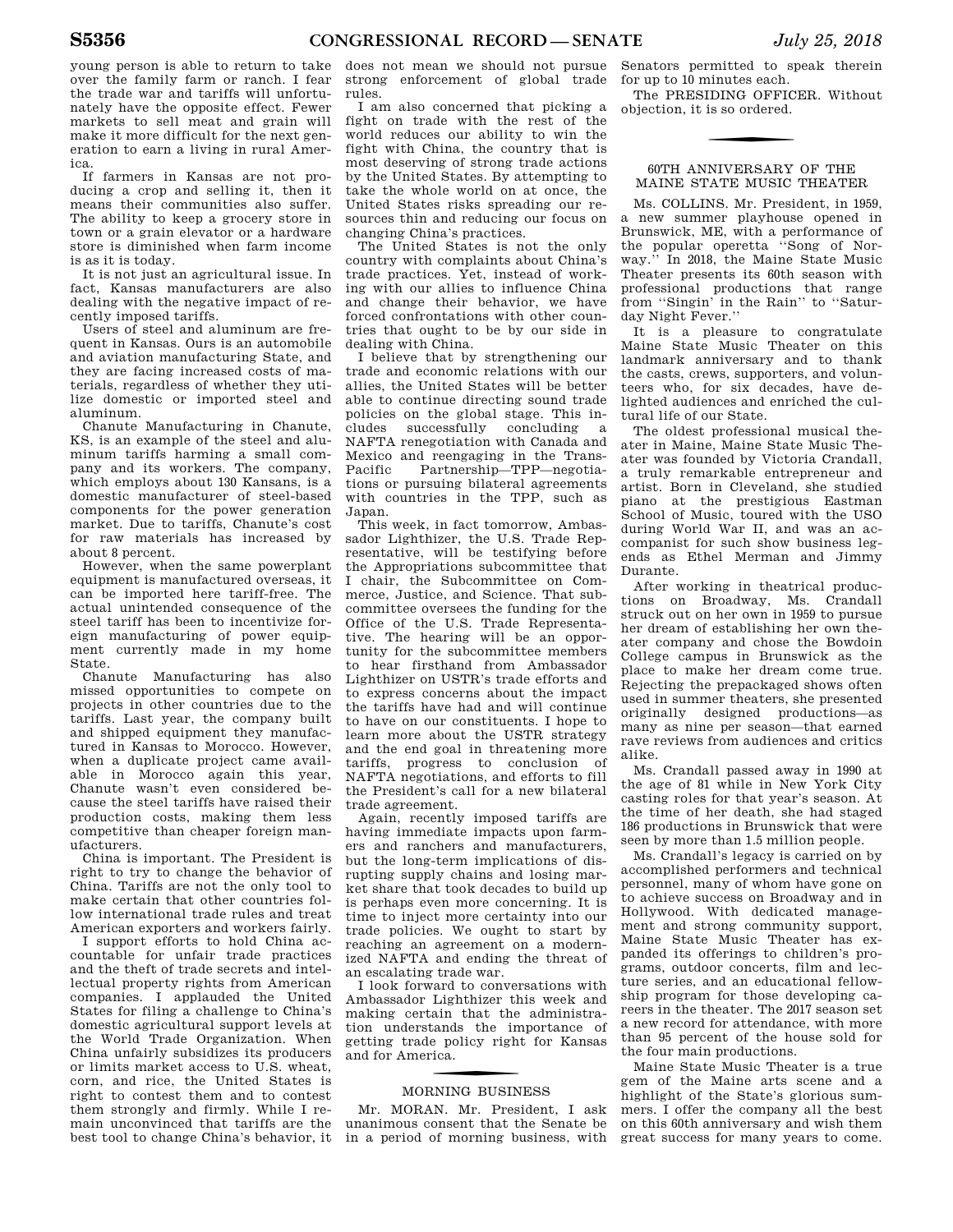young person is able to return to take over the family farm or ranch. I fear the trade war and tariffs will unfortunately have the opposite effect. Fewer markets to sell meat and grain will make it more difficult for the next generation to earn a living in rural America.

If farmers in Kansas are not producing a crop and selling it, then it means their communities also suffer. The ability to keep a grocery store in town or a grain elevator or a hardware store is diminished when farm income is as it is today.

It is not just an agricultural issue. In fact, Kansas manufacturers are also dealing with the negative impact of recently imposed tariffs.

Users of steel and aluminum are frequent in Kansas. Ours is an automobile and aviation manufacturing State, and they are facing increased costs of materials, regardless of whether they utilize domestic or imported steel and aluminum.

Chanute Manufacturing in Chanute, KS, is an example of the steel and aluminum tariffs harming a small company and its workers. The company, which employs about 130 Kansans, is a domestic manufacturer of steel-based components for the power generation market. Due to tariffs, Chanute's cost for raw materials has increased by about 8 percent.

However, when the same powerplant equipment is manufactured overseas, it can be imported here tariff-free. The actual unintended consequence of the steel tariff has been to incentivize foreign manufacturing of power equipment currently made in my home State.

Chanute Manufacturing has also missed opportunities to compete on projects in other countries due to the tariffs. Last year, the company built and shipped equipment they manufactured in Kansas to Morocco. However, when a duplicate project came available in Morocco again this year, Chanute wasn't even considered because the steel tariffs have raised their production costs, making them less competitive than cheaper foreign manufacturers.

China is important. The President is right to try to change the behavior of China. Tariffs are not the only tool to make certain that other countries follow international trade rules and treat American exporters and workers fairly.

I support efforts to hold China accountable for unfair trade practices and the theft of trade secrets and intellectual property rights from American companies. I applauded the United States for filing a challenge to China's domestic agricultural support levels at the World Trade Organization. When China unfairly subsidizes its producers or limits market access to U.S. wheat, corn, and rice, the United States is right to contest them and to contest them strongly and firmly. While I remain unconvinced that tariffs are the best tool to change China's behavior, it does not mean we should not pursue strong enforcement of global trade rules.

I am also concerned that picking a fight on trade with the rest of the world reduces our ability to win the fight with China, the country that is most deserving of strong trade actions by the United States. By attempting to take the whole world on at once, the United States risks spreading our resources thin and reducing our focus on changing China's practices.

The United States is not the only country with complaints about China's trade practices. Yet, instead of working with our allies to influence China and change their behavior, we have forced confrontations with other countries that ought to be by our side in dealing with China.

I believe that by strengthening our trade and economic relations with our allies, the United States will be better able to continue directing sound trade policies on the global stage. This includes successfully concluding a NAFTA renegotiation with Canada and Mexico and reengaging in the Trans-Pacific Partnership—TPP—negotiations or pursuing bilateral agreements with countries in the TPP, such as Japan.

This week, in fact tomorrow, Ambassador Lighthizer, the U.S. Trade Representative, will be testifying before the Appropriations subcommittee that I chair, the Subcommittee on Commerce, Justice, and Science. That subcommittee oversees the funding for the Office of the U.S. Trade Representative. The hearing will be an opportunity for the subcommittee members to hear firsthand from Ambassador Lighthizer on USTR's trade efforts and to express concerns about the impact the tariffs have had and will continue to have on our constituents. I hope to learn more about the USTR strategy and the end goal in threatening more tariffs, progress to conclusion of NAFTA negotiations, and efforts to fill the President's call for a new bilateral trade agreement.

Again, recently imposed tariffs are having immediate impacts upon farmers and ranchers and manufacturers, but the long-term implications of disrupting supply chains and losing market share that took decades to build up is perhaps even more concerning. It is time to inject more certainty into our trade policies. We ought to start by reaching an agreement on a modernized NAFTA and ending the threat of an escalating trade war.

I look forward to conversations with Ambassador Lighthizer this week and making certain that the administration understands the importance of getting trade policy right for Kansas and for America.

## MORNING BUSINESS

Mr. MORAN. Mr. President, I ask unanimous consent that the Senate be in a period of morning business, with Senators permitted to speak therein for up to 10 minutes each.

The PRESIDING OFFICER. Without objection, it is so ordered.

## 60TH ANNIVERSARY OF THE MAINE STATE MUSIC THEATER

Ms. COLLINS. Mr. President, in 1959, a new summer playhouse opened in Brunswick, ME, with a performance of the popular operetta "Song of Norway." In 2018, the Maine State Music Theater presents its 60th season with professional productions that range from "Singin' in the Rain" to "Saturday Night Fever."

It is a pleasure to congratulate Maine State Music Theater on this landmark anniversary and to thank the casts, crews, supporters, and volunteers who, for six decades, have delighted audiences and enriched the cultural life of our State.

The oldest professional musical theater in Maine, Maine State Music Theater was founded by Victoria Crandall, a truly remarkable entrepreneur and artist. Born in Cleveland, she studied piano at the prestigious Eastman School of Music, toured with the USO during World War II, and was an accompanist for such show business legends as Ethel Merman and Jimmy Durante.

After working in theatrical productions on Broadway, Ms. Crandall struck out on her own in 1959 to pursue her dream of establishing her own theater company and chose the Bowdoin College campus in Brunswick as the place to make her dream come true. Rejecting the prepackaged shows often used in summer theaters, she presented originally designed productions—as many as nine per season—that earned rave reviews from audiences and critics alike.

Ms. Crandall passed away in 1990 at the age of 81 while in New York City casting roles for that year's season. At the time of her death, she had staged 186 productions in Brunswick that were seen by more than 1.5 million people.

Ms. Crandall's legacy is carried on by accomplished performers and technical personnel, many of whom have gone on to achieve success on Broadway and in Hollywood. With dedicated management and strong community support, Maine State Music Theater has expanded its offerings to children's programs, outdoor concerts, film and lecture series, and an educational fellowship program for those developing careers in the theater. The 2017 season set a new record for attendance, with more than 95 percent of the house sold for the four main productions.

Maine State Music Theater is a true gem of the Maine arts scene and a highlight of the State's glorious summers. I offer the company all the best on this 60th anniversary and wish them great success for many years to come.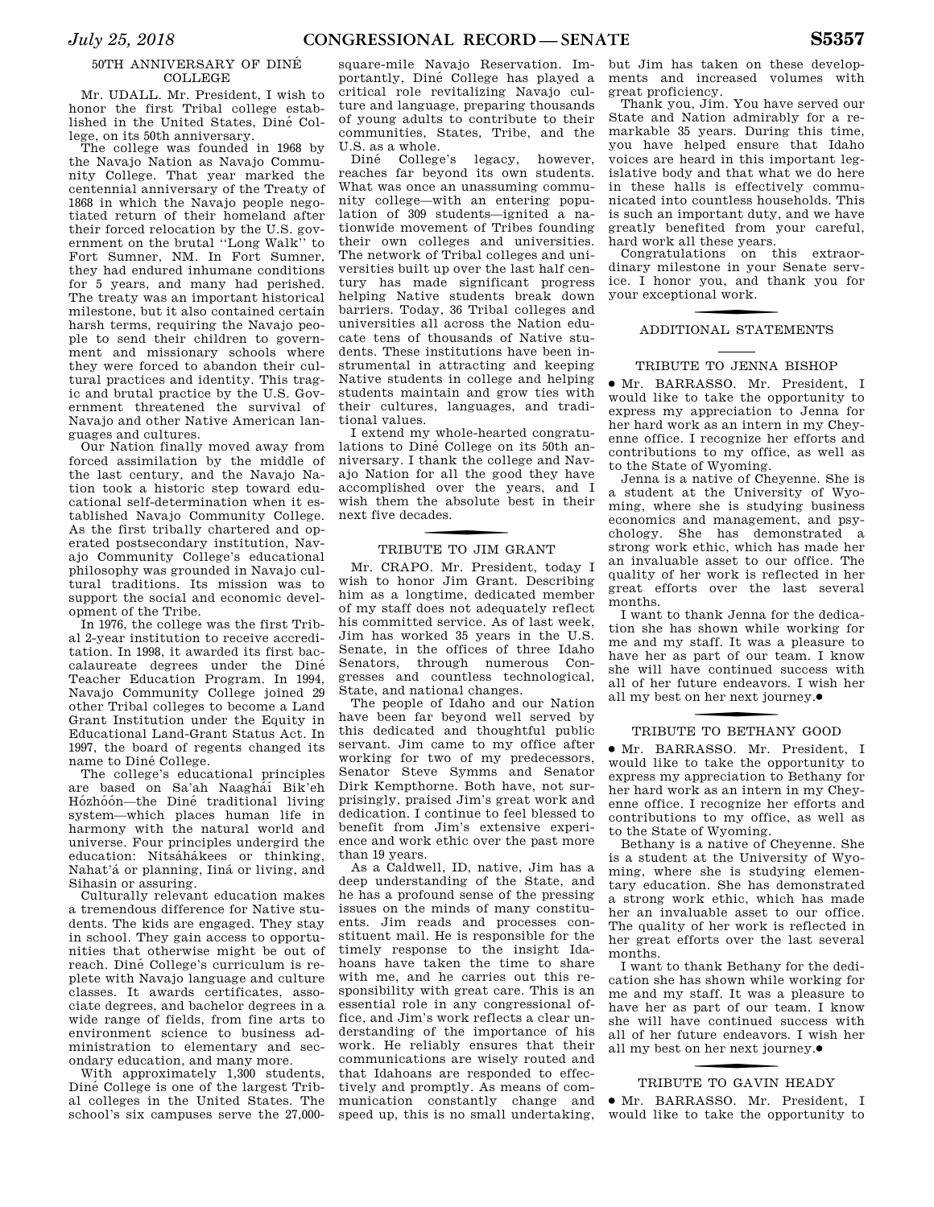## 50TH ANNIVERSARY OF DINÉ COLLEGE

Mr. UDALL. Mr. President, I wish to honor the first Tribal college established in the United States, Diné College, on its 50th anniversary.

The college was founded in 1968 by the Navajo Nation as Navajo Community College. That year marked the centennial anniversary of the Treaty of 1868 in which the Navajo people negotiated return of their homeland after their forced relocation by the U.S. government on the brutal ''Long Walk'' to Fort Sumner, NM. In Fort Sumner, they had endured inhumane conditions for 5 years, and many had perished. The treaty was an important historical milestone, but it also contained certain harsh terms, requiring the Navajo people to send their children to government and missionary schools where they were forced to abandon their cultural practices and identity. This tragic and brutal practice by the U.S. Government threatened the survival of Navajo and other Native American languages and cultures.

Our Nation finally moved away from forced assimilation by the middle of the last century, and the Navajo Nation took a historic step toward educational self-determination when it established Navajo Community College. As the first tribally chartered and operated postsecondary institution, Navajo Community College's educational philosophy was grounded in Navajo cultural traditions. Its mission was to support the social and economic development of the Tribe.

In 1976, the college was the first Tribal 2-year institution to receive accreditation. In 1998, it awarded its first baccalaureate degrees under the Diné Teacher Education Program. In 1994, Navajo Community College joined 29 other Tribal colleges to become a Land Grant Institution under the Equity in Educational Land-Grant Status Act. In 1997, the board of regents changed its name to Diné College.

The college's educational principles are based on Sa'ah Naaghâí Bik'eh Hózhóón—the Diné traditional living system—which places human life in harmony with the natural world and universe. Four principles undergird the education: Nitsáhákees or thinking, Nahat'á or planning, Iiná or living, and Sihasin or assuring.

Culturally relevant education makes a tremendous difference for Native students. The kids are engaged. They stay in school. They gain access to opportunities that otherwise might be out of reach. Diné College's curriculum is replete with Navajo language and culture classes. It awards certificates, associate degrees, and bachelor degrees in a wide range of fields, from fine arts to environment science to business administration to elementary and secondary education, and many more.

With approximately 1,300 students, Diné College is one of the largest Tribal colleges in the United States. The school's six campuses serve the 27,000-square-mile Navajo Reservation. Importantly, Diné College has played a critical role revitalizing Navajo culture and language, preparing thousands of young adults to contribute to their communities, States, Tribe, and the U.S. as a whole.

Diné College's legacy, however, reaches far beyond its own students. What was once an unassuming community college—with an entering population of 309 students—ignited a nationwide movement of Tribes founding their own colleges and universities. The network of Tribal colleges and universities built up over the last half century has made significant progress helping Native students break down barriers. Today, 36 Tribal colleges and universities all across the Nation educate tens of thousands of Native students. These institutions have been instrumental in attracting and keeping Native students in college and helping students maintain and grow ties with their cultures, languages, and traditional values.

I extend my whole-hearted congratulations to Diné College on its 50th anniversary. I thank the college and Navajo Nation for all the good they have accomplished over the years, and I wish them the absolute best in their next five decades.

## TRIBUTE TO JIM GRANT

Mr. CRAPO. Mr. President, today I wish to honor Jim Grant. Describing him as a longtime, dedicated member of my staff does not adequately reflect his committed service. As of last week, Jim has worked 35 years in the U.S. Senate, in the offices of three Idaho Senators, through numerous Congresses and countless technological, State, and national changes.

The people of Idaho and our Nation have been far beyond well served by this dedicated and thoughtful public servant. Jim came to my office after working for two of my predecessors, Senator Steve Symms and Senator Dirk Kempthorne. Both have, not surprisingly, praised Jim's great work and dedication. I continue to feel blessed to benefit from Jim's extensive experience and work ethic over the past more than 19 years.

As a Caldwell, ID, native, Jim has a deep understanding of the State, and he has a profound sense of the pressing issues on the minds of many constituents. Jim reads and processes constituent mail. He is responsible for the timely response to the insight Idahoans have taken the time to share with me, and he carries out this responsibility with great care. This is an essential role in any congressional office, and Jim's work reflects a clear understanding of the importance of his work. He reliably ensures that their communications are wisely routed and that Idahoans are responded to effectively and promptly. As means of communication constantly change and speed up, this is no small undertaking, but Jim has taken on these developments and increased volumes with great proficiency.

Thank you, Jim. You have served our State and Nation admirably for a remarkable 35 years. During this time, you have helped ensure that Idaho voices are heard in this important legislative body and that what we do here in these halls is effectively communicated into countless households. This is such an important duty, and we have greatly benefited from your careful, hard work all these years.

Congratulations on this extraordinary milestone in your Senate service. I honor you, and thank you for your exceptional work.

# ADDITIONAL STATEMENTS

## TRIBUTE TO JENNA BISHOP

● Mr. BARRASSO. Mr. President, I would like to take the opportunity to express my appreciation to Jenna for her hard work as an intern in my Cheyenne office. I recognize her efforts and contributions to my office, as well as to the State of Wyoming.

Jenna is a native of Cheyenne. She is a student at the University of Wyoming, where she is studying business economics and management, and psychology. She has demonstrated a strong work ethic, which has made her an invaluable asset to our office. The quality of her work is reflected in her great efforts over the last several months.

I want to thank Jenna for the dedication she has shown while working for me and my staff. It was a pleasure to have her as part of our team. I know she will have continued success with all of her future endeavors. I wish her all my best on her next journey.●

## TRIBUTE TO BETHANY GOOD

● Mr. BARRASSO. Mr. President, I would like to take the opportunity to express my appreciation to Bethany for her hard work as an intern in my Cheyenne office. I recognize her efforts and contributions to my office, as well as to the State of Wyoming.

Bethany is a native of Cheyenne. She is a student at the University of Wyoming, where she is studying elementary education. She has demonstrated a strong work ethic, which has made her an invaluable asset to our office. The quality of her work is reflected in her great efforts over the last several months.

I want to thank Bethany for the dedication she has shown while working for me and my staff. It was a pleasure to have her as part of our team. I know she will have continued success with all of her future endeavors. I wish her all my best on her next journey.●

## TRIBUTE TO GAVIN HEADY

● Mr. BARRASSO. Mr. President, I would like to take the opportunity to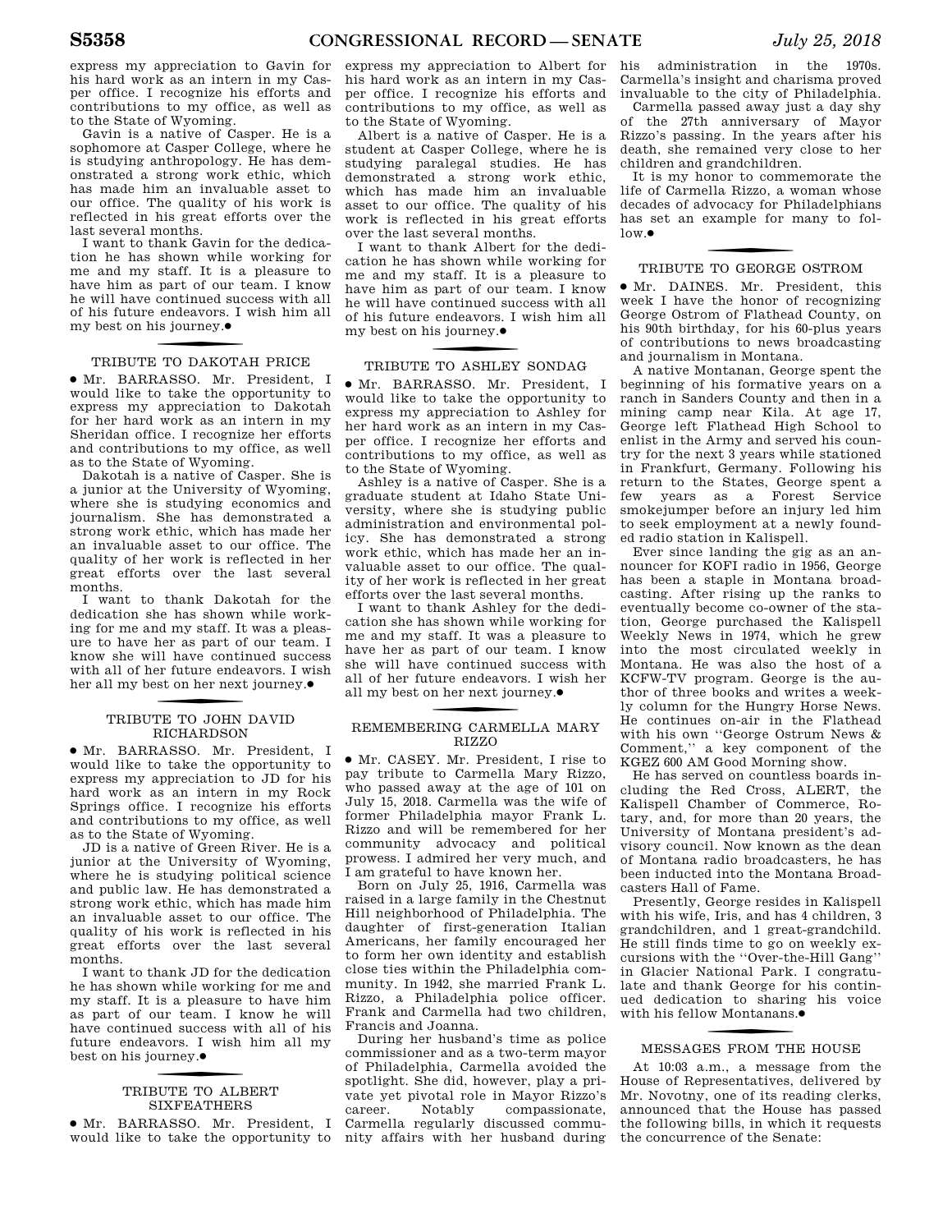express my appreciation to Gavin for his hard work as an intern in my Casper office. I recognize his efforts and contributions to my office, as well as to the State of Wyoming.

Gavin is a native of Casper. He is a sophomore at Casper College, where he is studying anthropology. He has demonstrated a strong work ethic, which has made him an invaluable asset to our office. The quality of his work is reflected in his great efforts over the last several months.

I want to thank Gavin for the dedication he has shown while working for me and my staff. It is a pleasure to have him as part of our team. I know he will have continued success with all of his future endeavors. I wish him all my best on his journey.●

## TRIBUTE TO DAKOTAH PRICE

● Mr. BARRASSO. Mr. President, I would like to take the opportunity to express my appreciation to Dakotah for her hard work as an intern in my Sheridan office. I recognize her efforts and contributions to my office, as well as to the State of Wyoming.

Dakotah is a native of Casper. She is a junior at the University of Wyoming, where she is studying economics and journalism. She has demonstrated a strong work ethic, which has made her an invaluable asset to our office. The quality of her work is reflected in her great efforts over the last several months.

I want to thank Dakotah for the dedication she has shown while working for me and my staff. It was a pleasure to have her as part of our team. I know she will have continued success with all of her future endeavors. I wish her all my best on her next journey.●

## TRIBUTE TO JOHN DAVID RICHARDSON

● Mr. BARRASSO. Mr. President, I would like to take the opportunity to express my appreciation to JD for his hard work as an intern in my Rock Springs office. I recognize his efforts and contributions to my office, as well as to the State of Wyoming.

JD is a native of Green River. He is a junior at the University of Wyoming, where he is studying political science and public law. He has demonstrated a strong work ethic, which has made him an invaluable asset to our office. The quality of his work is reflected in his great efforts over the last several months.

I want to thank JD for the dedication he has shown while working for me and my staff. It is a pleasure to have him as part of our team. I know he will have continued success with all of his future endeavors. I wish him all my best on his journey.●

## TRIBUTE TO ALBERT SIXFEATHERS

● Mr. BARRASSO. Mr. President, I would like to take the opportunity to express my appreciation to Albert for his hard work as an intern in my Casper office. I recognize his efforts and contributions to my office, as well as to the State of Wyoming.

Albert is a native of Casper. He is a student at Casper College, where he is studying paralegal studies. He has demonstrated a strong work ethic, which has made him an invaluable asset to our office. The quality of his work is reflected in his great efforts over the last several months.

I want to thank Albert for the dedication he has shown while working for me and my staff. It is a pleasure to have him as part of our team. I know he will have continued success with all of his future endeavors. I wish him all my best on his journey.●

## TRIBUTE TO ASHLEY SONDAG

● Mr. BARRASSO. Mr. President, I would like to take the opportunity to express my appreciation to Ashley for her hard work as an intern in my Casper office. I recognize her efforts and contributions to my office, as well as to the State of Wyoming.

Ashley is a native of Casper. She is a graduate student at Idaho State University, where she is studying public administration and environmental policy. She has demonstrated a strong work ethic, which has made her an invaluable asset to our office. The quality of her work is reflected in her great efforts over the last several months.

I want to thank Ashley for the dedication she has shown while working for me and my staff. It was a pleasure to have her as part of our team. I know she will have continued success with all of her future endeavors. I wish her all my best on her next journey.●

## REMEMBERING CARMELLA MARY RIZZO

● Mr. CASEY. Mr. President, I rise to pay tribute to Carmella Mary Rizzo, who passed away at the age of 101 on July 15, 2018. Carmella was the wife of former Philadelphia mayor Frank L. Rizzo and will be remembered for her community advocacy and political prowess. I admired her very much, and I am grateful to have known her.

Born on July 25, 1916, Carmella was raised in a large family in the Chestnut Hill neighborhood of Philadelphia. The daughter of first-generation Italian Americans, her family encouraged her to form her own identity and establish close ties within the Philadelphia community. In 1942, she married Frank L. Rizzo, a Philadelphia police officer. Frank and Carmella had two children, Francis and Joanna.

During her husband's time as police commissioner and as a two-term mayor of Philadelphia, Carmella avoided the spotlight. She did, however, play a private yet pivotal role in Mayor Rizzo's career. Notably compassionate, Carmella regularly discussed community affairs with her husband during his administration in the 1970s. Carmella's insight and charisma proved invaluable to the city of Philadelphia.

Carmella passed away just a day shy of the 27th anniversary of Mayor Rizzo's passing. In the years after his death, she remained very close to her children and grandchildren.

It is my honor to commemorate the life of Carmella Rizzo, a woman whose decades of advocacy for Philadelphians has set an example for many to follow.●

## TRIBUTE TO GEORGE OSTROM

● Mr. DAINES. Mr. President, this week I have the honor of recognizing George Ostrom of Flathead County, on his 90th birthday, for his 60-plus years of contributions to news broadcasting and journalism in Montana.

A native Montanan, George spent the beginning of his formative years on a ranch in Sanders County and then in a mining camp near Kila. At age 17, George left Flathead High School to enlist in the Army and served his country for the next 3 years while stationed in Frankfurt, Germany. Following his return to the States, George spent a few years as a Forest Service smokejumper before an injury led him to seek employment at a newly founded radio station in Kalispell.

Ever since landing the gig as an announcer for KOFI radio in 1956, George has been a staple in Montana broadcasting. After rising up the ranks to eventually become co-owner of the station, George purchased the Kalispell Weekly News in 1974, which he grew into the most circulated weekly in Montana. He was also the host of a KCFW-TV program. George is the author of three books and writes a weekly column for the Hungry Horse News. He continues on-air in the Flathead with his own ''George Ostrum News & Comment,'' a key component of the KGEZ 600 AM Good Morning show.

He has served on countless boards including the Red Cross, ALERT, the Kalispell Chamber of Commerce, Rotary, and, for more than 20 years, the University of Montana president's advisory council. Now known as the dean of Montana radio broadcasters, he has been inducted into the Montana Broadcasters Hall of Fame.

Presently, George resides in Kalispell with his wife, Iris, and has 4 children, 3 grandchildren, and 1 great-grandchild. He still finds time to go on weekly excursions with the ''Over-the-Hill Gang'' in Glacier National Park. I congratulate and thank George for his continued dedication to sharing his voice with his fellow Montanans.●

## MESSAGES FROM THE HOUSE

At 10:03 a.m., a message from the House of Representatives, delivered by Mr. Novotny, one of its reading clerks, announced that the House has passed the following bills, in which it requests the concurrence of the Senate: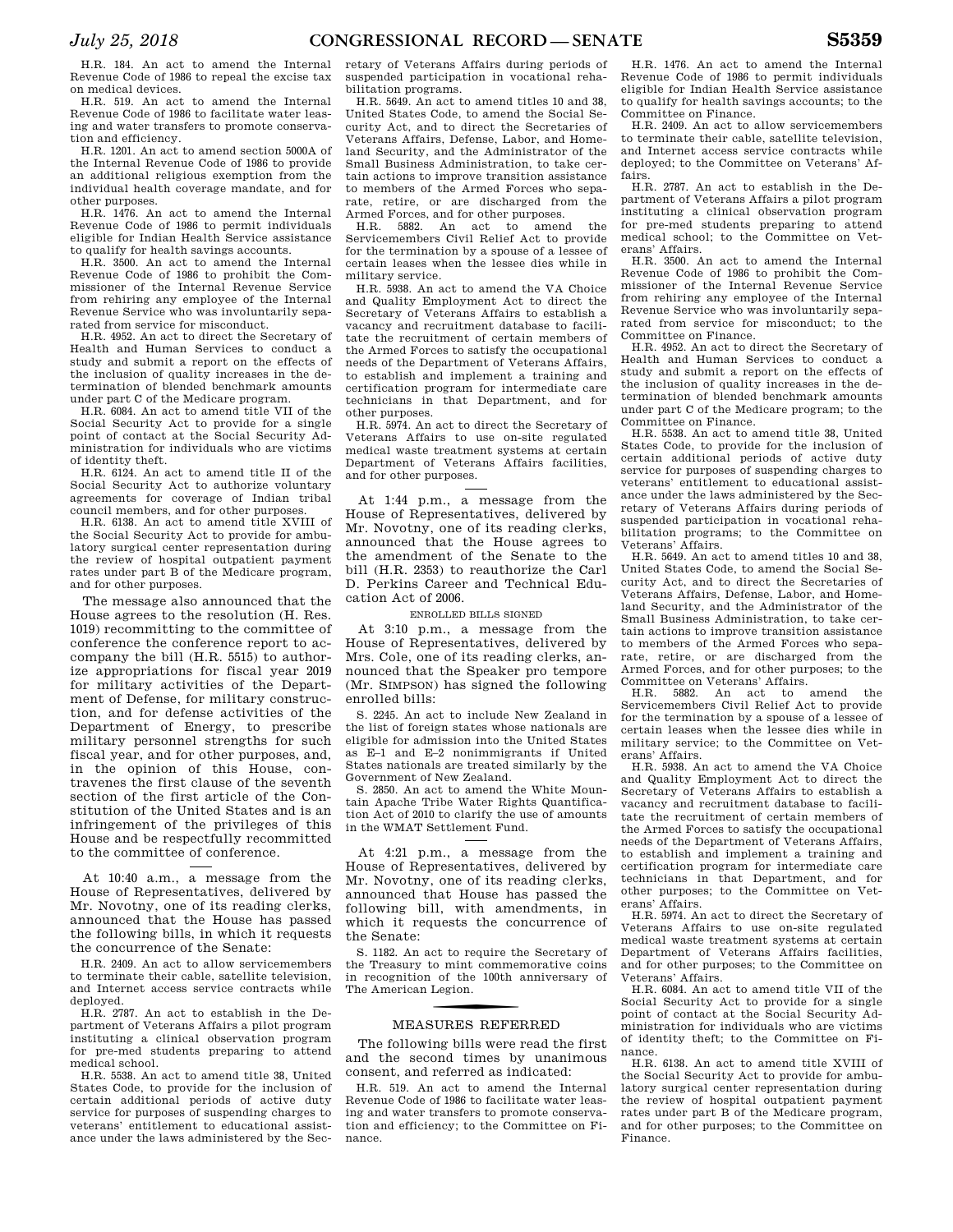H.R. 184. An act to amend the Internal Revenue Code of 1986 to repeal the excise tax on medical devices.

H.R. 519. An act to amend the Internal Revenue Code of 1986 to facilitate water leasing and water transfers to promote conservation and efficiency.

H.R. 1201. An act to amend section 5000A of the Internal Revenue Code of 1986 to provide an additional religious exemption from the individual health coverage mandate, and for other purposes.

H.R. 1476. An act to amend the Internal Revenue Code of 1986 to permit individuals eligible for Indian Health Service assistance to qualify for health savings accounts.

H.R. 3500. An act to amend the Internal Revenue Code of 1986 to prohibit the Commissioner of the Internal Revenue Service from rehiring any employee of the Internal Revenue Service who was involuntarily separated from service for misconduct.

H.R. 4952. An act to direct the Secretary of Health and Human Services to conduct a study and submit a report on the effects of the inclusion of quality increases in the determination of blended benchmark amounts under part C of the Medicare program.

H.R. 6084. An act to amend title VII of the Social Security Act to provide for a single point of contact at the Social Security Administration for individuals who are victims of identity theft.

H.R. 6124. An act to amend title II of the Social Security Act to authorize voluntary agreements for coverage of Indian tribal council members, and for other purposes.

H.R. 6138. An act to amend title XVIII of the Social Security Act to provide for ambulatory surgical center representation during the review of hospital outpatient payment rates under part B of the Medicare program, and for other purposes.

The message also announced that the House agrees to the resolution (H. Res. 1019) recommitting to the committee of conference the conference report to accompany the bill (H.R. 5515) to authorize appropriations for fiscal year 2019 for military activities of the Department of Defense, for military construction, and for defense activities of the Department of Energy, to prescribe military personnel strengths for such fiscal year, and for other purposes, and, in the opinion of this House, contravenes the first clause of the seventh section of the first article of the Constitution of the United States and is an infringement of the privileges of this House and be respectfully recommitted to the committee of conference.

At 10:40 a.m., a message from the House of Representatives, delivered by Mr. Novotny, one of its reading clerks, announced that the House has passed the following bills, in which it requests the concurrence of the Senate:

H.R. 2409. An act to allow servicemembers to terminate their cable, satellite television, and Internet access service contracts while deployed.

H.R. 2787. An act to establish in the Department of Veterans Affairs a pilot program instituting a clinical observation program for pre-med students preparing to attend medical school.

H.R. 5538. An act to amend title 38, United States Code, to provide for the inclusion of certain additional periods of active duty service for purposes of suspending charges to veterans' entitlement to educational assistance under the laws administered by the Secretary of Veterans Affairs during periods of suspended participation in vocational rehabilitation programs.

H.R. 5649. An act to amend titles 10 and 38, United States Code, to amend the Social Security Act, and to direct the Secretaries of Veterans Affairs, Defense, Labor, and Homeland Security, and the Administrator of the Small Business Administration, to take certain actions to improve transition assistance to members of the Armed Forces who separate, retire, or are discharged from the Armed Forces, and for other purposes.

H.R. 5882. An act to amend the Servicemembers Civil Relief Act to provide for the termination by a spouse of a lessee of certain leases when the lessee dies while in military service.

H.R. 5938. An act to amend the VA Choice and Quality Employment Act to direct the Secretary of Veterans Affairs to establish a vacancy and recruitment database to facilitate the recruitment of certain members of the Armed Forces to satisfy the occupational needs of the Department of Veterans Affairs, to establish and implement a training and certification program for intermediate care technicians in that Department, and for other purposes.

H.R. 5974. An act to direct the Secretary of Veterans Affairs to use on-site regulated medical waste treatment systems at certain Department of Veterans Affairs facilities, and for other purposes.

At 1:44 p.m., a message from the House of Representatives, delivered by Mr. Novotny, one of its reading clerks, announced that the House agrees to the amendment of the Senate to the bill (H.R. 2353) to reauthorize the Carl D. Perkins Career and Technical Education Act of 2006.

ENROLLED BILLS SIGNED

At 3:10 p.m., a message from the House of Representatives, delivered by Mrs. Cole, one of its reading clerks, announced that the Speaker pro tempore (Mr. SIMPSON) has signed the following enrolled bills:

S. 2245. An act to include New Zealand in the list of foreign states whose nationals are eligible for admission into the United States as E–1 and E–2 nonimmigrants if United States nationals are treated similarly by the Government of New Zealand.

S. 2850. An act to amend the White Mountain Apache Tribe Water Rights Quantification Act of 2010 to clarify the use of amounts in the WMAT Settlement Fund.

At 4:21 p.m., a message from the House of Representatives, delivered by Mr. Novotny, one of its reading clerks, announced that House has passed the following bill, with amendments, in which it requests the concurrence of the Senate:

S. 1182. An act to require the Secretary of the Treasury to mint commemorative coins in recognition of the 100th anniversary of The American Legion.

## MEASURES REFERRED

The following bills were read the first and the second times by unanimous consent, and referred as indicated:

H.R. 519. An act to amend the Internal Revenue Code of 1986 to facilitate water leasing and water transfers to promote conservation and efficiency; to the Committee on Finance.

H.R. 1476. An act to amend the Internal Revenue Code of 1986 to permit individuals eligible for Indian Health Service assistance to qualify for health savings accounts; to the Committee on Finance.

H.R. 2409. An act to allow servicemembers to terminate their cable, satellite television, and Internet access service contracts while deployed; to the Committee on Veterans' Affairs.

H.R. 2787. An act to establish in the Department of Veterans Affairs a pilot program instituting a clinical observation program for pre-med students preparing to attend medical school; to the Committee on Veterans' Affairs.

H.R. 3500. An act to amend the Internal Revenue Code of 1986 to prohibit the Commissioner of the Internal Revenue Service from rehiring any employee of the Internal Revenue Service who was involuntarily separated from service for misconduct; to the Committee on Finance.

H.R. 4952. An act to direct the Secretary of Health and Human Services to conduct a study and submit a report on the effects of the inclusion of quality increases in the determination of blended benchmark amounts under part C of the Medicare program; to the Committee on Finance.

H.R. 5538. An act to amend title 38, United States Code, to provide for the inclusion of certain additional periods of active duty service for purposes of suspending charges to veterans' entitlement to educational assistance under the laws administered by the Secretary of Veterans Affairs during periods of suspended participation in vocational rehabilitation programs; to the Committee on Veterans' Affairs.

H.R. 5649. An act to amend titles 10 and 38, United States Code, to amend the Social Security Act, and to direct the Secretaries of Veterans Affairs, Defense, Labor, and Homeland Security, and the Administrator of the Small Business Administration, to take certain actions to improve transition assistance to members of the Armed Forces who separate, retire, or are discharged from the Armed Forces, and for other purposes; to the Committee on Veterans' Affairs.

H.R. 5882. An act to amend the Servicemembers Civil Relief Act to provide for the termination by a spouse of a lessee of certain leases when the lessee dies while in military service; to the Committee on Veterans' Affairs.

H.R. 5938. An act to amend the VA Choice and Quality Employment Act to direct the Secretary of Veterans Affairs to establish a vacancy and recruitment database to facilitate the recruitment of certain members of the Armed Forces to satisfy the occupational needs of the Department of Veterans Affairs, to establish and implement a training and certification program for intermediate care technicians in that Department, and for other purposes; to the Committee on Veterans' Affairs.

H.R. 5974. An act to direct the Secretary of Veterans Affairs to use on-site regulated medical waste treatment systems at certain Department of Veterans Affairs facilities, and for other purposes; to the Committee on Veterans' Affairs.

H.R. 6084. An act to amend title VII of the Social Security Act to provide for a single point of contact at the Social Security Administration for individuals who are victims of identity theft; to the Committee on Finance.

H.R. 6138. An act to amend title XVIII of the Social Security Act to provide for ambulatory surgical center representation during the review of hospital outpatient payment rates under part B of the Medicare program, and for other purposes; to the Committee on Finance.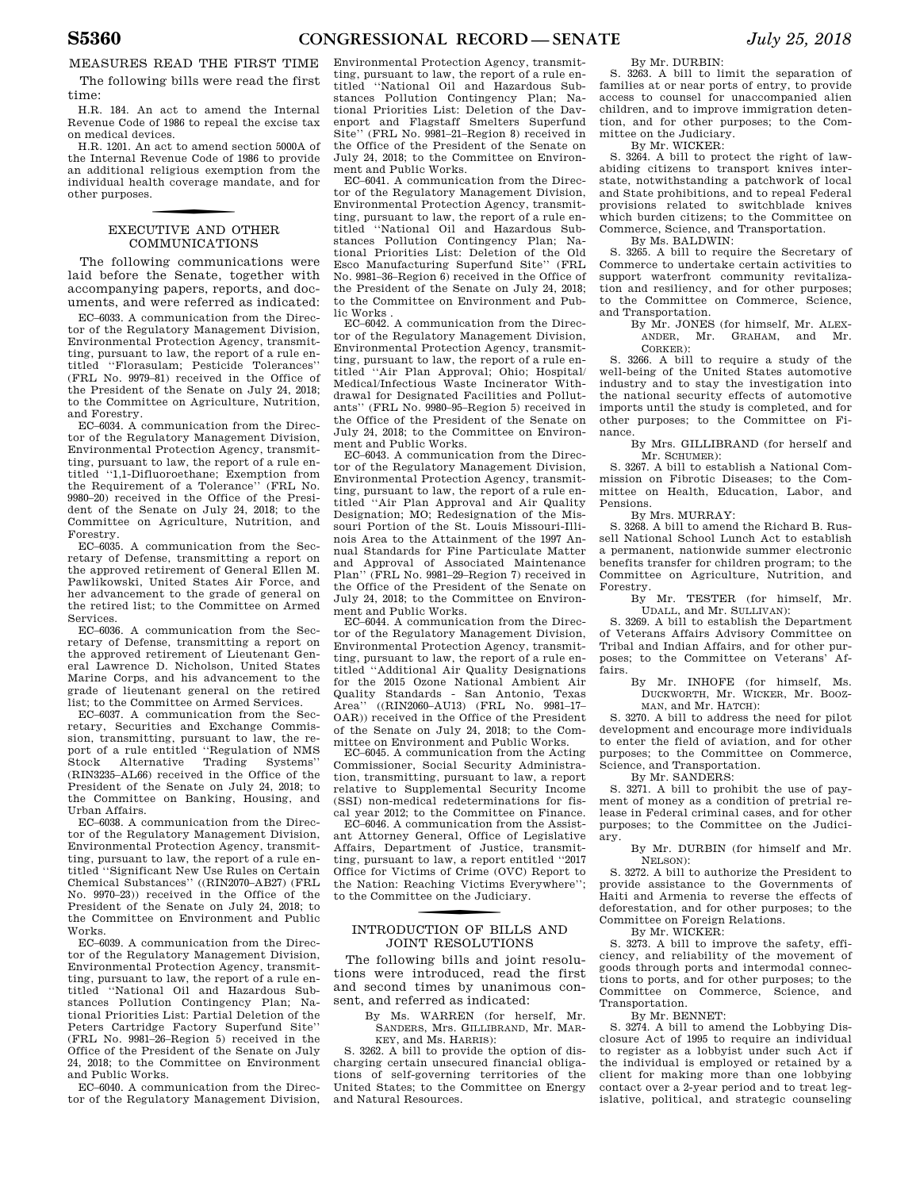## MEASURES READ THE FIRST TIME

The following bills were read the first time:

H.R. 184. An act to amend the Internal Revenue Code of 1986 to repeal the excise tax on medical devices.

H.R. 1201. An act to amend section 5000A of the Internal Revenue Code of 1986 to provide an additional religious exemption from the individual health coverage mandate, and for other purposes.

## EXECUTIVE AND OTHER COMMUNICATIONS

The following communications were laid before the Senate, together with accompanying papers, reports, and documents, and were referred as indicated:

EC–6033. A communication from the Director of the Regulatory Management Division, Environmental Protection Agency, transmitting, pursuant to law, the report of a rule entitled "Florasulam; Pesticide Tolerances" (FRL No. 9979–81) received in the Office of the President of the Senate on July 24, 2018; to the Committee on Agriculture, Nutrition, and Forestry.

EC–6034. A communication from the Director of the Regulatory Management Division, Environmental Protection Agency, transmitting, pursuant to law, the report of a rule entitled "1,1-Difluoroethane; Exemption from the Requirement of a Tolerance" (FRL No. 9980–20) received in the Office of the President of the Senate on July 24, 2018; to the Committee on Agriculture, Nutrition, and Forestry.

EC–6035. A communication from the Secretary of Defense, transmitting a report on the approved retirement of General Ellen M. Pawlikowski, United States Air Force, and her advancement to the grade of general on the retired list; to the Committee on Armed Services.

EC–6036. A communication from the Secretary of Defense, transmitting a report on the approved retirement of Lieutenant General Lawrence D. Nicholson, United States Marine Corps, and his advancement to the grade of lieutenant general on the retired list; to the Committee on Armed Services.

EC–6037. A communication from the Secretary, Securities and Exchange Commission, transmitting, pursuant to law, the report of a rule entitled "Regulation of NMS Stock Alternative Trading Systems" (RIN3235–AL66) received in the Office of the President of the Senate on July 24, 2018; to the Committee on Banking, Housing, and Urban Affairs.

EC–6038. A communication from the Director of the Regulatory Management Division, Environmental Protection Agency, transmitting, pursuant to law, the report of a rule entitled "Significant New Use Rules on Certain Chemical Substances" ((RIN2070–AB27) (FRL No. 9970–23)) received in the Office of the President of the Senate on July 24, 2018; to the Committee on Environment and Public Works.

EC–6039. A communication from the Director of the Regulatory Management Division, Environmental Protection Agency, transmitting, pursuant to law, the report of a rule entitled "National Oil and Hazardous Substances Pollution Contingency Plan; National Priorities List: Partial Deletion of the Peters Cartridge Factory Superfund Site" (FRL No. 9981–26–Region 5) received in the Office of the President of the Senate on July 24, 2018; to the Committee on Environment and Public Works.

EC–6040. A communication from the Director of the Regulatory Management Division, Environmental Protection Agency, transmitting, pursuant to law, the report of a rule entitled "National Oil and Hazardous Substances Pollution Contingency Plan; National Priorities List: Deletion of the Davenport and Flagstaff Smelters Superfund Site" (FRL No. 9981–21–Region 8) received in the Office of the President of the Senate on July 24, 2018; to the Committee on Environment and Public Works.

EC–6041. A communication from the Director of the Regulatory Management Division, Environmental Protection Agency, transmitting, pursuant to law, the report of a rule entitled "National Oil and Hazardous Substances Pollution Contingency Plan; National Priorities List: Deletion of the Old Esco Manufacturing Superfund Site" (FRL No. 9981–36–Region 6) received in the Office of the President of the Senate on July 24, 2018; to the Committee on Environment and Public Works .

EC–6042. A communication from the Director of the Regulatory Management Division, Environmental Protection Agency, transmitting, pursuant to law, the report of a rule entitled "Air Plan Approval; Ohio; Hospital/Medical/Infectious Waste Incinerator Withdrawal for Designated Facilities and Pollutants" (FRL No. 9980–95–Region 5) received in the Office of the President of the Senate on July 24, 2018; to the Committee on Environment and Public Works.

EC–6043. A communication from the Director of the Regulatory Management Division, Environmental Protection Agency, transmitting, pursuant to law, the report of a rule entitled "Air Plan Approval and Air Quality Designation; MO; Redesignation of the Missouri Portion of the St. Louis Missouri-Illinois Area to the Attainment of the 1997 Annual Standards for Fine Particulate Matter and Approval of Associated Maintenance Plan" (FRL No. 9981–29–Region 7) received in the Office of the President of the Senate on July 24, 2018; to the Committee on Environment and Public Works.

EC–6044. A communication from the Director of the Regulatory Management Division, Environmental Protection Agency, transmitting, pursuant to law, the report of a rule entitled "Additional Air Quality Designations for the 2015 Ozone National Ambient Air Quality Standards - San Antonio, Texas Area" ((RIN2060–AU13) (FRL No. 9981–17–OAR)) received in the Office of the President of the Senate on July 24, 2018; to the Committee on Environment and Public Works.

EC–6045. A communication from the Acting Commissioner, Social Security Administration, transmitting, pursuant to law, a report relative to Supplemental Security Income (SSI) non-medical redeterminations for fiscal year 2012; to the Committee on Finance.

EC–6046. A communication from the Assistant Attorney General, Office of Legislative Affairs, Department of Justice, transmitting, pursuant to law, a report entitled "2017 Office for Victims of Crime (OVC) Report to the Nation: Reaching Victims Everywhere"; to the Committee on the Judiciary.

## INTRODUCTION OF BILLS AND JOINT RESOLUTIONS

The following bills and joint resolutions were introduced, read the first and second times by unanimous consent, and referred as indicated:

By Ms. WARREN (for herself, Mr. SANDERS, Mrs. GILLIBRAND, Mr. MARKEY, and Ms. HARRIS):

S. 3262. A bill to provide the option of discharging certain unsecured financial obligations of self-governing territories of the United States; to the Committee on Energy and Natural Resources.

By Mr. DURBIN:

S. 3263. A bill to limit the separation of families at or near ports of entry, to provide access to counsel for unaccompanied alien children, and to improve immigration detention, and for other purposes; to the Committee on the Judiciary.

By Mr. WICKER:

S. 3264. A bill to protect the right of law-abiding citizens to transport knives interstate, notwithstanding a patchwork of local and State prohibitions, and to repeal Federal provisions related to switchblade knives which burden citizens; to the Committee on Commerce, Science, and Transportation.

By Ms. BALDWIN:

S. 3265. A bill to require the Secretary of Commerce to undertake certain activities to support waterfront community revitalization and resiliency, and for other purposes; to the Committee on Commerce, Science, and Transportation.

By Mr. JONES (for himself, Mr. ALEXANDER, Mr. GRAHAM, and Mr. CORKER):

S. 3266. A bill to require a study of the well-being of the United States automotive industry and to stay the investigation into the national security effects of automotive imports until the study is completed, and for other purposes; to the Committee on Finance.

By Mrs. GILLIBRAND (for herself and Mr. SCHUMER):

S. 3267. A bill to establish a National Commission on Fibrotic Diseases; to the Committee on Health, Education, Labor, and Pensions.

By Mrs. MURRAY:

S. 3268. A bill to amend the Richard B. Russell National School Lunch Act to establish a permanent, nationwide summer electronic benefits transfer for children program; to the Committee on Agriculture, Nutrition, and Forestry.

By Mr. TESTER (for himself, Mr. UDALL, and Mr. SULLIVAN):

S. 3269. A bill to establish the Department of Veterans Affairs Advisory Committee on Tribal and Indian Affairs, and for other purposes; to the Committee on Veterans' Affairs.

By Mr. INHOFE (for himself, Ms. DUCKWORTH, Mr. WICKER, Mr. BOOZMAN, and Mr. HATCH):

S. 3270. A bill to address the need for pilot development and encourage more individuals to enter the field of aviation, and for other purposes; to the Committee on Commerce, Science, and Transportation.

By Mr. SANDERS:

S. 3271. A bill to prohibit the use of payment of money as a condition of pretrial release in Federal criminal cases, and for other purposes; to the Committee on the Judiciary.

By Mr. DURBIN (for himself and Mr. NELSON):

S. 3272. A bill to authorize the President to provide assistance to the Governments of Haiti and Armenia to reverse the effects of deforestation, and for other purposes; to the Committee on Foreign Relations.

By Mr. WICKER:

S. 3273. A bill to improve the safety, efficiency, and reliability of the movement of goods through ports and intermodal connections to ports, and for other purposes; to the Committee on Commerce, Science, and Transportation.

By Mr. BENNET:

S. 3274. A bill to amend the Lobbying Disclosure Act of 1995 to require an individual to register as a lobbyist under such Act if the individual is employed or retained by a client for making more than one lobbying contact over a 2-year period and to treat legislative, political, and strategic counseling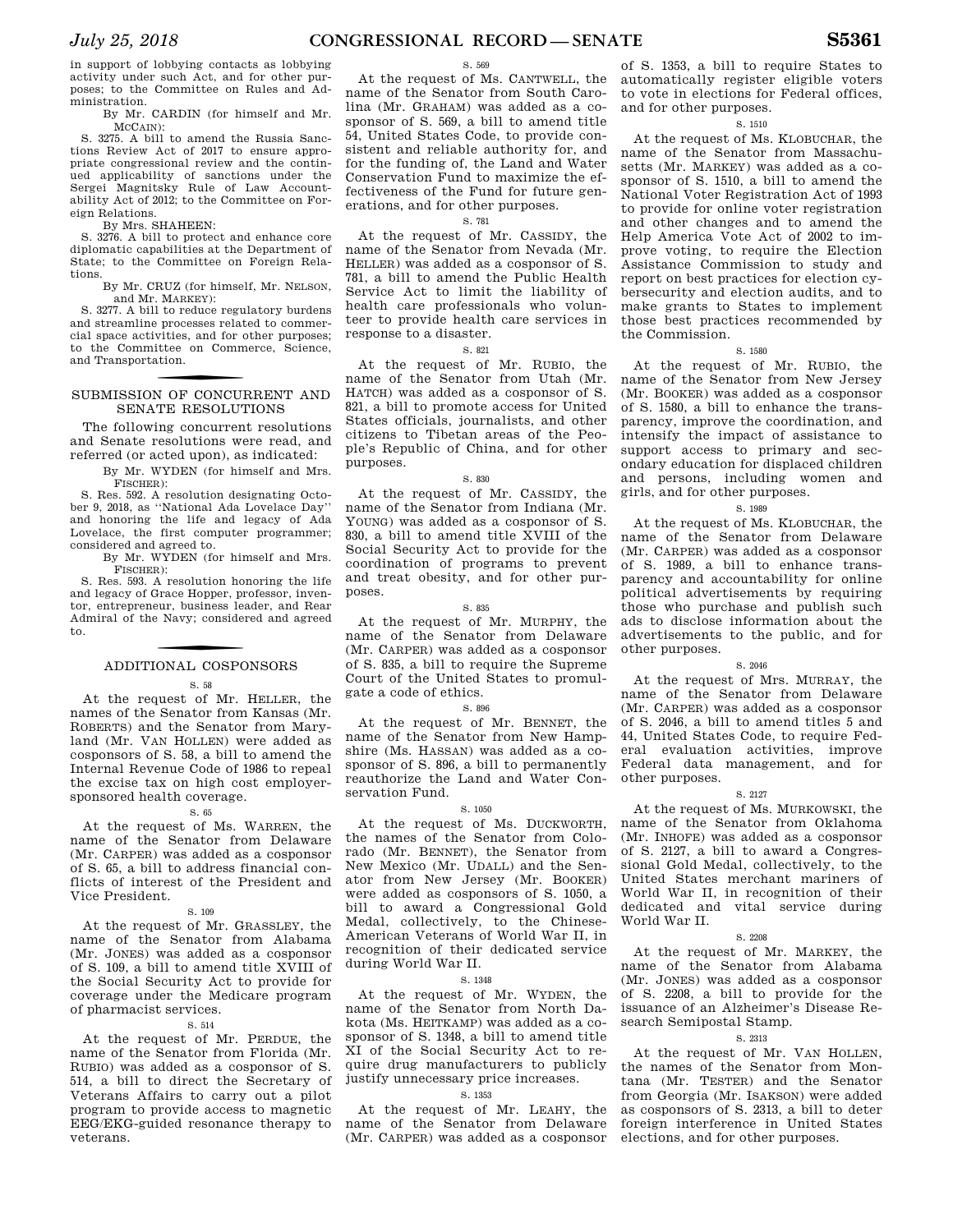in support of lobbying contacts as lobbying activity under such Act, and for other purposes; to the Committee on Rules and Administration.

By Mr. CARDIN (for himself and Mr. MCCAIN):

S. 3275. A bill to amend the Russia Sanctions Review Act of 2017 to ensure appropriate congressional review and the continued applicability of sanctions under the Sergei Magnitsky Rule of Law Accountability Act of 2012; to the Committee on Foreign Relations.

By Mrs. SHAHEEN:

S. 3276. A bill to protect and enhance core diplomatic capabilities at the Department of State; to the Committee on Foreign Relations.

By Mr. CRUZ (for himself, Mr. NELSON, and Mr. MARKEY):

S. 3277. A bill to reduce regulatory burdens and streamline processes related to commercial space activities, and for other purposes; to the Committee on Commerce, Science, and Transportation.

## SUBMISSION OF CONCURRENT AND SENATE RESOLUTIONS

The following concurrent resolutions and Senate resolutions were read, and referred (or acted upon), as indicated:

By Mr. WYDEN (for himself and Mrs. FISCHER):

S. Res. 592. A resolution designating October 9, 2018, as ''National Ada Lovelace Day'' and honoring the life and legacy of Ada Lovelace, the first computer programmer; considered and agreed to.

By Mr. WYDEN (for himself and Mrs. FISCHER):

S. Res. 593. A resolution honoring the life and legacy of Grace Hopper, professor, inventor, entrepreneur, business leader, and Rear Admiral of the Navy; considered and agreed to.

## ADDITIONAL COSPONSORS

S. 58

At the request of Mr. HELLER, the names of the Senator from Kansas (Mr. ROBERTS) and the Senator from Maryland (Mr. VAN HOLLEN) were added as cosponsors of S. 58, a bill to amend the Internal Revenue Code of 1986 to repeal the excise tax on high cost employer-sponsored health coverage.

S. 65

At the request of Ms. WARREN, the name of the Senator from Delaware (Mr. CARPER) was added as a cosponsor of S. 65, a bill to address financial conflicts of interest of the President and Vice President.

S. 109

At the request of Mr. GRASSLEY, the name of the Senator from Alabama (Mr. JONES) was added as a cosponsor of S. 109, a bill to amend title XVIII of the Social Security Act to provide for coverage under the Medicare program of pharmacist services.

S. 514

At the request of Mr. PERDUE, the name of the Senator from Florida (Mr. RUBIO) was added as a cosponsor of S. 514, a bill to direct the Secretary of Veterans Affairs to carry out a pilot program to provide access to magnetic EEG/EKG-guided resonance therapy to veterans.

S. 569

At the request of Ms. CANTWELL, the name of the Senator from South Carolina (Mr. GRAHAM) was added as a cosponsor of S. 569, a bill to amend title 54, United States Code, to provide consistent and reliable authority for, and for the funding of, the Land and Water Conservation Fund to maximize the effectiveness of the Fund for future generations, and for other purposes.

S. 781

At the request of Mr. CASSIDY, the name of the Senator from Nevada (Mr. HELLER) was added as a cosponsor of S. 781, a bill to amend the Public Health Service Act to limit the liability of health care professionals who volunteer to provide health care services in response to a disaster.

S. 821

At the request of Mr. RUBIO, the name of the Senator from Utah (Mr. HATCH) was added as a cosponsor of S. 821, a bill to promote access for United States officials, journalists, and other citizens to Tibetan areas of the People's Republic of China, and for other purposes.

S. 830

At the request of Mr. CASSIDY, the name of the Senator from Indiana (Mr. YOUNG) was added as a cosponsor of S. 830, a bill to amend title XVIII of the Social Security Act to provide for the coordination of programs to prevent and treat obesity, and for other purposes.

S. 835

At the request of Mr. MURPHY, the name of the Senator from Delaware (Mr. CARPER) was added as a cosponsor of S. 835, a bill to require the Supreme Court of the United States to promulgate a code of ethics.

S. 896

At the request of Mr. BENNET, the name of the Senator from New Hampshire (Ms. HASSAN) was added as a cosponsor of S. 896, a bill to permanently reauthorize the Land and Water Conservation Fund.

S. 1050

At the request of Ms. DUCKWORTH, the names of the Senator from Colorado (Mr. BENNET), the Senator from New Mexico (Mr. UDALL) and the Senator from New Jersey (Mr. BOOKER) were added as cosponsors of S. 1050, a bill to award a Congressional Gold Medal, collectively, to the Chinese-American Veterans of World War II, in recognition of their dedicated service during World War II.

S. 1348

At the request of Mr. WYDEN, the name of the Senator from North Dakota (Ms. HEITKAMP) was added as a cosponsor of S. 1348, a bill to amend title XI of the Social Security Act to require drug manufacturers to publicly justify unnecessary price increases.

S. 1353

At the request of Mr. LEAHY, the name of the Senator from Delaware (Mr. CARPER) was added as a cosponsor of S. 1353, a bill to require States to automatically register eligible voters to vote in elections for Federal offices, and for other purposes.

S. 1510

At the request of Ms. KLOBUCHAR, the name of the Senator from Massachusetts (Mr. MARKEY) was added as a cosponsor of S. 1510, a bill to amend the National Voter Registration Act of 1993 to provide for online voter registration and other changes and to amend the Help America Vote Act of 2002 to improve voting, to require the Election Assistance Commission to study and report on best practices for election cybersecurity and election audits, and to make grants to States to implement those best practices recommended by the Commission.

S. 1580

At the request of Mr. RUBIO, the name of the Senator from New Jersey (Mr. BOOKER) was added as a cosponsor of S. 1580, a bill to enhance the transparency, improve the coordination, and intensify the impact of assistance to support access to primary and secondary education for displaced children and persons, including women and girls, and for other purposes.

S. 1989

At the request of Ms. KLOBUCHAR, the name of the Senator from Delaware (Mr. CARPER) was added as a cosponsor of S. 1989, a bill to enhance transparency and accountability for online political advertisements by requiring those who purchase and publish such ads to disclose information about the advertisements to the public, and for other purposes.

S. 2046

At the request of Mrs. MURRAY, the name of the Senator from Delaware (Mr. CARPER) was added as a cosponsor of S. 2046, a bill to amend titles 5 and 44, United States Code, to require Federal evaluation activities, improve Federal data management, and for other purposes.

S. 2127

At the request of Ms. MURKOWSKI, the name of the Senator from Oklahoma (Mr. INHOFE) was added as a cosponsor of S. 2127, a bill to award a Congressional Gold Medal, collectively, to the United States merchant mariners of World War II, in recognition of their dedicated and vital service during World War II.

S. 2208

At the request of Mr. MARKEY, the name of the Senator from Alabama (Mr. JONES) was added as a cosponsor of S. 2208, a bill to provide for the issuance of an Alzheimer's Disease Research Semipostal Stamp.

S. 2313

At the request of Mr. VAN HOLLEN, the names of the Senator from Montana (Mr. TESTER) and the Senator from Georgia (Mr. ISAKSON) were added as cosponsors of S. 2313, a bill to deter foreign interference in United States elections, and for other purposes.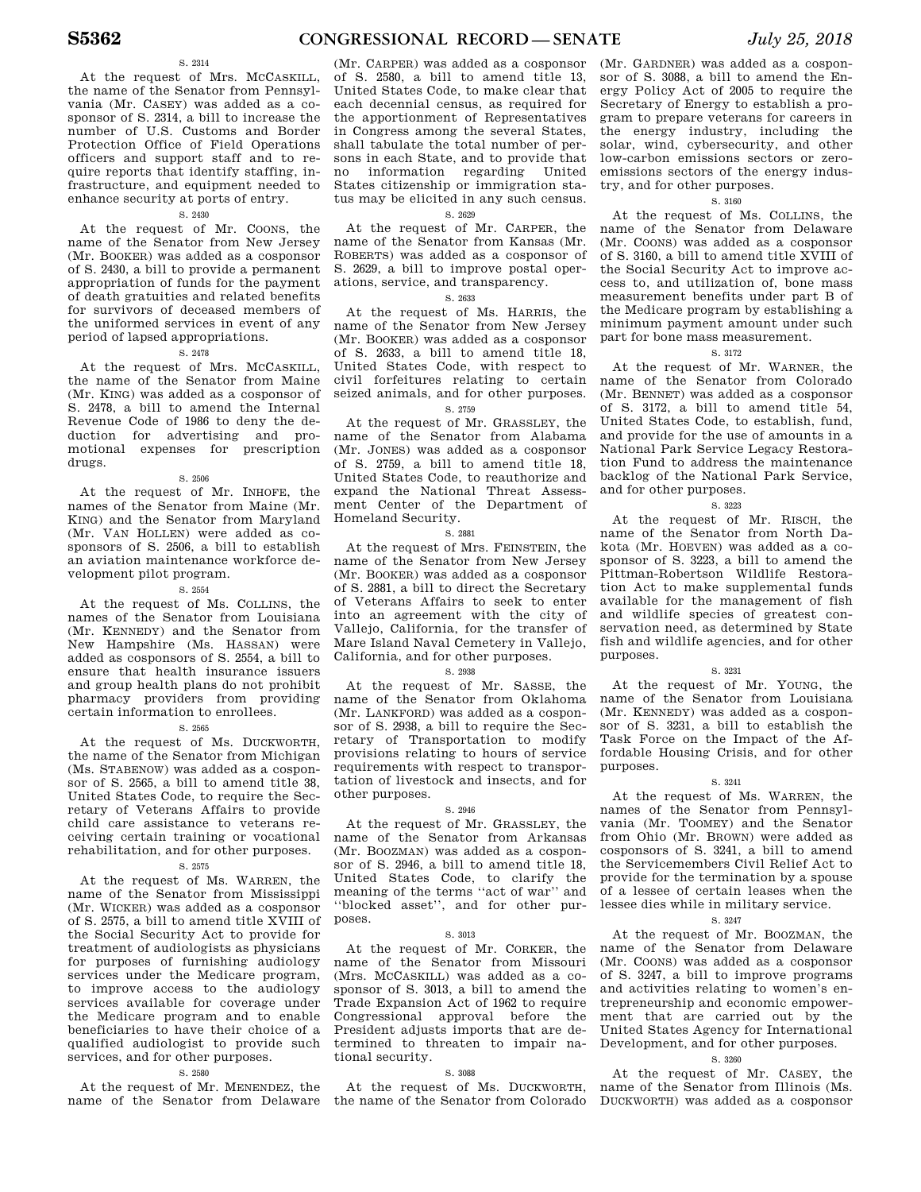S. 2314

At the request of Mrs. MCCASKILL, the name of the Senator from Pennsylvania (Mr. CASEY) was added as a cosponsor of S. 2314, a bill to increase the number of U.S. Customs and Border Protection Office of Field Operations officers and support staff and to require reports that identify staffing, infrastructure, and equipment needed to enhance security at ports of entry.

S. 2430

At the request of Mr. COONS, the name of the Senator from New Jersey (Mr. BOOKER) was added as a cosponsor of S. 2430, a bill to provide a permanent appropriation of funds for the payment of death gratuities and related benefits for survivors of deceased members of the uniformed services in event of any period of lapsed appropriations.

S. 2478

At the request of Mrs. MCCASKILL, the name of the Senator from Maine (Mr. KING) was added as a cosponsor of S. 2478, a bill to amend the Internal Revenue Code of 1986 to deny the deduction for advertising and promotional expenses for prescription drugs.

S. 2506

At the request of Mr. INHOFE, the names of the Senator from Maine (Mr. KING) and the Senator from Maryland (Mr. VAN HOLLEN) were added as cosponsors of S. 2506, a bill to establish an aviation maintenance workforce development pilot program.

S. 2554

At the request of Ms. COLLINS, the names of the Senator from Louisiana (Mr. KENNEDY) and the Senator from New Hampshire (Ms. HASSAN) were added as cosponsors of S. 2554, a bill to ensure that health insurance issuers and group health plans do not prohibit pharmacy providers from providing certain information to enrollees.

S. 2565

At the request of Ms. DUCKWORTH, the name of the Senator from Michigan (Ms. STABENOW) was added as a cosponsor of S. 2565, a bill to amend title 38, United States Code, to require the Secretary of Veterans Affairs to provide child care assistance to veterans receiving certain training or vocational rehabilitation, and for other purposes.

S. 2575

At the request of Ms. WARREN, the name of the Senator from Mississippi (Mr. WICKER) was added as a cosponsor of S. 2575, a bill to amend title XVIII of the Social Security Act to provide for treatment of audiologists as physicians for purposes of furnishing audiology services under the Medicare program, to improve access to the audiology services available for coverage under the Medicare program and to enable beneficiaries to have their choice of a qualified audiologist to provide such services, and for other purposes.

S. 2580

At the request of Mr. MENENDEZ, the name of the Senator from Delaware (Mr. CARPER) was added as a cosponsor of S. 2580, a bill to amend title 13, United States Code, to make clear that each decennial census, as required for the apportionment of Representatives in Congress among the several States, shall tabulate the total number of persons in each State, and to provide that no information regarding United States citizenship or immigration status may be elicited in any such census.

S. 2629

At the request of Mr. CARPER, the name of the Senator from Kansas (Mr. ROBERTS) was added as a cosponsor of S. 2629, a bill to improve postal operations, service, and transparency.

S. 2633

At the request of Ms. HARRIS, the name of the Senator from New Jersey (Mr. BOOKER) was added as a cosponsor of S. 2633, a bill to amend title 18, United States Code, with respect to civil forfeitures relating to certain seized animals, and for other purposes.

S. 2759

At the request of Mr. GRASSLEY, the name of the Senator from Alabama (Mr. JONES) was added as a cosponsor of S. 2759, a bill to amend title 18, United States Code, to reauthorize and expand the National Threat Assessment Center of the Department of Homeland Security.

S. 2881

At the request of Mrs. FEINSTEIN, the name of the Senator from New Jersey (Mr. BOOKER) was added as a cosponsor of S. 2881, a bill to direct the Secretary of Veterans Affairs to seek to enter into an agreement with the city of Vallejo, California, for the transfer of Mare Island Naval Cemetery in Vallejo, California, and for other purposes.

S. 2938

At the request of Mr. SASSE, the name of the Senator from Oklahoma (Mr. LANKFORD) was added as a cosponsor of S. 2938, a bill to require the Secretary of Transportation to modify provisions relating to hours of service requirements with respect to transportation of livestock and insects, and for other purposes.

S. 2946

At the request of Mr. GRASSLEY, the name of the Senator from Arkansas (Mr. BOOZMAN) was added as a cosponsor of S. 2946, a bill to amend title 18, United States Code, to clarify the meaning of the terms ''act of war'' and ''blocked asset'', and for other purposes.

S. 3013

At the request of Mr. CORKER, the name of the Senator from Missouri (Mrs. MCCASKILL) was added as a cosponsor of S. 3013, a bill to amend the Trade Expansion Act of 1962 to require Congressional approval before the President adjusts imports that are determined to threaten to impair national security.

S. 3088

At the request of Ms. DUCKWORTH, the name of the Senator from Colorado (Mr. GARDNER) was added as a cosponsor of S. 3088, a bill to amend the Energy Policy Act of 2005 to require the Secretary of Energy to establish a program to prepare veterans for careers in the energy industry, including the solar, wind, cybersecurity, and other low-carbon emissions sectors or zero-emissions sectors of the energy industry, and for other purposes.

S. 3160

At the request of Ms. COLLINS, the name of the Senator from Delaware (Mr. COONS) was added as a cosponsor of S. 3160, a bill to amend title XVIII of the Social Security Act to improve access to, and utilization of, bone mass measurement benefits under part B of the Medicare program by establishing a minimum payment amount under such part for bone mass measurement.

S. 3172

At the request of Mr. WARNER, the name of the Senator from Colorado (Mr. BENNET) was added as a cosponsor of S. 3172, a bill to amend title 54, United States Code, to establish, fund, and provide for the use of amounts in a National Park Service Legacy Restoration Fund to address the maintenance backlog of the National Park Service, and for other purposes.

S. 3223

At the request of Mr. RISCH, the name of the Senator from North Dakota (Mr. HOEVEN) was added as a cosponsor of S. 3223, a bill to amend the Pittman-Robertson Wildlife Restoration Act to make supplemental funds available for the management of fish and wildlife species of greatest conservation need, as determined by State fish and wildlife agencies, and for other purposes.

S. 3231

At the request of Mr. YOUNG, the name of the Senator from Louisiana (Mr. KENNEDY) was added as a cosponsor of S. 3231, a bill to establish the Task Force on the Impact of the Affordable Housing Crisis, and for other purposes.

S. 3241

At the request of Ms. WARREN, the names of the Senator from Pennsylvania (Mr. TOOMEY) and the Senator from Ohio (Mr. BROWN) were added as cosponsors of S. 3241, a bill to amend the Servicemembers Civil Relief Act to provide for the termination by a spouse of a lessee of certain leases when the lessee dies while in military service.

S. 3247

At the request of Mr. BOOZMAN, the name of the Senator from Delaware (Mr. COONS) was added as a cosponsor of S. 3247, a bill to improve programs and activities relating to women's entrepreneurship and economic empowerment that are carried out by the United States Agency for International Development, and for other purposes.

S. 3260

At the request of Mr. CASEY, the name of the Senator from Illinois (Ms. DUCKWORTH) was added as a cosponsor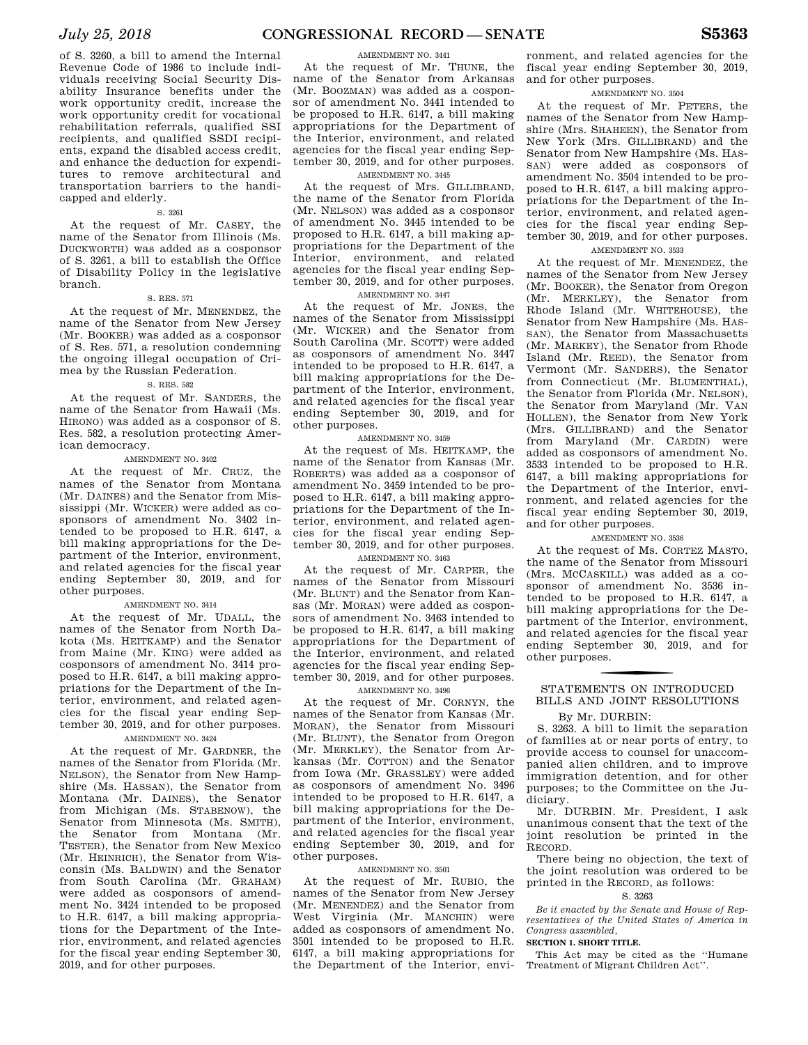of S. 3260, a bill to amend the Internal Revenue Code of 1986 to include individuals receiving Social Security Disability Insurance benefits under the work opportunity credit, increase the work opportunity credit for vocational rehabilitation referrals, qualified SSI recipients, and qualified SSDI recipients, expand the disabled access credit, and enhance the deduction for expenditures to remove architectural and transportation barriers to the handicapped and elderly.

S. 3261

At the request of Mr. CASEY, the name of the Senator from Illinois (Ms. DUCKWORTH) was added as a cosponsor of S. 3261, a bill to establish the Office of Disability Policy in the legislative branch.

S. RES. 571

At the request of Mr. MENENDEZ, the name of the Senator from New Jersey (Mr. BOOKER) was added as a cosponsor of S. Res. 571, a resolution condemning the ongoing illegal occupation of Crimea by the Russian Federation.

S. RES. 582

At the request of Mr. SANDERS, the name of the Senator from Hawaii (Ms. HIRONO) was added as a cosponsor of S. Res. 582, a resolution protecting American democracy.

AMENDMENT NO. 3402

At the request of Mr. CRUZ, the names of the Senator from Montana (Mr. DAINES) and the Senator from Mississippi (Mr. WICKER) were added as cosponsors of amendment No. 3402 intended to be proposed to H.R. 6147, a bill making appropriations for the Department of the Interior, environment, and related agencies for the fiscal year ending September 30, 2019, and for other purposes.

AMENDMENT NO. 3414

At the request of Mr. UDALL, the names of the Senator from North Dakota (Ms. HEITKAMP) and the Senator from Maine (Mr. KING) were added as cosponsors of amendment No. 3414 proposed to H.R. 6147, a bill making appropriations for the Department of the Interior, environment, and related agencies for the fiscal year ending September 30, 2019, and for other purposes.

AMENDMENT NO. 3424

At the request of Mr. GARDNER, the names of the Senator from Florida (Mr. NELSON), the Senator from New Hampshire (Ms. HASSAN), the Senator from Montana (Mr. DAINES), the Senator from Michigan (Ms. STABENOW), the Senator from Minnesota (Ms. SMITH), the Senator from Montana (Mr. TESTER), the Senator from New Mexico (Mr. HEINRICH), the Senator from Wisconsin (Ms. BALDWIN) and the Senator from South Carolina (Mr. GRAHAM) were added as cosponsors of amendment No. 3424 intended to be proposed to H.R. 6147, a bill making appropriations for the Department of the Interior, environment, and related agencies for the fiscal year ending September 30, 2019, and for other purposes.

AMENDMENT NO. 3441

At the request of Mr. THUNE, the name of the Senator from Arkansas (Mr. BOOZMAN) was added as a cosponsor of amendment No. 3441 intended to be proposed to H.R. 6147, a bill making appropriations for the Department of the Interior, environment, and related agencies for the fiscal year ending September 30, 2019, and for other purposes.

AMENDMENT NO. 3445

At the request of Mrs. GILLIBRAND, the name of the Senator from Florida (Mr. NELSON) was added as a cosponsor of amendment No. 3445 intended to be proposed to H.R. 6147, a bill making appropriations for the Department of the Interior, environment, and related agencies for the fiscal year ending September 30, 2019, and for other purposes.

AMENDMENT NO. 3447

At the request of Mr. JONES, the names of the Senator from Mississippi (Mr. WICKER) and the Senator from South Carolina (Mr. SCOTT) were added as cosponsors of amendment No. 3447 intended to be proposed to H.R. 6147, a bill making appropriations for the Department of the Interior, environment, and related agencies for the fiscal year ending September 30, 2019, and for other purposes.

AMENDMENT NO. 3459

At the request of Ms. HEITKAMP, the name of the Senator from Kansas (Mr. ROBERTS) was added as a cosponsor of amendment No. 3459 intended to be proposed to H.R. 6147, a bill making appropriations for the Department of the Interior, environment, and related agencies for the fiscal year ending September 30, 2019, and for other purposes.

AMENDMENT NO. 3463

At the request of Mr. CARPER, the names of the Senator from Missouri (Mr. BLUNT) and the Senator from Kansas (Mr. MORAN) were added as cosponsors of amendment No. 3463 intended to be proposed to H.R. 6147, a bill making appropriations for the Department of the Interior, environment, and related agencies for the fiscal year ending September 30, 2019, and for other purposes.

AMENDMENT NO. 3496

At the request of Mr. CORNYN, the names of the Senator from Kansas (Mr. MORAN), the Senator from Missouri (Mr. BLUNT), the Senator from Oregon (Mr. MERKLEY), the Senator from Arkansas (Mr. COTTON) and the Senator from Iowa (Mr. GRASSLEY) were added as cosponsors of amendment No. 3496 intended to be proposed to H.R. 6147, a bill making appropriations for the Department of the Interior, environment, and related agencies for the fiscal year ending September 30, 2019, and for other purposes.

AMENDMENT NO. 3501

At the request of Mr. RUBIO, the names of the Senator from New Jersey (Mr. MENENDEZ) and the Senator from West Virginia (Mr. MANCHIN) were added as cosponsors of amendment No. 3501 intended to be proposed to H.R. 6147, a bill making appropriations for the Department of the Interior, environment, and related agencies for the fiscal year ending September 30, 2019, and for other purposes.

AMENDMENT NO. 3504

At the request of Mr. PETERS, the names of the Senator from New Hampshire (Mrs. SHAHEEN), the Senator from New York (Mrs. GILLIBRAND) and the Senator from New Hampshire (Ms. HASSAN) were added as cosponsors of amendment No. 3504 intended to be proposed to H.R. 6147, a bill making appropriations for the Department of the Interior, environment, and related agencies for the fiscal year ending September 30, 2019, and for other purposes.

AMENDMENT NO. 3533

At the request of Mr. MENENDEZ, the names of the Senator from New Jersey (Mr. BOOKER), the Senator from Oregon (Mr. MERKLEY), the Senator from Rhode Island (Mr. WHITEHOUSE), the Senator from New Hampshire (Ms. HASSAN), the Senator from Massachusetts (Mr. MARKEY), the Senator from Rhode Island (Mr. REED), the Senator from Vermont (Mr. SANDERS), the Senator from Connecticut (Mr. BLUMENTHAL), the Senator from Florida (Mr. NELSON), the Senator from Maryland (Mr. VAN HOLLEN), the Senator from New York (Mrs. GILLIBRAND) and the Senator from Maryland (Mr. CARDIN) were added as cosponsors of amendment No. 3533 intended to be proposed to H.R. 6147, a bill making appropriations for the Department of the Interior, environment, and related agencies for the fiscal year ending September 30, 2019, and for other purposes.

AMENDMENT NO. 3536

At the request of Ms. CORTEZ MASTO, the name of the Senator from Missouri (Mrs. MCCASKILL) was added as a cosponsor of amendment No. 3536 intended to be proposed to H.R. 6147, a bill making appropriations for the Department of the Interior, environment, and related agencies for the fiscal year ending September 30, 2019, and for other purposes.

## STATEMENTS ON INTRODUCED BILLS AND JOINT RESOLUTIONS

By Mr. DURBIN:

S. 3263. A bill to limit the separation of families at or near ports of entry, to provide access to counsel for unaccompanied alien children, and to improve immigration detention, and for other purposes; to the Committee on the Judiciary.

Mr. DURBIN. Mr. President, I ask unanimous consent that the text of the joint resolution be printed in the RECORD.

There being no objection, the text of the joint resolution was ordered to be printed in the RECORD, as follows:

S. 3263

*Be it enacted by the Senate and House of Representatives of the United States of America in Congress assembled,*

**SECTION 1. SHORT TITLE.**

This Act may be cited as the ''Humane Treatment of Migrant Children Act''.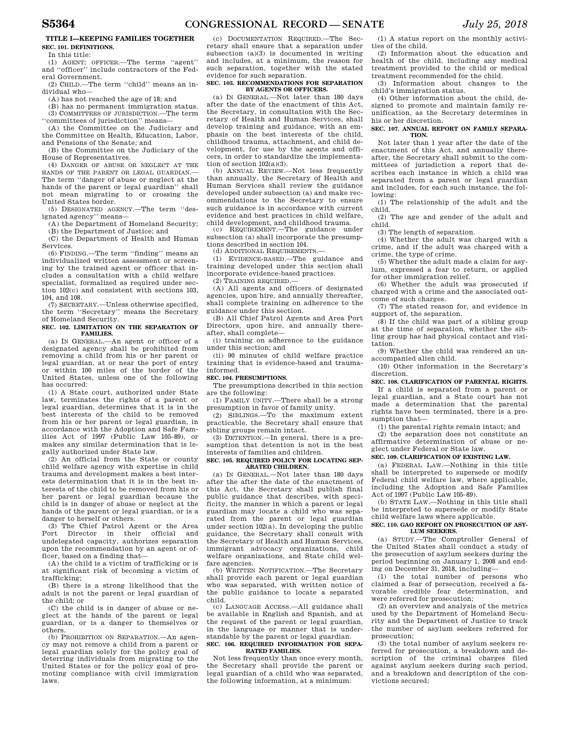## TITLE I—KEEPING FAMILIES TOGETHER

### SEC. 101. DEFINITIONS.

In this title:

(1) AGENT; OFFICER.—The terms ''agent'' and ''officer'' include contractors of the Federal Government.

(2) CHILD.—The term ''child'' means an individual who—

(A) has not reached the age of 18; and

(B) has no permanent immigration status.

(3) COMMITTEES OF JURISDICTION.—The term ''committees of jurisdiction'' means—

(A) the Committee on the Judiciary and the Committee on Health, Education, Labor, and Pensions of the Senate; and

(B) the Committee on the Judiciary of the House of Representatives.

(4) DANGER OF ABUSE OR NEGLECT AT THE HANDS OF THE PARENT OR LEGAL GUARDIAN.—The term ''danger of abuse or neglect at the hands of the parent or legal guardian'' shall not mean migrating to or crossing the United States border.

(5) DESIGNATED AGENCY.—The term ''designated agency'' means—

(A) the Department of Homeland Security;

(B) the Department of Justice; and

(C) the Department of Health and Human Services.

(6) FINDING.—The term ''finding'' means an individualized written assessment or screening by the trained agent or officer that includes a consultation with a child welfare specialist, formalized as required under section 102(c) and consistent with sections 103, 104, and 108.

(7) SECRETARY.—Unless otherwise specified, the term ''Secretary'' means the Secretary of Homeland Security.

### SEC. 102. LIMITATION ON THE SEPARATION OF FAMILIES.

(a) IN GENERAL.—An agent or officer of a designated agency shall be prohibited from removing a child from his or her parent or legal guardian, at or near the port of entry or within 100 miles of the border of the United States, unless one of the following has occurred:

(1) A State court, authorized under State law, terminates the rights of a parent or legal guardian, determines that it is in the best interests of the child to be removed from his or her parent or legal guardian, in accordance with the Adoption and Safe Families Act of 1997 (Public Law 105–89), or makes any similar determination that is legally authorized under State law.

(2) An official from the State or county child welfare agency with expertise in child trauma and development makes a best interests determination that it is in the best interests of the child to be removed from his or her parent or legal guardian because the child is in danger of abuse or neglect at the hands of the parent or legal guardian, or is a danger to herself or others.

(3) The Chief Patrol Agent or the Area Port Director in their official and undelegated capacity, authorizes separation upon the recommendation by an agent or officer, based on a finding that—

(A) the child is a victim of trafficking or is at significant risk of becoming a victim of trafficking;

(B) there is a strong likelihood that the adult is not the parent or legal guardian of the child; or

(C) the child is in danger of abuse or neglect at the hands of the parent or legal guardian, or is a danger to themselves or others.

(b) PROHIBITION ON SEPARATION.—An agency may not remove a child from a parent or legal guardian solely for the policy goal of deterring individuals from migrating to the United States or for the policy goal of promoting compliance with civil immigration laws.

(c) DOCUMENTATION REQUIRED.—The Secretary shall ensure that a separation under subsection (a)(3) is documented in writing and includes, at a minimum, the reason for such separation, together with the stated evidence for such separation.

### SEC. 103. RECOMMENDATIONS FOR SEPARATION BY AGENTS OR OFFICERS.

(a) IN GENERAL.—Not later than 180 days after the date of the enactment of this Act, the Secretary, in consultation with the Secretary of Health and Human Services, shall develop training and guidance, with an emphasis on the best interests of the child, childhood trauma, attachment, and child development, for use by the agents and officers, in order to standardize the implementation of section 102(a)(3).

(b) ANNUAL REVIEW.—Not less frequently than annually, the Secretary of Health and Human Services shall review the guidance developed under subsection (a) and make recommendations to the Secretary to ensure such guidance is in accordance with current evidence and best practices in child welfare, child development, and childhood trauma.

(c) REQUIREMENT.—The guidance under subsection (a) shall incorporate the presumptions described in section 104.

(d) ADDITIONAL REQUIREMENTS.—

(1) EVIDENCE-BASED.—The guidance and training developed under this section shall incorporate evidence-based practices.

(2) TRAINING REQUIRED.—

(A) All agents and officers of designated agencies, upon hire, and annually thereafter, shall complete training on adherence to the guidance under this section.

(B) All Chief Patrol Agents and Area Port Directors, upon hire, and annually thereafter, shall complete—

(i) training on adherence to the guidance under this section; and

(ii) 90 minutes of child welfare practice training that is evidence-based and trauma-informed.

### SEC. 104. PRESUMPTIONS.

The presumptions described in this section are the following:

(1) FAMILY UNITY.—There shall be a strong presumption in favor of family unity.

(2) SIBLINGS.—To the maximum extent practicable, the Secretary shall ensure that sibling groups remain intact.

(3) DETENTION.—In general, there is a presumption that detention is not in the best interests of families and children.

### SEC. 105. REQUIRED POLICY FOR LOCATING SEPARATED CHILDREN.

(a) IN GENERAL.—Not later than 180 days after the after the date of the enactment of this Act, the Secretary shall publish final public guidance that describes, with specificity, the manner in which a parent or legal guardian may locate a child who was separated from the parent or legal guardian under section 102(a). In developing the public guidance, the Secretary shall consult with the Secretary of Health and Human Services, immigrant advocacy organizations, child welfare organizations, and State child welfare agencies.

(b) WRITTEN NOTIFICATION.—The Secretary shall provide each parent or legal guardian who was separated, with written notice of the public guidance to locate a separated child.

(c) LANGUAGE ACCESS.—All guidance shall be available in English and Spanish, and at the request of the parent or legal guardian, in the language or manner that is understandable by the parent or legal guardian.

### SEC. 106. REQUIRED INFORMATION FOR SEPARATED FAMILIES.

Not less frequently than once every month, the Secretary shall provide the parent or legal guardian of a child who was separated, the following information, at a minimum:

(1) A status report on the monthly activities of the child.

(2) Information about the education and health of the child, including any medical treatment provided to the child or medical treatment recommended for the child.

(3) Information about changes to the child's immigration status.

(4) Other information about the child, designed to promote and maintain family reunification, as the Secretary determines in his or her discretion.

### SEC. 107. ANNUAL REPORT ON FAMILY SEPARATION.

Not later than 1 year after the date of the enactment of this Act, and annually thereafter, the Secretary shall submit to the committees of jurisdiction a report that describes each instance in which a child was separated from a parent or legal guardian and includes, for each such instance, the following:

(1) The relationship of the adult and the child.

(2) The age and gender of the adult and child.

(3) The length of separation.

(4) Whether the adult was charged with a crime, and if the adult was charged with a crime, the type of crime.

(5) Whether the adult made a claim for asylum, expressed a fear to return, or applied for other immigration relief.

(6) Whether the adult was prosecuted if charged with a crime and the associated outcome of such charges.

(7) The stated reason for, and evidence in support of, the separation.

(8) If the child was part of a sibling group at the time of separation, whether the sibling group has had physical contact and visitation.

(9) Whether the child was rendered an unaccompanied alien child.

(10) Other information in the Secretary's discretion.

### SEC. 108. CLARIFICATION OF PARENTAL RIGHTS.

If a child is separated from a parent or legal guardian, and a State court has not made a determination that the parental rights have been terminated, there is a presumption that—

(1) the parental rights remain intact; and

(2) the separation does not constitute an affirmative determination of abuse or neglect under Federal or State law.

### SEC. 109. CLARIFICATION OF EXISTING LAW.

(a) FEDERAL LAW.—Nothing in this title shall be interpreted to supersede or modify Federal child welfare law, where applicable, including the Adoption and Safe Families Act of 1997 (Public Law 105–89).

(b) STATE LAW.—Nothing in this title shall be interpreted to supersede or modify State child welfare laws where applicable.

### SEC. 110. GAO REPORT ON PROSECUTION OF ASYLUM SEEKERS.

(a) STUDY.—The Comptroller General of the United States shall conduct a study of the prosecution of asylum seekers during the period beginning on January 1, 2008 and ending on December 31, 2018, including—

(1) the total number of persons who claimed a fear of persecution, received a favorable credible fear determination, and were referred for prosecution;

(2) an overview and analysis of the metrics used by the Department of Homeland Security and the Department of Justice to track the number of asylum seekers referred for prosecution;

(3) the total number of asylum seekers referred for prosecution, a breakdown and description of the criminal charges filed against asylum seekers during such period, and a breakdown and description of the convictions secured;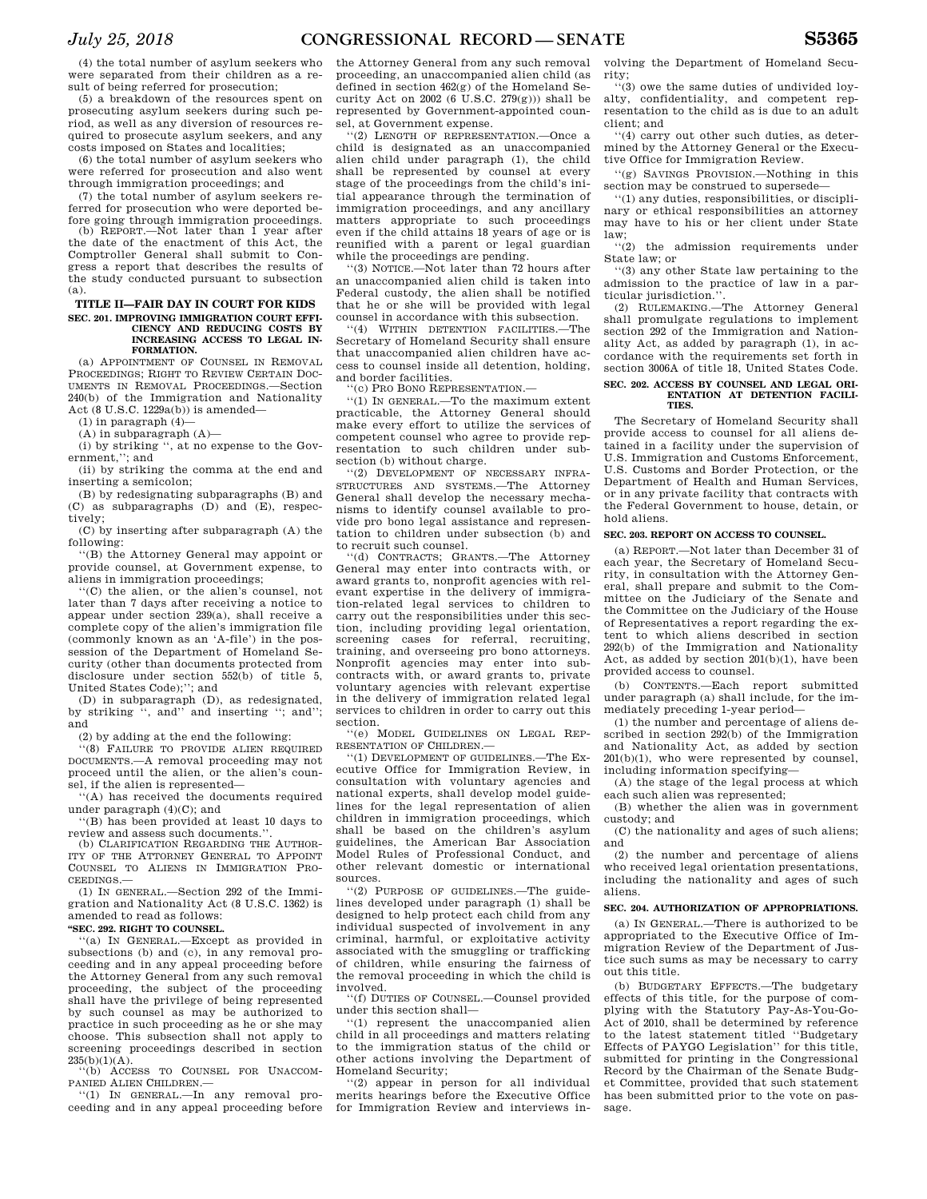(4) the total number of asylum seekers who were separated from their children as a result of being referred for prosecution;

(5) a breakdown of the resources spent on prosecuting asylum seekers during such period, as well as any diversion of resources required to prosecute asylum seekers, and any costs imposed on States and localities;

(6) the total number of asylum seekers who were referred for prosecution and also went through immigration proceedings; and

(7) the total number of asylum seekers referred for prosecution who were deported before going through immigration proceedings.

(b) REPORT.—Not later than 1 year after the date of the enactment of this Act, the Comptroller General shall submit to Congress a report that describes the results of the study conducted pursuant to subsection (a).

## TITLE II—FAIR DAY IN COURT FOR KIDS

### SEC. 201. IMPROVING IMMIGRATION COURT EFFICIENCY AND REDUCING COSTS BY INCREASING ACCESS TO LEGAL INFORMATION.

(a) APPOINTMENT OF COUNSEL IN REMOVAL PROCEEDINGS; RIGHT TO REVIEW CERTAIN DOCUMENTS IN REMOVAL PROCEEDINGS.—Section 240(b) of the Immigration and Nationality Act (8 U.S.C. 1229a(b)) is amended—

(1) in paragraph (4)—

(A) in subparagraph (A)—

(i) by striking ", at no expense to the Government,"; and

(ii) by striking the comma at the end and inserting a semicolon;

(B) by redesignating subparagraphs (B) and (C) as subparagraphs (D) and (E), respectively;

(C) by inserting after subparagraph (A) the following:

"(B) the Attorney General may appoint or provide counsel, at Government expense, to aliens in immigration proceedings;

"(C) the alien, or the alien's counsel, not later than 7 days after receiving a notice to appear under section 239(a), shall receive a complete copy of the alien's immigration file (commonly known as an 'A-file') in the possession of the Department of Homeland Security (other than documents protected from disclosure under section 552(b) of title 5, United States Code);"; and

(D) in subparagraph (D), as redesignated, by striking ", and" and inserting "; and"; and

(2) by adding at the end the following:

"(8) FAILURE TO PROVIDE ALIEN REQUIRED DOCUMENTS.—A removal proceeding may not proceed until the alien, or the alien's counsel, if the alien is represented—

"(A) has received the documents required under paragraph (4)(C); and

"(B) has been provided at least 10 days to review and assess such documents.".

(b) CLARIFICATION REGARDING THE AUTHORITY OF THE ATTORNEY GENERAL TO APPOINT COUNSEL TO ALIENS IN IMMIGRATION PROCEEDINGS.—

(1) IN GENERAL.—Section 292 of the Immigration and Nationality Act (8 U.S.C. 1362) is amended to read as follows:

**"SEC. 292. RIGHT TO COUNSEL.**

"(a) IN GENERAL.—Except as provided in subsections (b) and (c), in any removal proceeding and in any appeal proceeding before the Attorney General from any such removal proceeding, the subject of the proceeding shall have the privilege of being represented by such counsel as may be authorized to practice in such proceeding as he or she may choose. This subsection shall not apply to screening proceedings described in section 235(b)(1)(A).

"(b) ACCESS TO COUNSEL FOR UNACCOMPANIED ALIEN CHILDREN.—

"(1) IN GENERAL.—In any removal proceeding and in any appeal proceeding before the Attorney General from any such removal proceeding, an unaccompanied alien child (as defined in section 462(g) of the Homeland Security Act on 2002 (6 U.S.C. 279(g))) shall be represented by Government-appointed counsel, at Government expense.

"(2) LENGTH OF REPRESENTATION.—Once a child is designated as an unaccompanied alien child under paragraph (1), the child shall be represented by counsel at every stage of the proceedings from the child's initial appearance through the termination of immigration proceedings, and any ancillary matters appropriate to such proceedings even if the child attains 18 years of age or is reunified with a parent or legal guardian while the proceedings are pending.

"(3) NOTICE.—Not later than 72 hours after an unaccompanied alien child is taken into Federal custody, the alien shall be notified that he or she will be provided with legal counsel in accordance with this subsection.

"(4) WITHIN DETENTION FACILITIES.—The Secretary of Homeland Security shall ensure that unaccompanied alien children have access to counsel inside all detention, holding, and border facilities.

"(c) PRO BONO REPRESENTATION.—

"(1) IN GENERAL.—To the maximum extent practicable, the Attorney General should make every effort to utilize the services of competent counsel who agree to provide representation to such children under subsection (b) without charge.

"(2) DEVELOPMENT OF NECESSARY INFRASTRUCTURES AND SYSTEMS.—The Attorney General shall develop the necessary mechanisms to identify counsel available to provide pro bono legal assistance and representation to children under subsection (b) and to recruit such counsel.

"(d) CONTRACTS; GRANTS.—The Attorney General may enter into contracts with, or award grants to, nonprofit agencies with relevant expertise in the delivery of immigration-related legal services to children to carry out the responsibilities under this section, including providing legal orientation, screening cases for referral, recruiting, training, and overseeing pro bono attorneys. Nonprofit agencies may enter into subcontracts with, or award grants to, private voluntary agencies with relevant expertise in the delivery of immigration related legal services to children in order to carry out this section.

"(e) MODEL GUIDELINES ON LEGAL REPRESENTATION OF CHILDREN.—

"(1) DEVELOPMENT OF GUIDELINES.—The Executive Office for Immigration Review, in consultation with voluntary agencies and national experts, shall develop model guidelines for the legal representation of alien children in immigration proceedings, which shall be based on the children's asylum guidelines, the American Bar Association Model Rules of Professional Conduct, and other relevant domestic or international sources.

"(2) PURPOSE OF GUIDELINES.—The guidelines developed under paragraph (1) shall be designed to help protect each child from any individual suspected of involvement in any criminal, harmful, or exploitative activity associated with the smuggling or trafficking of children, while ensuring the fairness of the removal proceeding in which the child is involved.

"(f) DUTIES OF COUNSEL.—Counsel provided under this section shall—

"(1) represent the unaccompanied alien child in all proceedings and matters relating to the immigration status of the child or other actions involving the Department of Homeland Security;

"(2) appear in person for all individual merits hearings before the Executive Office for Immigration Review and interviews involving the Department of Homeland Security;

"(3) owe the same duties of undivided loyalty, confidentiality, and competent representation to the child as is due to an adult client; and

"(4) carry out other such duties, as determined by the Attorney General or the Executive Office for Immigration Review.

"(g) SAVINGS PROVISION.—Nothing in this section may be construed to supersede—

"(1) any duties, responsibilities, or disciplinary or ethical responsibilities an attorney may have to his or her client under State law;

"(2) the admission requirements under State law; or

"(3) any other State law pertaining to the admission to the practice of law in a particular jurisdiction.".

(2) RULEMAKING.—The Attorney General shall promulgate regulations to implement section 292 of the Immigration and Nationality Act, as added by paragraph (1), in accordance with the requirements set forth in section 3006A of title 18, United States Code.

### SEC. 202. ACCESS BY COUNSEL AND LEGAL ORIENTATION AT DETENTION FACILITIES.

The Secretary of Homeland Security shall provide access to counsel for all aliens detained in a facility under the supervision of U.S. Immigration and Customs Enforcement, U.S. Customs and Border Protection, or the Department of Health and Human Services, or in any private facility that contracts with the Federal Government to house, detain, or hold aliens.

### SEC. 203. REPORT ON ACCESS TO COUNSEL.

(a) REPORT.—Not later than December 31 of each year, the Secretary of Homeland Security, in consultation with the Attorney General, shall prepare and submit to the Committee on the Judiciary of the Senate and the Committee on the Judiciary of the House of Representatives a report regarding the extent to which aliens described in section 292(b) of the Immigration and Nationality Act, as added by section 201(b)(1), have been provided access to counsel.

(b) CONTENTS.—Each report submitted under paragraph (a) shall include, for the immediately preceding 1-year period—

(1) the number and percentage of aliens described in section 292(b) of the Immigration and Nationality Act, as added by section 201(b)(1), who were represented by counsel, including information specifying—

(A) the stage of the legal process at which each such alien was represented;

(B) whether the alien was in government custody; and

(C) the nationality and ages of such aliens; and

(2) the number and percentage of aliens who received legal orientation presentations, including the nationality and ages of such aliens.

### SEC. 204. AUTHORIZATION OF APPROPRIATIONS.

(a) IN GENERAL.—There is authorized to be appropriated to the Executive Office of Immigration Review of the Department of Justice such sums as may be necessary to carry out this title.

(b) BUDGETARY EFFECTS.—The budgetary effects of this title, for the purpose of complying with the Statutory Pay-As-You-Go-Act of 2010, shall be determined by reference to the latest statement titled "Budgetary Effects of PAYGO Legislation" for this title, submitted for printing in the Congressional Record by the Chairman of the Senate Budget Committee, provided that such statement has been submitted prior to the vote on passage.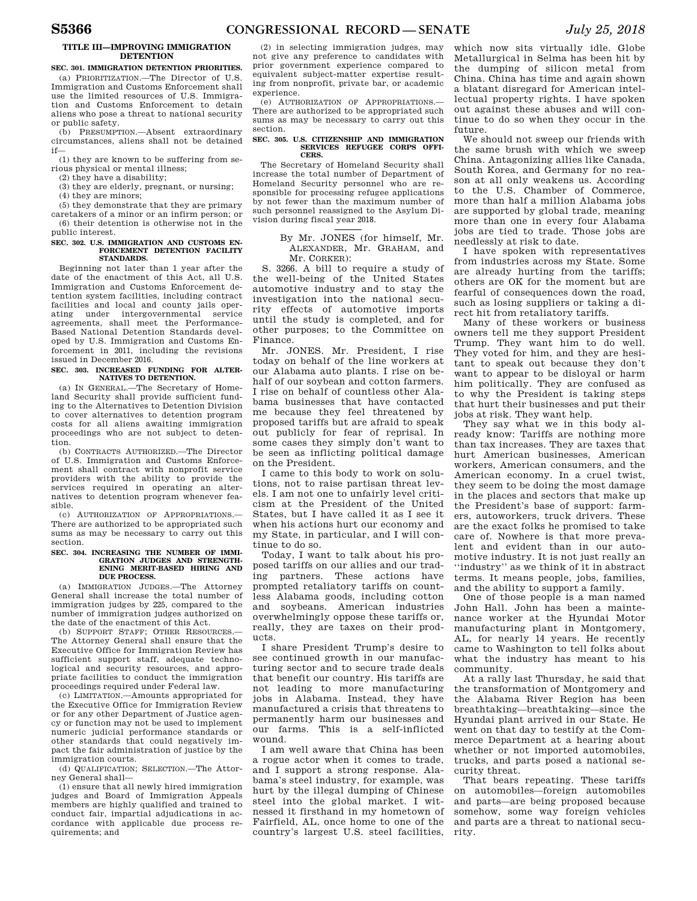## TITLE III—IMPROVING IMMIGRATION DETENTION

### SEC. 301. IMMIGRATION DETENTION PRIORITIES.

(a) PRIORITIZATION.—The Director of U.S. Immigration and Customs Enforcement shall use the limited resources of U.S. Immigration and Customs Enforcement to detain aliens who pose a threat to national security or public safety.

(b) PRESUMPTION.—Absent extraordinary circumstances, aliens shall not be detained if—

(1) they are known to be suffering from serious physical or mental illness;

(2) they have a disability;

(3) they are elderly, pregnant, or nursing;

(4) they are minors;

(5) they demonstrate that they are primary caretakers of a minor or an infirm person; or

(6) their detention is otherwise not in the public interest.

### SEC. 302. U.S. IMMIGRATION AND CUSTOMS ENFORCEMENT DETENTION FACILITY STANDARDS.

Beginning not later than 1 year after the date of the enactment of this Act, all U.S. Immigration and Customs Enforcement detention system facilities, including contract facilities and local and county jails operating under intergovernmental service agreements, shall meet the Performance-Based National Detention Standards developed by U.S. Immigration and Customs Enforcement in 2011, including the revisions issued in December 2016.

### SEC. 303. INCREASED FUNDING FOR ALTERNATIVES TO DETENTION.

(a) IN GENERAL.—The Secretary of Homeland Security shall provide sufficient funding to the Alternatives to Detention Division to cover alternatives to detention program costs for all aliens awaiting immigration proceedings who are not subject to detention.

(b) CONTRACTS AUTHORIZED.—The Director of U.S. Immigration and Customs Enforcement shall contract with nonprofit service providers with the ability to provide the services required in operating an alternatives to detention program whenever feasible.

(c) AUTHORIZATION OF APPROPRIATIONS.—There are authorized to be appropriated such sums as may be necessary to carry out this section.

### SEC. 304. INCREASING THE NUMBER OF IMMIGRATION JUDGES AND STRENGTHENING MERIT-BASED HIRING AND DUE PROCESS.

(a) IMMIGRATION JUDGES.—The Attorney General shall increase the total number of immigration judges by 225, compared to the number of immigration judges authorized on the date of the enactment of this Act.

(b) SUPPORT STAFF; OTHER RESOURCES.—The Attorney General shall ensure that the Executive Office for Immigration Review has sufficient support staff, adequate technological and security resources, and appropriate facilities to conduct the immigration proceedings required under Federal law.

(c) LIMITATION.—Amounts appropriated for the Executive Office for Immigration Review or for any other Department of Justice agency or function may not be used to implement numeric judicial performance standards or other standards that could negatively impact the fair administration of justice by the immigration courts.

(d) QUALIFICATION; SELECTION.—The Attorney General shall—

(1) ensure that all newly hired immigration judges and Board of Immigration Appeals members are highly qualified and trained to conduct fair, impartial adjudications in accordance with applicable due process requirements; and

(2) in selecting immigration judges, may not give any preference to candidates with prior government experience compared to equivalent subject-matter expertise resulting from nonprofit, private bar, or academic experience.

(e) AUTHORIZATION OF APPROPRIATIONS.—There are authorized to be appropriated such sums as may be necessary to carry out this section.

### SEC. 305. U.S. CITIZENSHIP AND IMMIGRATION SERVICES REFUGEE CORPS OFFICERS.

The Secretary of Homeland Security shall increase the total number of Department of Homeland Security personnel who are responsible for processing refugee applications by not fewer than the maximum number of such personnel reassigned to the Asylum Division during fiscal year 2018.

---

By Mr. JONES (for himself, Mr. ALEXANDER, Mr. GRAHAM, and Mr. CORKER):

S. 3266. A bill to require a study of the well-being of the United States automotive industry and to stay the investigation into the national security effects of automotive imports until the study is completed, and for other purposes; to the Committee on Finance.

Mr. JONES. Mr. President, I rise today on behalf of the line workers at our Alabama auto plants. I rise on behalf of our soybean and cotton farmers. I rise on behalf of countless other Alabama businesses that have contacted me because they feel threatened by proposed tariffs but are afraid to speak out publicly for fear of reprisal. In some cases they simply don't want to be seen as inflicting political damage on the President.

I came to this body to work on solutions, not to raise partisan threat levels. I am not one to unfairly level criticism at the President of the United States, but I have called it as I see it when his actions hurt our economy and my State, in particular, and I will continue to do so.

Today, I want to talk about his proposed tariffs on our allies and our trading partners. These actions have prompted retaliatory tariffs on countless Alabama goods, including cotton and soybeans. American industries overwhelmingly oppose these tariffs or, really, they are taxes on their products.

I share President Trump's desire to see continued growth in our manufacturing sector and to secure trade deals that benefit our country. His tariffs are not leading to more manufacturing jobs in Alabama. Instead, they have manufactured a crisis that threatens to permanently harm our businesses and our farms. This is a self-inflicted wound.

I am well aware that China has been a rogue actor when it comes to trade, and I support a strong response. Alabama's steel industry, for example, was hurt by the illegal dumping of Chinese steel into the global market. I witnessed it firsthand in my hometown of Fairfield, AL, once home to one of the country's largest U.S. steel facilities, which now sits virtually idle. Globe Metallurgical in Selma has been hit by the dumping of silicon metal from China. China has time and again shown a blatant disregard for American intellectual property rights. I have spoken out against these abuses and will continue to do so when they occur in the future.

We should not sweep our friends with the same brush with which we sweep China. Antagonizing allies like Canada, South Korea, and Germany for no reason at all only weakens us. According to the U.S. Chamber of Commerce, more than half a million Alabama jobs are supported by global trade, meaning more than one in every four Alabama jobs are tied to trade. Those jobs are needlessly at risk to date.

I have spoken with representatives from industries across my State. Some are already hurting from the tariffs; others are OK for the moment but are fearful of consequences down the road, such as losing suppliers or taking a direct hit from retaliatory tariffs.

Many of these workers or business owners tell me they support President Trump. They want him to do well. They voted for him, and they are hesitant to speak out because they don't want to appear to be disloyal or harm him politically. They are confused as to why the President is taking steps that hurt their businesses and put their jobs at risk. They want help.

They say what we in this body already know: Tariffs are nothing more than tax increases. They are taxes that hurt American businesses, American workers, American consumers, and the American economy. In a cruel twist, they seem to be doing the most damage in the places and sectors that make up the President's base of support: farmers, autoworkers, truck drivers. These are the exact folks he promised to take care of. Nowhere is that more prevalent and evident than in our automotive industry. It is not just really an ''industry'' as we think of it in abstract terms. It means people, jobs, families, and the ability to support a family.

One of those people is a man named John Hall. John has been a maintenance worker at the Hyundai Motor manufacturing plant in Montgomery, AL, for nearly 14 years. He recently came to Washington to tell folks about what the industry has meant to his community.

At a rally last Thursday, he said that the transformation of Montgomery and the Alabama River Region has been breathtaking—breathtaking—since the Hyundai plant arrived in our State. He went on that day to testify at the Commerce Department at a hearing about whether or not imported automobiles, trucks, and parts posed a national security threat.

That bears repeating. These tariffs on automobiles—foreign automobiles and parts—are being proposed because somehow, some way foreign vehicles and parts are a threat to national security.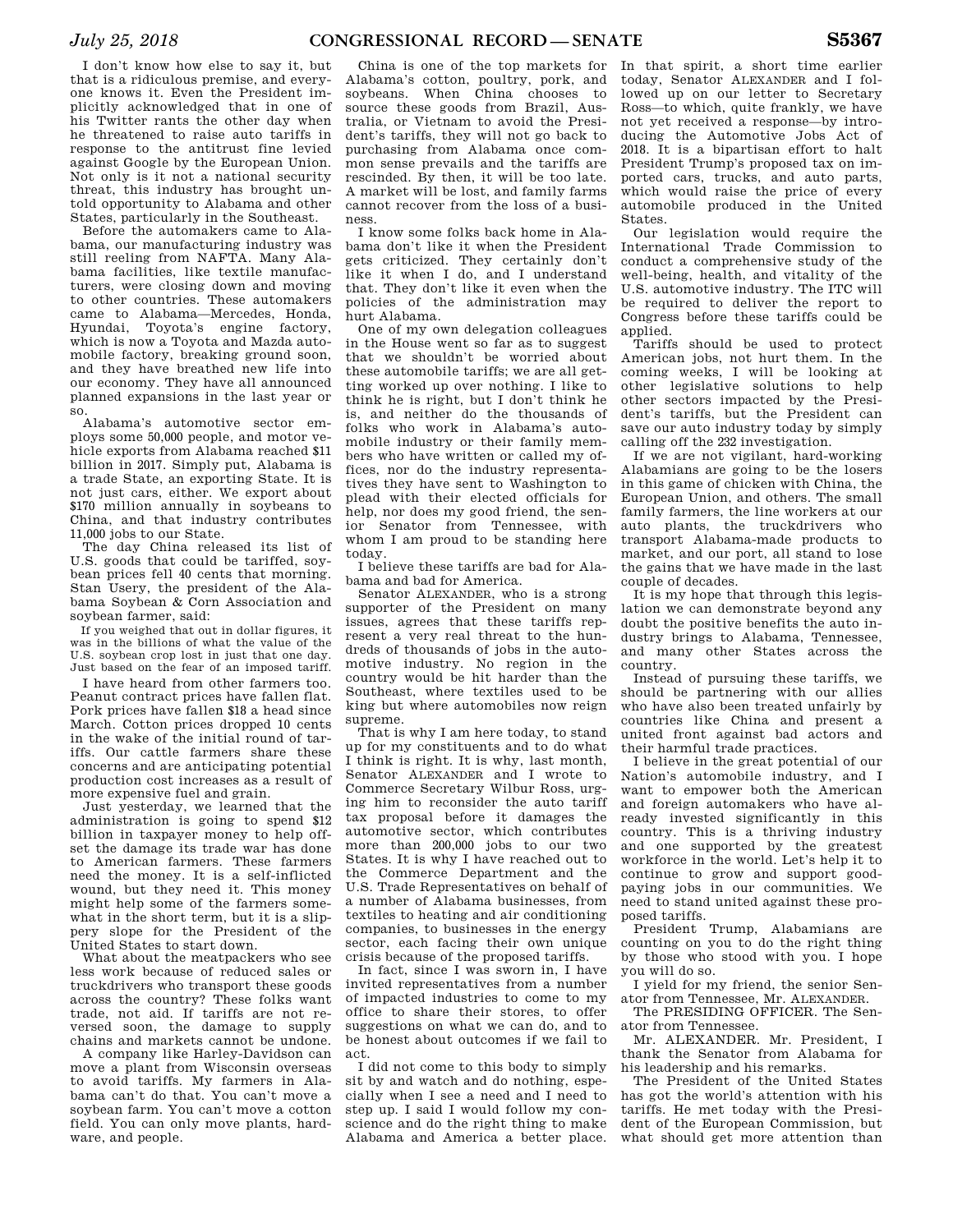I don't know how else to say it, but that is a ridiculous premise, and everyone knows it. Even the President implicitly acknowledged that in one of his Twitter rants the other day when he threatened to raise auto tariffs in response to the antitrust fine levied against Google by the European Union. Not only is it not a national security threat, this industry has brought untold opportunity to Alabama and other States, particularly in the Southeast.

Before the automakers came to Alabama, our manufacturing industry was still reeling from NAFTA. Many Alabama facilities, like textile manufacturers, were closing down and moving to other countries. These automakers came to Alabama—Mercedes, Honda, Hyundai, Toyota's engine factory, which is now a Toyota and Mazda automobile factory, breaking ground soon, and they have breathed new life into our economy. They have all announced planned expansions in the last year or so.

Alabama's automotive sector employs some 50,000 people, and motor vehicle exports from Alabama reached $11 billion in 2017. Simply put, Alabama is a trade State, an exporting State. It is not just cars, either. We export about $170 million annually in soybeans to China, and that industry contributes 11,000 jobs to our State.

The day China released its list of U.S. goods that could be tariffed, soybean prices fell 40 cents that morning. Stan Usery, the president of the Alabama Soybean & Corn Association and soybean farmer, said:

> If you weighed that out in dollar figures, it was in the billions of what the value of the U.S. soybean crop lost in just that one day. Just based on the fear of an imposed tariff.

I have heard from other farmers too. Peanut contract prices have fallen flat. Pork prices have fallen $18 a head since March. Cotton prices dropped 10 cents in the wake of the initial round of tariffs. Our cattle farmers share these concerns and are anticipating potential production cost increases as a result of more expensive fuel and grain.

Just yesterday, we learned that the administration is going to spend $12 billion in taxpayer money to help offset the damage its trade war has done to American farmers. These farmers need the money. It is a self-inflicted wound, but they need it. This money might help some of the farmers somewhat in the short term, but it is a slippery slope for the President of the United States to start down.

What about the meatpackers who see less work because of reduced sales or truckdrivers who transport these goods across the country? These folks want trade, not aid. If tariffs are not reversed soon, the damage to supply chains and markets cannot be undone.

A company like Harley-Davidson can move a plant from Wisconsin overseas to avoid tariffs. My farmers in Alabama can't do that. You can't move a soybean farm. You can't move a cotton field. You can only move plants, hardware, and people.

China is one of the top markets for Alabama's cotton, poultry, pork, and soybeans. When China chooses to source these goods from Brazil, Australia, or Vietnam to avoid the President's tariffs, they will not go back to purchasing from Alabama once common sense prevails and the tariffs are rescinded. By then, it will be too late. A market will be lost, and family farms cannot recover from the loss of a business.

I know some folks back home in Alabama don't like it when the President gets criticized. They certainly don't like it when I do, and I understand that. They don't like it even when the policies of the administration may hurt Alabama.

One of my own delegation colleagues in the House went so far as to suggest that we shouldn't be worried about these automobile tariffs; we are all getting worked up over nothing. I like to think he is right, but I don't think he is, and neither do the thousands of folks who work in Alabama's automobile industry or their family members who have written or called my offices, nor do the industry representatives they have sent to Washington to plead with their elected officials for help, nor does my good friend, the senior Senator from Tennessee, with whom I am proud to be standing here today.

I believe these tariffs are bad for Alabama and bad for America.

Senator ALEXANDER, who is a strong supporter of the President on many issues, agrees that these tariffs represent a very real threat to the hundreds of thousands of jobs in the automotive industry. No region in the country would be hit harder than the Southeast, where textiles used to be king but where automobiles now reign supreme.

That is why I am here today, to stand up for my constituents and to do what I think is right. It is why, last month, Senator ALEXANDER and I wrote to Commerce Secretary Wilbur Ross, urging him to reconsider the auto tariff tax proposal before it damages the automotive sector, which contributes more than 200,000 jobs to our two States. It is why I have reached out to the Commerce Department and the U.S. Trade Representatives on behalf of a number of Alabama businesses, from textiles to heating and air conditioning companies, to businesses in the energy sector, each facing their own unique crisis because of the proposed tariffs.

In fact, since I was sworn in, I have invited representatives from a number of impacted industries to come to my office to share their stores, to offer suggestions on what we can do, and to be honest about outcomes if we fail to act.

I did not come to this body to simply sit by and watch and do nothing, especially when I see a need and I need to step up. I said I would follow my conscience and do the right thing to make Alabama and America a better place. In that spirit, a short time earlier today, Senator ALEXANDER and I followed up on our letter to Secretary Ross—to which, quite frankly, we have not yet received a response—by introducing the Automotive Jobs Act of 2018. It is a bipartisan effort to halt President Trump's proposed tax on imported cars, trucks, and auto parts, which would raise the price of every automobile produced in the United States.

Our legislation would require the International Trade Commission to conduct a comprehensive study of the well-being, health, and vitality of the U.S. automotive industry. The ITC will be required to deliver the report to Congress before these tariffs could be applied.

Tariffs should be used to protect American jobs, not hurt them. In the coming weeks, I will be looking at other legislative solutions to help other sectors impacted by the President's tariffs, but the President can save our auto industry today by simply calling off the 232 investigation.

If we are not vigilant, hard-working Alabamians are going to be the losers in this game of chicken with China, the European Union, and others. The small family farmers, the line workers at our auto plants, the truckdrivers who transport Alabama-made products to market, and our port, all stand to lose the gains that we have made in the last couple of decades.

It is my hope that through this legislation we can demonstrate beyond any doubt the positive benefits the auto industry brings to Alabama, Tennessee, and many other States across the country.

Instead of pursuing these tariffs, we should be partnering with our allies who have also been treated unfairly by countries like China and present a united front against bad actors and their harmful trade practices.

I believe in the great potential of our Nation's automobile industry, and I want to empower both the American and foreign automakers who have already invested significantly in this country. This is a thriving industry and one supported by the greatest workforce in the world. Let's help it to continue to grow and support good-paying jobs in our communities. We need to stand united against these proposed tariffs.

President Trump, Alabamians are counting on you to do the right thing by those who stood with you. I hope you will do so.

I yield for my friend, the senior Senator from Tennessee, Mr. ALEXANDER.

The PRESIDING OFFICER. The Senator from Tennessee.

Mr. ALEXANDER. Mr. President, I thank the Senator from Alabama for his leadership and his remarks.

The President of the United States has got the world's attention with his tariffs. He met today with the President of the European Commission, but what should get more attention than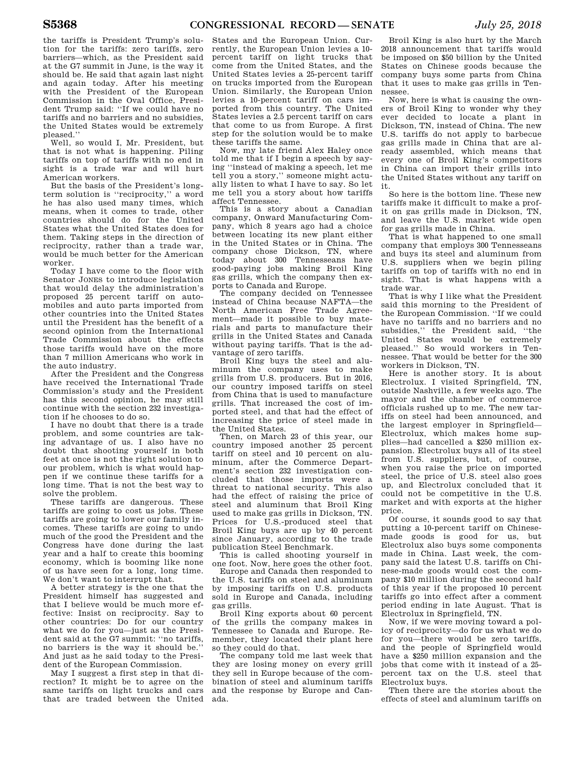the tariffs is President Trump's solution for the tariffs: zero tariffs, zero barriers—which, as the President said at the G7 summit in June, is the way it should be. He said that again last night and again today. After his meeting with the President of the European Commission in the Oval Office, President Trump said: "If we could have no tariffs and no barriers and no subsidies, the United States would be extremely pleased."

Well, so would I, Mr. President, but that is not what is happening. Piling tariffs on top of tariffs with no end in sight is a trade war and will hurt American workers.

But the basis of the President's long-term solution is "reciprocity," a word he has also used many times, which means, when it comes to trade, other countries should do for the United States what the United States does for them. Taking steps in the direction of reciprocity, rather than a trade war, would be much better for the American worker.

Today I have come to the floor with Senator JONES to introduce legislation that would delay the administration's proposed 25 percent tariff on automobiles and auto parts imported from other countries into the United States until the President has the benefit of a second opinion from the International Trade Commission about the effects those tariffs would have on the more than 7 million Americans who work in the auto industry.

After the President and the Congress have received the International Trade Commission's study and the President has this second opinion, he may still continue with the section 232 investigation if he chooses to do so.

I have no doubt that there is a trade problem, and some countries are taking advantage of us. I also have no doubt that shooting yourself in both feet at once is not the right solution to our problem, which is what would happen if we continue these tariffs for a long time. That is not the best way to solve the problem.

These tariffs are dangerous. These tariffs are going to cost us jobs. These tariffs are going to lower our family incomes. These tariffs are going to undo much of the good the President and the Congress have done during the last year and a half to create this booming economy, which is booming like none of us have seen for a long, long time. We don't want to interrupt that.

A better strategy is the one that the President himself has suggested and that I believe would be much more effective: Insist on reciprocity. Say to other countries: Do for our country what we do for you—just as the President said at the G7 summit: "no tariffs, no barriers is the way it should be." And just as he said today to the President of the European Commission.

May I suggest a first step in that direction? It might be to agree on the same tariffs on light trucks and cars that are traded between the United States and the European Union. Currently, the European Union levies a 10-percent tariff on light trucks that come from the United States, and the United States levies a 25-percent tariff on trucks imported from the European Union. Similarly, the European Union levies a 10-percent tariff on cars imported from this country. The United States levies a 2.5 percent tariff on cars that come to us from Europe. A first step for the solution would be to make these tariffs the same.

Now, my late friend Alex Haley once told me that if I begin a speech by saying "instead of making a speech, let me tell you a story," someone might actually listen to what I have to say. So let me tell you a story about how tariffs affect Tennessee.

This is a story about a Canadian company, Onward Manufacturing Company, which 8 years ago had a choice between locating its new plant either in the United States or in China. The company chose Dickson, TN, where today about 300 Tennesseans have good-paying jobs making Broil King gas grills, which the company then exports to Canada and Europe.

The company decided on Tennessee instead of China because NAFTA—the North American Free Trade Agreement—made it possible to buy materials and parts to manufacture their grills in the United States and Canada without paying tariffs. That is the advantage of zero tariffs.

Broil King buys the steel and aluminum the company uses to make grills from U.S. producers. But in 2016, our country imposed tariffs on steel from China that is used to manufacture grills. That increased the cost of imported steel, and that had the effect of increasing the price of steel made in the United States.

Then, on March 23 of this year, our country imposed another 25 percent tariff on steel and 10 percent on aluminum, after the Commerce Department's section 232 investigation concluded that those imports were a threat to national security. This also had the effect of raising the price of steel and aluminum that Broil King used to make gas grills in Dickson, TN. Prices for U.S.-produced steel that Broil King buys are up by 40 percent since January, according to the trade publication Steel Benchmark.

This is called shooting yourself in one foot. Now, here goes the other foot.

Europe and Canada then responded to the U.S. tariffs on steel and aluminum by imposing tariffs on U.S. products sold in Europe and Canada, including gas grills.

Broil King exports about 60 percent of the grills the company makes in Tennessee to Canada and Europe. Remember, they located their plant here so they could do that.

The company told me last week that they are losing money on every grill they sell in Europe because of the combination of steel and aluminum tariffs and the response by Europe and Canada.

Broil King is also hurt by the March 2018 announcement that tariffs would be imposed on $50 billion by the United States on Chinese goods because the company buys some parts from China that it uses to make gas grills in Tennessee.

Now, here is what is causing the owners of Broil King to wonder why they ever decided to locate a plant in Dickson, TN, instead of China. The new U.S. tariffs do not apply to barbecue gas grills made in China that are already assembled, which means that every one of Broil King's competitors in China can import their grills into the United States without any tariff on it.

So here is the bottom line. These new tariffs make it difficult to make a profit on gas grills made in Dickson, TN, and leave the U.S. market wide open for gas grills made in China.

That is what happened to one small company that employs 300 Tennesseans and buys its steel and aluminum from U.S. suppliers when we begin piling tariffs on top of tariffs with no end in sight. That is what happens with a trade war.

That is why I like what the President said this morning to the President of the European Commission. "If we could have no tariffs and no barriers and no subsidies," the President said, "the United States would be extremely pleased." So would workers in Tennessee. That would be better for the 300 workers in Dickson, TN.

Here is another story. It is about Electrolux. I visited Springfield, TN, outside Nashville, a few weeks ago. The mayor and the chamber of commerce officials rushed up to me. The new tariffs on steel had been announced, and the largest employer in Springfield—Electrolux, which makes home supplies—had cancelled a $250 million expansion. Electrolux buys all of its steel from U.S. suppliers, but, of course, when you raise the price on imported steel, the price of U.S. steel also goes up, and Electrolux concluded that it could not be competitive in the U.S. market and with exports at the higher price.

Of course, it sounds good to say that putting a 10-percent tariff on Chinese-made goods is good for us, but Electrolux also buys some components made in China. Last week, the company said the latest U.S. tariffs on Chinese-made goods would cost the company $10 million during the second half of this year if the proposed 10 percent tariffs go into effect after a comment period ending in late August. That is Electrolux in Springfield, TN.

Now, if we were moving toward a policy of reciprocity—do for us what we do for you—there would be zero tariffs, and the people of Springfield would have a $250 million expansion and the jobs that come with it instead of a 25-percent tax on the U.S. steel that Electrolux buys.

Then there are the stories about the effects of steel and aluminum tariffs on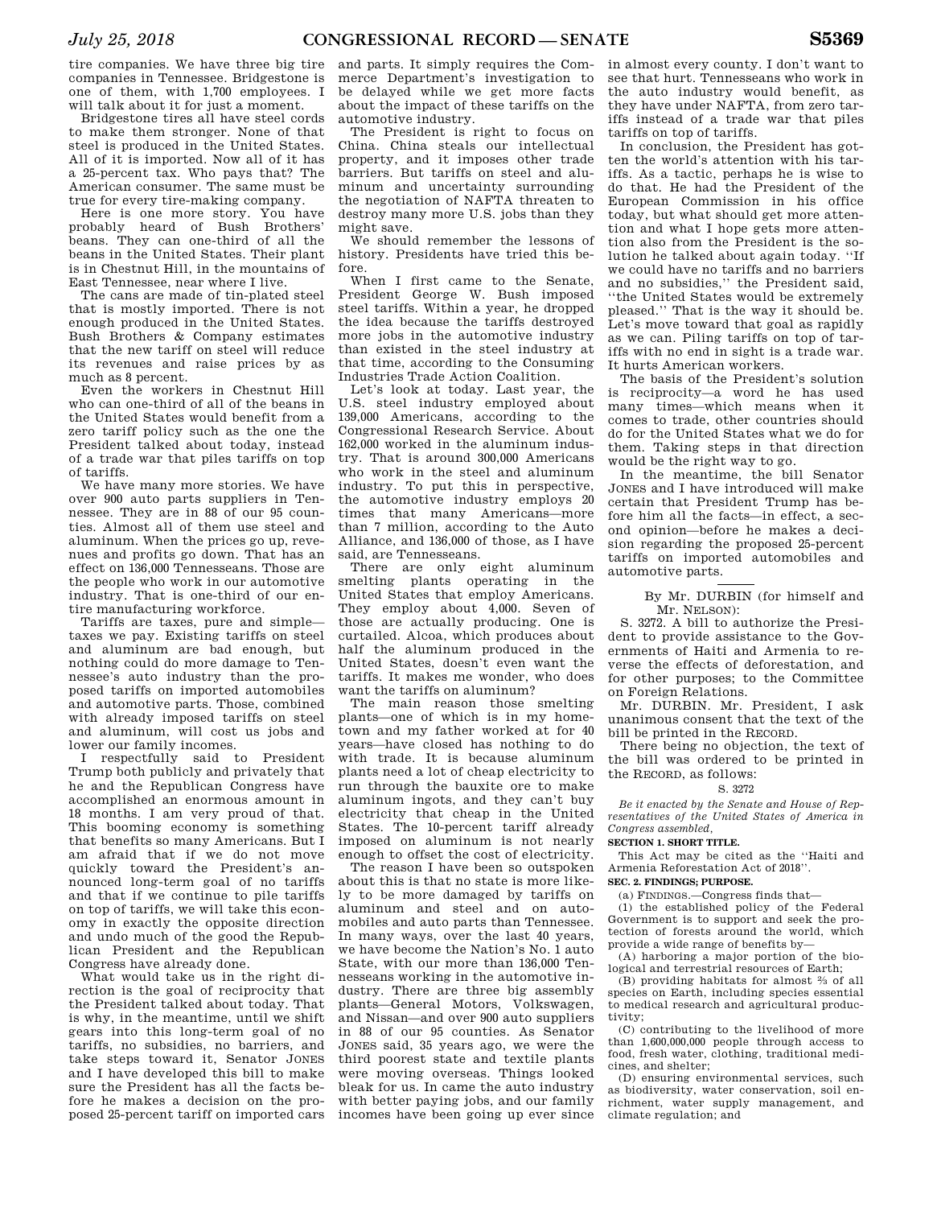tire companies. We have three big tire companies in Tennessee. Bridgestone is one of them, with 1,700 employees. I will talk about it for just a moment.

Bridgestone tires all have steel cords to make them stronger. None of that steel is produced in the United States. All of it is imported. Now all of it has a 25-percent tax. Who pays that? The American consumer. The same must be true for every tire-making company.

Here is one more story. You have probably heard of Bush Brothers' beans. They can one-third of all the beans in the United States. Their plant is in Chestnut Hill, in the mountains of East Tennessee, near where I live.

The cans are made of tin-plated steel that is mostly imported. There is not enough produced in the United States. Bush Brothers & Company estimates that the new tariff on steel will reduce its revenues and raise prices by as much as 8 percent.

Even the workers in Chestnut Hill who can one-third of all of the beans in the United States would benefit from a zero tariff policy such as the one the President talked about today, instead of a trade war that piles tariffs on top of tariffs.

We have many more stories. We have over 900 auto parts suppliers in Tennessee. They are in 88 of our 95 counties. Almost all of them use steel and aluminum. When the prices go up, revenues and profits go down. That has an effect on 136,000 Tennesseans. Those are the people who work in our automotive industry. That is one-third of our entire manufacturing workforce.

Tariffs are taxes, pure and simple—taxes we pay. Existing tariffs on steel and aluminum are bad enough, but nothing could do more damage to Tennessee's auto industry than the proposed tariffs on imported automobiles and automotive parts. Those, combined with already imposed tariffs on steel and aluminum, will cost us jobs and lower our family incomes.

I respectfully said to President Trump both publicly and privately that he and the Republican Congress have accomplished an enormous amount in 18 months. I am very proud of that. This booming economy is something that benefits so many Americans. But I am afraid that if we do not move quickly toward the President's announced long-term goal of no tariffs and that if we continue to pile tariffs on top of tariffs, we will take this economy in exactly the opposite direction and undo much of the good the Republican President and the Republican Congress have already done.

What would take us in the right direction is the goal of reciprocity that the President talked about today. That is why, in the meantime, until we shift gears into this long-term goal of no tariffs, no subsidies, no barriers, and take steps toward it, Senator JONES and I have developed this bill to make sure the President has all the facts before he makes a decision on the proposed 25-percent tariff on imported cars and parts. It simply requires the Commerce Department's investigation to be delayed while we get more facts about the impact of these tariffs on the automotive industry.

The President is right to focus on China. China steals our intellectual property, and it imposes other trade barriers. But tariffs on steel and aluminum and uncertainty surrounding the negotiation of NAFTA threaten to destroy many more U.S. jobs than they might save.

We should remember the lessons of history. Presidents have tried this before.

When I first came to the Senate, President George W. Bush imposed steel tariffs. Within a year, he dropped the idea because the tariffs destroyed more jobs in the automotive industry than existed in the steel industry at that time, according to the Consuming Industries Trade Action Coalition.

Let's look at today. Last year, the U.S. steel industry employed about 139,000 Americans, according to the Congressional Research Service. About 162,000 worked in the aluminum industry. That is around 300,000 Americans who work in the steel and aluminum industry. To put this in perspective, the automotive industry employs 20 times that many Americans—more than 7 million, according to the Auto Alliance, and 136,000 of those, as I have said, are Tennesseans.

There are only eight aluminum smelting plants operating in the United States that employ Americans. They employ about 4,000. Seven of those are actually producing. One is curtailed. Alcoa, which produces about half the aluminum produced in the United States, doesn't even want the tariffs. It makes me wonder, who does want the tariffs on aluminum?

The main reason those smelting plants—one of which is in my hometown and my father worked at for 40 years—have closed has nothing to do with trade. It is because aluminum plants need a lot of cheap electricity to run through the bauxite ore to make aluminum ingots, and they can't buy electricity that cheap in the United States. The 10-percent tariff already imposed on aluminum is not nearly enough to offset the cost of electricity.

The reason I have been so outspoken about this is that no state is more likely to be more damaged by tariffs on aluminum and steel and on automobiles and auto parts than Tennessee. In many ways, over the last 40 years, we have become the Nation's No. 1 auto State, with our more than 136,000 Tennesseans working in the automotive industry. There are three big assembly plants—General Motors, Volkswagen, and Nissan—and over 900 auto suppliers in 88 of our 95 counties. As Senator JONES said, 35 years ago, we were the third poorest state and textile plants were moving overseas. Things looked bleak for us. In came the auto industry with better paying jobs, and our family incomes have been going up ever since in almost every county. I don't want to see that hurt. Tennesseans who work in the auto industry would benefit, as they have under NAFTA, from zero tariffs instead of a trade war that piles tariffs on top of tariffs.

In conclusion, the President has gotten the world's attention with his tariffs. As a tactic, perhaps he is wise to do that. He had the President of the European Commission in his office today, but what should get more attention and what I hope gets more attention also from the President is the solution he talked about again today. "If we could have no tariffs and no barriers and no subsidies," the President said, "the United States would be extremely pleased." That is the way it should be. Let's move toward that goal as rapidly as we can. Piling tariffs on top of tariffs with no end in sight is a trade war. It hurts American workers.

The basis of the President's solution is reciprocity—a word he has used many times—which means when it comes to trade, other countries should do for the United States what we do for them. Taking steps in that direction would be the right way to go.

In the meantime, the bill Senator JONES and I have introduced will make certain that President Trump has before him all the facts—in effect, a second opinion—before he makes a decision regarding the proposed 25-percent tariffs on imported automobiles and automotive parts.

---

By Mr. DURBIN (for himself and Mr. NELSON):

S. 3272. A bill to authorize the President to provide assistance to the Governments of Haiti and Armenia to reverse the effects of deforestation, and for other purposes; to the Committee on Foreign Relations.

Mr. DURBIN. Mr. President, I ask unanimous consent that the text of the bill be printed in the RECORD.

There being no objection, the text of the bill was ordered to be printed in the RECORD, as follows:

S. 3272

*Be it enacted by the Senate and House of Representatives of the United States of America in Congress assembled,*

**SECTION 1. SHORT TITLE.**

This Act may be cited as the "Haiti and Armenia Reforestation Act of 2018".

**SEC. 2. FINDINGS; PURPOSE.**

(a) FINDINGS.—Congress finds that—

(1) the established policy of the Federal Government is to support and seek the protection of forests around the world, which provide a wide range of benefits by—

(A) harboring a major portion of the biological and terrestrial resources of Earth;

(B) providing habitats for almost ⅔ of all species on Earth, including species essential to medical research and agricultural productivity;

(C) contributing to the livelihood of more than 1,600,000,000 people through access to food, fresh water, clothing, traditional medicines, and shelter;

(D) ensuring environmental services, such as biodiversity, water conservation, soil enrichment, water supply management, and climate regulation; and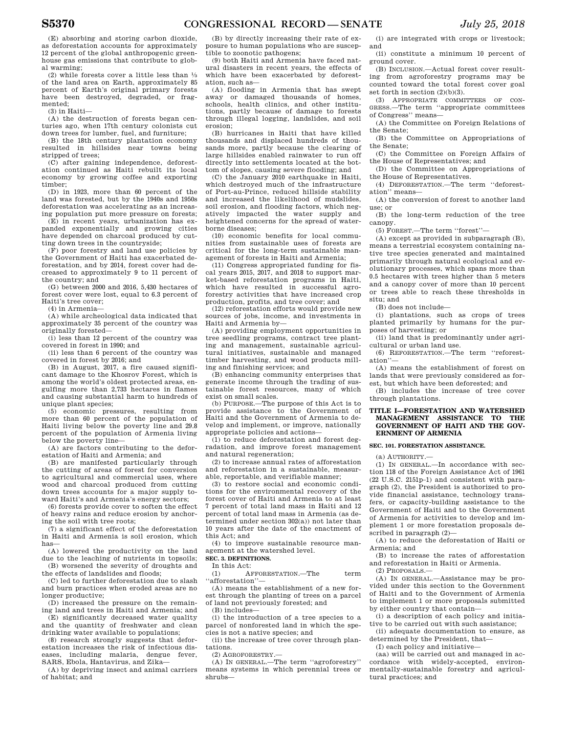(E) absorbing and storing carbon dioxide, as deforestation accounts for approximately 12 percent of the global anthropogenic greenhouse gas emissions that contribute to global warming;

(2) while forests cover a little less than ⅓ of the land area on Earth, approximately 85 percent of Earth's original primary forests have been destroyed, degraded, or fragmented;

(3) in Haiti—

(A) the destruction of forests began centuries ago, when 17th century colonists cut down trees for lumber, fuel, and furniture;

(B) the 18th century plantation economy resulted in hillsides near towns being stripped of trees;

(C) after gaining independence, deforestation continued as Haiti rebuilt its local economy by growing coffee and exporting timber;

(D) in 1923, more than 60 percent of the land was forested, but by the 1940s and 1950s deforestation was accelerating as an increasing population put more pressure on forests;

(E) in recent years, urbanization has expanded exponentially and growing cities have depended on charcoal produced by cutting down trees in the countryside;

(F) poor forestry and land use policies by the Government of Haiti has exacerbated deforestation, and by 2014, forest cover had decreased to approximately 9 to 11 percent of the country; and

(G) between 2000 and 2016, 5,430 hectares of forest cover were lost, equal to 6.3 percent of Haiti's tree cover;

(4) in Armenia—

(A) while archeological data indicated that approximately 35 percent of the country was originally forested—

(i) less than 12 percent of the country was covered in forest in 1990; and

(ii) less than 6 percent of the country was covered in forest by 2016; and

(B) in August, 2017, a fire caused significant damage to the Khosrov Forest, which is among the world's oldest protected areas, engulfing more than 2,733 hectares in flames and causing substantial harm to hundreds of unique plant species;

(5) economic pressures, resulting from more than 60 percent of the population of Haiti living below the poverty line and 29.8 percent of the population of Armenia living below the poverty line—

(A) are factors contributing to the deforestation of Haiti and Armenia; and

(B) are manifested particularly through the cutting of areas of forest for conversion to agricultural and commercial uses, where wood and charcoal produced from cutting down trees accounts for a major supply toward Haiti's and Armenia's energy sectors;

(6) forests provide cover to soften the effect of heavy rains and reduce erosion by anchoring the soil with tree roots;

(7) a significant effect of the deforestation in Haiti and Armenia is soil erosion, which has—

(A) lowered the productivity on the land due to the leaching of nutrients in topsoils;

(B) worsened the severity of droughts and the effects of landslides and floods;

(C) led to further deforestation due to slash and burn practices when eroded areas are no longer productive;

(D) increased the pressure on the remaining land and trees in Haiti and Armenia; and

(E) significantly decreased water quality and the quantity of freshwater and clean drinking water available to populations;

(8) research strongly suggests that deforestation increases the risk of infectious diseases, including malaria, dengue fever, SARS, Ebola, Hantavirus, and Zika—

(A) by depriving insect and animal carriers of habitat; and

(B) by directly increasing their rate of exposure to human populations who are susceptible to zoonotic pathogens;

(9) both Haiti and Armenia have faced natural disasters in recent years, the effects of which have been exacerbated by deforestation, such as—

(A) flooding in Armenia that has swept away or damaged thousands of homes, schools, health clinics, and other institutions, partly because of damage to forests through illegal logging, landslides, and soil erosion;

(B) hurricanes in Haiti that have killed thousands and displaced hundreds of thousands more, partly because the clearing of large hillsides enabled rainwater to run off directly into settlements located at the bottom of slopes, causing severe flooding; and

(C) the January 2010 earthquake in Haiti, which destroyed much of the infrastructure of Port-au-Prince, reduced hillside stability and increased the likelihood of mudslides, soil erosion, and flooding factors, which negatively impacted the water supply and heightened concerns for the spread of waterborne diseases;

(10) economic benefits for local communities from sustainable uses of forests are critical for the long-term sustainable management of forests in Haiti and Armenia;

(11) Congress appropriated funding for fiscal years 2015, 2017, and 2018 to support market-based reforestation programs in Haiti, which have resulted in successful agroforestry activities that have increased crop production, profits, and tree cover; and

(12) reforestation efforts would provide new sources of jobs, income, and investments in Haiti and Armenia by—

(A) providing employment opportunities in tree seedling programs, contract tree planting and management, sustainable agricultural initiatives, sustainable and managed timber harvesting, and wood products milling and finishing services; and

(B) enhancing community enterprises that generate income through the trading of sustainable forest resources, many of which exist on small scales.

(b) PURPOSE.—The purpose of this Act is to provide assistance to the Government of Haiti and the Government of Armenia to develop and implement, or improve, nationally appropriate policies and actions—

(1) to reduce deforestation and forest degradation, and improve forest management and natural regeneration;

(2) to increase annual rates of afforestation and reforestation in a sustainable, measurable, reportable, and verifiable manner;

(3) to restore social and economic conditions for the environmental recovery of the forest cover of Haiti and Armenia to at least 7 percent of total land mass in Haiti and 12 percent of total land mass in Armenia (as determined under section 302(a)) not later than 10 years after the date of the enactment of this Act; and

(4) to improve sustainable resource management at the watershed level.

**SEC. 3. DEFINITIONS.**

In this Act:

(1) AFFORESTATION.—The term "afforestation"—

(A) means the establishment of a new forest through the planting of trees on a parcel of land not previously forested; and

(B) includes—

(i) the introduction of a tree species to a parcel of nonforested land in which the species is not a native species; and

(ii) the increase of tree cover through plantations.

(2) AGROFORESTRY.—

(A) IN GENERAL.—The term "agroforestry" means systems in which perennial trees or shrubs—

(i) are integrated with crops or livestock; and

(ii) constitute a minimum 10 percent of ground cover.

(B) INCLUSION.—Actual forest cover resulting from agroforestry programs may be counted toward the total forest cover goal set forth in section (2)(b)(3).

(3) APPROPRIATE COMMITTEES OF CONGRESS.—The term "appropriate committees of Congress" means—

(A) the Committee on Foreign Relations of the Senate;

(B) the Committee on Appropriations of the Senate;

(C) the Committee on Foreign Affairs of the House of Representatives; and

(D) the Committee on Appropriations of the House of Representatives.

(4) DEFORESTATION.—The term "deforestation" means—

(A) the conversion of forest to another land use; or

(B) the long-term reduction of the tree canopy.

(5) FOREST.—The term "forest"—

(A) except as provided in subparagraph (B), means a terrestrial ecosystem containing native tree species generated and maintained primarily through natural ecological and evolutionary processes, which spans more than 0.5 hectares with trees higher than 5 meters and a canopy cover of more than 10 percent or trees able to reach these thresholds in situ; and

(B) does not include—

(i) plantations, such as crops of trees planted primarily by humans for the purposes of harvesting; or

(ii) land that is predominantly under agricultural or urban land use.

(6) REFORESTATION.—The term "reforestation"—

(A) means the establishment of forest on lands that were previously considered as forest, but which have been deforested; and

(B) includes the increase of tree cover through plantations.

## TITLE I—FORESTATION AND WATERSHED MANAGEMENT ASSISTANCE TO THE GOVERNMENT OF HAITI AND THE GOVERNMENT OF ARMENIA

**SEC. 101. FORESTATION ASSISTANCE.**

(a) AUTHORITY.—

(1) IN GENERAL.—In accordance with section 118 of the Foreign Assistance Act of 1961 (22 U.S.C. 2151p–1) and consistent with paragraph (2), the President is authorized to provide financial assistance, technology transfers, or capacity-building assistance to the Government of Haiti and to the Government of Armenia for activities to develop and implement 1 or more forestation proposals described in paragraph (2)—

(A) to reduce the deforestation of Haiti or Armenia; and

(B) to increase the rates of afforestation and reforestation in Haiti or Armenia.

(2) PROPOSALS.—

(A) IN GENERAL.—Assistance may be provided under this section to the Government of Haiti and to the Government of Armenia to implement 1 or more proposals submitted by either country that contain—

(i) a description of each policy and initiative to be carried out with such assistance;

(ii) adequate documentation to ensure, as determined by the President, that—

(I) each policy and initiative—

(aa) will be carried out and managed in accordance with widely-accepted, environmentally-sustainable forestry and agricultural practices; and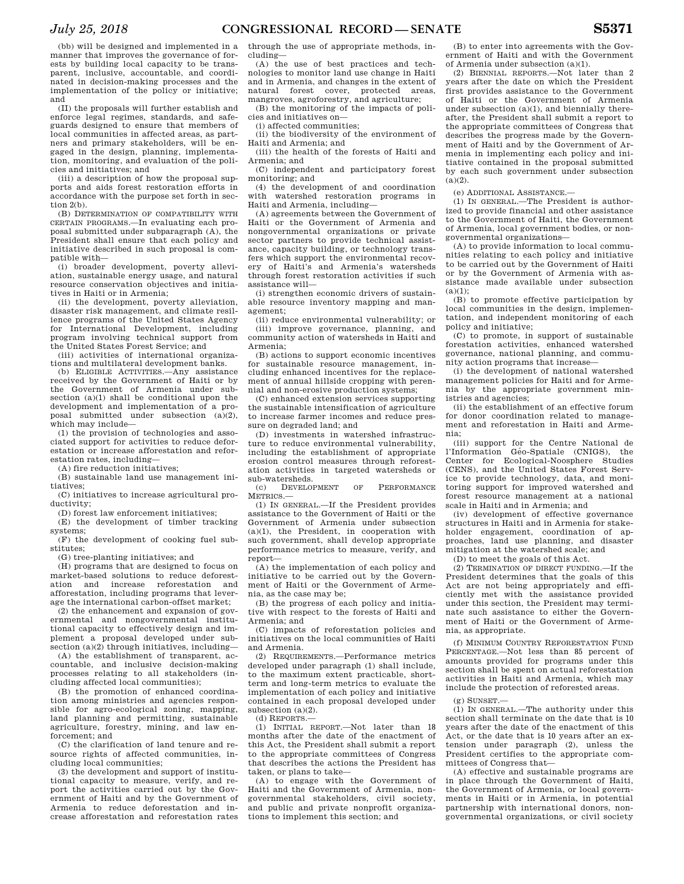(bb) will be designed and implemented in a manner that improves the governance of forests by building local capacity to be transparent, inclusive, accountable, and coordinated in decision-making processes and the implementation of the policy or initiative; and

(II) the proposals will further establish and enforce legal regimes, standards, and safeguards designed to ensure that members of local communities in affected areas, as partners and primary stakeholders, will be engaged in the design, planning, implementation, monitoring, and evaluation of the policies and initiatives; and

(iii) a description of how the proposal supports and aids forest restoration efforts in accordance with the purpose set forth in section 2(b).

(B) DETERMINATION OF COMPATIBILITY WITH CERTAIN PROGRAMS.—In evaluating each proposal submitted under subparagraph (A), the President shall ensure that each policy and initiative described in such proposal is compatible with—

(i) broader development, poverty alleviation, sustainable energy usage, and natural resource conservation objectives and initiatives in Haiti or in Armenia;

(ii) the development, poverty alleviation, disaster risk management, and climate resilience programs of the United States Agency for International Development, including program involving technical support from the United States Forest Service; and

(iii) activities of international organizations and multilateral development banks.

(b) ELIGIBLE ACTIVITIES.—Any assistance received by the Government of Haiti or by the Government of Armenia under subsection (a)(1) shall be conditional upon the development and implementation of a proposal submitted under subsection (a)(2), which may include—

(1) the provision of technologies and associated support for activities to reduce deforestation or increase afforestation and reforestation rates, including—

(A) fire reduction initiatives;

(B) sustainable land use management initiatives;

(C) initiatives to increase agricultural productivity;

(D) forest law enforcement initiatives;

(E) the development of timber tracking systems;

(F) the development of cooking fuel substitutes;

(G) tree-planting initiatives; and

(H) programs that are designed to focus on market-based solutions to reduce deforestation and increase reforestation and afforestation, including programs that leverage the international carbon-offset market;

(2) the enhancement and expansion of governmental and nongovernmental institutional capacity to effectively design and implement a proposal developed under subsection (a)(2) through initiatives, including—

(A) the establishment of transparent, accountable, and inclusive decision-making processes relating to all stakeholders (including affected local communities);

(B) the promotion of enhanced coordination among ministries and agencies responsible for agro-ecological zoning, mapping, land planning and permitting, sustainable agriculture, forestry, mining, and law enforcement; and

(C) the clarification of land tenure and resource rights of affected communities, including local communities;

(3) the development and support of institutional capacity to measure, verify, and report the activities carried out by the Government of Haiti and by the Government of Armenia to reduce deforestation and increase afforestation and reforestation rates through the use of appropriate methods, including—

(A) the use of best practices and technologies to monitor land use change in Haiti and in Armenia, and changes in the extent of natural forest cover, protected areas, mangroves, agroforestry, and agriculture;

(B) the monitoring of the impacts of policies and initiatives on—

(i) affected communities;

(ii) the biodiversity of the environment of Haiti and Armenia; and

(iii) the health of the forests of Haiti and Armenia; and

(C) independent and participatory forest monitoring; and

(4) the development of and coordination with watershed restoration programs in Haiti and Armenia, including—

(A) agreements between the Government of Haiti or the Government of Armenia and nongovernmental organizations or private sector partners to provide technical assistance, capacity building, or technology transfers which support the environmental recovery of Haiti's and Armenia's watersheds through forest restoration activities if such assistance will—

(i) strengthen economic drivers of sustainable resource inventory mapping and management;

(ii) reduce environmental vulnerability; or

(iii) improve governance, planning, and community action of watersheds in Haiti and Armenia;

(B) actions to support economic incentives for sustainable resource management, including enhanced incentives for the replacement of annual hillside cropping with perennial and non-erosive production systems;

(C) enhanced extension services supporting the sustainable intensification of agriculture to increase farmer incomes and reduce pressure on degraded land; and

(D) investments in watershed infrastructure to reduce environmental vulnerability, including the establishment of appropriate erosion control measures through reforestation activities in targeted watersheds or sub-watersheds.

(c) DEVELOPMENT OF PERFORMANCE METRICS.—

(1) IN GENERAL.—If the President provides assistance to the Government of Haiti or the Government of Armenia under subsection (a)(1), the President, in cooperation with such government, shall develop appropriate performance metrics to measure, verify, and report—

(A) the implementation of each policy and initiative to be carried out by the Government of Haiti or the Government of Armenia, as the case may be;

(B) the progress of each policy and initiative with respect to the forests of Haiti and Armenia; and

(C) impacts of reforestation policies and initiatives on the local communities of Haiti and Armenia.

(2) REQUIREMENTS.—Performance metrics developed under paragraph (1) shall include, to the maximum extent practicable, short-term and long-term metrics to evaluate the implementation of each policy and initiative contained in each proposal developed under subsection (a)(2).

(d) REPORTS.—

(1) INITIAL REPORT.—Not later than 18 months after the date of the enactment of this Act, the President shall submit a report to the appropriate committees of Congress that describes the actions the President has taken, or plans to take—

(A) to engage with the Government of Haiti and the Government of Armenia, nongovernmental stakeholders, civil society, and public and private nonprofit organizations to implement this section; and

(B) to enter into agreements with the Government of Haiti and with the Government of Armenia under subsection (a)(1).

(2) BIENNIAL REPORTS.—Not later than 2 years after the date on which the President first provides assistance to the Government of Haiti or the Government of Armenia under subsection (a)(1), and biennially thereafter, the President shall submit a report to the appropriate committees of Congress that describes the progress made by the Government of Haiti and by the Government of Armenia in implementing each policy and initiative contained in the proposal submitted by each such government under subsection (a)(2).

(e) ADDITIONAL ASSISTANCE.—

(1) IN GENERAL.—The President is authorized to provide financial and other assistance to the Government of Haiti, the Government of Armenia, local government bodies, or nongovernmental organizations—

(A) to provide information to local communities relating to each policy and initiative to be carried out by the Government of Haiti or by the Government of Armenia with assistance made available under subsection (a)(1);

(B) to promote effective participation by local communities in the design, implementation, and independent monitoring of each policy and initiative;

(C) to promote, in support of sustainable forestation activities, enhanced watershed governance, national planning, and community action programs that increase—

(i) the development of national watershed management policies for Haiti and for Armenia by the appropriate government ministries and agencies;

(ii) the establishment of an effective forum for donor coordination related to management and reforestation in Haiti and Armenia;

(iii) support for the Centre National de l'Information Géo-Spatiale (CNIGS), the Center for Ecological-Noosphere Studies (CENS), and the United States Forest Service to provide technology, data, and monitoring support for improved watershed and forest resource management at a national scale in Haiti and in Armenia; and

(iv) development of effective governance structures in Haiti and in Armenia for stakeholder engagement, coordination of approaches, land use planning, and disaster mitigation at the watershed scale; and

(D) to meet the goals of this Act.

(2) TERMINATION OF DIRECT FUNDING.—If the President determines that the goals of this Act are not being appropriately and efficiently met with the assistance provided under this section, the President may terminate such assistance to either the Government of Haiti or the Government of Armenia, as appropriate.

(f) MINIMUM COUNTRY REFORESTATION FUND PERCENTAGE.—Not less than 85 percent of amounts provided for programs under this section shall be spent on actual reforestation activities in Haiti and Armenia, which may include the protection of reforested areas.

(g) SUNSET.—

(1) IN GENERAL.—The authority under this section shall terminate on the date that is 10 years after the date of the enactment of this Act, or the date that is 10 years after an extension under paragraph (2), unless the President certifies to the appropriate committees of Congress that—

(A) effective and sustainable programs are in place through the Government of Haiti, the Government of Armenia, or local governments in Haiti or in Armenia, in potential partnership with international donors, nongovernmental organizations, or civil society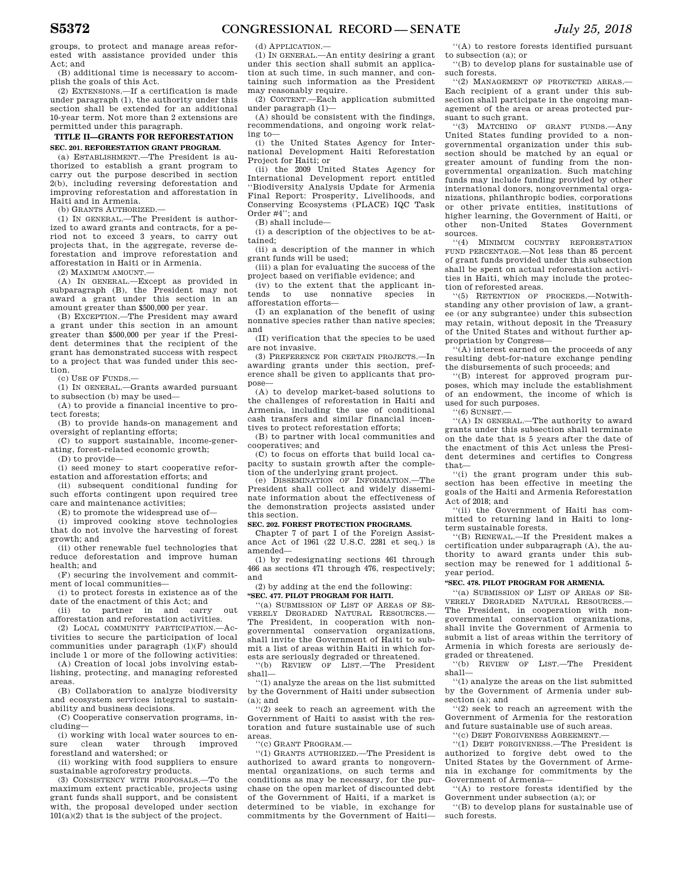groups, to protect and manage areas reforested with assistance provided under this Act; and

(B) additional time is necessary to accomplish the goals of this Act.

(2) EXTENSIONS.—If a certification is made under paragraph (1), the authority under this section shall be extended for an additional 10-year term. Not more than 2 extensions are permitted under this paragraph.

## TITLE II—GRANTS FOR REFORESTATION

### SEC. 201. REFORESTATION GRANT PROGRAM.

(a) ESTABLISHMENT.—The President is authorized to establish a grant program to carry out the purpose described in section 2(b), including reversing deforestation and improving reforestation and afforestation in Haiti and in Armenia.

(b) GRANTS AUTHORIZED.—

(1) IN GENERAL.—The President is authorized to award grants and contracts, for a period not to exceed 3 years, to carry out projects that, in the aggregate, reverse deforestation and improve reforestation and afforestation in Haiti or in Armenia.

(2) MAXIMUM AMOUNT.—

(A) IN GENERAL.—Except as provided in subparagraph (B), the President may not award a grant under this section in an amount greater than $500,000 per year.

(B) EXCEPTION.—The President may award a grant under this section in an amount greater than $500,000 per year if the President determines that the recipient of the grant has demonstrated success with respect to a project that was funded under this section.

(c) USE OF FUNDS.—

(1) IN GENERAL.—Grants awarded pursuant to subsection (b) may be used—

(A) to provide a financial incentive to protect forests;

(B) to provide hands-on management and oversight of replanting efforts;

(C) to support sustainable, income-generating, forest-related economic growth;

(D) to provide—

(i) seed money to start cooperative reforestation and afforestation efforts; and

(ii) subsequent conditional funding for such efforts contingent upon required tree care and maintenance activities;

(E) to promote the widespread use of—

(i) improved cooking stove technologies that do not involve the harvesting of forest growth; and

(ii) other renewable fuel technologies that reduce deforestation and improve human health; and

(F) securing the involvement and commitment of local communities—

(i) to protect forests in existence as of the date of the enactment of this Act; and

(ii) to partner in and carry out afforestation and reforestation activities.

(2) LOCAL COMMUNITY PARTICIPATION.—Activities to secure the participation of local communities under paragraph (1)(F) should include 1 or more of the following activities:

(A) Creation of local jobs involving establishing, protecting, and managing reforested areas.

(B) Collaboration to analyze biodiversity and ecosystem services integral to sustainability and business decisions.

(C) Cooperative conservation programs, including—

(i) working with local water sources to ensure clean water through improved forestland and watershed; or

(ii) working with food suppliers to ensure sustainable agroforestry products.

(3) CONSISTENCY WITH PROPOSALS.—To the maximum extent practicable, projects using grant funds shall support, and be consistent with, the proposal developed under section 101(a)(2) that is the subject of the project.

(d) APPLICATION.—

(1) IN GENERAL.—An entity desiring a grant under this section shall submit an application at such time, in such manner, and containing such information as the President may reasonably require.

(2) CONTENT.—Each application submitted under paragraph (1)—

(A) should be consistent with the findings, recommendations, and ongoing work relating to—

(i) the United States Agency for International Development Haiti Reforestation Project for Haiti; or

(ii) the 2009 United States Agency for International Development report entitled ''Biodiversity Analysis Update for Armenia Final Report: Prosperity, Livelihoods, and Conserving Ecosystems (PLACE) IQC Task Order #4''; and

(B) shall include—

(i) a description of the objectives to be attained;

(ii) a description of the manner in which grant funds will be used;

(iii) a plan for evaluating the success of the project based on verifiable evidence; and

(iv) to the extent that the applicant intends to use nonnative species in afforestation efforts—

(I) an explanation of the benefit of using nonnative species rather than native species; and

(II) verification that the species to be used are not invasive.

(3) PREFERENCE FOR CERTAIN PROJECTS.—In awarding grants under this section, preference shall be given to applicants that propose—

(A) to develop market-based solutions to the challenges of reforestation in Haiti and Armenia, including the use of conditional cash transfers and similar financial incentives to protect reforestation efforts;

(B) to partner with local communities and cooperatives; and

(C) to focus on efforts that build local capacity to sustain growth after the completion of the underlying grant project.

(e) DISSEMINATION OF INFORMATION.—The President shall collect and widely disseminate information about the effectiveness of the demonstration projects assisted under this section.

### SEC. 202. FOREST PROTECTION PROGRAMS.

Chapter 7 of part I of the Foreign Assistance Act of 1961 (22 U.S.C. 2281 et seq.) is amended—

(1) by redesignating sections 461 through 466 as sections 471 through 476, respectively; and

(2) by adding at the end the following:

**"SEC. 477. PILOT PROGRAM FOR HAITI.**

''(a) SUBMISSION OF LIST OF AREAS OF SEVERELY DEGRADED NATURAL RESOURCES.—The President, in cooperation with nongovernmental conservation organizations, shall invite the Government of Haiti to submit a list of areas within Haiti in which forests are seriously degraded or threatened.

''(b) REVIEW OF LIST.—The President shall—

''(1) analyze the areas on the list submitted by the Government of Haiti under subsection (a); and

''(2) seek to reach an agreement with the Government of Haiti to assist with the restoration and future sustainable use of such areas.

''(c) GRANT PROGRAM.—

''(1) GRANTS AUTHORIZED.—The President is authorized to award grants to nongovernmental organizations, on such terms and conditions as may be necessary, for the purchase on the open market of discounted debt of the Government of Haiti, if a market is determined to be viable, in exchange for commitments by the Government of Haiti—

''(A) to restore forests identified pursuant to subsection (a); or

''(B) to develop plans for sustainable use of such forests.

''(2) MANAGEMENT OF PROTECTED AREAS.—Each recipient of a grant under this subsection shall participate in the ongoing management of the area or areas protected pursuant to such grant.

''(3) MATCHING OF GRANT FUNDS.—Any United States funding provided to a nongovernmental organization under this subsection should be matched by an equal or greater amount of funding from the nongovernmental organization. Such matching funds may include funding provided by other international donors, nongovernmental organizations, philanthropic bodies, corporations or other private entities, institutions of higher learning, the Government of Haiti, or other non-United States Government sources.

''(4) MINIMUM COUNTRY REFORESTATION FUND PERCENTAGE.—Not less than 85 percent of grant funds provided under this subsection shall be spent on actual reforestation activities in Haiti, which may include the protection of reforested areas.

''(5) RETENTION OF PROCEEDS.—Notwithstanding any other provision of law, a grantee (or any subgrantee) under this subsection may retain, without deposit in the Treasury of the United States and without further appropriation by Congress—

''(A) interest earned on the proceeds of any resulting debt-for-nature exchange pending the disbursements of such proceeds; and

''(B) interest for approved program purposes, which may include the establishment of an endowment, the income of which is used for such purposes.

''(6) SUNSET.—

''(A) IN GENERAL.—The authority to award grants under this subsection shall terminate on the date that is 5 years after the date of the enactment of this Act unless the President determines and certifies to Congress that—

''(i) the grant program under this subsection has been effective in meeting the goals of the Haiti and Armenia Reforestation Act of 2018; and

''(ii) the Government of Haiti has committed to returning land in Haiti to long-term sustainable forests.

''(B) RENEWAL.—If the President makes a certification under subparagraph (A), the authority to award grants under this subsection may be renewed for 1 additional 5-year period.

**"SEC. 478. PILOT PROGRAM FOR ARMENIA.**

''(a) SUBMISSION OF LIST OF AREAS OF SEVERELY DEGRADED NATURAL RESOURCES.—The President, in cooperation with nongovernmental conservation organizations, shall invite the Government of Armenia to submit a list of areas within the territory of Armenia in which forests are seriously degraded or threatened.

''(b) REVIEW OF LIST.—The President shall—

''(1) analyze the areas on the list submitted by the Government of Armenia under subsection (a); and

''(2) seek to reach an agreement with the Government of Armenia for the restoration and future sustainable use of such areas.

''(c) DEBT FORGIVENESS AGREEMENT.—

''(1) DEBT FORGIVENESS.—The President is authorized to forgive debt owed to the United States by the Government of Armenia in exchange for commitments by the Government of Armenia—

''(A) to restore forests identified by the Government under subsection (a); or

''(B) to develop plans for sustainable use of such forests.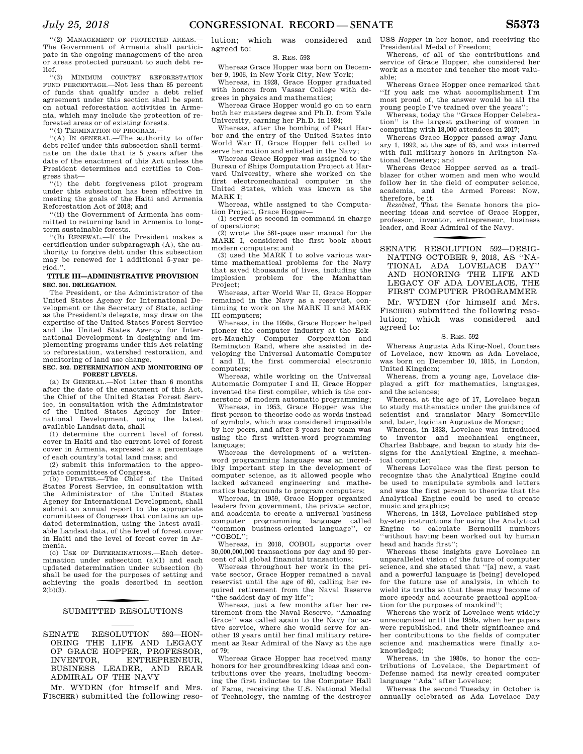"(2) MANAGEMENT OF PROTECTED AREAS.—The Government of Armenia shall participate in the ongoing management of the area or areas protected pursuant to such debt relief.

"(3) MINIMUM COUNTRY REFORESTATION FUND PERCENTAGE.—Not less than 85 percent of funds that qualify under a debt relief agreement under this section shall be spent on actual reforestation activities in Armenia, which may include the protection of reforested areas or of existing forests.

"(4) TERMINATION OF PROGRAM.—

"(A) IN GENERAL.—The authority to offer debt relief under this subsection shall terminate on the date that is 5 years after the date of the enactment of this Act unless the President determines and certifies to Congress that—

"(i) the debt forgiveness pilot program under this subsection has been effective in meeting the goals of the Haiti and Armenia Reforestation Act of 2018; and

"(ii) the Government of Armenia has committed to returning land in Armenia to long-term sustainable forests.

"(B) RENEWAL.—If the President makes a certification under subparagraph (A), the authority to forgive debt under this subsection may be renewed for 1 additional 5-year period.".

**TITLE III—ADMINISTRATIVE PROVISION**

**SEC. 301. DELEGATION.**

The President, or the Administrator of the United States Agency for International Development or the Secretary of State, acting as the President's delegate, may draw on the expertise of the United States Forest Service and the United States Agency for International Development in designing and implementing programs under this Act relating to reforestation, watershed restoration, and monitoring of land use change.

**SEC. 302. DETERMINATION AND MONITORING OF FOREST LEVELS.**

(a) IN GENERAL.—Not later than 6 months after the date of the enactment of this Act, the Chief of the United States Forest Service, in consultation with the Administrator of the United States Agency for International Development, using the latest available Landsat data, shall—

(1) determine the current level of forest cover in Haiti and the current level of forest cover in Armenia, expressed as a percentage of each country's total land mass; and

(2) submit this information to the appropriate committees of Congress.

(b) UPDATES.—The Chief of the United States Forest Service, in consultation with the Administrator of the United States Agency for International Development, shall submit an annual report to the appropriate committees of Congress that contains an updated determination, using the latest available Landsat data, of the level of forest cover in Haiti and the level of forest cover in Armenia.

(c) USE OF DETERMINATIONS.—Each determination under subsection (a)(1) and each updated determination under subsection (b) shall be used for the purposes of setting and achieving the goals described in section 2(b)(3).

## SUBMITTED RESOLUTIONS

## SENATE RESOLUTION 593—HONORING THE LIFE AND LEGACY OF GRACE HOPPER, PROFESSOR, INVENTOR, ENTREPRENEUR, BUSINESS LEADER, AND REAR ADMIRAL OF THE NAVY

Mr. WYDEN (for himself and Mrs. FISCHER) submitted the following resolution; which was considered and agreed to:

S. RES. 593

Whereas Grace Hopper was born on December 9, 1906, in New York City, New York;

Whereas, in 1928, Grace Hopper graduated with honors from Vassar College with degrees in physics and mathematics;

Whereas Grace Hopper would go on to earn both her masters degree and Ph.D. from Yale University, earning her Ph.D. in 1934;

Whereas, after the bombing of Pearl Harbor and the entry of the United States into World War II, Grace Hopper felt called to serve her nation and enlisted in the Navy;

Whereas Grace Hopper was assigned to the Bureau of Ships Computation Project at Harvard University, where she worked on the first electromechanical computer in the United States, which was known as the MARK I;

Whereas, while assigned to the Computation Project, Grace Hopper—

(1) served as second in command in charge of operations;

(2) wrote the 561-page user manual for the MARK I, considered the first book about modern computers; and

(3) used the MARK I to solve various wartime mathematical problems for the Navy that saved thousands of lives, including the implosion problem for the Manhattan Project;

Whereas, after World War II, Grace Hopper remained in the Navy as a reservist, continuing to work on the MARK II and MARK III computers;

Whereas, in the 1950s, Grace Hopper helped pioneer the computer industry at the Eckert-Mauchly Computer Corporation and Remington Rand, where she assisted in developing the Universal Automatic Computer I and II, the first commercial electronic computers;

Whereas, while working on the Universal Automatic Computer I and II, Grace Hopper invented the first compiler, which is the cornerstone of modern automatic programming;

Whereas, in 1953, Grace Hopper was the first person to theorize code as words instead of symbols, which was considered impossible by her peers, and after 3 years her team was using the first written-word programming language;

Whereas the development of a written-word programming language was an incredibly important step in the development of computer science, as it allowed people who lacked advanced engineering and mathematics backgrounds to program computers;

Whereas, in 1959, Grace Hopper organized leaders from government, the private sector, and academia to create a universal business computer programming language called "common business-oriented language", or "COBOL";

Whereas, in 2018, COBOL supports over 30,000,000,000 transactions per day and 90 percent of all global financial transactions;

Whereas throughout her work in the private sector, Grace Hopper remained a naval reservist until the age of 60, calling her required retirement from the Naval Reserve "the saddest day of my life";

Whereas, just a few months after her retirement from the Naval Reserve, "Amazing Grace" was called again to the Navy for active service, where she would serve for another 19 years until her final military retirement as Rear Admiral of the Navy at the age of 79;

Whereas Grace Hopper has received many honors for her groundbreaking ideas and contributions over the years, including becoming the first inductee to the Computer Hall of Fame, receiving the U.S. National Medal of Technology, the naming of the destroyer USS *Hopper* in her honor, and receiving the Presidential Medal of Freedom;

Whereas, of all of the contributions and service of Grace Hopper, she considered her work as a mentor and teacher the most valuable;

Whereas Grace Hopper once remarked that "If you ask me what accomplishment I'm most proud of, the answer would be all the young people I've trained over the years";

Whereas, today the "Grace Hopper Celebration" is the largest gathering of women in computing with 18,000 attendees in 2017;

Whereas Grace Hopper passed away January 1, 1992, at the age of 85, and was interred with full military honors in Arlington National Cemetery; and

Whereas Grace Hopper served as a trailblazer for other women and men who would follow her in the field of computer science, academia, and the Armed Forces: Now, therefore, be it

*Resolved*, That the Senate honors the pioneering ideas and service of Grace Hopper, professor, inventor, entrepreneur, business leader, and Rear Admiral of the Navy.

## SENATE RESOLUTION 592—DESIGNATING OCTOBER 9, 2018, AS "NATIONAL ADA LOVELACE DAY" AND HONORING THE LIFE AND LEGACY OF ADA LOVELACE, THE FIRST COMPUTER PROGRAMMER

Mr. WYDEN (for himself and Mrs. FISCHER) submitted the following resolution; which was considered and agreed to:

S. RES. 592

Whereas Augusta Ada King-Noel, Countess of Lovelace, now known as Ada Lovelace, was born on December 10, 1815, in London, United Kingdom;

Whereas, from a young age, Lovelace displayed a gift for mathematics, languages, and the sciences;

Whereas, at the age of 17, Lovelace began to study mathematics under the guidance of scientist and translator Mary Somerville and, later, logician Augustus de Morgan;

Whereas, in 1833, Lovelace was introduced to inventor and mechanical engineer, Charles Babbage, and began to study his designs for the Analytical Engine, a mechanical computer;

Whereas Lovelace was the first person to recognize that the Analytical Engine could be used to manipulate symbols and letters and was the first person to theorize that the Analytical Engine could be used to create music and graphics;

Whereas, in 1843, Lovelace published step-by-step instructions for using the Analytical Engine to calculate Bernoulli numbers "without having been worked out by human head and hands first";

Whereas these insights gave Lovelace an unparalleled vision of the future of computer science, and she stated that "[a] new, a vast and a powerful language is [being] developed for the future use of analysis, in which to wield its truths so that these may become of more speedy and accurate practical application for the purposes of mankind";

Whereas the work of Lovelace went widely unrecognized until the 1950s, when her papers were republished, and their significance and her contributions to the fields of computer science and mathematics were finally acknowledged;

Whereas, in the 1980s, to honor the contributions of Lovelace, the Department of Defense named its newly created computer language "Ada" after Lovelace;

Whereas the second Tuesday in October is annually celebrated as Ada Lovelace Day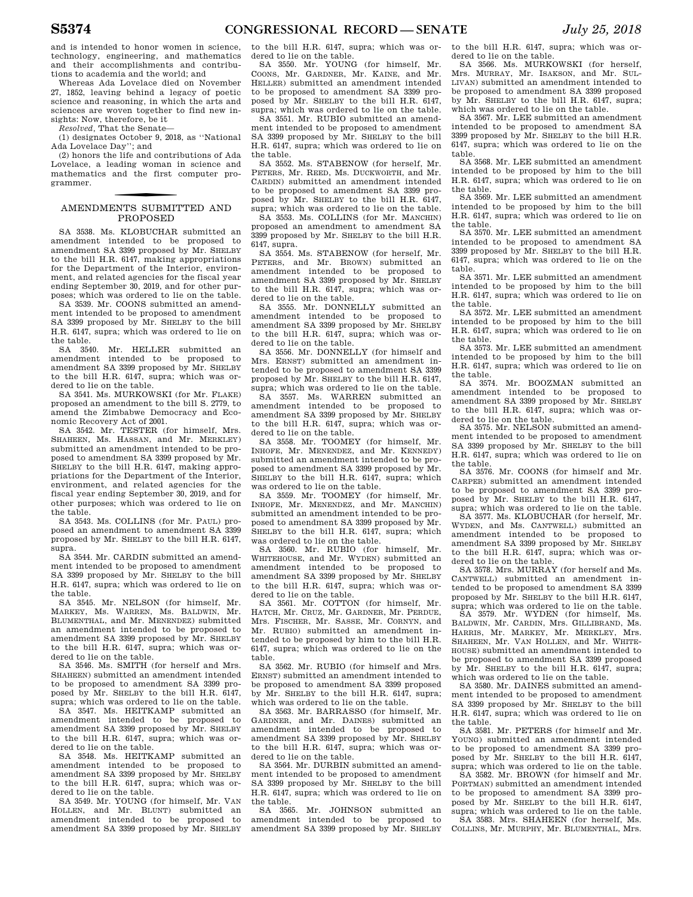and is intended to honor women in science, technology, engineering, and mathematics and their accomplishments and contributions to academia and the world; and

Whereas Ada Lovelace died on November 27, 1852, leaving behind a legacy of poetic science and reasoning, in which the arts and sciences are woven together to find new insights: Now, therefore, be it

*Resolved*, That the Senate—

(1) designates October 9, 2018, as "National Ada Lovelace Day"; and

(2) honors the life and contributions of Ada Lovelace, a leading woman in science and mathematics and the first computer programmer.

## AMENDMENTS SUBMITTED AND PROPOSED

SA 3538. Ms. KLOBUCHAR submitted an amendment intended to be proposed to amendment SA 3399 proposed by Mr. SHELBY to the bill H.R. 6147, making appropriations for the Department of the Interior, environment, and related agencies for the fiscal year ending September 30, 2019, and for other purposes; which was ordered to lie on the table.

SA 3539. Mr. COONS submitted an amendment intended to be proposed to amendment SA 3399 proposed by Mr. SHELBY to the bill H.R. 6147, supra; which was ordered to lie on the table.

SA 3540. Mr. HELLER submitted an amendment intended to be proposed to amendment SA 3399 proposed by Mr. SHELBY to the bill H.R. 6147, supra; which was ordered to lie on the table.

SA 3541. Ms. MURKOWSKI (for Mr. FLAKE) proposed an amendment to the bill S. 2779, to amend the Zimbabwe Democracy and Economic Recovery Act of 2001.

SA 3542. Mr. TESTER (for himself, Mrs. SHAHEEN, Ms. HASSAN, and Mr. MERKLEY) submitted an amendment intended to be proposed to amendment SA 3399 proposed by Mr. SHELBY to the bill H.R. 6147, making appropriations for the Department of the Interior, environment, and related agencies for the fiscal year ending September 30, 2019, and for other purposes; which was ordered to lie on the table.

SA 3543. Ms. COLLINS (for Mr. PAUL) proposed an amendment to amendment SA 3399 proposed by Mr. SHELBY to the bill H.R. 6147, supra.

SA 3544. Mr. CARDIN submitted an amendment intended to be proposed to amendment SA 3399 proposed by Mr. SHELBY to the bill H.R. 6147, supra; which was ordered to lie on the table.

SA 3545. Mr. NELSON (for himself, Mr. MARKEY, Ms. WARREN, Ms. BALDWIN, Mr. BLUMENTHAL, and Mr. MENENDEZ) submitted an amendment intended to be proposed to amendment SA 3399 proposed by Mr. SHELBY to the bill H.R. 6147, supra; which was ordered to lie on the table.

SA 3546. Ms. SMITH (for herself and Mrs. SHAHEEN) submitted an amendment intended to be proposed to amendment SA 3399 proposed by Mr. SHELBY to the bill H.R. 6147, supra; which was ordered to lie on the table.

SA 3547. Ms. HEITKAMP submitted an amendment intended to be proposed to amendment SA 3399 proposed by Mr. SHELBY to the bill H.R. 6147, supra; which was ordered to lie on the table.

SA 3548. Ms. HEITKAMP submitted an amendment intended to be proposed to amendment SA 3399 proposed by Mr. SHELBY to the bill H.R. 6147, supra; which was ordered to lie on the table.

SA 3549. Mr. YOUNG (for himself, Mr. VAN HOLLEN, and Mr. BLUNT) submitted an amendment intended to be proposed to amendment SA 3399 proposed by Mr. SHELBY to the bill H.R. 6147, supra; which was ordered to lie on the table.

SA 3550. Mr. YOUNG (for himself, Mr. COONS, Mr. GARDNER, Mr. KAINE, and Mr. HELLER) submitted an amendment intended to be proposed to amendment SA 3399 proposed by Mr. SHELBY to the bill H.R. 6147, supra; which was ordered to lie on the table.

SA 3551. Mr. RUBIO submitted an amendment intended to be proposed to amendment SA 3399 proposed by Mr. SHELBY to the bill H.R. 6147, supra; which was ordered to lie on the table.

SA 3552. Ms. STABENOW (for herself, Mr. PETERS, Mr. REED, Ms. DUCKWORTH, and Mr. CARDIN) submitted an amendment intended to be proposed to amendment SA 3399 proposed by Mr. SHELBY to the bill H.R. 6147, supra; which was ordered to lie on the table.

SA 3553. Ms. COLLINS (for Mr. MANCHIN) proposed an amendment to amendment SA 3399 proposed by Mr. SHELBY to the bill H.R. 6147, supra.

SA 3554. Ms. STABENOW (for herself, Mr. PETERS, and Mr. BROWN) submitted an amendment intended to be proposed to amendment SA 3399 proposed by Mr. SHELBY to the bill H.R. 6147, supra; which was ordered to lie on the table.

SA 3555. Mr. DONNELLY submitted an amendment intended to be proposed to amendment SA 3399 proposed by Mr. SHELBY to the bill H.R. 6147, supra; which was ordered to lie on the table.

SA 3556. Mr. DONNELLY (for himself and Mrs. ERNST) submitted an amendment intended to be proposed to amendment SA 3399 proposed by Mr. SHELBY to the bill H.R. 6147, supra; which was ordered to lie on the table.

SA 3557. Ms. WARREN submitted an amendment intended to be proposed to amendment SA 3399 proposed by Mr. SHELBY to the bill H.R. 6147, supra; which was ordered to lie on the table.

SA 3558. Mr. TOOMEY (for himself, Mr. INHOFE, Mr. MENENDEZ, and Mr. KENNEDY) submitted an amendment intended to be proposed to amendment SA 3399 proposed by Mr. SHELBY to the bill H.R. 6147, supra; which was ordered to lie on the table.

SA 3559. Mr. TOOMEY (for himself, Mr. INHOFE, Mr. MENENDEZ, and Mr. MANCHIN) submitted an amendment intended to be proposed to amendment SA 3399 proposed by Mr. SHELBY to the bill H.R. 6147, supra; which was ordered to lie on the table.

SA 3560. Mr. RUBIO (for himself, Mr. WHITEHOUSE, and Mr. WYDEN) submitted an amendment intended to be proposed to amendment SA 3399 proposed by Mr. SHELBY to the bill H.R. 6147, supra; which was ordered to lie on the table.

SA 3561. Mr. COTTON (for himself, Mr. HATCH, Mr. CRUZ, Mr. GARDNER, Mr. PERDUE, Mrs. FISCHER, Mr. SASSE, Mr. CORNYN, and Mr. RUBIO) submitted an amendment intended to be proposed by him to the bill H.R. 6147, supra; which was ordered to lie on the table.

SA 3562. Mr. RUBIO (for himself and Mrs. ERNST) submitted an amendment intended to be proposed to amendment SA 3399 proposed by Mr. SHELBY to the bill H.R. 6147, supra; which was ordered to lie on the table.

SA 3563. Mr. BARRASSO (for himself, Mr. GARDNER, and Mr. DAINES) submitted an amendment intended to be proposed to amendment SA 3399 proposed by Mr. SHELBY to the bill H.R. 6147, supra; which was ordered to lie on the table.

SA 3564. Mr. DURBIN submitted an amendment intended to be proposed to amendment SA 3399 proposed by Mr. SHELBY to the bill H.R. 6147, supra; which was ordered to lie on the table.

SA 3565. Mr. JOHNSON submitted an amendment intended to be proposed to amendment SA 3399 proposed by Mr. SHELBY to the bill H.R. 6147, supra; which was ordered to lie on the table.

SA 3566. Ms. MURKOWSKI (for herself, Mrs. MURRAY, Mr. ISAKSON, and Mr. SULLIVAN) submitted an amendment intended to be proposed to amendment SA 3399 proposed by Mr. SHELBY to the bill H.R. 6147, supra; which was ordered to lie on the table.

SA 3567. Mr. LEE submitted an amendment intended to be proposed to amendment SA 3399 proposed by Mr. SHELBY to the bill H.R. 6147, supra; which was ordered to lie on the table.

SA 3568. Mr. LEE submitted an amendment intended to be proposed by him to the bill H.R. 6147, supra; which was ordered to lie on the table.

SA 3569. Mr. LEE submitted an amendment intended to be proposed by him to the bill H.R. 6147, supra; which was ordered to lie on the table.

SA 3570. Mr. LEE submitted an amendment intended to be proposed to amendment SA 3399 proposed by Mr. SHELBY to the bill H.R. 6147, supra; which was ordered to lie on the table.

SA 3571. Mr. LEE submitted an amendment intended to be proposed by him to the bill H.R. 6147, supra; which was ordered to lie on the table.

SA 3572. Mr. LEE submitted an amendment intended to be proposed by him to the bill H.R. 6147, supra; which was ordered to lie on the table.

SA 3573. Mr. LEE submitted an amendment intended to be proposed by him to the bill H.R. 6147, supra; which was ordered to lie on the table.

SA 3574. Mr. BOOZMAN submitted an amendment intended to be proposed to amendment SA 3399 proposed by Mr. SHELBY to the bill H.R. 6147, supra; which was ordered to lie on the table.

SA 3575. Mr. NELSON submitted an amendment intended to be proposed to amendment SA 3399 proposed by Mr. SHELBY to the bill H.R. 6147, supra; which was ordered to lie on the table.

SA 3576. Mr. COONS (for himself and Mr. CARPER) submitted an amendment intended to be proposed to amendment SA 3399 proposed by Mr. SHELBY to the bill H.R. 6147, supra; which was ordered to lie on the table.

SA 3577. Ms. KLOBUCHAR (for herself, Mr. WYDEN, and Ms. CANTWELL) submitted an amendment intended to be proposed to amendment SA 3399 proposed by Mr. SHELBY to the bill H.R. 6147, supra; which was ordered to lie on the table.

SA 3578. Mrs. MURRAY (for herself and Ms. CANTWELL) submitted an amendment intended to be proposed to amendment SA 3399 proposed by Mr. SHELBY to the bill H.R. 6147, supra; which was ordered to lie on the table.

SA 3579. Mr. WYDEN (for himself, Ms. BALDWIN, Mr. CARDIN, Mrs. GILLIBRAND, Ms. HARRIS, Mr. MARKEY, Mr. MERKLEY, Mrs. SHAHEEN, Mr. VAN HOLLEN, and Mr. WHITEHOUSE) submitted an amendment intended to be proposed to amendment SA 3399 proposed by Mr. SHELBY to the bill H.R. 6147, supra; which was ordered to lie on the table.

SA 3580. Mr. DAINES submitted an amendment intended to be proposed to amendment SA 3399 proposed by Mr. SHELBY to the bill H.R. 6147, supra; which was ordered to lie on the table.

SA 3581. Mr. PETERS (for himself and Mr. YOUNG) submitted an amendment intended to be proposed to amendment SA 3399 proposed by Mr. SHELBY to the bill H.R. 6147, supra; which was ordered to lie on the table.

SA 3582. Mr. BROWN (for himself and Mr. PORTMAN) submitted an amendment intended to be proposed to amendment SA 3399 proposed by Mr. SHELBY to the bill H.R. 6147, supra; which was ordered to lie on the table.

SA 3583. Mrs. SHAHEEN (for herself, Ms. COLLINS, Mr. MURPHY, Mr. BLUMENTHAL, Mrs.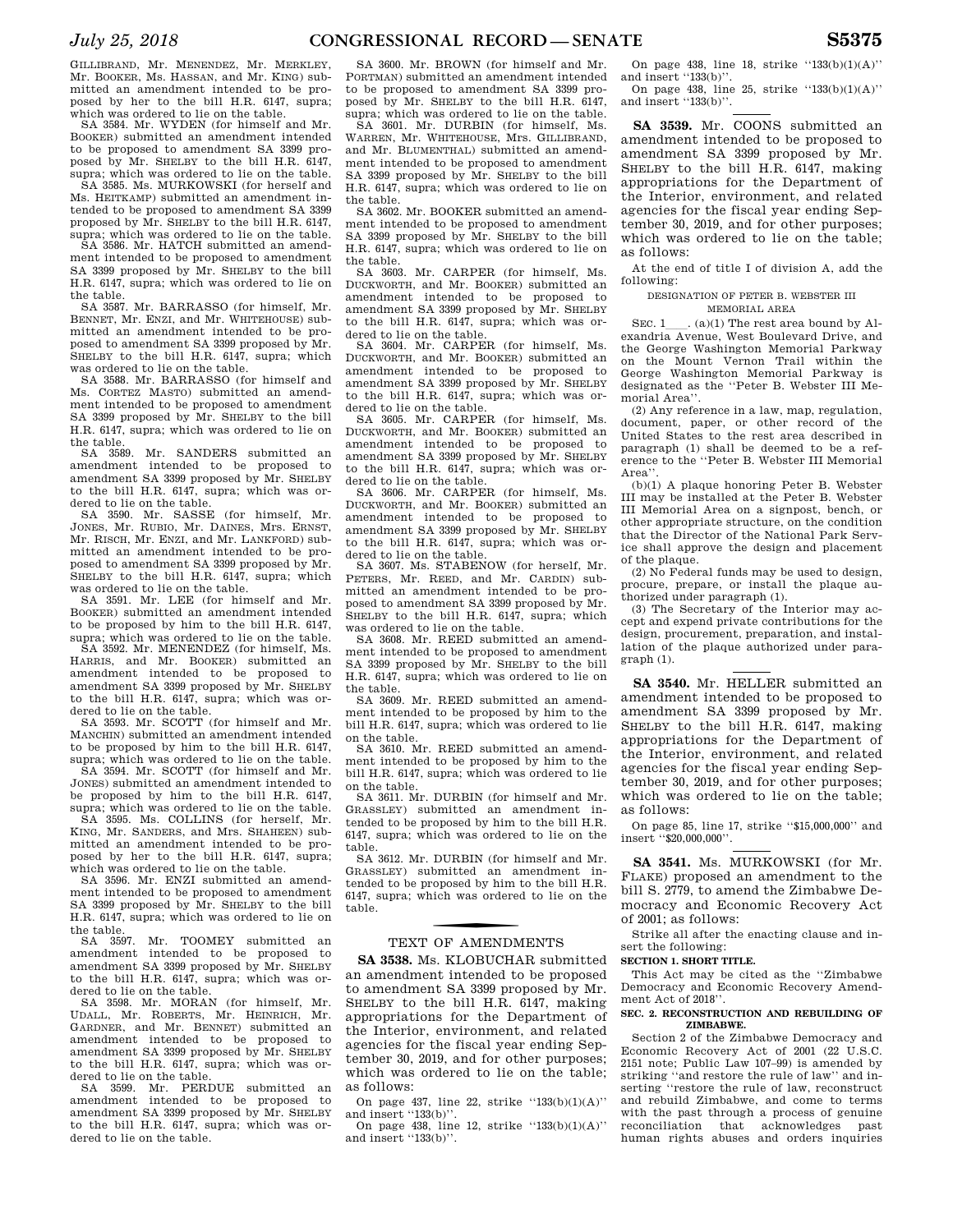GILLIBRAND, Mr. MENENDEZ, Mr. MERKLEY, Mr. BOOKER, Ms. HASSAN, and Mr. KING) submitted an amendment intended to be proposed by her to the bill H.R. 6147, supra; which was ordered to lie on the table.

SA 3584. Mr. WYDEN (for himself and Mr. BOOKER) submitted an amendment intended to be proposed to amendment SA 3399 proposed by Mr. SHELBY to the bill H.R. 6147, supra; which was ordered to lie on the table.

SA 3585. Ms. MURKOWSKI (for herself and Ms. HEITKAMP) submitted an amendment intended to be proposed to amendment SA 3399 proposed by Mr. SHELBY to the bill H.R. 6147, supra; which was ordered to lie on the table.

SA 3586. Mr. HATCH submitted an amendment intended to be proposed to amendment SA 3399 proposed by Mr. SHELBY to the bill H.R. 6147, supra; which was ordered to lie on the table.

SA 3587. Mr. BARRASSO (for himself, Mr. BENNET, Mr. ENZI, and Mr. WHITEHOUSE) submitted an amendment intended to be proposed to amendment SA 3399 proposed by Mr. SHELBY to the bill H.R. 6147, supra; which was ordered to lie on the table.

SA 3588. Mr. BARRASSO (for himself and Ms. CORTEZ MASTO) submitted an amendment intended to be proposed to amendment SA 3399 proposed by Mr. SHELBY to the bill H.R. 6147, supra; which was ordered to lie on the table.

SA 3589. Mr. SANDERS submitted an amendment intended to be proposed to amendment SA 3399 proposed by Mr. SHELBY to the bill H.R. 6147, supra; which was ordered to lie on the table.

SA 3590. Mr. SASSE (for himself, Mr. JONES, Mr. RUBIO, Mr. DAINES, Mrs. ERNST, Mr. RISCH, Mr. ENZI, and Mr. LANKFORD) submitted an amendment intended to be proposed to amendment SA 3399 proposed by Mr. SHELBY to the bill H.R. 6147, supra; which was ordered to lie on the table.

SA 3591. Mr. LEE (for himself and Mr. BOOKER) submitted an amendment intended to be proposed by him to the bill H.R. 6147, supra; which was ordered to lie on the table.

SA 3592. Mr. MENENDEZ (for himself, Ms. HARRIS, and Mr. BOOKER) submitted an amendment intended to be proposed to amendment SA 3399 proposed by Mr. SHELBY to the bill H.R. 6147, supra; which was ordered to lie on the table.

SA 3593. Mr. SCOTT (for himself and Mr. MANCHIN) submitted an amendment intended to be proposed by him to the bill H.R. 6147, supra; which was ordered to lie on the table.

SA 3594. Mr. SCOTT (for himself and Mr. JONES) submitted an amendment intended to be proposed by him to the bill H.R. 6147, supra; which was ordered to lie on the table.

SA 3595. Ms. COLLINS (for herself, Mr. KING, Mr. SANDERS, and Mrs. SHAHEEN) submitted an amendment intended to be proposed by her to the bill H.R. 6147, supra; which was ordered to lie on the table.

SA 3596. Mr. ENZI submitted an amendment intended to be proposed to amendment SA 3399 proposed by Mr. SHELBY to the bill H.R. 6147, supra; which was ordered to lie on the table.

SA 3597. Mr. TOOMEY submitted an amendment intended to be proposed to amendment SA 3399 proposed by Mr. SHELBY to the bill H.R. 6147, supra; which was ordered to lie on the table.

SA 3598. Mr. MORAN (for himself, Mr. UDALL, Mr. ROBERTS, Mr. HEINRICH, Mr. GARDNER, and Mr. BENNET) submitted an amendment intended to be proposed to amendment SA 3399 proposed by Mr. SHELBY to the bill H.R. 6147, supra; which was ordered to lie on the table.

SA 3599. Mr. PERDUE submitted an amendment intended to be proposed to amendment SA 3399 proposed by Mr. SHELBY to the bill H.R. 6147, supra; which was ordered to lie on the table.

SA 3600. Mr. BROWN (for himself and Mr. PORTMAN) submitted an amendment intended to be proposed to amendment SA 3399 proposed by Mr. SHELBY to the bill H.R. 6147, supra; which was ordered to lie on the table.

SA 3601. Mr. DURBIN (for himself, Ms. WARREN, Mr. WHITEHOUSE, Mrs. GILLIBRAND, and Mr. BLUMENTHAL) submitted an amendment intended to be proposed to amendment SA 3399 proposed by Mr. SHELBY to the bill H.R. 6147, supra; which was ordered to lie on the table.

SA 3602. Mr. BOOKER submitted an amendment intended to be proposed to amendment SA 3399 proposed by Mr. SHELBY to the bill H.R. 6147, supra; which was ordered to lie on the table.

SA 3603. Mr. CARPER (for himself, Ms. DUCKWORTH, and Mr. BOOKER) submitted an amendment intended to be proposed to amendment SA 3399 proposed by Mr. SHELBY to the bill H.R. 6147, supra; which was ordered to lie on the table.

SA 3604. Mr. CARPER (for himself, Ms. DUCKWORTH, and Mr. BOOKER) submitted an amendment intended to be proposed to amendment SA 3399 proposed by Mr. SHELBY to the bill H.R. 6147, supra; which was ordered to lie on the table.

SA 3605. Mr. CARPER (for himself, Ms. DUCKWORTH, and Mr. BOOKER) submitted an amendment intended to be proposed to amendment SA 3399 proposed by Mr. SHELBY to the bill H.R. 6147, supra; which was ordered to lie on the table.

SA 3606. Mr. CARPER (for himself, Ms. DUCKWORTH, and Mr. BOOKER) submitted an amendment intended to be proposed to amendment SA 3399 proposed by Mr. SHELBY to the bill H.R. 6147, supra; which was ordered to lie on the table.

SA 3607. Ms. STABENOW (for herself, Mr. PETERS, Mr. REED, and Mr. CARDIN) submitted an amendment intended to be proposed to amendment SA 3399 proposed by Mr. SHELBY to the bill H.R. 6147, supra; which was ordered to lie on the table.

SA 3608. Mr. REED submitted an amendment intended to be proposed to amendment SA 3399 proposed by Mr. SHELBY to the bill H.R. 6147, supra; which was ordered to lie on the table.

SA 3609. Mr. REED submitted an amendment intended to be proposed by him to the bill H.R. 6147, supra; which was ordered to lie on the table.

SA 3610. Mr. REED submitted an amendment intended to be proposed by him to the bill H.R. 6147, supra; which was ordered to lie on the table.

SA 3611. Mr. DURBIN (for himself and Mr. GRASSLEY) submitted an amendment intended to be proposed by him to the bill H.R. 6147, supra; which was ordered to lie on the table.

SA 3612. Mr. DURBIN (for himself and Mr. GRASSLEY) submitted an amendment intended to be proposed by him to the bill H.R. 6147, supra; which was ordered to lie on the table.

## TEXT OF AMENDMENTS

**SA 3538.** Ms. KLOBUCHAR submitted an amendment intended to be proposed to amendment SA 3399 proposed by Mr. SHELBY to the bill H.R. 6147, making appropriations for the Department of the Interior, environment, and related agencies for the fiscal year ending September 30, 2019, and for other purposes; which was ordered to lie on the table; as follows:

On page 437, line 22, strike ''133(b)(1)(A)'' and insert ''133(b)''.

On page 438, line 12, strike ''133(b)(1)(A)'' and insert ''133(b)''.

On page 438, line 18, strike ''133(b)(1)(A)'' and insert ''133(b)''.

On page 438, line 25, strike ''133(b)(1)(A)'' and insert ''133(b)''.

**SA 3539.** Mr. COONS submitted an amendment intended to be proposed to amendment SA 3399 proposed by Mr. SHELBY to the bill H.R. 6147, making appropriations for the Department of the Interior, environment, and related agencies for the fiscal year ending September 30, 2019, and for other purposes; which was ordered to lie on the table; as follows:

At the end of title I of division A, add the following:

DESIGNATION OF PETER B. WEBSTER III MEMORIAL AREA

SEC. 1\_\_\_\_. (a)(1) The rest area bound by Alexandria Avenue, West Boulevard Drive, and the George Washington Memorial Parkway on the Mount Vernon Trail within the George Washington Memorial Parkway is designated as the ''Peter B. Webster III Memorial Area''.

(2) Any reference in a law, map, regulation, document, paper, or other record of the United States to the rest area described in paragraph (1) shall be deemed to be a reference to the ''Peter B. Webster III Memorial Area''.

(b)(1) A plaque honoring Peter B. Webster III may be installed at the Peter B. Webster III Memorial Area on a signpost, bench, or other appropriate structure, on the condition that the Director of the National Park Service shall approve the design and placement of the plaque.

(2) No Federal funds may be used to design, procure, prepare, or install the plaque authorized under paragraph (1).

(3) The Secretary of the Interior may accept and expend private contributions for the design, procurement, preparation, and installation of the plaque authorized under paragraph (1).

**SA 3540.** Mr. HELLER submitted an amendment intended to be proposed to amendment SA 3399 proposed by Mr. SHELBY to the bill H.R. 6147, making appropriations for the Department of the Interior, environment, and related agencies for the fiscal year ending September 30, 2019, and for other purposes; which was ordered to lie on the table; as follows:

On page 85, line 17, strike ''$15,000,000'' and insert ''$20,000,000''.

**SA 3541.** Ms. MURKOWSKI (for Mr. FLAKE) proposed an amendment to the bill S. 2779, to amend the Zimbabwe Democracy and Economic Recovery Act of 2001; as follows:

Strike all after the enacting clause and insert the following:

**SECTION 1. SHORT TITLE.**

This Act may be cited as the ''Zimbabwe Democracy and Economic Recovery Amendment Act of 2018''.

**SEC. 2. RECONSTRUCTION AND REBUILDING OF ZIMBABWE.**

Section 2 of the Zimbabwe Democracy and Economic Recovery Act of 2001 (22 U.S.C. 2151 note; Public Law 107–99) is amended by striking ''and restore the rule of law'' and inserting ''restore the rule of law, reconstruct and rebuild Zimbabwe, and come to terms with the past through a process of genuine reconciliation that acknowledges past human rights abuses and orders inquiries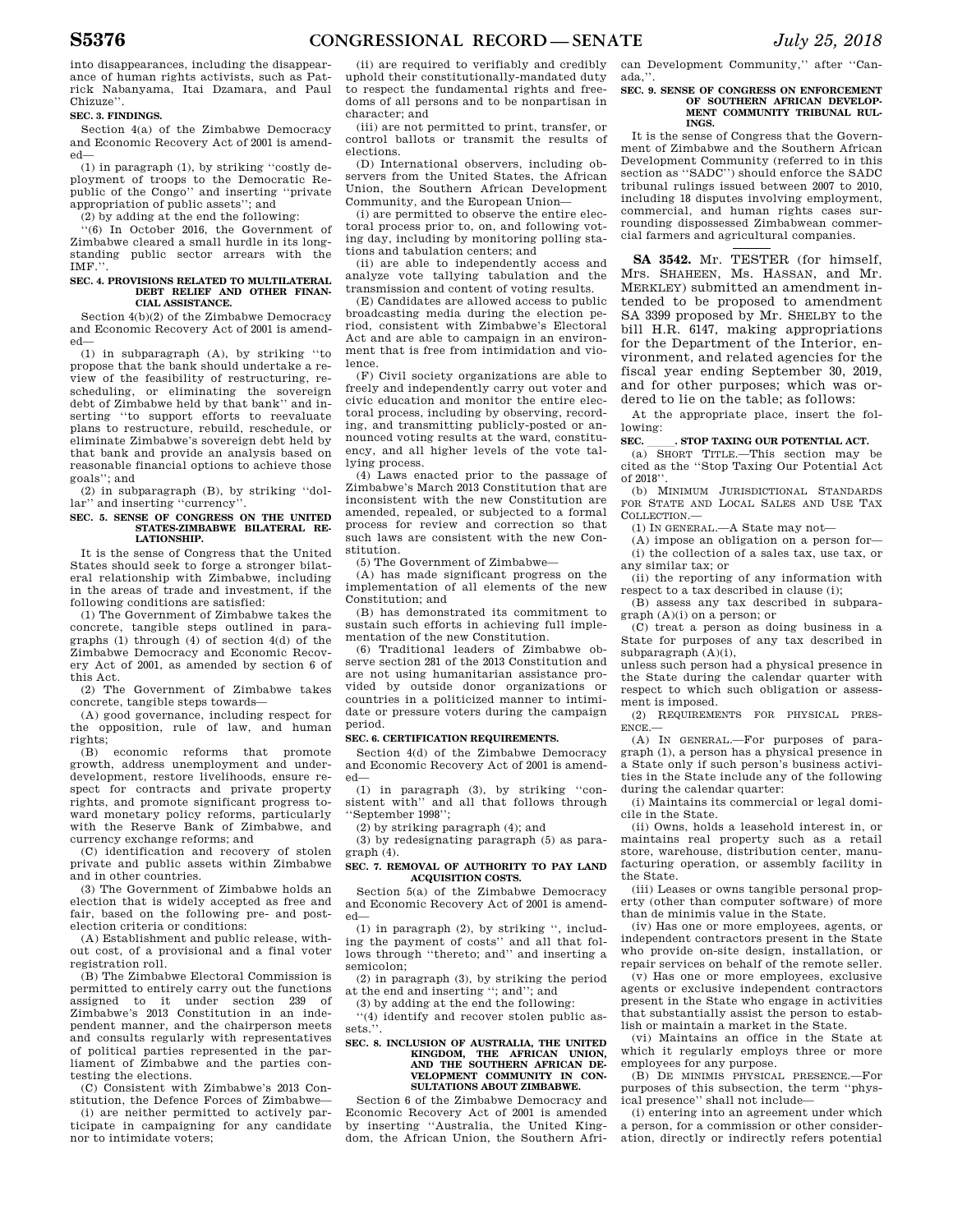into disappearances, including the disappearance of human rights activists, such as Patrick Nabanyama, Itai Dzamara, and Paul Chizuze''.

**SEC. 3. FINDINGS.**

Section 4(a) of the Zimbabwe Democracy and Economic Recovery Act of 2001 is amended—

(1) in paragraph (1), by striking ''costly deployment of troops to the Democratic Republic of the Congo'' and inserting ''private appropriation of public assets''; and

(2) by adding at the end the following:

''(6) In October 2016, the Government of Zimbabwe cleared a small hurdle in its long-standing public sector arrears with the IMF.''.

**SEC. 4. PROVISIONS RELATED TO MULTILATERAL DEBT RELIEF AND OTHER FINANCIAL ASSISTANCE.**

Section 4(b)(2) of the Zimbabwe Democracy and Economic Recovery Act of 2001 is amended—

(1) in subparagraph (A), by striking ''to propose that the bank should undertake a review of the feasibility of restructuring, rescheduling, or eliminating the sovereign debt of Zimbabwe held by that bank'' and inserting ''to support efforts to reevaluate plans to restructure, rebuild, reschedule, or eliminate Zimbabwe's sovereign debt held by that bank and provide an analysis based on reasonable financial options to achieve those goals''; and

(2) in subparagraph (B), by striking ''dollar'' and inserting ''currency''.

**SEC. 5. SENSE OF CONGRESS ON THE UNITED STATES-ZIMBABWE BILATERAL RELATIONSHIP.**

It is the sense of Congress that the United States should seek to forge a stronger bilateral relationship with Zimbabwe, including in the areas of trade and investment, if the following conditions are satisfied:

(1) The Government of Zimbabwe takes the concrete, tangible steps outlined in paragraphs (1) through (4) of section 4(d) of the Zimbabwe Democracy and Economic Recovery Act of 2001, as amended by section 6 of this Act.

(2) The Government of Zimbabwe takes concrete, tangible steps towards—

(A) good governance, including respect for the opposition, rule of law, and human rights;

(B) economic reforms that promote growth, address unemployment and underdevelopment, restore livelihoods, ensure respect for contracts and private property rights, and promote significant progress toward monetary policy reforms, particularly with the Reserve Bank of Zimbabwe, and currency exchange reforms; and

(C) identification and recovery of stolen private and public assets within Zimbabwe and in other countries.

(3) The Government of Zimbabwe holds an election that is widely accepted as free and fair, based on the following pre- and post-election criteria or conditions:

(A) Establishment and public release, without cost, of a provisional and a final voter registration roll.

(B) The Zimbabwe Electoral Commission is permitted to entirely carry out the functions assigned to it under section 239 of Zimbabwe's 2013 Constitution in an independent manner, and the chairperson meets and consults regularly with representatives of political parties represented in the parliament of Zimbabwe and the parties contesting the elections.

(C) Consistent with Zimbabwe's 2013 Constitution, the Defence Forces of Zimbabwe—

(i) are neither permitted to actively participate in campaigning for any candidate nor to intimidate voters;

(ii) are required to verifiably and credibly uphold their constitutionally-mandated duty to respect the fundamental rights and freedoms of all persons and to be nonpartisan in character; and

(iii) are not permitted to print, transfer, or control ballots or transmit the results of elections.

(D) International observers, including observers from the United States, the African Union, the Southern African Development Community, and the European Union—

(i) are permitted to observe the entire electoral process prior to, on, and following voting day, including by monitoring polling stations and tabulation centers; and

(ii) are able to independently access and analyze vote tallying tabulation and the transmission and content of voting results.

(E) Candidates are allowed access to public broadcasting media during the election period, consistent with Zimbabwe's Electoral Act and are able to campaign in an environment that is free from intimidation and violence.

(F) Civil society organizations are able to freely and independently carry out voter and civic education and monitor the entire electoral process, including by observing, recording, and transmitting publicly-posted or announced voting results at the ward, constituency, and all higher levels of the vote tallying process.

(4) Laws enacted prior to the passage of Zimbabwe's March 2013 Constitution that are inconsistent with the new Constitution are amended, repealed, or subjected to a formal process for review and correction so that such laws are consistent with the new Constitution.

(5) The Government of Zimbabwe—

(A) has made significant progress on the implementation of all elements of the new Constitution; and

(B) has demonstrated its commitment to sustain such efforts in achieving full implementation of the new Constitution.

(6) Traditional leaders of Zimbabwe observe section 281 of the 2013 Constitution and are not using humanitarian assistance provided by outside donor organizations or countries in a politicized manner to intimidate or pressure voters during the campaign period.

**SEC. 6. CERTIFICATION REQUIREMENTS.**

Section 4(d) of the Zimbabwe Democracy and Economic Recovery Act of 2001 is amended—

(1) in paragraph (3), by striking ''consistent with'' and all that follows through ''September 1998'';

(2) by striking paragraph (4); and

(3) by redesignating paragraph (5) as paragraph (4).

**SEC. 7. REMOVAL OF AUTHORITY TO PAY LAND ACQUISITION COSTS.**

Section 5(a) of the Zimbabwe Democracy and Economic Recovery Act of 2001 is amended—

(1) in paragraph (2), by striking '', including the payment of costs'' and all that follows through ''thereto; and'' and inserting a semicolon;

(2) in paragraph (3), by striking the period at the end and inserting ''; and''; and

(3) by adding at the end the following:

''(4) identify and recover stolen public assets.''.

**SEC. 8. INCLUSION OF AUSTRALIA, THE UNITED KINGDOM, THE AFRICAN UNION, AND THE SOUTHERN AFRICAN DEVELOPMENT COMMUNITY IN CONSULTATIONS ABOUT ZIMBABWE.**

Section 6 of the Zimbabwe Democracy and Economic Recovery Act of 2001 is amended by inserting ''Australia, the United Kingdom, the African Union, the Southern African Development Community,'' after ''Canada,''.

**SEC. 9. SENSE OF CONGRESS ON ENFORCEMENT OF SOUTHERN AFRICAN DEVELOPMENT COMMUNITY TRIBUNAL RULINGS.**

It is the sense of Congress that the Government of Zimbabwe and the Southern African Development Community (referred to in this section as ''SADC'') should enforce the SADC tribunal rulings issued between 2007 to 2010, including 18 disputes involving employment, commercial, and human rights cases surrounding dispossessed Zimbabwean commercial farmers and agricultural companies.

---

**SA 3542.** Mr. TESTER (for himself, Mrs. SHAHEEN, Ms. HASSAN, and Mr. MERKLEY) submitted an amendment intended to be proposed to amendment SA 3399 proposed by Mr. SHELBY to the bill H.R. 6147, making appropriations for the Department of the Interior, environment, and related agencies for the fiscal year ending September 30, 2019, and for other purposes; which was ordered to lie on the table; as follows:

At the appropriate place, insert the following:

**SEC. \_\_\_\_. STOP TAXING OUR POTENTIAL ACT.**

(a) SHORT TITLE.—This section may be cited as the ''Stop Taxing Our Potential Act of 2018''.

(b) MINIMUM JURISDICTIONAL STANDARDS FOR STATE AND LOCAL SALES AND USE TAX COLLECTION.—

(1) IN GENERAL.—A State may not—

(A) impose an obligation on a person for—

(i) the collection of a sales tax, use tax, or any similar tax; or

(ii) the reporting of any information with respect to a tax described in clause (i);

(B) assess any tax described in subparagraph (A)(i) on a person; or

(C) treat a person as doing business in a State for purposes of any tax described in subparagraph (A)(i),

unless such person had a physical presence in the State during the calendar quarter with respect to which such obligation or assessment is imposed.

(2) REQUIREMENTS FOR PHYSICAL PRESENCE.—

(A) IN GENERAL.—For purposes of paragraph (1), a person has a physical presence in a State only if such person's business activities in the State include any of the following during the calendar quarter:

(i) Maintains its commercial or legal domicile in the State.

(ii) Owns, holds a leasehold interest in, or maintains real property such as a retail store, warehouse, distribution center, manufacturing operation, or assembly facility in the State.

(iii) Leases or owns tangible personal property (other than computer software) of more than de minimis value in the State.

(iv) Has one or more employees, agents, or independent contractors present in the State who provide on-site design, installation, or repair services on behalf of the remote seller.

(v) Has one or more employees, exclusive agents or exclusive independent contractors present in the State who engage in activities that substantially assist the person to establish or maintain a market in the State.

(vi) Maintains an office in the State at which it regularly employs three or more employees for any purpose.

(B) DE MINIMIS PHYSICAL PRESENCE.—For purposes of this subsection, the term ''physical presence'' shall not include—

(i) entering into an agreement under which a person, for a commission or other consideration, directly or indirectly refers potential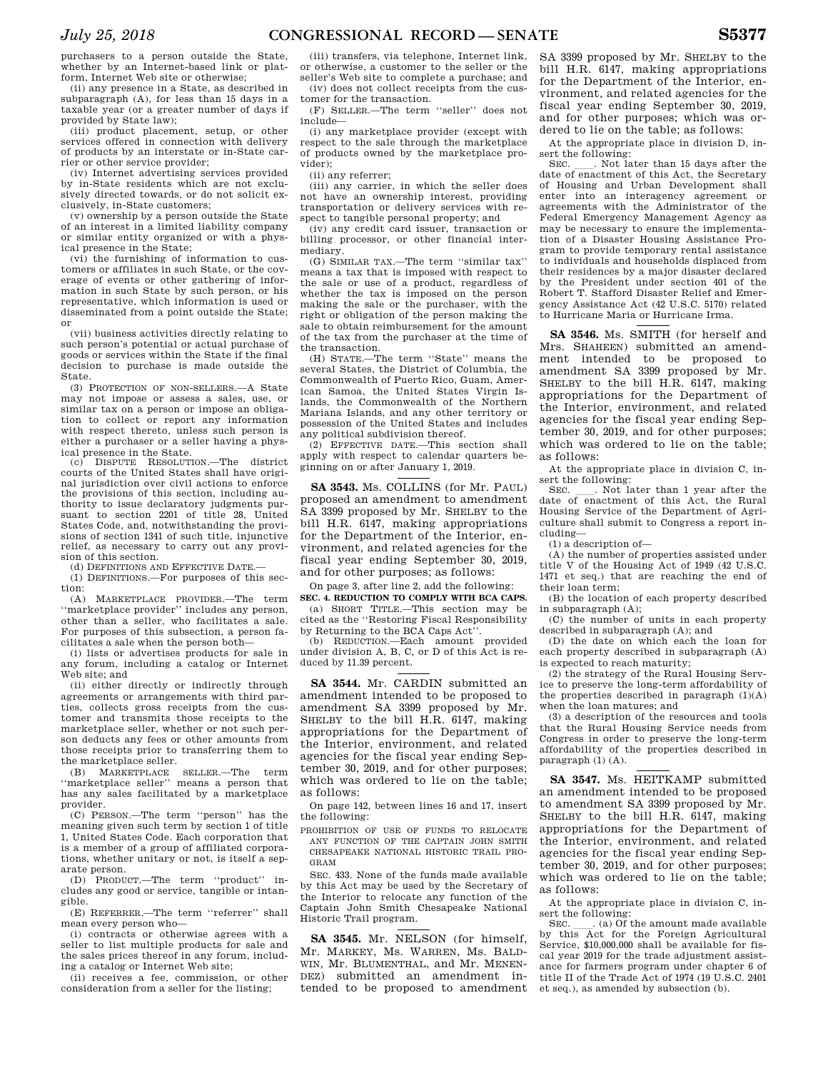purchasers to a person outside the State, whether by an Internet-based link or platform, Internet Web site or otherwise;

(ii) any presence in a State, as described in subparagraph (A), for less than 15 days in a taxable year (or a greater number of days if provided by State law);

(iii) product placement, setup, or other services offered in connection with delivery of products by an interstate or in-State carrier or other service provider;

(iv) Internet advertising services provided by in-State residents which are not exclusively directed towards, or do not solicit exclusively, in-State customers;

(v) ownership by a person outside the State of an interest in a limited liability company or similar entity organized or with a physical presence in the State;

(vi) the furnishing of information to customers or affiliates in such State, or the coverage of events or other gathering of information in such State by such person, or his representative, which information is used or disseminated from a point outside the State; or

(vii) business activities directly relating to such person's potential or actual purchase of goods or services within the State if the final decision to purchase is made outside the State.

(3) PROTECTION OF NON-SELLERS.—A State may not impose or assess a sales, use, or similar tax on a person or impose an obligation to collect or report any information with respect thereto, unless such person is either a purchaser or a seller having a physical presence in the State.

(c) DISPUTE RESOLUTION.—The district courts of the United States shall have original jurisdiction over civil actions to enforce the provisions of this section, including authority to issue declaratory judgments pursuant to section 2201 of title 28, United States Code, and, notwithstanding the provisions of section 1341 of such title, injunctive relief, as necessary to carry out any provision of this section.

(d) DEFINITIONS AND EFFECTIVE DATE.—

(1) DEFINITIONS.—For purposes of this section:

(A) MARKETPLACE PROVIDER.—The term ''marketplace provider'' includes any person, other than a seller, who facilitates a sale. For purposes of this subsection, a person facilitates a sale when the person both—

(i) lists or advertises products for sale in any forum, including a catalog or Internet Web site; and

(ii) either directly or indirectly through agreements or arrangements with third parties, collects gross receipts from the customer and transmits those receipts to the marketplace seller, whether or not such person deducts any fees or other amounts from those receipts prior to transferring them to the marketplace seller.

(B) MARKETPLACE SELLER.—The term ''marketplace seller'' means a person that has any sales facilitated by a marketplace provider.

(C) PERSON.—The term ''person'' has the meaning given such term by section 1 of title 1, United States Code. Each corporation that is a member of a group of affiliated corporations, whether unitary or not, is itself a separate person.

(D) PRODUCT.—The term ''product'' includes any good or service, tangible or intangible.

(E) REFERRER.—The term ''referrer'' shall mean every person who—

(i) contracts or otherwise agrees with a seller to list multiple products for sale and the sales prices thereof in any forum, including a catalog or Internet Web site;

(ii) receives a fee, commission, or other consideration from a seller for the listing;

(iii) transfers, via telephone, Internet link, or otherwise, a customer to the seller or the seller's Web site to complete a purchase; and

(iv) does not collect receipts from the customer for the transaction.

(F) SELLER.—The term ''seller'' does not include—

(i) any marketplace provider (except with respect to the sale through the marketplace of products owned by the marketplace provider);

(ii) any referrer;

(iii) any carrier, in which the seller does not have an ownership interest, providing transportation or delivery services with respect to tangible personal property; and

(iv) any credit card issuer, transaction or billing processor, or other financial intermediary.

(G) SIMILAR TAX.—The term ''similar tax'' means a tax that is imposed with respect to the sale or use of a product, regardless of whether the tax is imposed on the person making the sale or the purchaser, with the right or obligation of the person making the sale to obtain reimbursement for the amount of the tax from the purchaser at the time of the transaction.

(H) STATE.—The term ''State'' means the several States, the District of Columbia, the Commonwealth of Puerto Rico, Guam, American Samoa, the United States Virgin Islands, the Commonwealth of the Northern Mariana Islands, and any other territory or possession of the United States and includes any political subdivision thereof.

(2) EFFECTIVE DATE.—This section shall apply with respect to calendar quarters beginning on or after January 1, 2019.

---

**SA 3543.** Ms. COLLINS (for Mr. PAUL) proposed an amendment to amendment SA 3399 proposed by Mr. SHELBY to the bill H.R. 6147, making appropriations for the Department of the Interior, environment, and related agencies for the fiscal year ending September 30, 2019, and for other purposes; as follows:

On page 3, after line 2, add the following:

**SEC. 4. REDUCTION TO COMPLY WITH BCA CAPS.**

(a) SHORT TITLE.—This section may be cited as the ''Restoring Fiscal Responsibility by Returning to the BCA Caps Act''.

(b) REDUCTION.—Each amount provided under division A, B, C, or D of this Act is reduced by 11.39 percent.

---

**SA 3544.** Mr. CARDIN submitted an amendment intended to be proposed to amendment SA 3399 proposed by Mr. SHELBY to the bill H.R. 6147, making appropriations for the Department of the Interior, environment, and related agencies for the fiscal year ending September 30, 2019, and for other purposes; which was ordered to lie on the table; as follows:

On page 142, between lines 16 and 17, insert the following:

PROHIBITION OF USE OF FUNDS TO RELOCATE ANY FUNCTION OF THE CAPTAIN JOHN SMITH CHESAPEAKE NATIONAL HISTORIC TRAIL PROGRAM

SEC. 433. None of the funds made available by this Act may be used by the Secretary of the Interior to relocate any function of the Captain John Smith Chesapeake National Historic Trail program.

---

**SA 3545.** Mr. NELSON (for himself, Mr. MARKEY, Ms. WARREN, Ms. BALDWIN, Mr. BLUMENTHAL, and Mr. MENENDEZ) submitted an amendment intended to be proposed to amendment SA 3399 proposed by Mr. SHELBY to the bill H.R. 6147, making appropriations for the Department of the Interior, environment, and related agencies for the fiscal year ending September 30, 2019, and for other purposes; which was ordered to lie on the table; as follows:

At the appropriate place in division D, insert the following:

SEC. \_\_\_. Not later than 15 days after the date of enactment of this Act, the Secretary of Housing and Urban Development shall enter into an interagency agreement or agreements with the Administrator of the Federal Emergency Management Agency as may be necessary to ensure the implementation of a Disaster Housing Assistance Program to provide temporary rental assistance to individuals and households displaced from their residences by a major disaster declared by the President under section 401 of the Robert T. Stafford Disaster Relief and Emergency Assistance Act (42 U.S.C. 5170) related to Hurricane Maria or Hurricane Irma.

---

**SA 3546.** Ms. SMITH (for herself and Mrs. SHAHEEN) submitted an amendment intended to be proposed to amendment SA 3399 proposed by Mr. SHELBY to the bill H.R. 6147, making appropriations for the Department of the Interior, environment, and related agencies for the fiscal year ending September 30, 2019, and for other purposes; which was ordered to lie on the table; as follows:

At the appropriate place in division C, insert the following:

SEC. \_\_\_. Not later than 1 year after the date of enactment of this Act, the Rural Housing Service of the Department of Agriculture shall submit to Congress a report including—

(1) a description of—

(A) the number of properties assisted under title V of the Housing Act of 1949 (42 U.S.C. 1471 et seq.) that are reaching the end of their loan term;

(B) the location of each property described in subparagraph (A);

(C) the number of units in each property described in subparagraph (A); and

(D) the date on which each the loan for each property described in subparagraph (A) is expected to reach maturity;

(2) the strategy of the Rural Housing Service to preserve the long-term affordability of the properties described in paragraph (1)(A) when the loan matures; and

(3) a description of the resources and tools that the Rural Housing Service needs from Congress in order to preserve the long-term affordability of the properties described in paragraph (1) (A).

---

**SA 3547.** Ms. HEITKAMP submitted an amendment intended to be proposed to amendment SA 3399 proposed by Mr. SHELBY to the bill H.R. 6147, making appropriations for the Department of the Interior, environment, and related agencies for the fiscal year ending September 30, 2019, and for other purposes; which was ordered to lie on the table; as follows:

At the appropriate place in division C, insert the following:

SEC. \_\_\_. (a) Of the amount made available by this Act for the Foreign Agricultural Service, $10,000,000 shall be available for fiscal year 2019 for the trade adjustment assistance for farmers program under chapter 6 of title II of the Trade Act of 1974 (19 U.S.C. 2401 et seq.), as amended by subsection (b).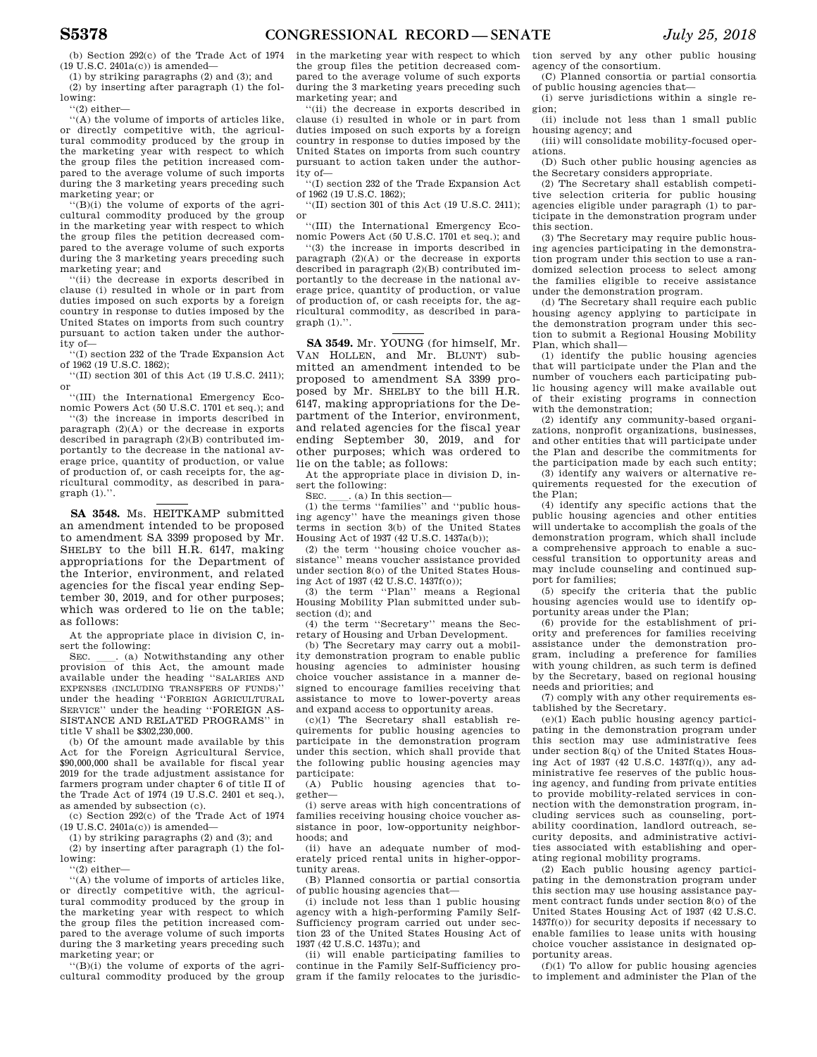(b) Section 292(c) of the Trade Act of 1974 (19 U.S.C. 2401a(c)) is amended—

(1) by striking paragraphs (2) and (3); and

(2) by inserting after paragraph (1) the following:

''(2) either—

''(A) the volume of imports of articles like, or directly competitive with, the agricultural commodity produced by the group in the marketing year with respect to which the group files the petition increased compared to the average volume of such imports during the 3 marketing years preceding such marketing year; or

''(B)(i) the volume of exports of the agricultural commodity produced by the group in the marketing year with respect to which the group files the petition decreased compared to the average volume of such exports during the 3 marketing years preceding such marketing year; and

''(ii) the decrease in exports described in clause (i) resulted in whole or in part from duties imposed on such exports by a foreign country in response to duties imposed by the United States on imports from such country pursuant to action taken under the authority of—

''(I) section 232 of the Trade Expansion Act of 1962 (19 U.S.C. 1862);

''(II) section 301 of this Act (19 U.S.C. 2411); or

''(III) the International Emergency Economic Powers Act (50 U.S.C. 1701 et seq.); and

''(3) the increase in imports described in paragraph (2)(A) or the decrease in exports described in paragraph (2)(B) contributed importantly to the decrease in the national average price, quantity of production, or value of production of, or cash receipts for, the agricultural commodity, as described in paragraph (1).''.

**SA 3548.** Ms. HEITKAMP submitted an amendment intended to be proposed to amendment SA 3399 proposed by Mr. SHELBY to the bill H.R. 6147, making appropriations for the Department of the Interior, environment, and related agencies for the fiscal year ending September 30, 2019, and for other purposes; which was ordered to lie on the table; as follows:

At the appropriate place in division C, insert the following:

SEC. \_\_\_\_. (a) Notwithstanding any other provision of this Act, the amount made available under the heading ''SALARIES AND EXPENSES (INCLUDING TRANSFERS OF FUNDS)'' under the heading ''FOREIGN AGRICULTURAL SERVICE'' under the heading ''FOREIGN ASSISTANCE AND RELATED PROGRAMS'' in title V shall be $302,230,000.

(b) Of the amount made available by this Act for the Foreign Agricultural Service, $90,000,000 shall be available for fiscal year 2019 for the trade adjustment assistance for farmers program under chapter 6 of title II of the Trade Act of 1974 (19 U.S.C. 2401 et seq.), as amended by subsection (c).

(c) Section 292(c) of the Trade Act of 1974 (19 U.S.C. 2401a(c)) is amended—

(1) by striking paragraphs (2) and (3); and

(2) by inserting after paragraph (1) the following:

''(2) either—

''(A) the volume of imports of articles like, or directly competitive with, the agricultural commodity produced by the group in the marketing year with respect to which the group files the petition increased compared to the average volume of such imports during the 3 marketing years preceding such marketing year; or

''(B)(i) the volume of exports of the agricultural commodity produced by the group in the marketing year with respect to which the group files the petition decreased compared to the average volume of such exports during the 3 marketing years preceding such marketing year; and

''(ii) the decrease in exports described in clause (i) resulted in whole or in part from duties imposed on such exports by a foreign country in response to duties imposed by the United States on imports from such country pursuant to action taken under the authority of—

''(I) section 232 of the Trade Expansion Act of 1962 (19 U.S.C. 1862);

''(II) section 301 of this Act (19 U.S.C. 2411); or

''(III) the International Emergency Economic Powers Act (50 U.S.C. 1701 et seq.); and

''(3) the increase in imports described in paragraph (2)(A) or the decrease in exports described in paragraph (2)(B) contributed importantly to the decrease in the national average price, quantity of production, or value of production of, or cash receipts for, the agricultural commodity, as described in paragraph (1).''.

**SA 3549.** Mr. YOUNG (for himself, Mr. VAN HOLLEN, and Mr. BLUNT) submitted an amendment intended to be proposed to amendment SA 3399 proposed by Mr. SHELBY to the bill H.R. 6147, making appropriations for the Department of the Interior, environment, and related agencies for the fiscal year ending September 30, 2019, and for other purposes; which was ordered to lie on the table; as follows:

At the appropriate place in division D, insert the following:

SEC. \_\_\_\_. (a) In this section—

(1) the terms ''families'' and ''public housing agency'' have the meanings given those terms in section 3(b) of the United States Housing Act of 1937 (42 U.S.C. 1437a(b));

(2) the term ''housing choice voucher assistance'' means voucher assistance provided under section 8(o) of the United States Housing Act of 1937 (42 U.S.C. 1437f(o));

(3) the term ''Plan'' means a Regional Housing Mobility Plan submitted under subsection (d); and

(4) the term ''Secretary'' means the Secretary of Housing and Urban Development.

(b) The Secretary may carry out a mobility demonstration program to enable public housing agencies to administer housing choice voucher assistance in a manner designed to encourage families receiving that assistance to move to lower-poverty areas and expand access to opportunity areas.

(c)(1) The Secretary shall establish requirements for public housing agencies to participate in the demonstration program under this section, which shall provide that the following public housing agencies may participate:

(A) Public housing agencies that together—

(i) serve areas with high concentrations of families receiving housing choice voucher assistance in poor, low-opportunity neighborhoods; and

(ii) have an adequate number of moderately priced rental units in higher-opportunity areas.

(B) Planned consortia or partial consortia of public housing agencies that—

(i) include not less than 1 public housing agency with a high-performing Family Self-Sufficiency program carried out under section 23 of the United States Housing Act of 1937 (42 U.S.C. 1437u); and

(ii) will enable participating families to continue in the Family Self-Sufficiency program if the family relocates to the jurisdiction served by any other public housing agency of the consortium.

(C) Planned consortia or partial consortia of public housing agencies that—

(i) serve jurisdictions within a single region;

(ii) include not less than 1 small public housing agency; and

(iii) will consolidate mobility-focused operations.

(D) Such other public housing agencies as the Secretary considers appropriate.

(2) The Secretary shall establish competitive selection criteria for public housing agencies eligible under paragraph (1) to participate in the demonstration program under this section.

(3) The Secretary may require public housing agencies participating in the demonstration program under this section to use a randomized selection process to select among the families eligible to receive assistance under the demonstration program.

(d) The Secretary shall require each public housing agency applying to participate in the demonstration program under this section to submit a Regional Housing Mobility Plan, which shall—

(1) identify the public housing agencies that will participate under the Plan and the number of vouchers each participating public housing agency will make available out of their existing programs in connection with the demonstration;

(2) identify any community-based organizations, nonprofit organizations, businesses, and other entities that will participate under the Plan and describe the commitments for the participation made by each such entity;

(3) identify any waivers or alternative requirements requested for the execution of the Plan;

(4) identify any specific actions that the public housing agencies and other entities will undertake to accomplish the goals of the demonstration program, which shall include a comprehensive approach to enable a successful transition to opportunity areas and may include counseling and continued support for families;

(5) specify the criteria that the public housing agencies would use to identify opportunity areas under the Plan;

(6) provide for the establishment of priority and preferences for families receiving assistance under the demonstration program, including a preference for families with young children, as such term is defined by the Secretary, based on regional housing needs and priorities; and

(7) comply with any other requirements established by the Secretary.

(e)(1) Each public housing agency participating in the demonstration program under this section may use administrative fees under section 8(q) of the United States Housing Act of 1937 (42 U.S.C. 1437f(q)), any administrative fee reserves of the public housing agency, and funding from private entities to provide mobility-related services in connection with the demonstration program, including services such as counseling, portability coordination, landlord outreach, security deposits, and administrative activities associated with establishing and operating regional mobility programs.

(2) Each public housing agency participating in the demonstration program under this section may use housing assistance payment contract funds under section 8(o) of the United States Housing Act of 1937 (42 U.S.C. 1437f(o)) for security deposits if necessary to enable families to lease units with housing choice voucher assistance in designated opportunity areas.

(f)(1) To allow for public housing agencies to implement and administer the Plan of the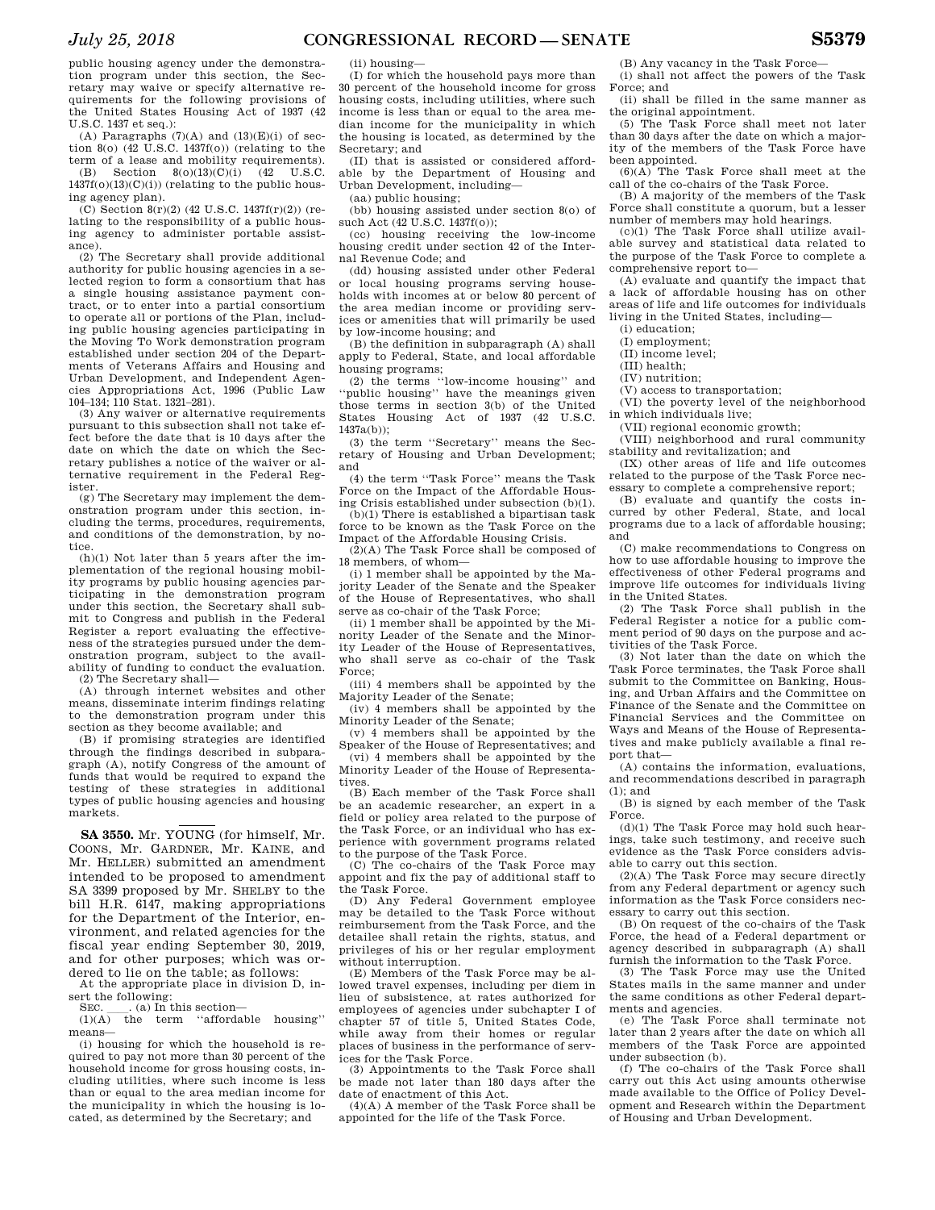public housing agency under the demonstration program under this section, the Secretary may waive or specify alternative requirements for the following provisions of the United States Housing Act of 1937 (42 U.S.C. 1437 et seq.):

(A) Paragraphs (7)(A) and (13)(E)(i) of section 8(o) (42 U.S.C. 1437f(o)) (relating to the term of a lease and mobility requirements).

(B) Section 8(o)(13)(C)(i) (42 U.S.C. 1437f(o)(13)(C)(i)) (relating to the public housing agency plan).

(C) Section 8(r)(2) (42 U.S.C. 1437f(r)(2)) (relating to the responsibility of a public housing agency to administer portable assistance).

(2) The Secretary shall provide additional authority for public housing agencies in a selected region to form a consortium that has a single housing assistance payment contract, or to enter into a partial consortium to operate all or portions of the Plan, including public housing agencies participating in the Moving To Work demonstration program established under section 204 of the Departments of Veterans Affairs and Housing and Urban Development, and Independent Agencies Appropriations Act, 1996 (Public Law 104–134; 110 Stat. 1321–281).

(3) Any waiver or alternative requirements pursuant to this subsection shall not take effect before the date that is 10 days after the date on which the date on which the Secretary publishes a notice of the waiver or alternative requirement in the Federal Register.

(g) The Secretary may implement the demonstration program under this section, including the terms, procedures, requirements, and conditions of the demonstration, by notice.

(h)(1) Not later than 5 years after the implementation of the regional housing mobility programs by public housing agencies participating in the demonstration program under this section, the Secretary shall submit to Congress and publish in the Federal Register a report evaluating the effectiveness of the strategies pursued under the demonstration program, subject to the availability of funding to conduct the evaluation.

(2) The Secretary shall—

(A) through internet websites and other means, disseminate interim findings relating to the demonstration program under this section as they become available; and

(B) if promising strategies are identified through the findings described in subparagraph (A), notify Congress of the amount of funds that would be required to expand the testing of these strategies in additional types of public housing agencies and housing markets.

---

**SA 3550.** Mr. YOUNG (for himself, Mr. COONS, Mr. GARDNER, Mr. KAINE, and Mr. HELLER) submitted an amendment intended to be proposed to amendment SA 3399 proposed by Mr. SHELBY to the bill H.R. 6147, making appropriations for the Department of the Interior, environment, and related agencies for the fiscal year ending September 30, 2019, and for other purposes; which was ordered to lie on the table; as follows:

At the appropriate place in division D, insert the following:

SEC. \_\_\_\_. (a) In this section—

(1)(A) the term ''affordable housing'' means—

(i) housing for which the household is required to pay not more than 30 percent of the household income for gross housing costs, including utilities, where such income is less than or equal to the area median income for the municipality in which the housing is located, as determined by the Secretary; and

(ii) housing—

(I) for which the household pays more than 30 percent of the household income for gross housing costs, including utilities, where such income is less than or equal to the area median income for the municipality in which the housing is located, as determined by the Secretary; and

(II) that is assisted or considered affordable by the Department of Housing and Urban Development, including—

(aa) public housing;

(bb) housing assisted under section 8(o) of such Act (42 U.S.C. 1437f(o));

(cc) housing receiving the low-income housing credit under section 42 of the Internal Revenue Code; and

(dd) housing assisted under other Federal or local housing programs serving households with incomes at or below 80 percent of the area median income or providing services or amenities that will primarily be used by low-income housing; and

(B) the definition in subparagraph (A) shall apply to Federal, State, and local affordable housing programs;

(2) the terms ''low-income housing'' and ''public housing'' have the meanings given those terms in section 3(b) of the United States Housing Act of 1937 (42 U.S.C. 1437a(b));

(3) the term ''Secretary'' means the Secretary of Housing and Urban Development; and

(4) the term ''Task Force'' means the Task Force on the Impact of the Affordable Housing Crisis established under subsection (b)(1).

(b)(1) There is established a bipartisan task force to be known as the Task Force on the Impact of the Affordable Housing Crisis.

(2)(A) The Task Force shall be composed of 18 members, of whom—

(i) 1 member shall be appointed by the Majority Leader of the Senate and the Speaker of the House of Representatives, who shall serve as co-chair of the Task Force;

(ii) 1 member shall be appointed by the Minority Leader of the Senate and the Minority Leader of the House of Representatives, who shall serve as co-chair of the Task Force;

(iii) 4 members shall be appointed by the Majority Leader of the Senate;

(iv) 4 members shall be appointed by the Minority Leader of the Senate;

(v) 4 members shall be appointed by the Speaker of the House of Representatives; and

(vi) 4 members shall be appointed by the Minority Leader of the House of Representatives.

(B) Each member of the Task Force shall be an academic researcher, an expert in a field or policy area related to the purpose of the Task Force, or an individual who has experience with government programs related to the purpose of the Task Force.

(C) The co-chairs of the Task Force may appoint and fix the pay of additional staff to the Task Force.

(D) Any Federal Government employee may be detailed to the Task Force without reimbursement from the Task Force, and the detailee shall retain the rights, status, and privileges of his or her regular employment without interruption.

(E) Members of the Task Force may be allowed travel expenses, including per diem in lieu of subsistence, at rates authorized for employees of agencies under subchapter I of chapter 57 of title 5, United States Code, while away from their homes or regular places of business in the performance of services for the Task Force.

(3) Appointments to the Task Force shall be made not later than 180 days after the date of enactment of this Act.

(4)(A) A member of the Task Force shall be appointed for the life of the Task Force.

(B) Any vacancy in the Task Force—

(i) shall not affect the powers of the Task Force; and

(ii) shall be filled in the same manner as the original appointment.

(5) The Task Force shall meet not later than 30 days after the date on which a majority of the members of the Task Force have been appointed.

(6)(A) The Task Force shall meet at the call of the co-chairs of the Task Force.

(B) A majority of the members of the Task Force shall constitute a quorum, but a lesser number of members may hold hearings.

(c)(1) The Task Force shall utilize available survey and statistical data related to the purpose of the Task Force to complete a comprehensive report to—

(A) evaluate and quantify the impact that a lack of affordable housing has on other areas of life and life outcomes for individuals living in the United States, including—

(i) education;

(I) employment;

(II) income level;

(III) health;

(IV) nutrition;

(V) access to transportation;

(VI) the poverty level of the neighborhood in which individuals live;

(VII) regional economic growth;

(VIII) neighborhood and rural community stability and revitalization; and

(IX) other areas of life and life outcomes related to the purpose of the Task Force necessary to complete a comprehensive report;

(B) evaluate and quantify the costs incurred by other Federal, State, and local programs due to a lack of affordable housing; and

(C) make recommendations to Congress on how to use affordable housing to improve the effectiveness of other Federal programs and improve life outcomes for individuals living in the United States.

(2) The Task Force shall publish in the Federal Register a notice for a public comment period of 90 days on the purpose and activities of the Task Force.

(3) Not later than the date on which the Task Force terminates, the Task Force shall submit to the Committee on Banking, Housing, and Urban Affairs and the Committee on Finance of the Senate and the Committee on Financial Services and the Committee on Ways and Means of the House of Representatives and make publicly available a final report that—

(A) contains the information, evaluations, and recommendations described in paragraph (1); and

(B) is signed by each member of the Task Force.

(d)(1) The Task Force may hold such hearings, take such testimony, and receive such evidence as the Task Force considers advisable to carry out this section.

(2)(A) The Task Force may secure directly from any Federal department or agency such information as the Task Force considers necessary to carry out this section.

(B) On request of the co-chairs of the Task Force, the head of a Federal department or agency described in subparagraph (A) shall furnish the information to the Task Force.

(3) The Task Force may use the United States mails in the same manner and under the same conditions as other Federal departments and agencies.

(e) The Task Force shall terminate not later than 2 years after the date on which all members of the Task Force are appointed under subsection (b).

(f) The co-chairs of the Task Force shall carry out this Act using amounts otherwise made available to the Office of Policy Development and Research within the Department of Housing and Urban Development.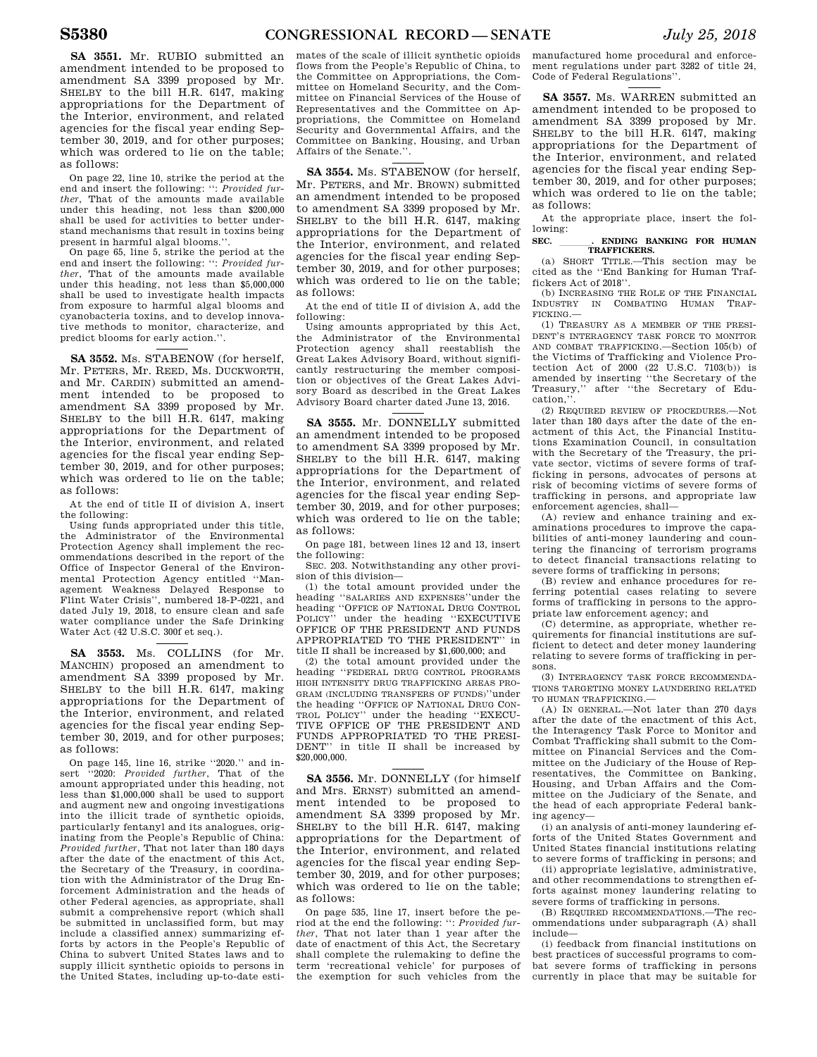**SA 3551.** Mr. RUBIO submitted an amendment intended to be proposed to amendment SA 3399 proposed by Mr. SHELBY to the bill H.R. 6147, making appropriations for the Department of the Interior, environment, and related agencies for the fiscal year ending September 30, 2019, and for other purposes; which was ordered to lie on the table; as follows:

On page 22, line 10, strike the period at the end and insert the following: '': *Provided further*, That of the amounts made available under this heading, not less than $200,000 shall be used for activities to better understand mechanisms that result in toxins being present in harmful algal blooms.''.

On page 65, line 5, strike the period at the end and insert the following: '': *Provided further*, That of the amounts made available under this heading, not less than $5,000,000 shall be used to investigate health impacts from exposure to harmful algal blooms and cyanobacteria toxins, and to develop innovative methods to monitor, characterize, and predict blooms for early action.''.

---

**SA 3552.** Ms. STABENOW (for herself, Mr. PETERS, Mr. REED, Ms. DUCKWORTH, and Mr. CARDIN) submitted an amendment intended to be proposed to amendment SA 3399 proposed by Mr. SHELBY to the bill H.R. 6147, making appropriations for the Department of the Interior, environment, and related agencies for the fiscal year ending September 30, 2019, and for other purposes; which was ordered to lie on the table; as follows:

At the end of title II of division A, insert the following:

Using funds appropriated under this title, the Administrator of the Environmental Protection Agency shall implement the recommendations described in the report of the Office of Inspector General of the Environmental Protection Agency entitled ''Management Weakness Delayed Response to Flint Water Crisis'', numbered 18-P-0221, and dated July 19, 2018, to ensure clean and safe water compliance under the Safe Drinking Water Act (42 U.S.C. 300f et seq.).

---

**SA 3553.** Ms. COLLINS (for Mr. MANCHIN) proposed an amendment to amendment SA 3399 proposed by Mr. SHELBY to the bill H.R. 6147, making appropriations for the Department of the Interior, environment, and related agencies for the fiscal year ending September 30, 2019, and for other purposes; as follows:

On page 145, line 16, strike ''2020.'' and insert ''2020: *Provided further*, That of the amount appropriated under this heading, not less than $1,000,000 shall be used to support and augment new and ongoing investigations into the illicit trade of synthetic opioids, particularly fentanyl and its analogues, originating from the People's Republic of China: *Provided further*, That not later than 180 days after the date of the enactment of this Act, the Secretary of the Treasury, in coordination with the Administrator of the Drug Enforcement Administration and the heads of other Federal agencies, as appropriate, shall submit a comprehensive report (which shall be submitted in unclassified form, but may include a classified annex) summarizing efforts by actors in the People's Republic of China to subvert United States laws and to supply illicit synthetic opioids to persons in the United States, including up-to-date estimates of the scale of illicit synthetic opioids flows from the People's Republic of China, to the Committee on Appropriations, the Committee on Homeland Security, and the Committee on Financial Services of the House of Representatives and the Committee on Appropriations, the Committee on Homeland Security and Governmental Affairs, and the Committee on Banking, Housing, and Urban Affairs of the Senate.''.

---

**SA 3554.** Ms. STABENOW (for herself, Mr. PETERS, and Mr. BROWN) submitted an amendment intended to be proposed to amendment SA 3399 proposed by Mr. SHELBY to the bill H.R. 6147, making appropriations for the Department of the Interior, environment, and related agencies for the fiscal year ending September 30, 2019, and for other purposes; which was ordered to lie on the table; as follows:

At the end of title II of division A, add the following:

Using amounts appropriated by this Act, the Administrator of the Environmental Protection agency shall reestablish the Great Lakes Advisory Board, without significantly restructuring the member composition or objectives of the Great Lakes Advisory Board as described in the Great Lakes Advisory Board charter dated June 13, 2016.

---

**SA 3555.** Mr. DONNELLY submitted an amendment intended to be proposed to amendment SA 3399 proposed by Mr. SHELBY to the bill H.R. 6147, making appropriations for the Department of the Interior, environment, and related agencies for the fiscal year ending September 30, 2019, and for other purposes; which was ordered to lie on the table; as follows:

On page 181, between lines 12 and 13, insert the following:

SEC. 203. Notwithstanding any other provision of this division—

(1) the total amount provided under the heading ''SALARIES AND EXPENSES''under the heading ''OFFICE OF NATIONAL DRUG CONTROL POLICY'' under the heading ''EXECUTIVE OFFICE OF THE PRESIDENT AND FUNDS APPROPRIATED TO THE PRESIDENT'' in title II shall be increased by $1,600,000; and

(2) the total amount provided under the heading ''FEDERAL DRUG CONTROL PROGRAMS HIGH INTENSITY DRUG TRAFFICKING AREAS PROGRAM (INCLUDING TRANSFERS OF FUNDS)''under the heading ''OFFICE OF NATIONAL DRUG CONTROL POLICY'' under the heading ''EXECUTIVE OFFICE OF THE PRESIDENT AND FUNDS APPROPRIATED TO THE PRESIDENT'' in title II shall be increased by $20,000,000.

---

**SA 3556.** Mr. DONNELLY (for himself and Mrs. ERNST) submitted an amendment intended to be proposed to amendment SA 3399 proposed by Mr. SHELBY to the bill H.R. 6147, making appropriations for the Department of the Interior, environment, and related agencies for the fiscal year ending September 30, 2019, and for other purposes; which was ordered to lie on the table; as follows:

On page 535, line 17, insert before the period at the end the following: '': *Provided further*, That not later than 1 year after the date of enactment of this Act, the Secretary shall complete the rulemaking to define the term 'recreational vehicle' for purposes of the exemption for such vehicles from the manufactured home procedural and enforcement regulations under part 3282 of title 24, Code of Federal Regulations''.

---

**SA 3557.** Ms. WARREN submitted an amendment intended to be proposed to amendment SA 3399 proposed by Mr. SHELBY to the bill H.R. 6147, making appropriations for the Department of the Interior, environment, and related agencies for the fiscal year ending September 30, 2019, and for other purposes; which was ordered to lie on the table; as follows:

At the appropriate place, insert the following:

**SEC. \_\_\_\_\_\_. ENDING BANKING FOR HUMAN TRAFFICKERS.**

(a) SHORT TITLE.—This section may be cited as the ''End Banking for Human Traffickers Act of 2018''.

(b) INCREASING THE ROLE OF THE FINANCIAL INDUSTRY IN COMBATING HUMAN TRAFFICKING.—

(1) TREASURY AS A MEMBER OF THE PRESIDENT'S INTERAGENCY TASK FORCE TO MONITOR AND COMBAT TRAFFICKING.—Section 105(b) of the Victims of Trafficking and Violence Protection Act of 2000 (22 U.S.C. 7103(b)) is amended by inserting ''the Secretary of the Treasury,'' after ''the Secretary of Education,''.

(2) REQUIRED REVIEW OF PROCEDURES.—Not later than 180 days after the date of the enactment of this Act, the Financial Institutions Examination Council, in consultation with the Secretary of the Treasury, the private sector, victims of severe forms of trafficking in persons, advocates of persons at risk of becoming victims of severe forms of trafficking in persons, and appropriate law enforcement agencies, shall—

(A) review and enhance training and examinations procedures to improve the capabilities of anti-money laundering and countering the financing of terrorism programs to detect financial transactions relating to severe forms of trafficking in persons;

(B) review and enhance procedures for referring potential cases relating to severe forms of trafficking in persons to the appropriate law enforcement agency; and

(C) determine, as appropriate, whether requirements for financial institutions are sufficient to detect and deter money laundering relating to severe forms of trafficking in persons.

(3) INTERAGENCY TASK FORCE RECOMMENDATIONS TARGETING MONEY LAUNDERING RELATED TO HUMAN TRAFFICKING.—

(A) IN GENERAL.—Not later than 270 days after the date of the enactment of this Act, the Interagency Task Force to Monitor and Combat Trafficking shall submit to the Committee on Financial Services and the Committee on the Judiciary of the House of Representatives, the Committee on Banking, Housing, and Urban Affairs and the Committee on the Judiciary of the Senate, and the head of each appropriate Federal banking agency—

(i) an analysis of anti-money laundering efforts of the United States Government and United States financial institutions relating to severe forms of trafficking in persons; and

(ii) appropriate legislative, administrative, and other recommendations to strengthen efforts against money laundering relating to severe forms of trafficking in persons.

(B) REQUIRED RECOMMENDATIONS.—The recommendations under subparagraph (A) shall include—

(i) feedback from financial institutions on best practices of successful programs to combat severe forms of trafficking in persons currently in place that may be suitable for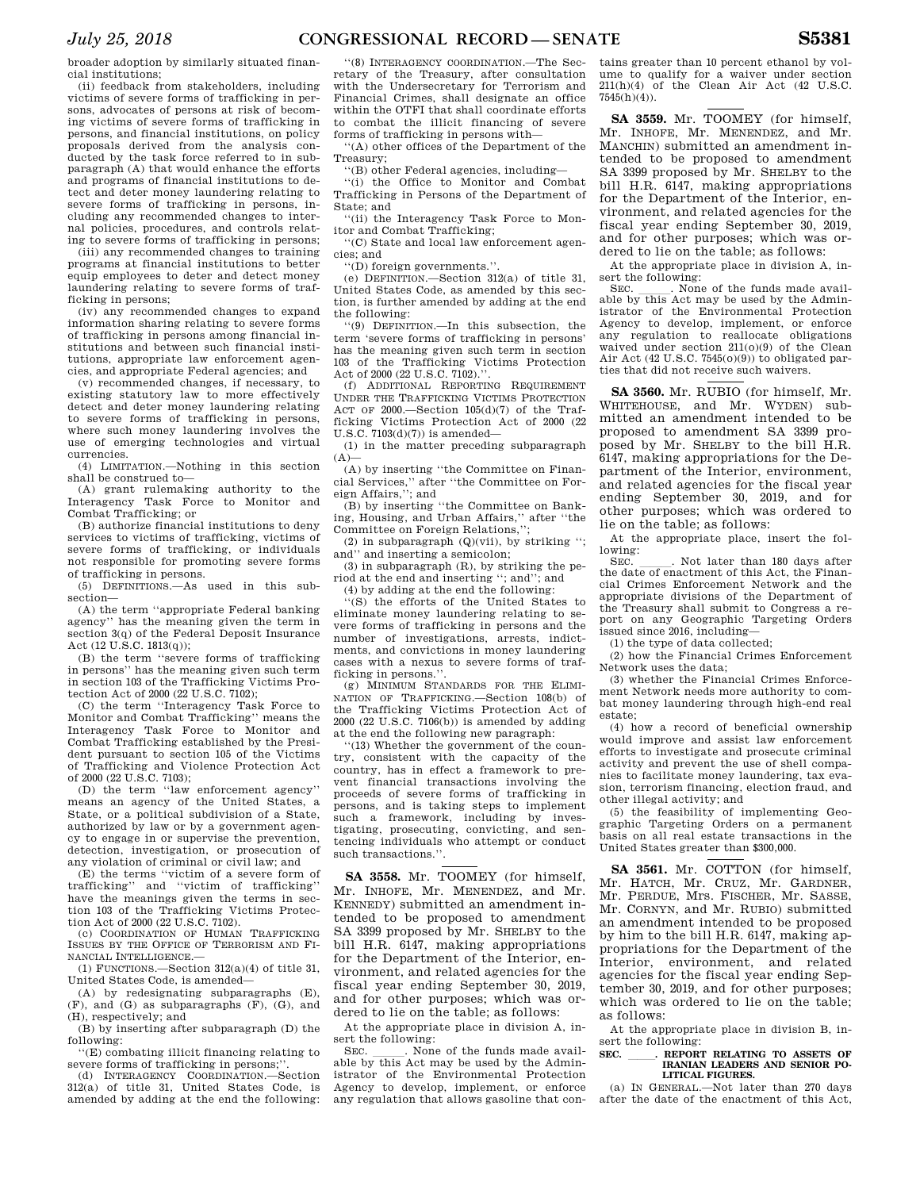broader adoption by similarly situated financial institutions;

(ii) feedback from stakeholders, including victims of severe forms of trafficking in persons, advocates of persons at risk of becoming victims of severe forms of trafficking in persons, and financial institutions, on policy proposals derived from the analysis conducted by the task force referred to in subparagraph (A) that would enhance the efforts and programs of financial institutions to detect and deter money laundering relating to severe forms of trafficking in persons, including any recommended changes to internal policies, procedures, and controls relating to severe forms of trafficking in persons;

(iii) any recommended changes to training programs at financial institutions to better equip employees to deter and detect money laundering relating to severe forms of trafficking in persons;

(iv) any recommended changes to expand information sharing relating to severe forms of trafficking in persons among financial institutions and between such financial institutions, appropriate law enforcement agencies, and appropriate Federal agencies; and

(v) recommended changes, if necessary, to existing statutory law to more effectively detect and deter money laundering relating to severe forms of trafficking in persons, where such money laundering involves the use of emerging technologies and virtual currencies.

(4) LIMITATION.—Nothing in this section shall be construed to—

(A) grant rulemaking authority to the Interagency Task Force to Monitor and Combat Trafficking; or

(B) authorize financial institutions to deny services to victims of trafficking, victims of severe forms of trafficking, or individuals not responsible for promoting severe forms of trafficking in persons.

(5) DEFINITIONS.—As used in this subsection—

(A) the term ''appropriate Federal banking agency'' has the meaning given the term in section 3(q) of the Federal Deposit Insurance Act (12 U.S.C. 1813(q));

(B) the term ''severe forms of trafficking in persons'' has the meaning given such term in section 103 of the Trafficking Victims Protection Act of 2000 (22 U.S.C. 7102);

(C) the term ''Interagency Task Force to Monitor and Combat Trafficking'' means the Interagency Task Force to Monitor and Combat Trafficking established by the President pursuant to section 105 of the Victims of Trafficking and Violence Protection Act of 2000 (22 U.S.C. 7103);

(D) the term ''law enforcement agency'' means an agency of the United States, a State, or a political subdivision of a State, authorized by law or by a government agency to engage in or supervise the prevention, detection, investigation, or prosecution of any violation of criminal or civil law; and

(E) the terms ''victim of a severe form of trafficking'' and ''victim of trafficking'' have the meanings given the terms in section 103 of the Trafficking Victims Protection Act of 2000 (22 U.S.C. 7102).

(c) COORDINATION OF HUMAN TRAFFICKING ISSUES BY THE OFFICE OF TERRORISM AND FINANCIAL INTELLIGENCE.—

(1) FUNCTIONS.—Section 312(a)(4) of title 31, United States Code, is amended—

(A) by redesignating subparagraphs (E), (F), and (G) as subparagraphs (F), (G), and (H), respectively; and

(B) by inserting after subparagraph (D) the following:

''(E) combating illicit financing relating to severe forms of trafficking in persons;''.

(d) INTERAGENCY COORDINATION.—Section 312(a) of title 31, United States Code, is amended by adding at the end the following:

''(8) INTERAGENCY COORDINATION.—The Secretary of the Treasury, after consultation with the Undersecretary for Terrorism and Financial Crimes, shall designate an office within the OTFI that shall coordinate efforts to combat the illicit financing of severe forms of trafficking in persons with—

''(A) other offices of the Department of the Treasury;

''(B) other Federal agencies, including—

''(i) the Office to Monitor and Combat Trafficking in Persons of the Department of State; and

''(ii) the Interagency Task Force to Monitor and Combat Trafficking;

''(C) State and local law enforcement agencies; and

''(D) foreign governments.''.

(e) DEFINITION.—Section 312(a) of title 31, United States Code, as amended by this section, is further amended by adding at the end the following:

''(9) DEFINITION.—In this subsection, the term 'severe forms of trafficking in persons' has the meaning given such term in section 103 of the Trafficking Victims Protection Act of 2000 (22 U.S.C. 7102).''.

(f) ADDITIONAL REPORTING REQUIREMENT UNDER THE TRAFFICKING VICTIMS PROTECTION ACT OF 2000.—Section 105(d)(7) of the Trafficking Victims Protection Act of 2000 (22 U.S.C. 7103(d)(7)) is amended—

(1) in the matter preceding subparagraph (A)—

(A) by inserting ''the Committee on Financial Services,'' after ''the Committee on Foreign Affairs,''; and

(B) by inserting ''the Committee on Banking, Housing, and Urban Affairs,'' after ''the Committee on Foreign Relations,'';

(2) in subparagraph (Q)(vii), by striking ''; and'' and inserting a semicolon;

(3) in subparagraph (R), by striking the period at the end and inserting ''; and''; and

(4) by adding at the end the following:

''(S) the efforts of the United States to eliminate money laundering relating to severe forms of trafficking in persons and the number of investigations, arrests, indictments, and convictions in money laundering cases with a nexus to severe forms of trafficking in persons.''.

(g) MINIMUM STANDARDS FOR THE ELIMINATION OF TRAFFICKING.—Section 108(b) of the Trafficking Victims Protection Act of 2000 (22 U.S.C. 7106(b)) is amended by adding at the end the following new paragraph:

''(13) Whether the government of the country, consistent with the capacity of the country, has in effect a framework to prevent financial transactions involving the proceeds of severe forms of trafficking in persons, and is taking steps to implement such a framework, including by investigating, prosecuting, convicting, and sentencing individuals who attempt or conduct such transactions.''.

---

**SA 3558.** Mr. TOOMEY (for himself, Mr. INHOFE, Mr. MENENDEZ, and Mr. KENNEDY) submitted an amendment intended to be proposed to amendment SA 3399 proposed by Mr. SHELBY to the bill H.R. 6147, making appropriations for the Department of the Interior, environment, and related agencies for the fiscal year ending September 30, 2019, and for other purposes; which was ordered to lie on the table; as follows:

At the appropriate place in division A, insert the following:

SEC. \_\_\_\_\_\_. None of the funds made available by this Act may be used by the Administrator of the Environmental Protection Agency to develop, implement, or enforce any regulation that allows gasoline that contains greater than 10 percent ethanol by volume to qualify for a waiver under section 211(h)(4) of the Clean Air Act (42 U.S.C. 7545(h)(4)).

---

**SA 3559.** Mr. TOOMEY (for himself, Mr. INHOFE, Mr. MENENDEZ, and Mr. MANCHIN) submitted an amendment intended to be proposed to amendment SA 3399 proposed by Mr. SHELBY to the bill H.R. 6147, making appropriations for the Department of the Interior, environment, and related agencies for the fiscal year ending September 30, 2019, and for other purposes; which was ordered to lie on the table; as follows:

At the appropriate place in division A, insert the following:

SEC. \_\_\_\_\_\_. None of the funds made available by this Act may be used by the Administrator of the Environmental Protection Agency to develop, implement, or enforce any regulation to reallocate obligations waived under section 211(o)(9) of the Clean Air Act (42 U.S.C. 7545(o)(9)) to obligated parties that did not receive such waivers.

---

**SA 3560.** Mr. RUBIO (for himself, Mr. WHITEHOUSE, and Mr. WYDEN) submitted an amendment intended to be proposed to amendment SA 3399 proposed by Mr. SHELBY to the bill H.R. 6147, making appropriations for the Department of the Interior, environment, and related agencies for the fiscal year ending September 30, 2019, and for other purposes; which was ordered to lie on the table; as follows:

At the appropriate place, insert the following:

SEC. \_\_\_\_\_\_. Not later than 180 days after the date of enactment of this Act, the Financial Crimes Enforcement Network and the appropriate divisions of the Department of the Treasury shall submit to Congress a report on any Geographic Targeting Orders issued since 2016, including—

(1) the type of data collected;

(2) how the Financial Crimes Enforcement Network uses the data;

(3) whether the Financial Crimes Enforcement Network needs more authority to combat money laundering through high-end real estate;

(4) how a record of beneficial ownership would improve and assist law enforcement efforts to investigate and prosecute criminal activity and prevent the use of shell companies to facilitate money laundering, tax evasion, terrorism financing, election fraud, and other illegal activity; and

(5) the feasibility of implementing Geographic Targeting Orders on a permanent basis on all real estate transactions in the United States greater than $300,000.

---

**SA 3561.** Mr. COTTON (for himself, Mr. HATCH, Mr. CRUZ, Mr. GARDNER, Mr. PERDUE, Mrs. FISCHER, Mr. SASSE, Mr. CORNYN, and Mr. RUBIO) submitted an amendment intended to be proposed by him to the bill H.R. 6147, making appropriations for the Department of the Interior, environment, and related agencies for the fiscal year ending September 30, 2019, and for other purposes; which was ordered to lie on the table; as follows:

At the appropriate place in division B, insert the following:

**SEC. \_\_\_\_\_\_. REPORT RELATING TO ASSETS OF IRANIAN LEADERS AND SENIOR POLITICAL FIGURES.**

(a) IN GENERAL.—Not later than 270 days after the date of the enactment of this Act,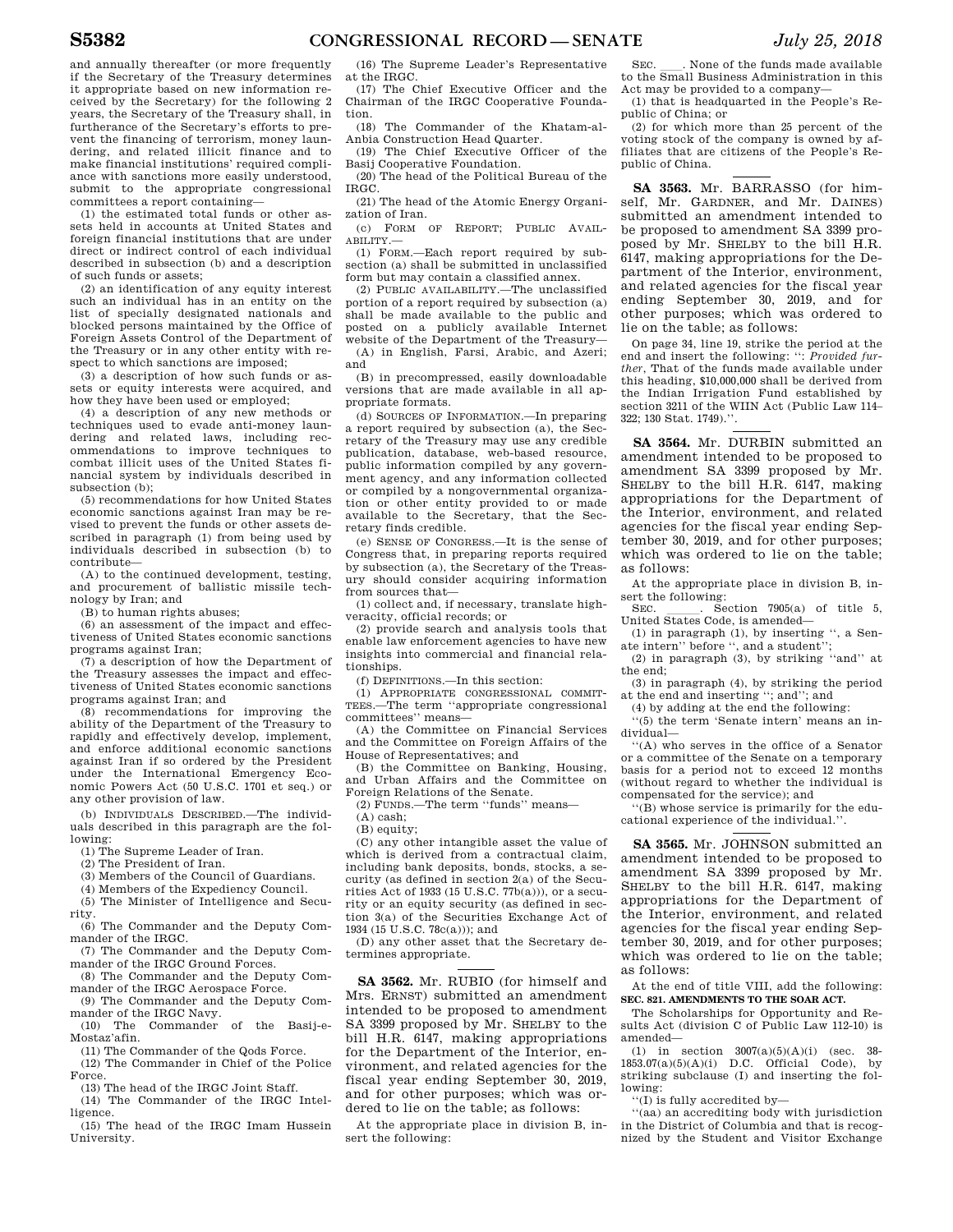and annually thereafter (or more frequently if the Secretary of the Treasury determines it appropriate based on new information received by the Secretary) for the following 2 years, the Secretary of the Treasury shall, in furtherance of the Secretary's efforts to prevent the financing of terrorism, money laundering, and related illicit finance and to make financial institutions' required compliance with sanctions more easily understood, submit to the appropriate congressional committees a report containing—

(1) the estimated total funds or other assets held in accounts at United States and foreign financial institutions that are under direct or indirect control of each individual described in subsection (b) and a description of such funds or assets;

(2) an identification of any equity interest such an individual has in an entity on the list of specially designated nationals and blocked persons maintained by the Office of Foreign Assets Control of the Department of the Treasury or in any other entity with respect to which sanctions are imposed;

(3) a description of how such funds or assets or equity interests were acquired, and how they have been used or employed;

(4) a description of any new methods or techniques used to evade anti-money laundering and related laws, including recommendations to improve techniques to combat illicit uses of the United States financial system by individuals described in subsection (b);

(5) recommendations for how United States economic sanctions against Iran may be revised to prevent the funds or other assets described in paragraph (1) from being used by individuals described in subsection (b) to contribute—

(A) to the continued development, testing, and procurement of ballistic missile technology by Iran; and

(B) to human rights abuses;

(6) an assessment of the impact and effectiveness of United States economic sanctions programs against Iran;

(7) a description of how the Department of the Treasury assesses the impact and effectiveness of United States economic sanctions programs against Iran; and

(8) recommendations for improving the ability of the Department of the Treasury to rapidly and effectively develop, implement, and enforce additional economic sanctions against Iran if so ordered by the President under the International Emergency Economic Powers Act (50 U.S.C. 1701 et seq.) or any other provision of law.

(b) INDIVIDUALS DESCRIBED.—The individuals described in this paragraph are the following:

(1) The Supreme Leader of Iran.

(2) The President of Iran.

(3) Members of the Council of Guardians.

(4) Members of the Expediency Council.

(5) The Minister of Intelligence and Security.

(6) The Commander and the Deputy Commander of the IRGC.

(7) The Commander and the Deputy Commander of the IRGC Ground Forces.

(8) The Commander and the Deputy Commander of the IRGC Aerospace Force.

(9) The Commander and the Deputy Commander of the IRGC Navy.

(10) The Commander of the Basij-e-Mostaz'afin.

(11) The Commander of the Qods Force.

(12) The Commander in Chief of the Police Force.

(13) The head of the IRGC Joint Staff.

(14) The Commander of the IRGC Intelligence.

(15) The head of the IRGC Imam Hussein University.

(16) The Supreme Leader's Representative at the IRGC.

(17) The Chief Executive Officer and the Chairman of the IRGC Cooperative Foundation.

(18) The Commander of the Khatam-al-Anbia Construction Head Quarter.

(19) The Chief Executive Officer of the Basij Cooperative Foundation.

(20) The head of the Political Bureau of the IRGC.

(21) The head of the Atomic Energy Organization of Iran.

(c) FORM OF REPORT; PUBLIC AVAILABILITY.—

(1) FORM.—Each report required by subsection (a) shall be submitted in unclassified form but may contain a classified annex.

(2) PUBLIC AVAILABILITY.—The unclassified portion of a report required by subsection (a) shall be made available to the public and posted on a publicly available Internet website of the Department of the Treasury—

(A) in English, Farsi, Arabic, and Azeri; and

(B) in precompressed, easily downloadable versions that are made available in all appropriate formats.

(d) SOURCES OF INFORMATION.—In preparing a report required by subsection (a), the Secretary of the Treasury may use any credible publication, database, web-based resource, public information compiled by any government agency, and any information collected or compiled by a nongovernmental organization or other entity provided to or made available to the Secretary, that the Secretary finds credible.

(e) SENSE OF CONGRESS.—It is the sense of Congress that, in preparing reports required by subsection (a), the Secretary of the Treasury should consider acquiring information from sources that—

(1) collect and, if necessary, translate high-veracity, official records; or

(2) provide search and analysis tools that enable law enforcement agencies to have new insights into commercial and financial relationships.

(f) DEFINITIONS.—In this section:

(1) APPROPRIATE CONGRESSIONAL COMMITTEES.—The term ''appropriate congressional committees'' means—

(A) the Committee on Financial Services and the Committee on Foreign Affairs of the House of Representatives; and

(B) the Committee on Banking, Housing, and Urban Affairs and the Committee on Foreign Relations of the Senate.

(2) FUNDS.—The term ''funds'' means—

(A) cash;

(B) equity;

(C) any other intangible asset the value of which is derived from a contractual claim, including bank deposits, bonds, stocks, a security (as defined in section 2(a) of the Securities Act of 1933 (15 U.S.C. 77b(a))), or a security or an equity security (as defined in section 3(a) of the Securities Exchange Act of 1934 (15 U.S.C. 78c(a))); and

(D) any other asset that the Secretary determines appropriate.

---

**SA 3562.** Mr. RUBIO (for himself and Mrs. ERNST) submitted an amendment intended to be proposed to amendment SA 3399 proposed by Mr. SHELBY to the bill H.R. 6147, making appropriations for the Department of the Interior, environment, and related agencies for the fiscal year ending September 30, 2019, and for other purposes; which was ordered to lie on the table; as follows:

At the appropriate place in division B, insert the following:

SEC. \_\_\_. None of the funds made available to the Small Business Administration in this Act may be provided to a company—

(1) that is headquarted in the People's Republic of China; or

(2) for which more than 25 percent of the voting stock of the company is owned by affiliates that are citizens of the People's Republic of China.

---

**SA 3563.** Mr. BARRASSO (for himself, Mr. GARDNER, and Mr. DAINES) submitted an amendment intended to be proposed to amendment SA 3399 proposed by Mr. SHELBY to the bill H.R. 6147, making appropriations for the Department of the Interior, environment, and related agencies for the fiscal year ending September 30, 2019, and for other purposes; which was ordered to lie on the table; as follows:

On page 34, line 19, strike the period at the end and insert the following: '': *Provided further*, That of the funds made available under this heading, $10,000,000 shall be derived from the Indian Irrigation Fund established by section 3211 of the WIIN Act (Public Law 114–322; 130 Stat. 1749).''.

---

**SA 3564.** Mr. DURBIN submitted an amendment intended to be proposed to amendment SA 3399 proposed by Mr. SHELBY to the bill H.R. 6147, making appropriations for the Department of the Interior, environment, and related agencies for the fiscal year ending September 30, 2019, and for other purposes; which was ordered to lie on the table; as follows:

At the appropriate place in division B, insert the following:

SEC. \_\_\_\_\_\_. Section 7905(a) of title 5, United States Code, is amended—

(1) in paragraph (1), by inserting '', a Senate intern'' before '', and a student'';

(2) in paragraph (3), by striking ''and'' at the end;

(3) in paragraph (4), by striking the period at the end and inserting ''; and''; and

(4) by adding at the end the following:

''(5) the term 'Senate intern' means an individual—

''(A) who serves in the office of a Senator or a committee of the Senate on a temporary basis for a period not to exceed 12 months (without regard to whether the individual is compensated for the service); and

''(B) whose service is primarily for the educational experience of the individual.''.

---

**SA 3565.** Mr. JOHNSON submitted an amendment intended to be proposed to amendment SA 3399 proposed by Mr. SHELBY to the bill H.R. 6147, making appropriations for the Department of the Interior, environment, and related agencies for the fiscal year ending September 30, 2019, and for other purposes; which was ordered to lie on the table; as follows:

At the end of title VIII, add the following:

**SEC. 821. AMENDMENTS TO THE SOAR ACT.**

The Scholarships for Opportunity and Results Act (division C of Public Law 112-10) is amended—

(1) in section 3007(a)(5)(A)(i) (sec. 38-1853.07(a)(5)(A)(i) D.C. Official Code), by striking subclause (I) and inserting the following:

''(I) is fully accredited by—

''(aa) an accrediting body with jurisdiction in the District of Columbia and that is recognized by the Student and Visitor Exchange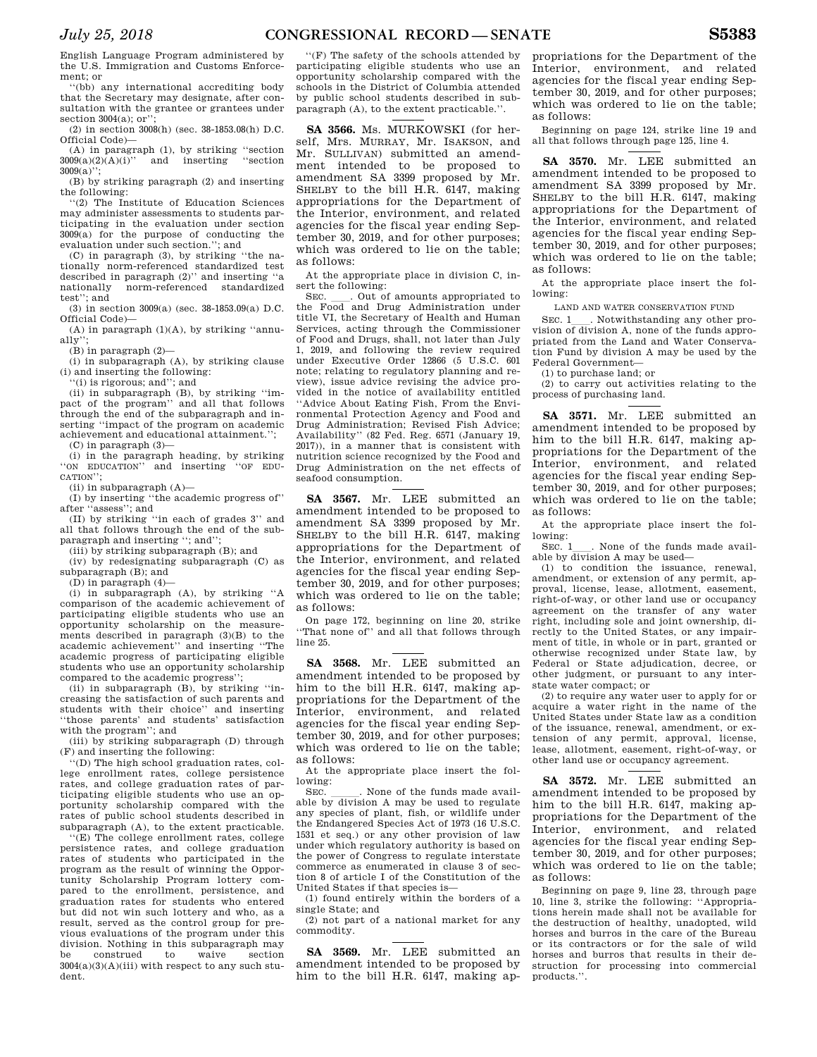English Language Program administered by the U.S. Immigration and Customs Enforcement; or

''(bb) any international accrediting body that the Secretary may designate, after consultation with the grantee or grantees under section 3004(a); or'';

(2) in section 3008(h) (sec. 38-1853.08(h) D.C. Official Code)—

(A) in paragraph (1), by striking ''section 3009(a)(2)(A)(i)'' and inserting ''section 3009(a)'';

(B) by striking paragraph (2) and inserting the following:

''(2) The Institute of Education Sciences may administer assessments to students participating in the evaluation under section 3009(a) for the purpose of conducting the evaluation under such section.''; and

(C) in paragraph (3), by striking ''the nationally norm-referenced standardized test described in paragraph (2)'' and inserting ''a nationally norm-referenced standardized test''; and

(3) in section 3009(a) (sec. 38-1853.09(a) D.C. Official Code)—

(A) in paragraph (1)(A), by striking ''annually'';

(B) in paragraph (2)—

(i) in subparagraph (A), by striking clause (i) and inserting the following:

''(i) is rigorous; and''; and

(ii) in subparagraph (B), by striking ''impact of the program'' and all that follows through the end of the subparagraph and inserting ''impact of the program on academic achievement and educational attainment.'';

(C) in paragraph (3)—

(i) in the paragraph heading, by striking ''ON EDUCATION'' and inserting ''OF EDUCATION'';

(ii) in subparagraph (A)—

(I) by inserting ''the academic progress of'' after ''assess''; and

(II) by striking ''in each of grades 3'' and all that follows through the end of the subparagraph and inserting ''; and'';

(iii) by striking subparagraph (B); and

(iv) by redesignating subparagraph (C) as subparagraph (B); and

(D) in paragraph (4)—

(i) in subparagraph (A), by striking ''A comparison of the academic achievement of participating eligible students who use an opportunity scholarship on the measurements described in paragraph (3)(B) to the academic achievement'' and inserting ''The academic progress of participating eligible students who use an opportunity scholarship compared to the academic progress'';

(ii) in subparagraph (B), by striking ''increasing the satisfaction of such parents and students with their choice'' and inserting ''those parents' and students' satisfaction with the program''; and

(iii) by striking subparagraph (D) through (F) and inserting the following:

''(D) The high school graduation rates, college enrollment rates, college persistence rates, and college graduation rates of participating eligible students who use an opportunity scholarship compared with the rates of public school students described in subparagraph (A), to the extent practicable.

''(E) The college enrollment rates, college persistence rates, and college graduation rates of students who participated in the program as the result of winning the Opportunity Scholarship Program lottery compared to the enrollment, persistence, and graduation rates for students who entered but did not win such lottery and who, as a result, served as the control group for previous evaluations of the program under this division. Nothing in this subparagraph may be construed to waive section 3004(a)(3)(A)(iii) with respect to any such student.

''(F) The safety of the schools attended by participating eligible students who use an opportunity scholarship compared with the schools in the District of Columbia attended by public school students described in subparagraph (A), to the extent practicable.''.

---

**SA 3566.** Ms. MURKOWSKI (for herself, Mrs. MURRAY, Mr. ISAKSON, and Mr. SULLIVAN) submitted an amendment intended to be proposed to amendment SA 3399 proposed by Mr. SHELBY to the bill H.R. 6147, making appropriations for the Department of the Interior, environment, and related agencies for the fiscal year ending September 30, 2019, and for other purposes; which was ordered to lie on the table; as follows:

At the appropriate place in division C, insert the following:

SEC. \_\_\_\_. Out of amounts appropriated to the Food and Drug Administration under title VI, the Secretary of Health and Human Services, acting through the Commissioner of Food and Drugs, shall, not later than July 1, 2019, and following the review required under Executive Order 12866 (5 U.S.C. 601 note; relating to regulatory planning and review), issue advice revising the advice provided in the notice of availability entitled ''Advice About Eating Fish, From the Environmental Protection Agency and Food and Drug Administration; Revised Fish Advice; Availability'' (82 Fed. Reg. 6571 (January 19, 2017)), in a manner that is consistent with nutrition science recognized by the Food and Drug Administration on the net effects of seafood consumption.

---

**SA 3567.** Mr. LEE submitted an amendment intended to be proposed to amendment SA 3399 proposed by Mr. SHELBY to the bill H.R. 6147, making appropriations for the Department of the Interior, environment, and related agencies for the fiscal year ending September 30, 2019, and for other purposes; which was ordered to lie on the table; as follows:

On page 172, beginning on line 20, strike ''That none of'' and all that follows through line 25.

---

**SA 3568.** Mr. LEE submitted an amendment intended to be proposed by him to the bill H.R. 6147, making appropriations for the Department of the Interior, environment, and related agencies for the fiscal year ending September 30, 2019, and for other purposes; which was ordered to lie on the table; as follows:

At the appropriate place insert the following:

SEC. \_\_\_\_\_\_. None of the funds made available by division A may be used to regulate any species of plant, fish, or wildlife under the Endangered Species Act of 1973 (16 U.S.C. 1531 et seq.) or any other provision of law under which regulatory authority is based on the power of Congress to regulate interstate commerce as enumerated in clause 3 of section 8 of article I of the Constitution of the United States if that species is—

(1) found entirely within the borders of a single State; and

(2) not part of a national market for any commodity.

---

**SA 3569.** Mr. LEE submitted an amendment intended to be proposed by him to the bill H.R. 6147, making appropriations for the Department of the Interior, environment, and related agencies for the fiscal year ending September 30, 2019, and for other purposes; which was ordered to lie on the table; as follows:

Beginning on page 124, strike line 19 and all that follows through page 125, line 4.

---

**SA 3570.** Mr. LEE submitted an amendment intended to be proposed to amendment SA 3399 proposed by Mr. SHELBY to the bill H.R. 6147, making appropriations for the Department of the Interior, environment, and related agencies for the fiscal year ending September 30, 2019, and for other purposes; which was ordered to lie on the table; as follows:

At the appropriate place insert the following:

LAND AND WATER CONSERVATION FUND

SEC. 1\_\_\_\_. Notwithstanding any other provision of division A, none of the funds appropriated from the Land and Water Conservation Fund by division A may be used by the Federal Government—

(1) to purchase land; or

(2) to carry out activities relating to the process of purchasing land.

---

**SA 3571.** Mr. LEE submitted an amendment intended to be proposed by him to the bill H.R. 6147, making appropriations for the Department of the Interior, environment, and related agencies for the fiscal year ending September 30, 2019, and for other purposes; which was ordered to lie on the table; as follows:

At the appropriate place insert the following:

SEC. 1\_\_\_\_. None of the funds made available by division A may be used—

(1) to condition the issuance, renewal, amendment, or extension of any permit, approval, license, lease, allotment, easement, right-of-way, or other land use or occupancy agreement on the transfer of any water right, including sole and joint ownership, directly to the United States, or any impairment of title, in whole or in part, granted or otherwise recognized under State law, by Federal or State adjudication, decree, or other judgment, or pursuant to any interstate water compact; or

(2) to require any water user to apply for or acquire a water right in the name of the United States under State law as a condition of the issuance, renewal, amendment, or extension of any permit, approval, license, lease, allotment, easement, right-of-way, or other land use or occupancy agreement.

---

**SA 3572.** Mr. LEE submitted an amendment intended to be proposed by him to the bill H.R. 6147, making appropriations for the Department of the Interior, environment, and related agencies for the fiscal year ending September 30, 2019, and for other purposes; which was ordered to lie on the table; as follows:

Beginning on page 9, line 23, through page 10, line 3, strike the following: ''Appropriations herein made shall not be available for the destruction of healthy, unadopted, wild horses and burros in the care of the Bureau or its contractors or for the sale of wild horses and burros that results in their destruction for processing into commercial products.''.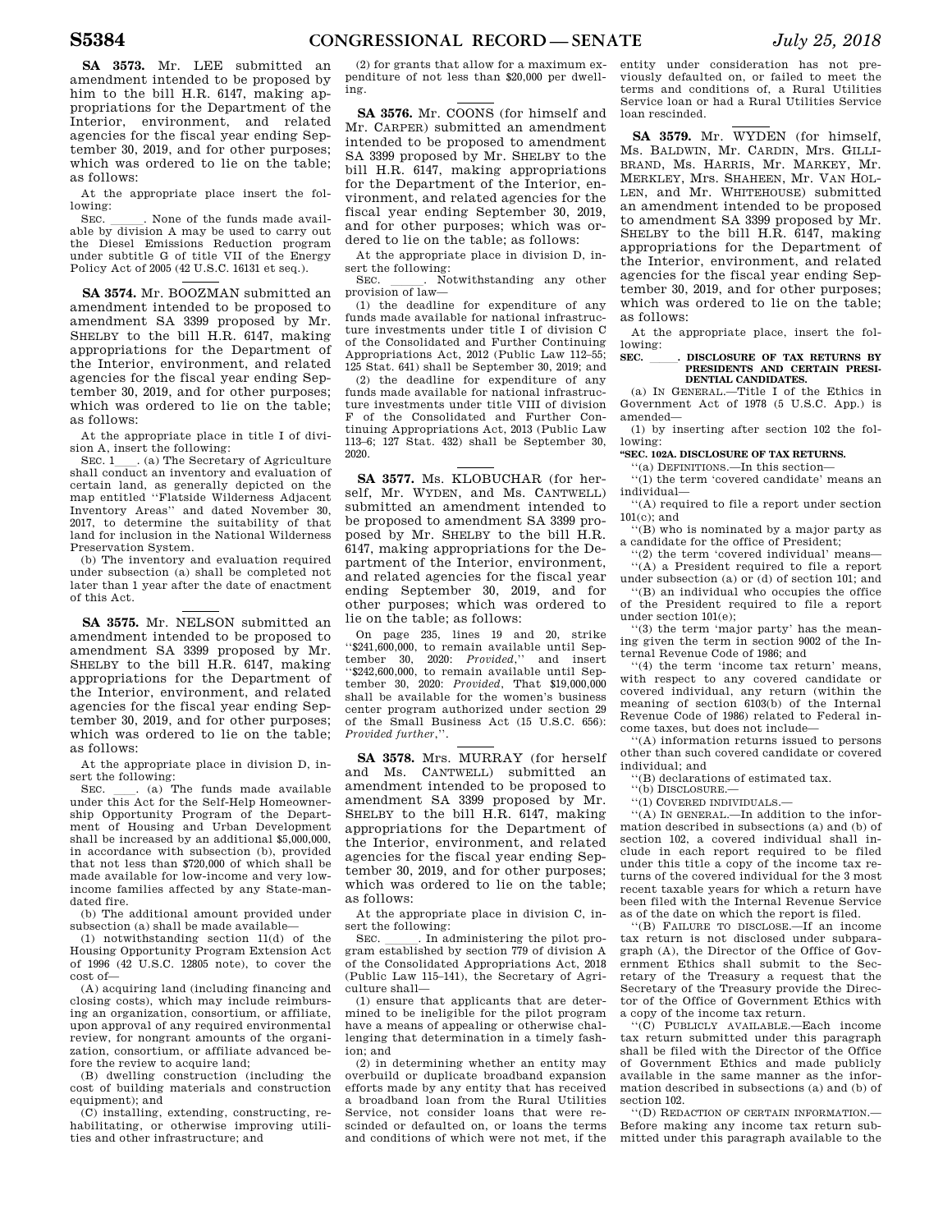**SA 3573.** Mr. LEE submitted an amendment intended to be proposed by him to the bill H.R. 6147, making appropriations for the Department of the Interior, environment, and related agencies for the fiscal year ending September 30, 2019, and for other purposes; which was ordered to lie on the table; as follows:

At the appropriate place insert the following:

SEC. \_\_\_\_\_. None of the funds made available by division A may be used to carry out the Diesel Emissions Reduction program under subtitle G of title VII of the Energy Policy Act of 2005 (42 U.S.C. 16131 et seq.).

---

**SA 3574.** Mr. BOOZMAN submitted an amendment intended to be proposed to amendment SA 3399 proposed by Mr. SHELBY to the bill H.R. 6147, making appropriations for the Department of the Interior, environment, and related agencies for the fiscal year ending September 30, 2019, and for other purposes; which was ordered to lie on the table; as follows:

At the appropriate place in title I of division A, insert the following:

SEC. 1\_\_\_\_. (a) The Secretary of Agriculture shall conduct an inventory and evaluation of certain land, as generally depicted on the map entitled "Flatside Wilderness Adjacent Inventory Areas" and dated November 30, 2017, to determine the suitability of that land for inclusion in the National Wilderness Preservation System.

(b) The inventory and evaluation required under subsection (a) shall be completed not later than 1 year after the date of enactment of this Act.

---

**SA 3575.** Mr. NELSON submitted an amendment intended to be proposed to amendment SA 3399 proposed by Mr. SHELBY to the bill H.R. 6147, making appropriations for the Department of the Interior, environment, and related agencies for the fiscal year ending September 30, 2019, and for other purposes; which was ordered to lie on the table; as follows:

At the appropriate place in division D, insert the following:

SEC. \_\_\_\_. (a) The funds made available under this Act for the Self-Help Homeownership Opportunity Program of the Department of Housing and Urban Development shall be increased by an additional $5,000,000, in accordance with subsection (b), provided that not less than $720,000 of which shall be made available for low-income and very low-income families affected by any State-mandated fire.

(b) The additional amount provided under subsection (a) shall be made available—

(1) notwithstanding section 11(d) of the Housing Opportunity Program Extension Act of 1996 (42 U.S.C. 12805 note), to cover the cost of—

(A) acquiring land (including financing and closing costs), which may include reimbursing an organization, consortium, or affiliate, upon approval of any required environmental review, for nongrant amounts of the organization, consortium, or affiliate advanced before the review to acquire land;

(B) dwelling construction (including the cost of building materials and construction equipment); and

(C) installing, extending, constructing, rehabilitating, or otherwise improving utilities and other infrastructure; and

(2) for grants that allow for a maximum expenditure of not less than $20,000 per dwelling.

---

**SA 3576.** Mr. COONS (for himself and Mr. CARPER) submitted an amendment intended to be proposed to amendment SA 3399 proposed by Mr. SHELBY to the bill H.R. 6147, making appropriations for the Department of the Interior, environment, and related agencies for the fiscal year ending September 30, 2019, and for other purposes; which was ordered to lie on the table; as follows:

At the appropriate place in division D, insert the following:

SEC. \_\_\_\_\_. Notwithstanding any other provision of law—

(1) the deadline for expenditure of any funds made available for national infrastructure investments under title I of division C of the Consolidated and Further Continuing Appropriations Act, 2012 (Public Law 112–55; 125 Stat. 641) shall be September 30, 2019; and

(2) the deadline for expenditure of any funds made available for national infrastructure investments under title VIII of division F of the Consolidated and Further Continuing Appropriations Act, 2013 (Public Law 113–6; 127 Stat. 432) shall be September 30, 2020.

---

**SA 3577.** Ms. KLOBUCHAR (for herself, Mr. WYDEN, and Ms. CANTWELL) submitted an amendment intended to be proposed to amendment SA 3399 proposed by Mr. SHELBY to the bill H.R. 6147, making appropriations for the Department of the Interior, environment, and related agencies for the fiscal year ending September 30, 2019, and for other purposes; which was ordered to lie on the table; as follows:

On page 235, lines 19 and 20, strike "$241,600,000, to remain available until September 30, 2020: *Provided*," and insert "$242,600,000, to remain available until September 30, 2020: *Provided*, That $19,000,000 shall be available for the women's business center program authorized under section 29 of the Small Business Act (15 U.S.C. 656): *Provided further*,".

---

**SA 3578.** Mrs. MURRAY (for herself and Ms. CANTWELL) submitted an amendment intended to be proposed to amendment SA 3399 proposed by Mr. SHELBY to the bill H.R. 6147, making appropriations for the Department of the Interior, environment, and related agencies for the fiscal year ending September 30, 2019, and for other purposes; which was ordered to lie on the table; as follows:

At the appropriate place in division C, insert the following:

SEC. \_\_\_\_\_. In administering the pilot program established by section 779 of division A of the Consolidated Appropriations Act, 2018 (Public Law 115–141), the Secretary of Agriculture shall—

(1) ensure that applicants that are determined to be ineligible for the pilot program have a means of appealing or otherwise challenging that determination in a timely fashion; and

(2) in determining whether an entity may overbuild or duplicate broadband expansion efforts made by any entity that has received a broadband loan from the Rural Utilities Service, not consider loans that were rescinded or defaulted on, or loans the terms and conditions of which were not met, if the entity under consideration has not previously defaulted on, or failed to meet the terms and conditions of, a Rural Utilities Service loan or had a Rural Utilities Service loan rescinded.

---

**SA 3579.** Mr. WYDEN (for himself, Ms. BALDWIN, Mr. CARDIN, Mrs. GILLIBRAND, Ms. HARRIS, Mr. MARKEY, Mr. MERKLEY, Mrs. SHAHEEN, Mr. VAN HOLLEN, and Mr. WHITEHOUSE) submitted an amendment intended to be proposed to amendment SA 3399 proposed by Mr. SHELBY to the bill H.R. 6147, making appropriations for the Department of the Interior, environment, and related agencies for the fiscal year ending September 30, 2019, and for other purposes; which was ordered to lie on the table; as follows:

At the appropriate place, insert the following:

**SEC. \_\_\_\_\_. DISCLOSURE OF TAX RETURNS BY PRESIDENTS AND CERTAIN PRESIDENTIAL CANDIDATES.**

(a) IN GENERAL.—Title I of the Ethics in Government Act of 1978 (5 U.S.C. App.) is amended—

(1) by inserting after section 102 the following:

**"SEC. 102A. DISCLOSURE OF TAX RETURNS.**

"(a) DEFINITIONS.—In this section—

"(1) the term 'covered candidate' means an individual—

"(A) required to file a report under section 101(c); and

"(B) who is nominated by a major party as a candidate for the office of President;

"(2) the term 'covered individual' means—

"(A) a President required to file a report under subsection (a) or (d) of section 101; and

"(B) an individual who occupies the office of the President required to file a report under section 101(e);

"(3) the term 'major party' has the meaning given the term in section 9002 of the Internal Revenue Code of 1986; and

"(4) the term 'income tax return' means, with respect to any covered candidate or covered individual, any return (within the meaning of section 6103(b) of the Internal Revenue Code of 1986) related to Federal income taxes, but does not include—

"(A) information returns issued to persons other than such covered candidate or covered individual; and

"(B) declarations of estimated tax.

"(b) DISCLOSURE.—

"(1) COVERED INDIVIDUALS.—

"(A) IN GENERAL.—In addition to the information described in subsections (a) and (b) of section 102, a covered individual shall include in each report required to be filed under this title a copy of the income tax returns of the covered individual for the 3 most recent taxable years for which a return have been filed with the Internal Revenue Service as of the date on which the report is filed.

"(B) FAILURE TO DISCLOSE.—If an income tax return is not disclosed under subparagraph (A), the Director of the Office of Government Ethics shall submit to the Secretary of the Treasury a request that the Secretary of the Treasury provide the Director of the Office of Government Ethics with a copy of the income tax return.

"(C) PUBLICLY AVAILABLE.—Each income tax return submitted under this paragraph shall be filed with the Director of the Office of Government Ethics and made publicly available in the same manner as the information described in subsections (a) and (b) of section 102.

"(D) REDACTION OF CERTAIN INFORMATION.—Before making any income tax return submitted under this paragraph available to the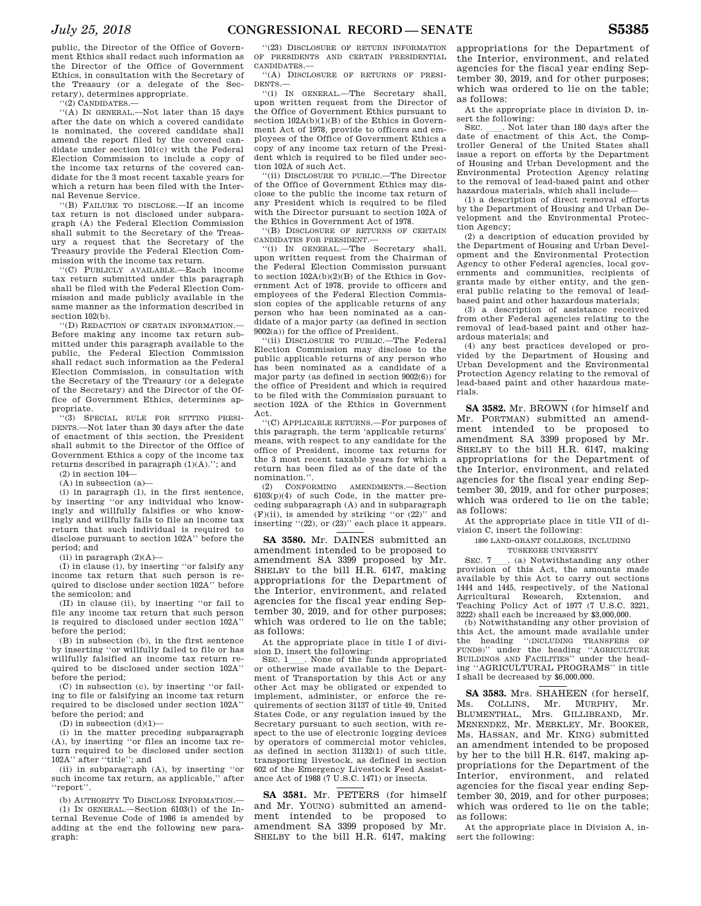public, the Director of the Office of Government Ethics shall redact such information as the Director of the Office of Government Ethics, in consultation with the Secretary of the Treasury (or a delegate of the Secretary), determines appropriate.

''(2) CANDIDATES.—

''(A) IN GENERAL.—Not later than 15 days after the date on which a covered candidate is nominated, the covered candidate shall amend the report filed by the covered candidate under section 101(c) with the Federal Election Commission to include a copy of the income tax returns of the covered candidate for the 3 most recent taxable years for which a return has been filed with the Internal Revenue Service.

''(B) FAILURE TO DISCLOSE.—If an income tax return is not disclosed under subparagraph (A) the Federal Election Commission shall submit to the Secretary of the Treasury a request that the Secretary of the Treasury provide the Federal Election Commission with the income tax return.

''(C) PUBLICLY AVAILABLE.—Each income tax return submitted under this paragraph shall be filed with the Federal Election Commission and made publicly available in the same manner as the information described in section 102(b).

''(D) REDACTION OF CERTAIN INFORMATION.—Before making any income tax return submitted under this paragraph available to the public, the Federal Election Commission shall redact such information as the Federal Election Commission, in consultation with the Secretary of the Treasury (or a delegate of the Secretary) and the Director of the Office of Government Ethics, determines appropriate.

''(3) SPECIAL RULE FOR SITTING PRESIDENTS.—Not later than 30 days after the date of enactment of this section, the President shall submit to the Director of the Office of Government Ethics a copy of the income tax returns described in paragraph (1)(A).''; and

(2) in section 104—

(A) in subsection (a)—

(i) in paragraph (1), in the first sentence, by inserting ''or any individual who knowingly and willfully falsifies or who knowingly and willfully fails to file an income tax return that such individual is required to disclose pursuant to section 102A'' before the period; and

(ii) in paragraph (2)(A)—

(I) in clause (i), by inserting ''or falsify any income tax return that such person is required to disclose under section 102A'' before the semicolon; and

(II) in clause (ii), by inserting ''or fail to file any income tax return that such person is required to disclosed under section 102A'' before the period;

(B) in subsection (b), in the first sentence by inserting ''or willfully failed to file or has willfully falsified an income tax return required to be disclosed under section 102A'' before the period;

(C) in subsection (c), by inserting ''or failing to file or falsifying an income tax return required to be disclosed under section 102A'' before the period; and

(D) in subsection (d)(1)—

(i) in the matter preceding subparagraph (A), by inserting ''or files an income tax return required to be disclosed under section 102A'' after ''title''; and

(ii) in subparagraph (A), by inserting ''or such income tax return, as applicable,'' after ''report''.

(b) AUTHORITY TO DISCLOSE INFORMATION.—

(1) IN GENERAL.—Section 6103(l) of the Internal Revenue Code of 1986 is amended by adding at the end the following new paragraph:

''(23) DISCLOSURE OF RETURN INFORMATION OF PRESIDENTS AND CERTAIN PRESIDENTIAL CANDIDATES.—

''(A) DISCLOSURE OF RETURNS OF PRESIDENTS.—

''(i) IN GENERAL.—The Secretary shall, upon written request from the Director of the Office of Government Ethics pursuant to section 102A(b)(1)(B) of the Ethics in Government Act of 1978, provide to officers and employees of the Office of Government Ethics a copy of any income tax return of the President which is required to be filed under section 102A of such Act.

''(ii) DISCLOSURE TO PUBLIC.—The Director of the Office of Government Ethics may disclose to the public the income tax return of any President which is required to be filed with the Director pursuant to section 102A of the Ethics in Government Act of 1978.

''(B) DISCLOSURE OF RETURNS OF CERTAIN CANDIDATES FOR PRESIDENT.—

''(i) IN GENERAL.—The Secretary shall, upon written request from the Chairman of the Federal Election Commission pursuant to section 102A(b)(2)(B) of the Ethics in Government Act of 1978, provide to officers and employees of the Federal Election Commission copies of the applicable returns of any person who has been nominated as a candidate of a major party (as defined in section 9002(a)) for the office of President.

''(ii) DISCLOSURE TO PUBLIC.—The Federal Election Commission may disclose to the public applicable returns of any person who has been nominated as a candidate of a major party (as defined in section 9002(6)) for the office of President and which is required to be filed with the Commission pursuant to section 102A of the Ethics in Government Act.

''(C) APPLICABLE RETURNS.—For purposes of this paragraph, the term 'applicable returns' means, with respect to any candidate for the office of President, income tax returns for the 3 most recent taxable years for which a return has been filed as of the date of the nomination.''.

(2) CONFORMING AMENDMENTS.—Section 6103(p)(4) of such Code, in the matter preceding subparagraph (A) and in subparagraph (F)(ii), is amended by striking ''or (22)'' and inserting ''(22), or (23)'' each place it appears.

---

**SA 3580.** Mr. DAINES submitted an amendment intended to be proposed to amendment SA 3399 proposed by Mr. SHELBY to the bill H.R. 6147, making appropriations for the Department of the Interior, environment, and related agencies for the fiscal year ending September 30, 2019, and for other purposes; which was ordered to lie on the table; as follows:

At the appropriate place in title I of division D, insert the following:

SEC. 1\_\_\_. None of the funds appropriated or otherwise made available to the Department of Transportation by this Act or any other Act may be obligated or expended to implement, administer, or enforce the requirements of section 31137 of title 49, United States Code, or any regulation issued by the Secretary pursuant to such section, with respect to the use of electronic logging devices by operators of commercial motor vehicles, as defined in section 31132(1) of such title, transporting livestock, as defined in section 602 of the Emergency Livestock Feed Assistance Act of 1988 (7 U.S.C. 1471) or insects.

---

**SA 3581.** Mr. PETERS (for himself and Mr. YOUNG) submitted an amendment intended to be proposed to amendment SA 3399 proposed by Mr. SHELBY to the bill H.R. 6147, making appropriations for the Department of the Interior, environment, and related agencies for the fiscal year ending September 30, 2019, and for other purposes; which was ordered to lie on the table; as follows:

At the appropriate place in division D, insert the following:

SEC. \_\_\_\_. Not later than 180 days after the date of enactment of this Act, the Comptroller General of the United States shall issue a report on efforts by the Department of Housing and Urban Development and the Environmental Protection Agency relating to the removal of lead-based paint and other hazardous materials, which shall include—

(1) a description of direct removal efforts by the Department of Housing and Urban Development and the Environmental Protection Agency;

(2) a description of education provided by the Department of Housing and Urban Development and the Environmental Protection Agency to other Federal agencies, local governments and communities, recipients of grants made by either entity, and the general public relating to the removal of lead-based paint and other hazardous materials;

(3) a description of assistance received from other Federal agencies relating to the removal of lead-based paint and other hazardous materials; and

(4) any best practices developed or provided by the Department of Housing and Urban Development and the Environmental Protection Agency relating to the removal of lead-based paint and other hazardous materials.

---

**SA 3582.** Mr. BROWN (for himself and Mr. PORTMAN) submitted an amendment intended to be proposed to amendment SA 3399 proposed by Mr. SHELBY to the bill H.R. 6147, making appropriations for the Department of the Interior, environment, and related agencies for the fiscal year ending September 30, 2019, and for other purposes; which was ordered to lie on the table; as follows:

At the appropriate place in title VII of division C, insert the following:

1890 LAND-GRANT COLLEGES, INCLUDING TUSKEGEE UNIVERSITY

SEC. 7\_\_\_. (a) Notwithstanding any other provision of this Act, the amounts made available by this Act to carry out sections 1444 and 1445, respectively, of the National Agricultural Research, Extension, and Teaching Policy Act of 1977 (7 U.S.C. 3221, 3222) shall each be increased by $3,000,000.

(b) Notwithstanding any other provision of this Act, the amount made available under the heading ''(INCLUDING TRANSFERS OF FUNDS)'' under the heading ''AGRICULTURE BUILDINGS AND FACILITIES'' under the heading ''AGRICULTURAL PROGRAMS'' in title I shall be decreased by $6,000,000.

---

**SA 3583.** Mrs. SHAHEEN (for herself, Ms. COLLINS, Mr. MURPHY, Mr. BLUMENTHAL, Mrs. GILLIBRAND, Mr. MENENDEZ, Mr. MERKLEY, Mr. BOOKER, Ms. HASSAN, and Mr. KING) submitted an amendment intended to be proposed by her to the bill H.R. 6147, making appropriations for the Department of the Interior, environment, and related agencies for the fiscal year ending September 30, 2019, and for other purposes; which was ordered to lie on the table; as follows:

At the appropriate place in Division A, insert the following: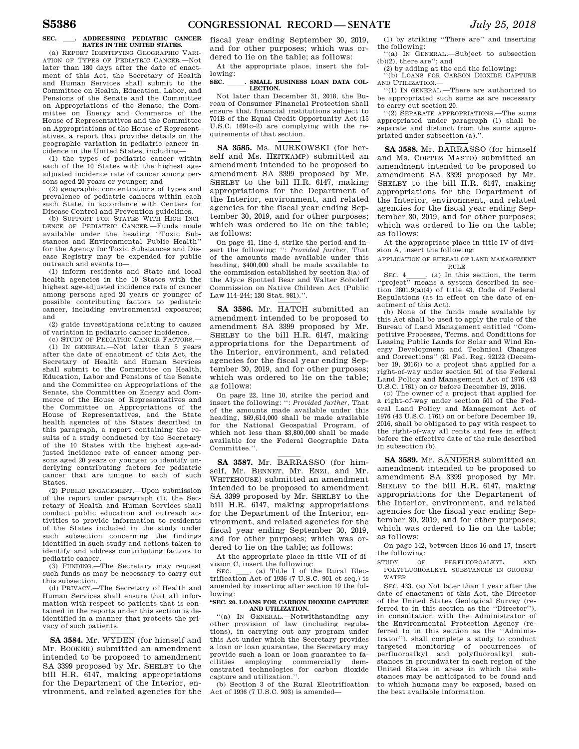**SEC. \_\_\_. ADDRESSING PEDIATRIC CANCER RATES IN THE UNITED STATES.**

(a) REPORT IDENTIFYING GEOGRAPHIC VARIATION OF TYPES OF PEDIATRIC CANCER.—Not later than 180 days after the date of enactment of this Act, the Secretary of Health and Human Services shall submit to the Committee on Health, Education, Labor, and Pensions of the Senate and the Committee on Appropriations of the Senate, the Committee on Energy and Commerce of the House of Representatives and the Committee on Appropriations of the House of Representatives, a report that provides details on the geographic variation in pediatric cancer incidence in the United States, including—

(1) the types of pediatric cancer within each of the 10 States with the highest age-adjusted incidence rate of cancer among persons aged 20 years or younger; and

(2) geographic concentrations of types and prevalence of pediatric cancers within each such State, in accordance with Centers for Disease Control and Prevention guidelines.

(b) SUPPORT FOR STATES WITH HIGH INCIDENCE OF PEDIATRIC CANCER.—Funds made available under the heading "Toxic Substances and Environmental Public Health" for the Agency for Toxic Substances and Disease Registry may be expended for public outreach and events to—

(1) inform residents and State and local health agencies in the 10 States with the highest age-adjusted incidence rate of cancer among persons aged 20 years or younger of possible contributing factors to pediatric cancer, including environmental exposures; and

(2) guide investigations relating to causes of variation in pediatric cancer incidence.

(c) STUDY OF PEDIATRIC CANCER FACTORS.—

(1) IN GENERAL.—Not later than 5 years after the date of enactment of this Act, the Secretary of Health and Human Services shall submit to the Committee on Health, Education, Labor and Pensions of the Senate and the Committee on Appropriations of the Senate, the Committee on Energy and Commerce of the House of Representatives and the Committee on Appropriations of the House of Representatives, and the State health agencies of the States described in this paragraph, a report containing the results of a study conducted by the Secretary of the 10 States with the highest age-adjusted incidence rate of cancer among persons aged 20 years or younger to identify underlying contributing factors for pediatric cancer that are unique to each of such States.

(2) PUBLIC ENGAGEMENT.—Upon submission of the report under paragraph (1), the Secretary of Health and Human Services shall conduct public education and outreach activities to provide information to residents of the States included in the study under such subsection concerning the findings identified in such study and actions taken to identify and address contributing factors to pediatric cancer.

(3) FUNDING.—The Secretary may request such funds as may be necessary to carry out this subsection.

(d) PRIVACY.—The Secretary of Health and Human Services shall ensure that all information with respect to patients that is contained in the reports under this section is de-identified in a manner that protects the privacy of such patients.

---

**SA 3584.** Mr. WYDEN (for himself and Mr. BOOKER) submitted an amendment intended to be proposed to amendment SA 3399 proposed by Mr. SHELBY to the bill H.R. 6147, making appropriations for the Department of the Interior, environment, and related agencies for the fiscal year ending September 30, 2019, and for other purposes; which was ordered to lie on the table; as follows:

At the appropriate place, insert the following:

**SEC. \_\_\_\_\_. SMALL BUSINESS LOAN DATA COLLECTION.**

Not later than December 31, 2018, the Bureau of Consumer Financial Protection shall ensure that financial institutions subject to 704B of the Equal Credit Opportunity Act (15 U.S.C. 1691c–2) are complying with the requirements of that section.

---

**SA 3585.** Ms. MURKOWSKI (for herself and Ms. HEITKAMP) submitted an amendment intended to be proposed to amendment SA 3399 proposed by Mr. SHELBY to the bill H.R. 6147, making appropriations for the Department of the Interior, environment, and related agencies for the fiscal year ending September 30, 2019, and for other purposes; which was ordered to lie on the table; as follows:

On page 41, line 4, strike the period and insert the following: ": *Provided further*, That of the amounts made available under this heading, $400,000 shall be made available to the commission established by section 3(a) of the Alyce Spotted Bear and Walter Soboleff Commission on Native Children Act (Public Law 114–244; 130 Stat. 981).".

---

**SA 3586.** Mr. HATCH submitted an amendment intended to be proposed to amendment SA 3399 proposed by Mr. SHELBY to the bill H.R. 6147, making appropriations for the Department of the Interior, environment, and related agencies for the fiscal year ending September 30, 2019, and for other purposes; which was ordered to lie on the table; as follows:

On page 22, line 10, strike the period and insert the following: ": *Provided further*, That of the amounts made available under this heading, $69,614,000 shall be made available for the National Geospatial Program, of which not less than $3,800,000 shall be made available for the Federal Geographic Data Committee.".

---

**SA 3587.** Mr. BARRASSO (for himself, Mr. BENNET, Mr. ENZI, and Mr. WHITEHOUSE) submitted an amendment intended to be proposed to amendment SA 3399 proposed by Mr. SHELBY to the bill H.R. 6147, making appropriations for the Department of the Interior, environment, and related agencies for the fiscal year ending September 30, 2019, and for other purposes; which was ordered to lie on the table; as follows:

At the appropriate place in title VII of division C, insert the following:

SEC. \_\_\_\_. (a) Title I of the Rural Electrification Act of 1936 (7 U.S.C. 901 et seq.) is amended by inserting after section 19 the following:

**"SEC. 20. LOANS FOR CARBON DIOXIDE CAPTURE AND UTILIZATION.**

"(a) IN GENERAL.—Notwithstanding any other provision of law (including regulations), in carrying out any program under this Act under which the Secretary provides a loan or loan guarantee, the Secretary may provide such a loan or loan guarantee to facilities employing commercially demonstrated technologies for carbon dioxide capture and utilization.".

(b) Section 3 of the Rural Electrification Act of 1936 (7 U.S.C. 903) is amended—

(1) by striking "There are" and inserting the following:

"(a) IN GENERAL.—Subject to subsection (b)(2), there are"; and

(2) by adding at the end the following:

"(b) LOANS FOR CARBON DIOXIDE CAPTURE AND UTILIZATION.—

"(1) IN GENERAL.—There are authorized to be appropriated such sums as are necessary to carry out section 20.

"(2) SEPARATE APPROPRIATIONS.—The sums appropriated under paragraph (1) shall be separate and distinct from the sums appropriated under subsection (a).".

---

**SA 3588.** Mr. BARRASSO (for himself and Ms. CORTEZ MASTO) submitted an amendment intended to be proposed to amendment SA 3399 proposed by Mr. SHELBY to the bill H.R. 6147, making appropriations for the Department of the Interior, environment, and related agencies for the fiscal year ending September 30, 2019, and for other purposes; which was ordered to lie on the table; as follows:

At the appropriate place in title IV of division A, insert the following:

APPLICATION OF BUREAU OF LAND MANAGEMENT RULE

SEC. 4\_\_\_\_\_. (a) In this section, the term "project" means a system described in section 2801.9(a)(4) of title 43, Code of Federal Regulations (as in effect on the date of enactment of this Act).

(b) None of the funds made available by this Act shall be used to apply the rule of the Bureau of Land Management entitled "Competitive Processes, Terms, and Conditions for Leasing Public Lands for Solar and Wind Energy Development and Technical Changes and Corrections" (81 Fed. Reg. 92122 (December 19, 2016)) to a project that applied for a right-of-way under section 501 of the Federal Land Policy and Management Act of 1976 (43 U.S.C. 1761) on or before December 19, 2016.

(c) The owner of a project that applied for a right-of-way under section 501 of the Federal Land Policy and Management Act of 1976 (43 U.S.C. 1761) on or before December 19, 2016, shall be obligated to pay with respect to the right-of-way all rents and fees in effect before the effective date of the rule described in subsection (b).

---

**SA 3589.** Mr. SANDERS submitted an amendment intended to be proposed to amendment SA 3399 proposed by Mr. SHELBY to the bill H.R. 6147, making appropriations for the Department of the Interior, environment, and related agencies for the fiscal year ending September 30, 2019, and for other purposes; which was ordered to lie on the table; as follows:

On page 142, between lines 16 and 17, insert the following:

STUDY OF PERFLUOROALKYL AND POLYFLUOROALKYL SUBSTANCES IN GROUNDWATER

SEC. 433. (a) Not later than 1 year after the date of enactment of this Act, the Director of the United States Geological Survey (referred to in this section as the "Director"), in consultation with the Administrator of the Environmental Protection Agency (referred to in this section as the "Administrator"), shall complete a study to conduct targeted monitoring of occurrences of perfluoroalkyl and polyfluoroalkyl substances in groundwater in each region of the United States in areas in which the substances may be anticipated to be found and to which humans may be exposed, based on the best available information.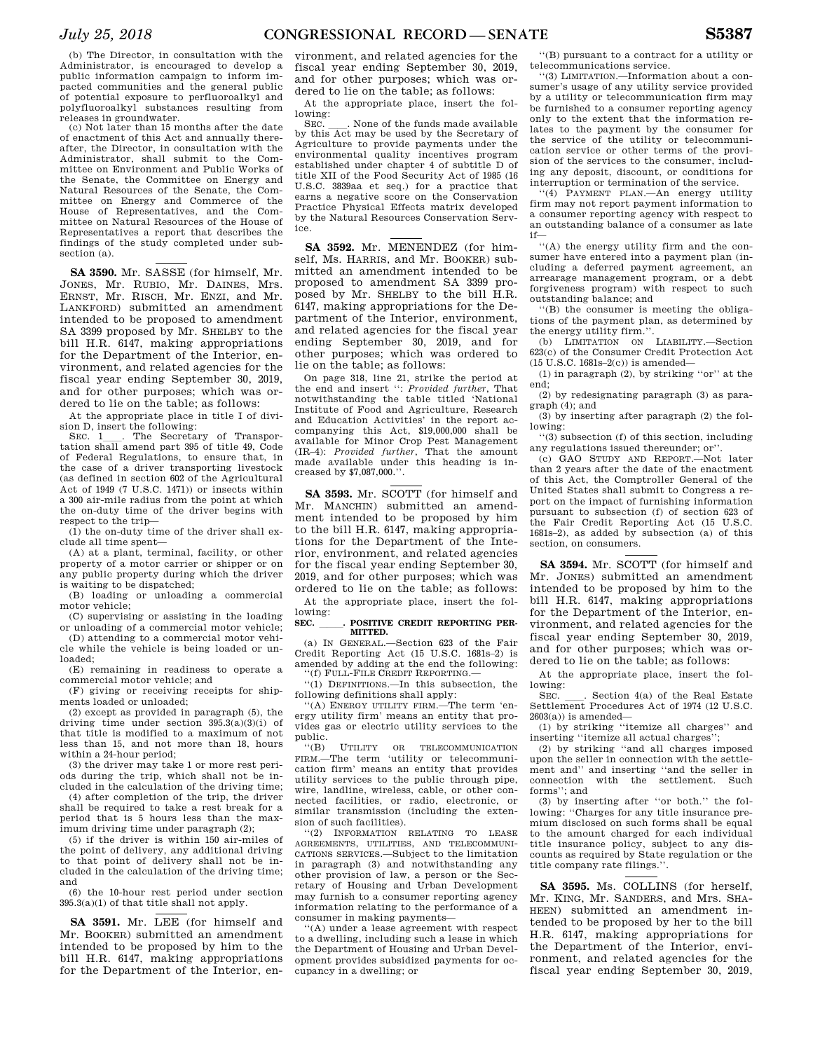(b) The Director, in consultation with the Administrator, is encouraged to develop a public information campaign to inform impacted communities and the general public of potential exposure to perfluoroalkyl and polyfluoroalkyl substances resulting from releases in groundwater.

(c) Not later than 15 months after the date of enactment of this Act and annually thereafter, the Director, in consultation with the Administrator, shall submit to the Committee on Environment and Public Works of the Senate, the Committee on Energy and Natural Resources of the Senate, the Committee on Energy and Commerce of the House of Representatives, and the Committee on Natural Resources of the House of Representatives a report that describes the findings of the study completed under subsection (a).

**SA 3590.** Mr. SASSE (for himself, Mr. JONES, Mr. RUBIO, Mr. DAINES, Mrs. ERNST, Mr. RISCH, Mr. ENZI, and Mr. LANKFORD) submitted an amendment intended to be proposed to amendment SA 3399 proposed by Mr. SHELBY to the bill H.R. 6147, making appropriations for the Department of the Interior, environment, and related agencies for the fiscal year ending September 30, 2019, and for other purposes; which was ordered to lie on the table; as follows:

At the appropriate place in title I of division D, insert the following:

SEC. 1___. The Secretary of Transportation shall amend part 395 of title 49, Code of Federal Regulations, to ensure that, in the case of a driver transporting livestock (as defined in section 602 of the Agricultural Act of 1949 (7 U.S.C. 1471)) or insects within a 300 air-mile radius from the point at which the on-duty time of the driver begins with respect to the trip—

(1) the on-duty time of the driver shall exclude all time spent—

(A) at a plant, terminal, facility, or other property of a motor carrier or shipper or on any public property during which the driver is waiting to be dispatched;

(B) loading or unloading a commercial motor vehicle;

(C) supervising or assisting in the loading or unloading of a commercial motor vehicle;

(D) attending to a commercial motor vehicle while the vehicle is being loaded or unloaded;

(E) remaining in readiness to operate a commercial motor vehicle; and

(F) giving or receiving receipts for shipments loaded or unloaded;

(2) except as provided in paragraph (5), the driving time under section 395.3(a)(3)(i) of that title is modified to a maximum of not less than 15, and not more than 18, hours within a 24-hour period;

(3) the driver may take 1 or more rest periods during the trip, which shall not be included in the calculation of the driving time;

(4) after completion of the trip, the driver shall be required to take a rest break for a period that is 5 hours less than the maximum driving time under paragraph (2);

(5) if the driver is within 150 air-miles of the point of delivery, any additional driving to that point of delivery shall not be included in the calculation of the driving time; and

(6) the 10-hour rest period under section 395.3(a)(1) of that title shall not apply.

**SA 3591.** Mr. LEE (for himself and Mr. BOOKER) submitted an amendment intended to be proposed by him to the bill H.R. 6147, making appropriations for the Department of the Interior, environment, and related agencies for the fiscal year ending September 30, 2019, and for other purposes; which was ordered to lie on the table; as follows:

At the appropriate place, insert the following:

SEC. ___. None of the funds made available by this Act may be used by the Secretary of Agriculture to provide payments under the environmental quality incentives program established under chapter 4 of subtitle D of title XII of the Food Security Act of 1985 (16 U.S.C. 3839aa et seq.) for a practice that earns a negative score on the Conservation Practice Physical Effects matrix developed by the Natural Resources Conservation Service.

**SA 3592.** Mr. MENENDEZ (for himself, Ms. HARRIS, and Mr. BOOKER) submitted an amendment intended to be proposed to amendment SA 3399 proposed by Mr. SHELBY to the bill H.R. 6147, making appropriations for the Department of the Interior, environment, and related agencies for the fiscal year ending September 30, 2019, and for other purposes; which was ordered to lie on the table; as follows:

On page 318, line 21, strike the period at the end and insert ": *Provided further*, That notwithstanding the table titled 'National Institute of Food and Agriculture, Research and Education Activities' in the report accompanying this Act, $19,000,000 shall be available for Minor Crop Pest Management (IR–4): *Provided further*, That the amount made available under this heading is increased by $7,087,000.".

**SA 3593.** Mr. SCOTT (for himself and Mr. MANCHIN) submitted an amendment intended to be proposed by him to the bill H.R. 6147, making appropriations for the Department of the Interior, environment, and related agencies for the fiscal year ending September 30, 2019, and for other purposes; which was ordered to lie on the table; as follows:

At the appropriate place, insert the following:

**SEC. \_\_\_\_\_. POSITIVE CREDIT REPORTING PERMITTED.**

(a) IN GENERAL.—Section 623 of the Fair Credit Reporting Act (15 U.S.C. 1681s–2) is amended by adding at the end the following:

"(f) FULL-FILE CREDIT REPORTING.—

"(1) DEFINITIONS.—In this subsection, the following definitions shall apply:

"(A) ENERGY UTILITY FIRM.—The term 'energy utility firm' means an entity that provides gas or electric utility services to the public.

"(B) UTILITY OR TELECOMMUNICATION FIRM.—The term 'utility or telecommunication firm' means an entity that provides utility services to the public through pipe, wire, landline, wireless, cable, or other connected facilities, or radio, electronic, or similar transmission (including the extension of such facilities).

"(2) INFORMATION RELATING TO LEASE AGREEMENTS, UTILITIES, AND TELECOMMUNICATIONS SERVICES.—Subject to the limitation in paragraph (3) and notwithstanding any other provision of law, a person or the Secretary of Housing and Urban Development may furnish to a consumer reporting agency information relating to the performance of a consumer in making payments—

"(A) under a lease agreement with respect to a dwelling, including such a lease in which the Department of Housing and Urban Development provides subsidized payments for occupancy in a dwelling; or

"(B) pursuant to a contract for a utility or telecommunications service.

"(3) LIMITATION.—Information about a consumer's usage of any utility service provided by a utility or telecommunication firm may be furnished to a consumer reporting agency only to the extent that the information relates to the payment by the consumer for the service of the utility or telecommunication service or other terms of the provision of the services to the consumer, including any deposit, discount, or conditions for interruption or termination of the service.

"(4) PAYMENT PLAN.—An energy utility firm may not report payment information to a consumer reporting agency with respect to an outstanding balance of a consumer as late if—

"(A) the energy utility firm and the consumer have entered into a payment plan (including a deferred payment agreement, an arrearage management program, or a debt forgiveness program) with respect to such outstanding balance; and

"(B) the consumer is meeting the obligations of the payment plan, as determined by the energy utility firm.".

(b) LIMITATION ON LIABILITY.—Section 623(c) of the Consumer Credit Protection Act (15 U.S.C. 1681s–2(c)) is amended—

(1) in paragraph (2), by striking "or" at the end;

(2) by redesignating paragraph (3) as paragraph (4); and

(3) by inserting after paragraph (2) the following:

"(3) subsection (f) of this section, including any regulations issued thereunder; or".

(c) GAO STUDY AND REPORT.—Not later than 2 years after the date of the enactment of this Act, the Comptroller General of the United States shall submit to Congress a report on the impact of furnishing information pursuant to subsection (f) of section 623 of the Fair Credit Reporting Act (15 U.S.C. 1681s–2), as added by subsection (a) of this section, on consumers.

**SA 3594.** Mr. SCOTT (for himself and Mr. JONES) submitted an amendment intended to be proposed by him to the bill H.R. 6147, making appropriations for the Department of the Interior, environment, and related agencies for the fiscal year ending September 30, 2019, and for other purposes; which was ordered to lie on the table; as follows:

At the appropriate place, insert the following:

SEC. ___. Section 4(a) of the Real Estate Settlement Procedures Act of 1974 (12 U.S.C. 2603(a)) is amended—

(1) by striking "itemize all charges" and inserting "itemize all actual charges";

(2) by striking "and all charges imposed upon the seller in connection with the settlement and" and inserting "and the seller in connection with the settlement. Such forms"; and

(3) by inserting after "or both." the following: "Charges for any title insurance premium disclosed on such forms shall be equal to the amount charged for each individual title insurance policy, subject to any discounts as required by State regulation or the title company rate filings.".

**SA 3595.** Ms. COLLINS (for herself, Mr. KING, Mr. SANDERS, and Mrs. SHAHEEN) submitted an amendment intended to be proposed by her to the bill H.R. 6147, making appropriations for the Department of the Interior, environment, and related agencies for the fiscal year ending September 30, 2019,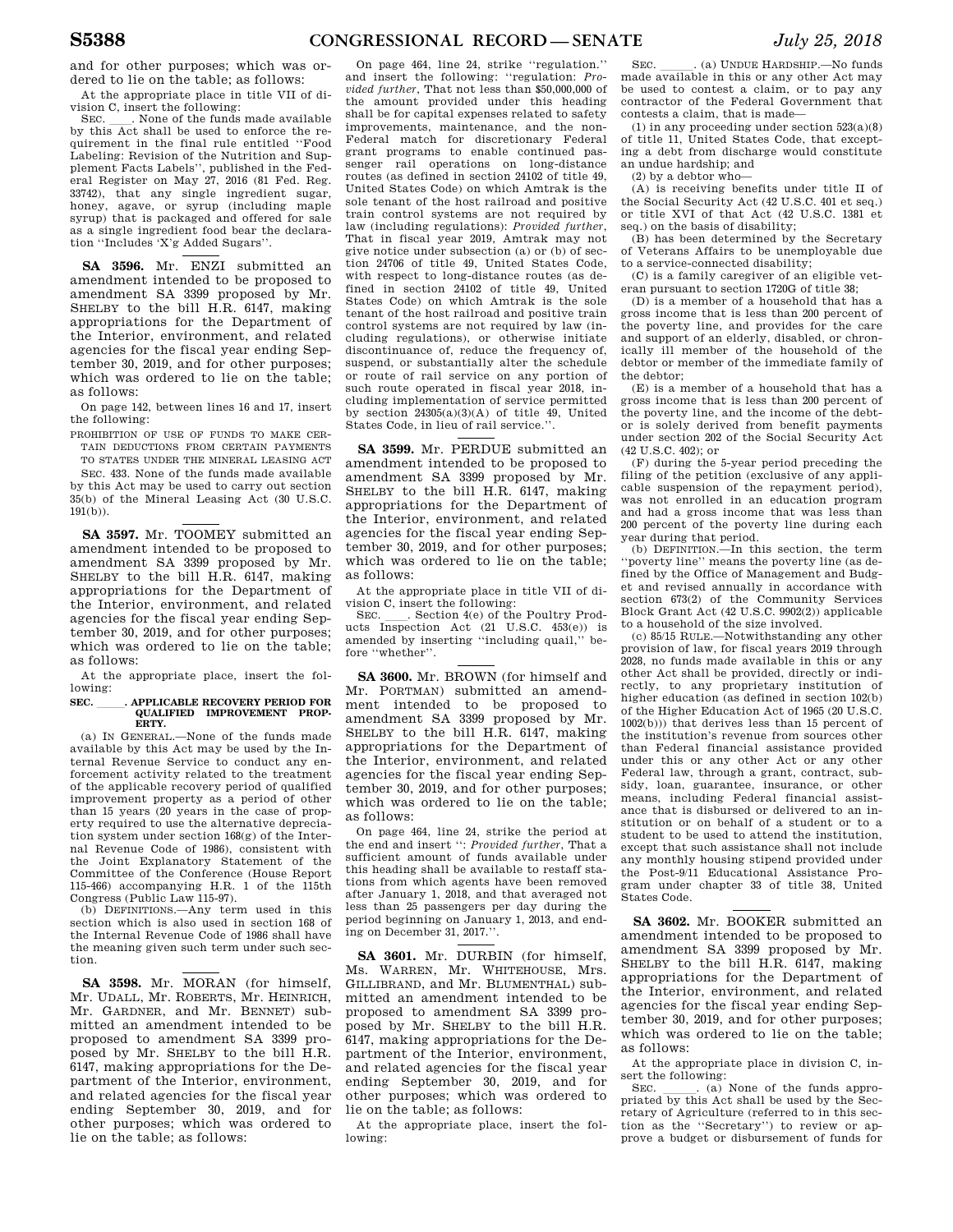and for other purposes; which was ordered to lie on the table; as follows:

At the appropriate place in title VII of division C, insert the following:

SEC. \_\_\_\_. None of the funds made available by this Act shall be used to enforce the requirement in the final rule entitled ''Food Labeling: Revision of the Nutrition and Supplement Facts Labels'', published in the Federal Register on May 27, 2016 (81 Fed. Reg. 33742), that any single ingredient sugar, honey, agave, or syrup (including maple syrup) that is packaged and offered for sale as a single ingredient food bear the declaration ''Includes 'X'g Added Sugars''.

**SA 3596.** Mr. ENZI submitted an amendment intended to be proposed to amendment SA 3399 proposed by Mr. SHELBY to the bill H.R. 6147, making appropriations for the Department of the Interior, environment, and related agencies for the fiscal year ending September 30, 2019, and for other purposes; which was ordered to lie on the table; as follows:

On page 142, between lines 16 and 17, insert the following:

PROHIBITION OF USE OF FUNDS TO MAKE CERTAIN DEDUCTIONS FROM CERTAIN PAYMENTS TO STATES UNDER THE MINERAL LEASING ACT

SEC. 433. None of the funds made available by this Act may be used to carry out section 35(b) of the Mineral Leasing Act (30 U.S.C. 191(b)).

**SA 3597.** Mr. TOOMEY submitted an amendment intended to be proposed to amendment SA 3399 proposed by Mr. SHELBY to the bill H.R. 6147, making appropriations for the Department of the Interior, environment, and related agencies for the fiscal year ending September 30, 2019, and for other purposes; which was ordered to lie on the table; as follows:

At the appropriate place, insert the following:

**SEC. \_\_\_\_\_. APPLICABLE RECOVERY PERIOD FOR QUALIFIED IMPROVEMENT PROPERTY.**

(a) IN GENERAL.—None of the funds made available by this Act may be used by the Internal Revenue Service to conduct any enforcement activity related to the treatment of the applicable recovery period of qualified improvement property as a period of other than 15 years (20 years in the case of property required to use the alternative depreciation system under section 168(g) of the Internal Revenue Code of 1986), consistent with the Joint Explanatory Statement of the Committee of the Conference (House Report 115-466) accompanying H.R. 1 of the 115th Congress (Public Law 115-97).

(b) DEFINITIONS.—Any term used in this section which is also used in section 168 of the Internal Revenue Code of 1986 shall have the meaning given such term under such section.

**SA 3598.** Mr. MORAN (for himself, Mr. UDALL, Mr. ROBERTS, Mr. HEINRICH, Mr. GARDNER, and Mr. BENNET) submitted an amendment intended to be proposed to amendment SA 3399 proposed by Mr. SHELBY to the bill H.R. 6147, making appropriations for the Department of the Interior, environment, and related agencies for the fiscal year ending September 30, 2019, and for other purposes; which was ordered to lie on the table; as follows:

On page 464, line 24, strike ''regulation.'' and insert the following: ''regulation: *Provided further*, That not less than $50,000,000 of the amount provided under this heading shall be for capital expenses related to safety improvements, maintenance, and the non-Federal match for discretionary Federal grant programs to enable continued passenger rail operations on long-distance routes (as defined in section 24102 of title 49, United States Code) on which Amtrak is the sole tenant of the host railroad and positive train control systems are not required by law (including regulations): *Provided further*, That in fiscal year 2019, Amtrak may not give notice under subsection (a) or (b) of section 24706 of title 49, United States Code, with respect to long-distance routes (as defined in section 24102 of title 49, United States Code) on which Amtrak is the sole tenant of the host railroad and positive train control systems are not required by law (including regulations), or otherwise initiate discontinuance of, reduce the frequency of, suspend, or substantially alter the schedule or route of rail service on any portion of such route operated in fiscal year 2018, including implementation of service permitted by section 24305(a)(3)(A) of title 49, United States Code, in lieu of rail service.''.

**SA 3599.** Mr. PERDUE submitted an amendment intended to be proposed to amendment SA 3399 proposed by Mr. SHELBY to the bill H.R. 6147, making appropriations for the Department of the Interior, environment, and related agencies for the fiscal year ending September 30, 2019, and for other purposes; which was ordered to lie on the table; as follows:

At the appropriate place in title VII of division C, insert the following:

SEC. \_\_\_\_. Section 4(e) of the Poultry Products Inspection Act (21 U.S.C. 453(e)) is amended by inserting ''including quail,'' before ''whether''.

**SA 3600.** Mr. BROWN (for himself and Mr. PORTMAN) submitted an amendment intended to be proposed to amendment SA 3399 proposed by Mr. SHELBY to the bill H.R. 6147, making appropriations for the Department of the Interior, environment, and related agencies for the fiscal year ending September 30, 2019, and for other purposes; which was ordered to lie on the table; as follows:

On page 464, line 24, strike the period at the end and insert '': *Provided further*, That a sufficient amount of funds available under this heading shall be available to restaff stations from which agents have been removed after January 1, 2018, and that averaged not less than 25 passengers per day during the period beginning on January 1, 2013, and ending on December 31, 2017.''.

**SA 3601.** Mr. DURBIN (for himself, Ms. WARREN, Mr. WHITEHOUSE, Mrs. GILLIBRAND, and Mr. BLUMENTHAL) submitted an amendment intended to be proposed to amendment SA 3399 proposed by Mr. SHELBY to the bill H.R. 6147, making appropriations for the Department of the Interior, environment, and related agencies for the fiscal year ending September 30, 2019, and for other purposes; which was ordered to lie on the table; as follows:

At the appropriate place, insert the following:

SEC. \_\_\_\_\_. (a) UNDUE HARDSHIP.—No funds made available in this or any other Act may be used to contest a claim, or to pay any contractor of the Federal Government that contests a claim, that is made—

(1) in any proceeding under section 523(a)(8) of title 11, United States Code, that excepting a debt from discharge would constitute an undue hardship; and

(2) by a debtor who—

(A) is receiving benefits under title II of the Social Security Act (42 U.S.C. 401 et seq.) or title XVI of that Act (42 U.S.C. 1381 et seq.) on the basis of disability;

(B) has been determined by the Secretary of Veterans Affairs to be unemployable due to a service-connected disability;

(C) is a family caregiver of an eligible veteran pursuant to section 1720G of title 38;

(D) is a member of a household that has a gross income that is less than 200 percent of the poverty line, and provides for the care and support of an elderly, disabled, or chronically ill member of the household of the debtor or member of the immediate family of the debtor;

(E) is a member of a household that has a gross income that is less than 200 percent of the poverty line, and the income of the debtor is solely derived from benefit payments under section 202 of the Social Security Act (42 U.S.C. 402); or

(F) during the 5-year period preceding the filing of the petition (exclusive of any applicable suspension of the repayment period), was not enrolled in an education program and had a gross income that was less than 200 percent of the poverty line during each year during that period.

(b) DEFINITION.—In this section, the term ''poverty line'' means the poverty line (as defined by the Office of Management and Budget and revised annually in accordance with section 673(2) of the Community Services Block Grant Act (42 U.S.C. 9902(2)) applicable to a household of the size involved.

(c) 85/15 RULE.—Notwithstanding any other provision of law, for fiscal years 2019 through 2028, no funds made available in this or any other Act shall be provided, directly or indirectly, to any proprietary institution of higher education (as defined in section 102(b) of the Higher Education Act of 1965 (20 U.S.C. 1002(b))) that derives less than 15 percent of the institution's revenue from sources other than Federal financial assistance provided under this or any other Act or any other Federal law, through a grant, contract, subsidy, loan, guarantee, insurance, or other means, including Federal financial assistance that is disbursed or delivered to an institution or on behalf of a student or to a student to be used to attend the institution, except that such assistance shall not include any monthly housing stipend provided under the Post-9/11 Educational Assistance Program under chapter 33 of title 38, United States Code.

**SA 3602.** Mr. BOOKER submitted an amendment intended to be proposed to amendment SA 3399 proposed by Mr. SHELBY to the bill H.R. 6147, making appropriations for the Department of the Interior, environment, and related agencies for the fiscal year ending September 30, 2019, and for other purposes; which was ordered to lie on the table; as follows:

At the appropriate place in division C, insert the following:

SEC. \_\_\_\_\_. (a) None of the funds appropriated by this Act shall be used by the Secretary of Agriculture (referred to in this section as the ''Secretary'') to review or approve a budget or disbursement of funds for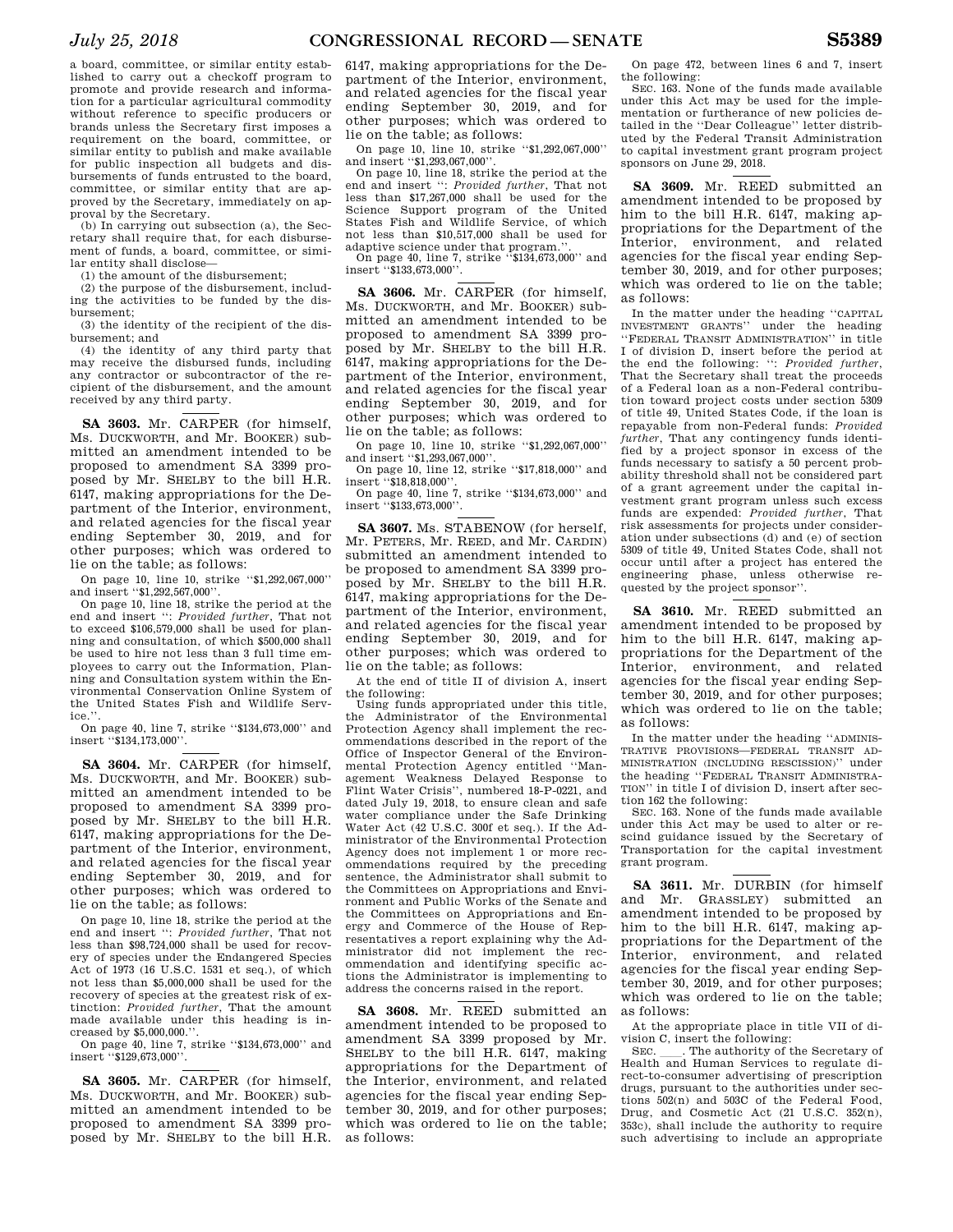a board, committee, or similar entity established to carry out a checkoff program to promote and provide research and information for a particular agricultural commodity without reference to specific producers or brands unless the Secretary first imposes a requirement on the board, committee, or similar entity to publish and make available for public inspection all budgets and disbursements of funds entrusted to the board, committee, or similar entity that are approved by the Secretary, immediately on approval by the Secretary.

(b) In carrying out subsection (a), the Secretary shall require that, for each disbursement of funds, a board, committee, or similar entity shall disclose—

(1) the amount of the disbursement;

(2) the purpose of the disbursement, including the activities to be funded by the disbursement;

(3) the identity of the recipient of the disbursement; and

(4) the identity of any third party that may receive the disbursed funds, including any contractor or subcontractor of the recipient of the disbursement, and the amount received by any third party.

**SA 3603.** Mr. CARPER (for himself, Ms. DUCKWORTH, and Mr. BOOKER) submitted an amendment intended to be proposed to amendment SA 3399 proposed by Mr. SHELBY to the bill H.R. 6147, making appropriations for the Department of the Interior, environment, and related agencies for the fiscal year ending September 30, 2019, and for other purposes; which was ordered to lie on the table; as follows:

On page 10, line 10, strike ''$1,292,067,000'' and insert ''$1,292,567,000''.

On page 10, line 18, strike the period at the end and insert '': *Provided further*, That not to exceed $106,579,000 shall be used for planning and consultation, of which $500,000 shall be used to hire not less than 3 full time employees to carry out the Information, Planning and Consultation system within the Environmental Conservation Online System of the United States Fish and Wildlife Service.''.

On page 40, line 7, strike ''$134,673,000'' and insert ''$134,173,000''.

**SA 3604.** Mr. CARPER (for himself, Ms. DUCKWORTH, and Mr. BOOKER) submitted an amendment intended to be proposed to amendment SA 3399 proposed by Mr. SHELBY to the bill H.R. 6147, making appropriations for the Department of the Interior, environment, and related agencies for the fiscal year ending September 30, 2019, and for other purposes; which was ordered to lie on the table; as follows:

On page 10, line 18, strike the period at the end and insert '': *Provided further*, That not less than $98,724,000 shall be used for recovery of species under the Endangered Species Act of 1973 (16 U.S.C. 1531 et seq.), of which not less than $5,000,000 shall be used for the recovery of species at the greatest risk of extinction: *Provided further*, That the amount made available under this heading is increased by $5,000,000.''.

On page 40, line 7, strike ''$134,673,000'' and insert ''$129,673,000''.

**SA 3605.** Mr. CARPER (for himself, Ms. DUCKWORTH, and Mr. BOOKER) submitted an amendment intended to be proposed to amendment SA 3399 proposed by Mr. SHELBY to the bill H.R. 6147, making appropriations for the Department of the Interior, environment, and related agencies for the fiscal year ending September 30, 2019, and for other purposes; which was ordered to lie on the table; as follows:

On page 10, line 10, strike ''$1,292,067,000'' and insert ''$1,293,067,000''.

On page 10, line 18, strike the period at the end and insert '': *Provided further*, That not less than $17,267,000 shall be used for the Science Support program of the United States Fish and Wildlife Service, of which not less than $10,517,000 shall be used for adaptive science under that program.''.

On page 40, line 7, strike ''$134,673,000'' and insert ''$133,673,000''.

**SA 3606.** Mr. CARPER (for himself, Ms. DUCKWORTH, and Mr. BOOKER) submitted an amendment intended to be proposed to amendment SA 3399 proposed by Mr. SHELBY to the bill H.R. 6147, making appropriations for the Department of the Interior, environment, and related agencies for the fiscal year ending September 30, 2019, and for other purposes; which was ordered to lie on the table; as follows:

On page 10, line 10, strike ''$1,292,067,000'' and insert ''$1,293,067,000''.

On page 10, line 12, strike ''$17,818,000'' and insert ''$18,818,000''.

On page 40, line 7, strike ''$134,673,000'' and insert ''$133,673,000''.

**SA 3607.** Ms. STABENOW (for herself, Mr. PETERS, Mr. REED, and Mr. CARDIN) submitted an amendment intended to be proposed to amendment SA 3399 proposed by Mr. SHELBY to the bill H.R. 6147, making appropriations for the Department of the Interior, environment, and related agencies for the fiscal year ending September 30, 2019, and for other purposes; which was ordered to lie on the table; as follows:

At the end of title II of division A, insert the following:

Using funds appropriated under this title, the Administrator of the Environmental Protection Agency shall implement the recommendations described in the report of the Office of Inspector General of the Environmental Protection Agency entitled ''Management Weakness Delayed Response to Flint Water Crisis'', numbered 18-P-0221, and dated July 19, 2018, to ensure clean and safe water compliance under the Safe Drinking Water Act (42 U.S.C. 300f et seq.). If the Administrator of the Environmental Protection Agency does not implement 1 or more recommendations required by the preceding sentence, the Administrator shall submit to the Committees on Appropriations and Environment and Public Works of the Senate and the Committees on Appropriations and Energy and Commerce of the House of Representatives a report explaining why the Administrator did not implement the recommendation and identifying specific actions the Administrator is implementing to address the concerns raised in the report.

**SA 3608.** Mr. REED submitted an amendment intended to be proposed to amendment SA 3399 proposed by Mr. SHELBY to the bill H.R. 6147, making appropriations for the Department of the Interior, environment, and related agencies for the fiscal year ending September 30, 2019, and for other purposes; which was ordered to lie on the table; as follows:

On page 472, between lines 6 and 7, insert the following:

SEC. 163. None of the funds made available under this Act may be used for the implementation or furtherance of new policies detailed in the ''Dear Colleague'' letter distributed by the Federal Transit Administration to capital investment grant program project sponsors on June 29, 2018.

**SA 3609.** Mr. REED submitted an amendment intended to be proposed by him to the bill H.R. 6147, making appropriations for the Department of the Interior, environment, and related agencies for the fiscal year ending September 30, 2019, and for other purposes; which was ordered to lie on the table; as follows:

In the matter under the heading ''CAPITAL INVESTMENT GRANTS'' under the heading ''FEDERAL TRANSIT ADMINISTRATION'' in title I of division D, insert before the period at the end the following: '': *Provided further*, That the Secretary shall treat the proceeds of a Federal loan as a non-Federal contribution toward project costs under section 5309 of title 49, United States Code, if the loan is repayable from non-Federal funds: *Provided further*, That any contingency funds identified by a project sponsor in excess of the funds necessary to satisfy a 50 percent probability threshold shall not be considered part of a grant agreement under the capital investment grant program unless such excess funds are expended: *Provided further*, That risk assessments for projects under consideration under subsections (d) and (e) of section 5309 of title 49, United States Code, shall not occur until after a project has entered the engineering phase, unless otherwise requested by the project sponsor''.

**SA 3610.** Mr. REED submitted an amendment intended to be proposed by him to the bill H.R. 6147, making appropriations for the Department of the Interior, environment, and related agencies for the fiscal year ending September 30, 2019, and for other purposes; which was ordered to lie on the table; as follows:

In the matter under the heading ''ADMINISTRATIVE PROVISIONS—FEDERAL TRANSIT ADMINISTRATION (INCLUDING RESCISSION)'' under the heading ''FEDERAL TRANSIT ADMINISTRATION'' in title I of division D, insert after section 162 the following:

SEC. 163. None of the funds made available under this Act may be used to alter or rescind guidance issued by the Secretary of Transportation for the capital investment grant program.

**SA 3611.** Mr. DURBIN (for himself and Mr. GRASSLEY) submitted an amendment intended to be proposed by him to the bill H.R. 6147, making appropriations for the Department of the Interior, environment, and related agencies for the fiscal year ending September 30, 2019, and for other purposes; which was ordered to lie on the table; as follows:

At the appropriate place in title VII of division C, insert the following:

SEC. \_\_\_\_. The authority of the Secretary of Health and Human Services to regulate direct-to-consumer advertising of prescription drugs, pursuant to the authorities under sections 502(n) and 503C of the Federal Food, Drug, and Cosmetic Act (21 U.S.C. 352(n), 353c), shall include the authority to require such advertising to include an appropriate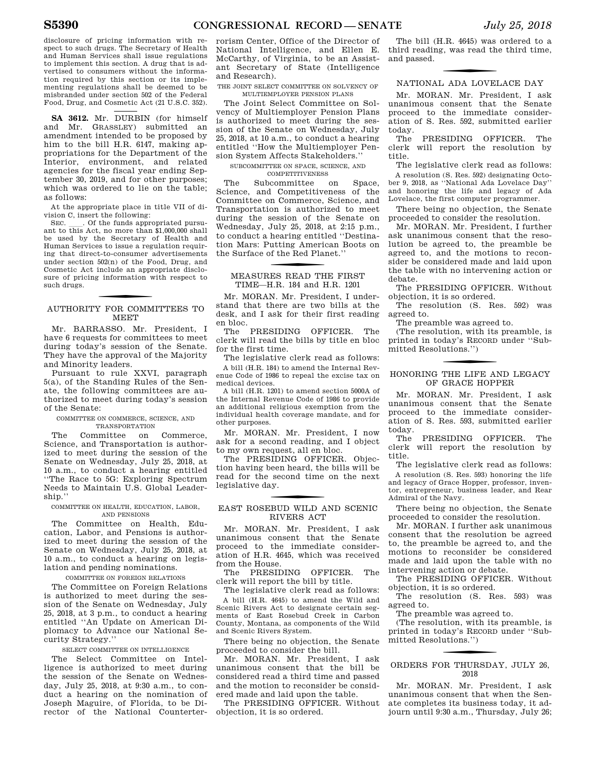disclosure of pricing information with respect to such drugs. The Secretary of Health and Human Services shall issue regulations to implement this section. A drug that is advertised to consumers without the information required by this section or its implementing regulations shall be deemed to be misbranded under section 502 of the Federal Food, Drug, and Cosmetic Act (21 U.S.C. 352).

**SA 3612.** Mr. DURBIN (for himself and Mr. GRASSLEY) submitted an amendment intended to be proposed by him to the bill H.R. 6147, making appropriations for the Department of the Interior, environment, and related agencies for the fiscal year ending September 30, 2019, and for other purposes; which was ordered to lie on the table; as follows:

At the appropriate place in title VII of division C, insert the following:

SEC. \_\_\_\_. Of the funds appropriated pursuant to this Act, no more than $1,000,000 shall be used by the Secretary of Health and Human Services to issue a regulation requiring that direct-to-consumer advertisements under section 502(n) of the Food, Drug, and Cosmetic Act include an appropriate disclosure of pricing information with respect to such drugs.

## AUTHORITY FOR COMMITTEES TO MEET

Mr. BARRASSO. Mr. President, I have 6 requests for committees to meet during today's session of the Senate. They have the approval of the Majority and Minority leaders.

Pursuant to rule XXVI, paragraph 5(a), of the Standing Rules of the Senate, the following committees are authorized to meet during today's session of the Senate:

### COMMITTEE ON COMMERCE, SCIENCE, AND TRANSPORTATION

The Committee on Commerce, Science, and Transportation is authorized to meet during the session of the Senate on Wednesday, July 25, 2018, at 10 a.m., to conduct a hearing entitled ''The Race to 5G: Exploring Spectrum Needs to Maintain U.S. Global Leadership.''

### COMMITTEE ON HEALTH, EDUCATION, LABOR, AND PENSIONS

The Committee on Health, Education, Labor, and Pensions is authorized to meet during the session of the Senate on Wednesday, July 25, 2018, at 10 a.m., to conduct a hearing on legislation and pending nominations.

### COMMITTEE ON FOREIGN RELATIONS

The Committee on Foreign Relations is authorized to meet during the session of the Senate on Wednesday, July 25, 2018, at 3 p.m., to conduct a hearing entitled ''An Update on American Diplomacy to Advance our National Security Strategy.''

### SELECT COMMITTEE ON INTELLIGENCE

The Select Committee on Intelligence is authorized to meet during the session of the Senate on Wednesday, July 25, 2018, at 9:30 a.m., to conduct a hearing on the nomination of Joseph Maguire, of Florida, to be Director of the National Counterterrorism Center, Office of the Director of National Intelligence, and Ellen E. McCarthy, of Virginia, to be an Assistant Secretary of State (Intelligence and Research).

### THE JOINT SELECT COMMITTEE ON SOLVENCY OF MULTIEMPLOYER PENSION PLANS

The Joint Select Committee on Solvency of Multiemployer Pension Plans is authorized to meet during the session of the Senate on Wednesday, July 25, 2018, at 10 a.m., to conduct a hearing entitled ''How the Multiemployer Pension System Affects Stakeholders.''

### SUBCOMMITTEE ON SPACE, SCIENCE, AND COMPETITIVENESS

The Subcommittee on Space, Science, and Competitiveness of the Committee on Commerce, Science, and Transportation is authorized to meet during the session of the Senate on Wednesday, July 25, 2018, at 2:15 p.m., to conduct a hearing entitled ''Destination Mars: Putting American Boots on the Surface of the Red Planet.''

## MEASURES READ THE FIRST TIME—H.R. 184 and H.R. 1201

Mr. MORAN. Mr. President, I understand that there are two bills at the desk, and I ask for their first reading en bloc.

The PRESIDING OFFICER. The clerk will read the bills by title en bloc for the first time.

The legislative clerk read as follows:

A bill (H.R. 184) to amend the Internal Revenue Code of 1986 to repeal the excise tax on medical devices.

A bill (H.R. 1201) to amend section 5000A of the Internal Revenue Code of 1986 to provide an additional religious exemption from the individual health coverage mandate, and for other purposes.

Mr. MORAN. Mr. President, I now ask for a second reading, and I object to my own request, all en bloc.

The PRESIDING OFFICER. Objection having been heard, the bills will be read for the second time on the next legislative day.

## EAST ROSEBUD WILD AND SCENIC RIVERS ACT

Mr. MORAN. Mr. President, I ask unanimous consent that the Senate proceed to the immediate consideration of H.R. 4645, which was received from the House.

The PRESIDING OFFICER. The clerk will report the bill by title.

The legislative clerk read as follows:

A bill (H.R. 4645) to amend the Wild and Scenic Rivers Act to designate certain segments of East Rosebud Creek in Carbon County, Montana, as components of the Wild and Scenic Rivers System.

There being no objection, the Senate proceeded to consider the bill.

Mr. MORAN. Mr. President, I ask unanimous consent that the bill be considered read a third time and passed and the motion to reconsider be considered made and laid upon the table.

The PRESIDING OFFICER. Without objection, it is so ordered.

The bill (H.R. 4645) was ordered to a third reading, was read the third time, and passed.

## NATIONAL ADA LOVELACE DAY

Mr. MORAN. Mr. President, I ask unanimous consent that the Senate proceed to the immediate consideration of S. Res. 592, submitted earlier today.

The PRESIDING OFFICER. The clerk will report the resolution by title.

The legislative clerk read as follows:

A resolution (S. Res. 592) designating October 9, 2018, as ''National Ada Lovelace Day'' and honoring the life and legacy of Ada Lovelace, the first computer programmer.

There being no objection, the Senate proceeded to consider the resolution.

Mr. MORAN. Mr. President, I further ask unanimous consent that the resolution be agreed to, the preamble be agreed to, and the motions to reconsider be considered made and laid upon the table with no intervening action or debate.

The PRESIDING OFFICER. Without objection, it is so ordered.

The resolution (S. Res. 592) was agreed to.

The preamble was agreed to.

(The resolution, with its preamble, is printed in today's RECORD under ''Submitted Resolutions.'')

## HONORING THE LIFE AND LEGACY OF GRACE HOPPER

Mr. MORAN. Mr. President, I ask unanimous consent that the Senate proceed to the immediate consideration of S. Res. 593, submitted earlier today.

The PRESIDING OFFICER. The clerk will report the resolution by title.

The legislative clerk read as follows:

A resolution (S. Res. 593) honoring the life and legacy of Grace Hopper, professor, inventor, entrepreneur, business leader, and Rear Admiral of the Navy.

There being no objection, the Senate proceeded to consider the resolution.

Mr. MORAN. I further ask unanimous consent that the resolution be agreed to, the preamble be agreed to, and the motions to reconsider be considered made and laid upon the table with no intervening action or debate.

The PRESIDING OFFICER. Without objection, it is so ordered.

The resolution (S. Res. 593) was agreed to.

The preamble was agreed to.

(The resolution, with its preamble, is printed in today's RECORD under ''Submitted Resolutions.'')

## ORDERS FOR THURSDAY, JULY 26, 2018

Mr. MORAN. Mr. President, I ask unanimous consent that when the Senate completes its business today, it adjourn until 9:30 a.m., Thursday, July 26;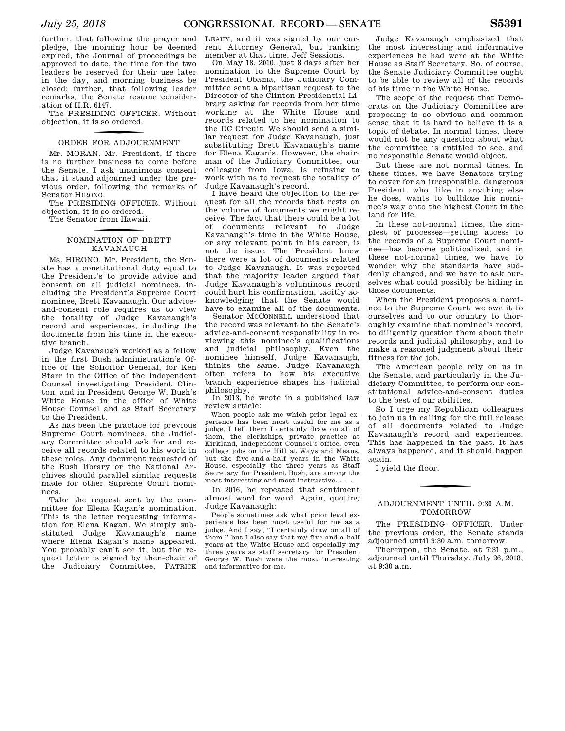further, that following the prayer and pledge, the morning hour be deemed expired, the Journal of proceedings be approved to date, the time for the two leaders be reserved for their use later in the day, and morning business be closed; further, that following leader remarks, the Senate resume consideration of H.R. 6147.

The PRESIDING OFFICER. Without objection, it is so ordered.

## ORDER FOR ADJOURNMENT

Mr. MORAN. Mr. President, if there is no further business to come before the Senate, I ask unanimous consent that it stand adjourned under the previous order, following the remarks of Senator HIRONO.

The PRESIDING OFFICER. Without objection, it is so ordered.

The Senator from Hawaii.

## NOMINATION OF BRETT KAVANAUGH

Ms. HIRONO. Mr. President, the Senate has a constitutional duty equal to the President's to provide advice and consent on all judicial nominees, including the President's Supreme Court nominee, Brett Kavanaugh. Our advice-and-consent role requires us to view the totality of Judge Kavanaugh's record and experiences, including the documents from his time in the executive branch.

Judge Kavanaugh worked as a fellow in the first Bush administration's Office of the Solicitor General, for Ken Starr in the Office of the Independent Counsel investigating President Clinton, and in President George W. Bush's White House in the office of White House Counsel and as Staff Secretary to the President.

As has been the practice for previous Supreme Court nominees, the Judiciary Committee should ask for and receive all records related to his work in these roles. Any document requested of the Bush library or the National Archives should parallel similar requests made for other Supreme Court nominees.

Take the request sent by the committee for Elena Kagan's nomination. This is the letter requesting information for Elena Kagan. We simply substituted Judge Kavanaugh's name where Elena Kagan's name appeared. You probably can't see it, but the request letter is signed by then-chair of the Judiciary Committee, PATRICK LEAHY, and it was signed by our current Attorney General, but ranking member at that time, Jeff Sessions.

On May 18, 2010, just 8 days after her nomination to the Supreme Court by President Obama, the Judiciary Committee sent a bipartisan request to the Director of the Clinton Presidential Library asking for records from her time working at the White House and records related to her nomination to the DC Circuit. We should send a similar request for Judge Kavanaugh, just substituting Brett Kavanaugh's name for Elena Kagan's. However, the chairman of the Judiciary Committee, our colleague from Iowa, is refusing to work with us to request the totality of Judge Kavanaugh's record.

I have heard the objection to the request for all the records that rests on the volume of documents we might receive. The fact that there could be a lot of documents relevant to Judge Kavanaugh's time in the White House, or any relevant point in his career, is not the issue. The President knew there were a lot of documents related to Judge Kavanaugh. It was reported that the majority leader argued that Judge Kavanaugh's voluminous record could hurt his confirmation, tacitly acknowledging that the Senate would have to examine all of the documents.

Senator MCCONNELL understood that the record was relevant to the Senate's advice-and-consent responsibility in reviewing this nominee's qualifications and judicial philosophy. Even the nominee himself, Judge Kavanaugh, thinks the same. Judge Kavanaugh often refers to how his executive branch experience shapes his judicial philosophy.

In 2013, he wrote in a published law review article:

> When people ask me which prior legal experience has been most useful for me as a judge, I tell them I certainly draw on all of them, the clerkships, private practice at Kirkland, Independent Counsel's office, even college jobs on the Hill at Ways and Means, but the five-and-a-half years in the White House, especially the three years as Staff Secretary for President Bush, are among the most interesting and most instructive. . . .

In 2016, he repeated that sentiment almost word for word. Again, quoting Judge Kavanaugh:

> People sometimes ask what prior legal experience has been most useful for me as a judge. And I say, ''I certainly draw on all of them,'' but I also say that my five-and-a-half years at the White House and especially my three years as staff secretary for President George W. Bush were the most interesting and informative for me.

Judge Kavanaugh emphasized that the most interesting and informative experiences he had were at the White House as Staff Secretary. So, of course, the Senate Judiciary Committee ought to be able to review all of the records of his time in the White House.

The scope of the request that Democrats on the Judiciary Committee are proposing is so obvious and common sense that it is hard to believe it is a topic of debate. In normal times, there would not be any question about what the committee is entitled to see, and no responsible Senate would object.

But these are not normal times. In these times, we have Senators trying to cover for an irresponsible, dangerous President, who, like in anything else he does, wants to bulldoze his nominee's way onto the highest Court in the land for life.

In these not-normal times, the simplest of processes—getting access to the records of a Supreme Court nominee—has become politicized, and in these not-normal times, we have to wonder why the standards have suddenly changed, and we have to ask ourselves what could possibly be hiding in those documents.

When the President proposes a nominee to the Supreme Court, we owe it to ourselves and to our country to thoroughly examine that nominee's record, to diligently question them about their records and judicial philosophy, and to make a reasoned judgment about their fitness for the job.

The American people rely on us in the Senate, and particularly in the Judiciary Committee, to perform our constitutional advice-and-consent duties to the best of our abilities.

So I urge my Republican colleagues to join us in calling for the full release of all documents related to Judge Kavanaugh's record and experiences. This has happened in the past. It has always happened, and it should happen again.

I yield the floor.

## ADJOURNMENT UNTIL 9:30 A.M. TOMORROW

The PRESIDING OFFICER. Under the previous order, the Senate stands adjourned until 9:30 a.m. tomorrow.

Thereupon, the Senate, at 7:31 p.m., adjourned until Thursday, July 26, 2018, at 9:30 a.m.